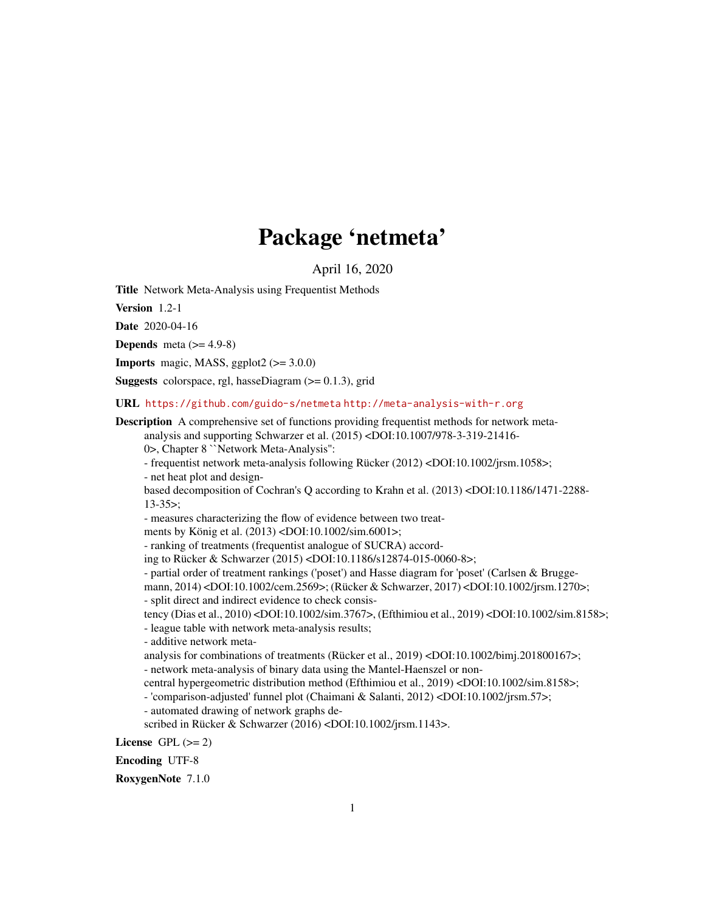# Package 'netmeta'

April 16, 2020

**Title** Network Meta-Analysis using Frequentist Methods

**Version** 1.2-1

**Date** 2020-04-16

**Depends** meta (>= 4.9-8)

**Imports** magic, MASS, ggplot2 (>= 3.0.0)

**Suggests** colorspace, rgl, hasseDiagram (>= 0.1.3), grid

**URL** https://github.com/guido-s/netmeta http://meta-analysis-with-r.org

**Description** A comprehensive set of functions providing frequentist methods for network meta-analysis and supporting Schwarzer et al. (2015) <DOI:10.1007/978-3-319-21416-0>, Chapter 8 ``Network Meta-Analysis'':
- frequentist network meta-analysis following Rücker (2012) <DOI:10.1002/jrsm.1058>;
- net heat plot and design-based decomposition of Cochran's Q according to Krahn et al. (2013) <DOI:10.1186/1471-2288-13-35>;
- measures characterizing the flow of evidence between two treatments by König et al. (2013) <DOI:10.1002/sim.6001>;
- ranking of treatments (frequentist analogue of SUCRA) according to Rücker & Schwarzer (2015) <DOI:10.1186/s12874-015-0060-8>;
- partial order of treatment rankings ('poset') and Hasse diagram for 'poset' (Carlsen & Bruggemann, 2014) <DOI:10.1002/cem.2569>; (Rücker & Schwarzer, 2017) <DOI:10.1002/jrsm.1270>;
- split direct and indirect evidence to check consistency (Dias et al., 2010) <DOI:10.1002/sim.3767>, (Efthimiou et al., 2019) <DOI:10.1002/sim.8158>;
- league table with network meta-analysis results;
- additive network meta-analysis for combinations of treatments (Rücker et al., 2019) <DOI:10.1002/bimj.201800167>;
- network meta-analysis of binary data using the Mantel-Haenszel or non-central hypergeometric distribution method (Efthimiou et al., 2019) <DOI:10.1002/sim.8158>;
- 'comparison-adjusted' funnel plot (Chaimani & Salanti, 2012) <DOI:10.1002/jrsm.57>;
- automated drawing of network graphs described in Rücker & Schwarzer (2016) <DOI:10.1002/jrsm.1143>.

**License** GPL (>= 2)

**Encoding** UTF-8

**RoxygenNote** 7.1.0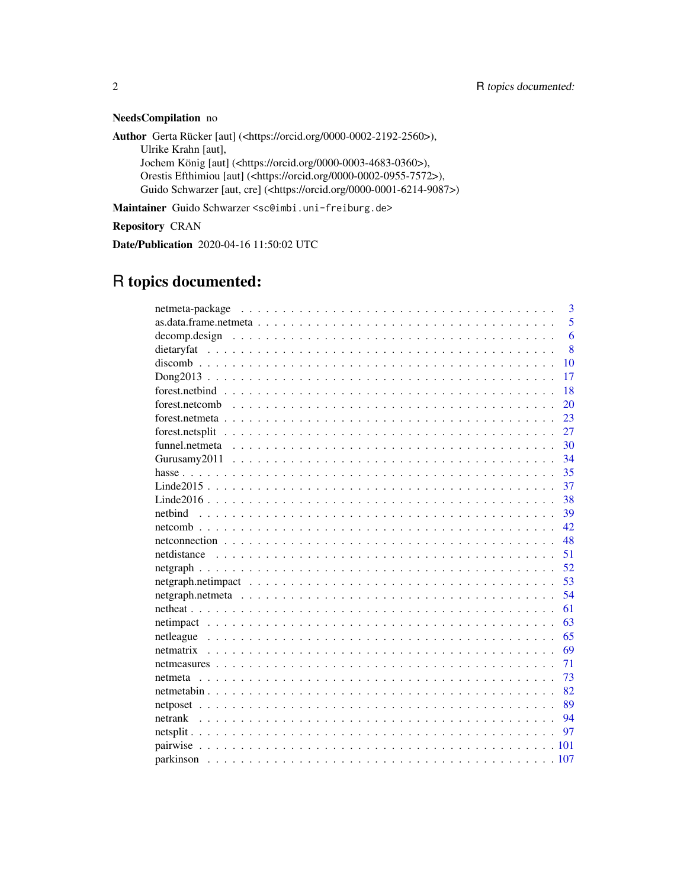**NeedsCompilation** no

**Author** Gerta Rücker [aut] (<https://orcid.org/0000-0002-2192-2560>),
Ulrike Krahn [aut],
Jochem König [aut] (<https://orcid.org/0000-0003-4683-0360>),
Orestis Efthimiou [aut] (<https://orcid.org/0000-0002-0955-7572>),
Guido Schwarzer [aut, cre] (<https://orcid.org/0000-0001-6214-9087>)

**Maintainer** Guido Schwarzer <sc@imbi.uni-freiburg.de>

**Repository** CRAN

**Date/Publication** 2020-04-16 11:50:02 UTC

# R topics documented:

| Topic | Page |
|---|---|
| netmeta-package | 3 |
| as.data.frame.netmeta | 5 |
| decomp.design | 6 |
| dietaryfat | 8 |
| discomb | 10 |
| Dong2013 | 17 |
| forest.netbind | 18 |
| forest.netcomb | 20 |
| forest.netmeta | 23 |
| forest.netsplit | 27 |
| funnel.netmeta | 30 |
| Gurusamy2011 | 34 |
| hasse | 35 |
| Linde2015 | 37 |
| Linde2016 | 38 |
| netbind | 39 |
| netcomb | 42 |
| netconnection | 48 |
| netdistance | 51 |
| netgraph | 52 |
| netgraph.netimpact | 53 |
| netgraph.netmeta | 54 |
| netheat | 61 |
| netimpact | 63 |
| netleague | 65 |
| netmatrix | 69 |
| netmeasures | 71 |
| netmeta | 73 |
| netmetabin | 82 |
| netposet | 89 |
| netrank | 94 |
| netsplit | 97 |
| pairwise | 101 |
| parkinson | 107 |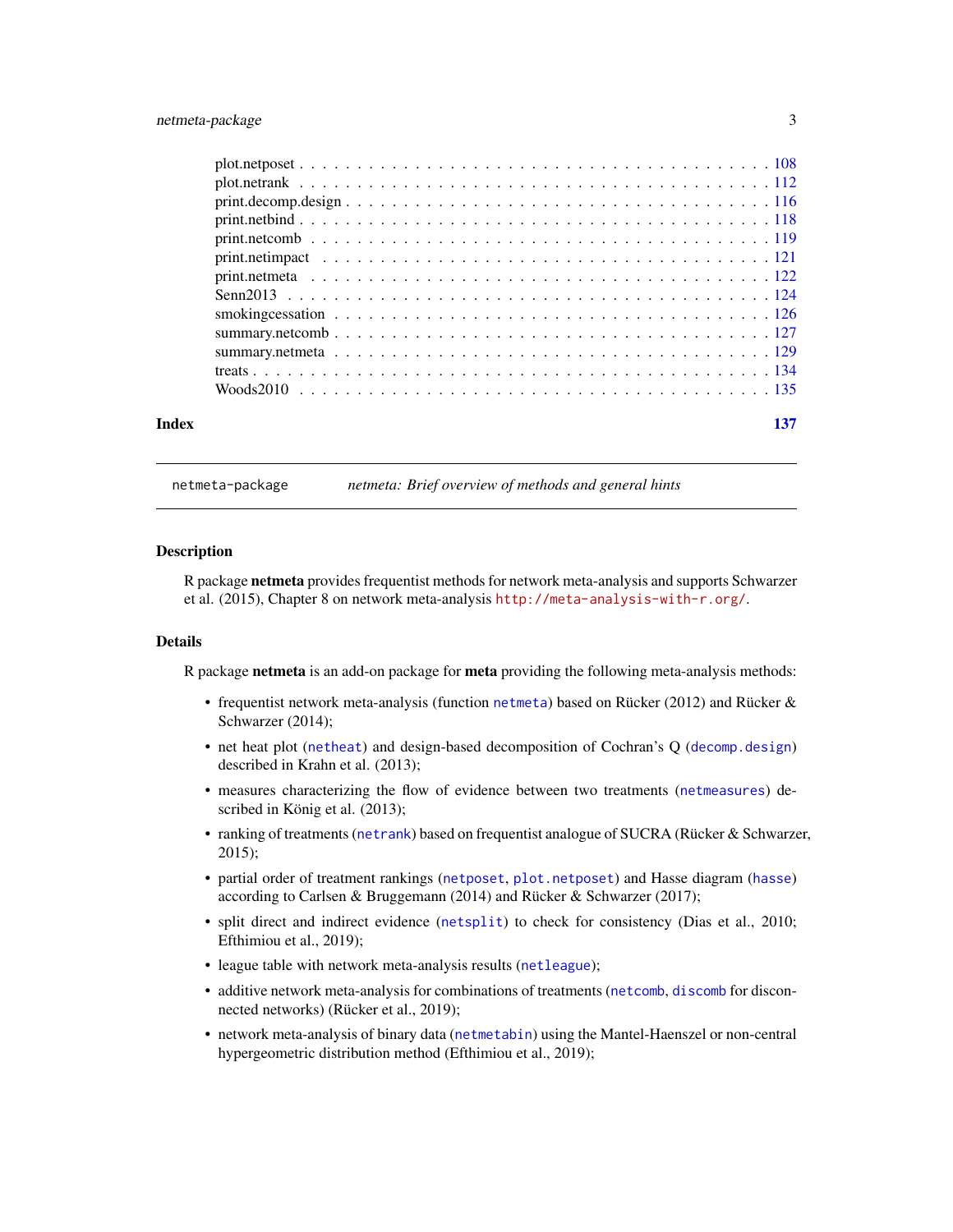plot.netposet . . . . . . . . . . . . . . . . . . . . . . . . . . . . . . . . . . . . . 108
plot.netrank . . . . . . . . . . . . . . . . . . . . . . . . . . . . . . . . . . . . . 112
print.decomp.design . . . . . . . . . . . . . . . . . . . . . . . . . . . . . . . . . . 116
print.netbind . . . . . . . . . . . . . . . . . . . . . . . . . . . . . . . . . . . . . 118
print.netcomb . . . . . . . . . . . . . . . . . . . . . . . . . . . . . . . . . . . . . 119
print.netimpact . . . . . . . . . . . . . . . . . . . . . . . . . . . . . . . . . . . . 121
print.netmeta . . . . . . . . . . . . . . . . . . . . . . . . . . . . . . . . . . . . . 122
Senn2013 . . . . . . . . . . . . . . . . . . . . . . . . . . . . . . . . . . . . . . . 124
smokingcessation . . . . . . . . . . . . . . . . . . . . . . . . . . . . . . . . . . . 126
summary.netcomb . . . . . . . . . . . . . . . . . . . . . . . . . . . . . . . . . . . . 127
summary.netmeta . . . . . . . . . . . . . . . . . . . . . . . . . . . . . . . . . . . . 129
treats . . . . . . . . . . . . . . . . . . . . . . . . . . . . . . . . . . . . . . . . . 134
Woods2010 . . . . . . . . . . . . . . . . . . . . . . . . . . . . . . . . . . . . . . . 135

**Index** **137**

---

`netmeta-package` *netmeta: Brief overview of methods and general hints*

---

## Description

R package **netmeta** provides frequentist methods for network meta-analysis and supports Schwarzer et al. (2015), Chapter 8 on network meta-analysis http://meta-analysis-with-r.org/.

## Details

R package **netmeta** is an add-on package for **meta** providing the following meta-analysis methods:

- frequentist network meta-analysis (function `netmeta`) based on Rücker (2012) and Rücker & Schwarzer (2014);
- net heat plot (`netheat`) and design-based decomposition of Cochran's Q (`decomp.design`) described in Krahn et al. (2013);
- measures characterizing the flow of evidence between two treatments (`netmeasures`) described in König et al. (2013);
- ranking of treatments (`netrank`) based on frequentist analogue of SUCRA (Rücker & Schwarzer, 2015);
- partial order of treatment rankings (`netposet`, `plot.netposet`) and Hasse diagram (`hasse`) according to Carlsen & Bruggemann (2014) and Rücker & Schwarzer (2017);
- split direct and indirect evidence (`netsplit`) to check for consistency (Dias et al., 2010; Efthimiou et al., 2019);
- league table with network meta-analysis results (`netleague`);
- additive network meta-analysis for combinations of treatments (`netcomb`, `discomb` for disconnected networks) (Rücker et al., 2019);
- network meta-analysis of binary data (`netmetabin`) using the Mantel-Haenszel or non-central hypergeometric distribution method (Efthimiou et al., 2019);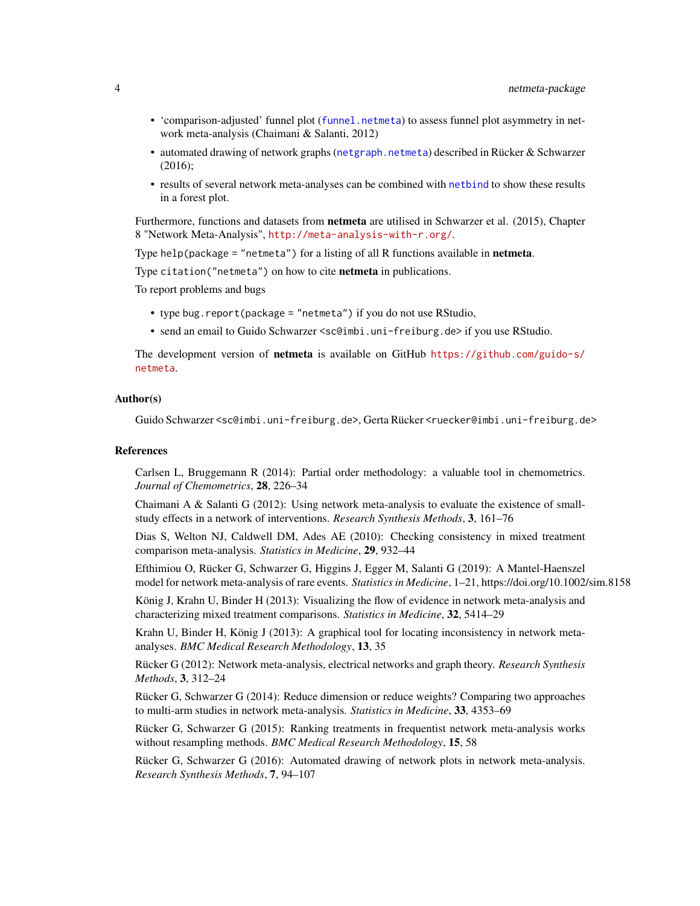- 'comparison-adjusted' funnel plot (`funnel.netmeta`) to assess funnel plot asymmetry in network meta-analysis (Chaimani & Salanti, 2012)
- automated drawing of network graphs (`netgraph.netmeta`) described in Rücker & Schwarzer (2016);
- results of several network meta-analyses can be combined with `netbind` to show these results in a forest plot.

Furthermore, functions and datasets from **netmeta** are utilised in Schwarzer et al. (2015), Chapter 8 "Network Meta-Analysis", http://meta-analysis-with-r.org/.

Type `help(package = "netmeta")` for a listing of all R functions available in **netmeta**.

Type `citation("netmeta")` on how to cite **netmeta** in publications.

To report problems and bugs

- type `bug.report(package = "netmeta")` if you do not use RStudio,
- send an email to Guido Schwarzer `<sc@imbi.uni-freiburg.de>` if you use RStudio.

The development version of **netmeta** is available on GitHub https://github.com/guido-s/netmeta.

### Author(s)

Guido Schwarzer `<sc@imbi.uni-freiburg.de>`, Gerta Rücker `<ruecker@imbi.uni-freiburg.de>`

### References

Carlsen L, Bruggemann R (2014): Partial order methodology: a valuable tool in chemometrics. *Journal of Chemometrics*, **28**, 226–34

Chaimani A & Salanti G (2012): Using network meta-analysis to evaluate the existence of small-study effects in a network of interventions. *Research Synthesis Methods*, **3**, 161–76

Dias S, Welton NJ, Caldwell DM, Ades AE (2010): Checking consistency in mixed treatment comparison meta-analysis. *Statistics in Medicine*, **29**, 932–44

Efthimiou O, Rücker G, Schwarzer G, Higgins J, Egger M, Salanti G (2019): A Mantel-Haenszel model for network meta-analysis of rare events. *Statistics in Medicine*, 1–21, https://doi.org/10.1002/sim.8158

König J, Krahn U, Binder H (2013): Visualizing the flow of evidence in network meta-analysis and characterizing mixed treatment comparisons. *Statistics in Medicine*, **32**, 5414–29

Krahn U, Binder H, König J (2013): A graphical tool for locating inconsistency in network meta-analyses. *BMC Medical Research Methodology*, **13**, 35

Rücker G (2012): Network meta-analysis, electrical networks and graph theory. *Research Synthesis Methods*, **3**, 312–24

Rücker G, Schwarzer G (2014): Reduce dimension or reduce weights? Comparing two approaches to multi-arm studies in network meta-analysis. *Statistics in Medicine*, **33**, 4353–69

Rücker G, Schwarzer G (2015): Ranking treatments in frequentist network meta-analysis works without resampling methods. *BMC Medical Research Methodology*, **15**, 58

Rücker G, Schwarzer G (2016): Automated drawing of network plots in network meta-analysis. *Research Synthesis Methods*, **7**, 94–107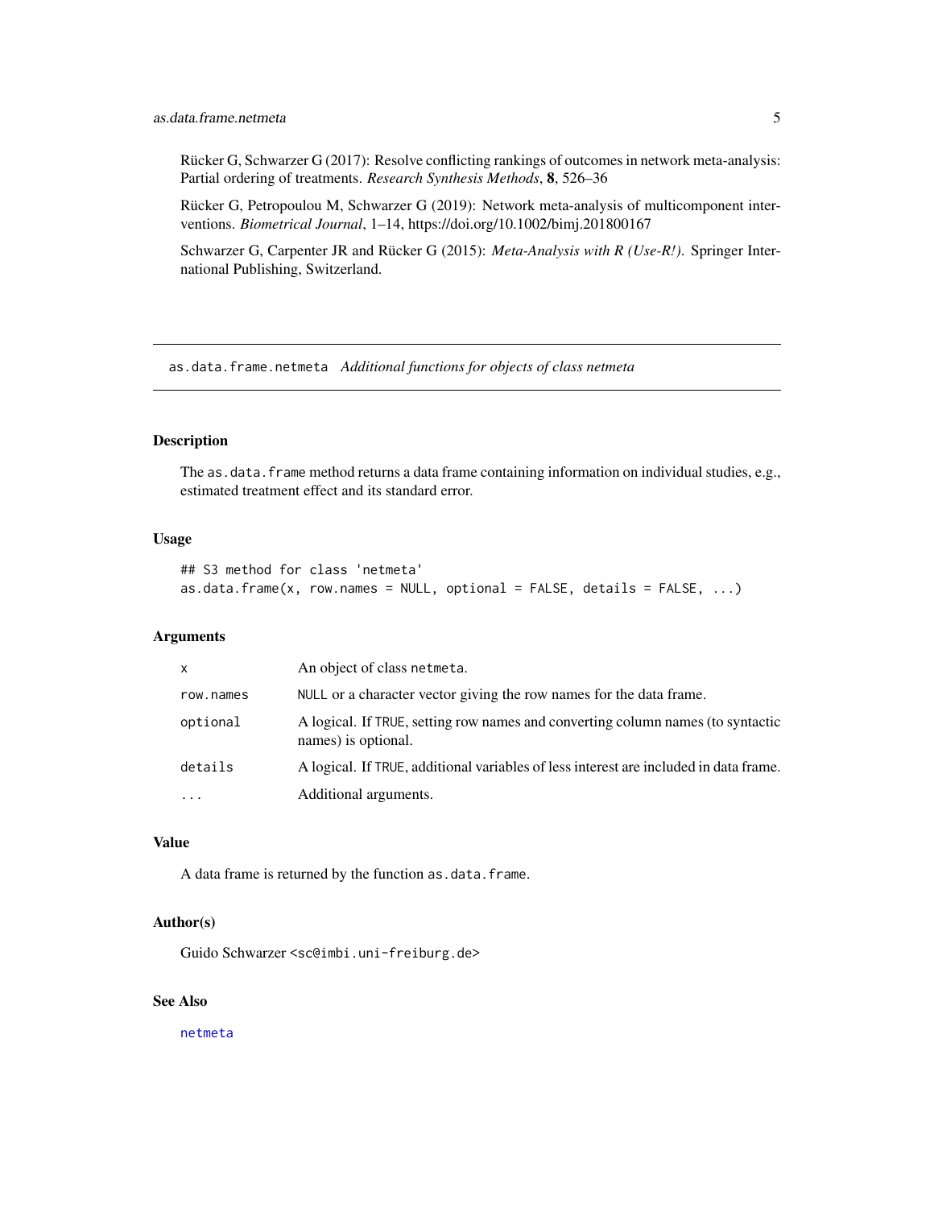Rücker G, Schwarzer G (2017): Resolve conflicting rankings of outcomes in network meta-analysis: Partial ordering of treatments. *Research Synthesis Methods*, **8**, 526–36

Rücker G, Petropoulou M, Schwarzer G (2019): Network meta-analysis of multicomponent interventions. *Biometrical Journal*, 1–14, https://doi.org/10.1002/bimj.201800167

Schwarzer G, Carpenter JR and Rücker G (2015): *Meta-Analysis with R (Use-R!)*. Springer International Publishing, Switzerland.

---

## as.data.frame.netmeta *Additional functions for objects of class netmeta*

---

### Description

The `as.data.frame` method returns a data frame containing information on individual studies, e.g., estimated treatment effect and its standard error.

### Usage

```
## S3 method for class 'netmeta'
as.data.frame(x, row.names = NULL, optional = FALSE, details = FALSE, ...)
```

### Arguments

| | |
|---|---|
| `x` | An object of class `netmeta`. |
| `row.names` | `NULL` or a character vector giving the row names for the data frame. |
| `optional` | A logical. If `TRUE`, setting row names and converting column names (to syntactic names) is optional. |
| `details` | A logical. If `TRUE`, additional variables of less interest are included in data frame. |
| `...` | Additional arguments. |

### Value

A data frame is returned by the function `as.data.frame`.

### Author(s)

Guido Schwarzer <sc@imbi.uni-freiburg.de>

### See Also

`netmeta`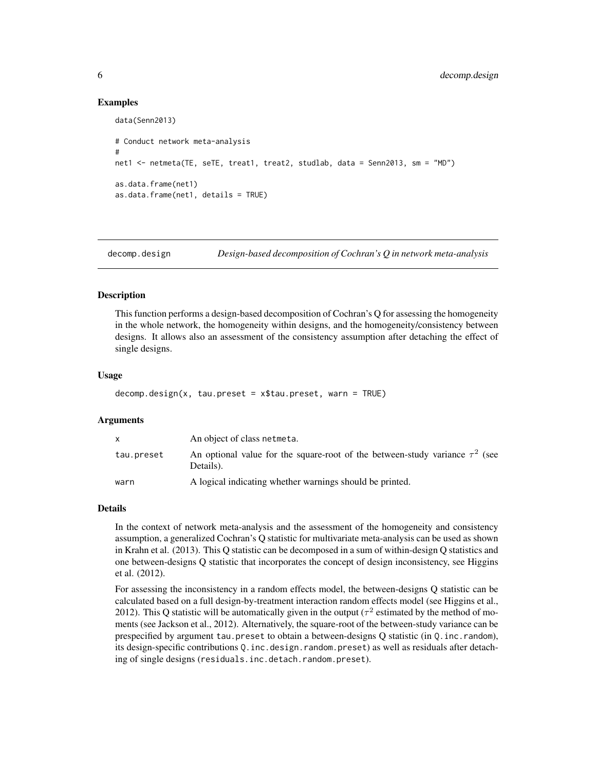### Examples

```
data(Senn2013)

# Conduct network meta-analysis
#
net1 <- netmeta(TE, seTE, treat1, treat2, studlab, data = Senn2013, sm = "MD")

as.data.frame(net1)
as.data.frame(net1, details = TRUE)
```

---

## decomp.design *Design-based decomposition of Cochran's Q in network meta-analysis*

### Description

This function performs a design-based decomposition of Cochran's Q for assessing the homogeneity in the whole network, the homogeneity within designs, and the homogeneity/consistency between designs. It allows also an assessment of the consistency assumption after detaching the effect of single designs.

### Usage

```
decomp.design(x, tau.preset = x$tau.preset, warn = TRUE)
```

### Arguments

| | |
|---|---|
| `x` | An object of class `netmeta`. |
| `tau.preset` | An optional value for the square-root of the between-study variance $\tau^2$ (see Details). |
| `warn` | A logical indicating whether warnings should be printed. |

### Details

In the context of network meta-analysis and the assessment of the homogeneity and consistency assumption, a generalized Cochran's Q statistic for multivariate meta-analysis can be used as shown in Krahn et al. (2013). This Q statistic can be decomposed in a sum of within-design Q statistics and one between-designs Q statistic that incorporates the concept of design inconsistency, see Higgins et al. (2012).

For assessing the inconsistency in a random effects model, the between-designs Q statistic can be calculated based on a full design-by-treatment interaction random effects model (see Higgins et al., 2012). This Q statistic will be automatically given in the output ($\tau^2$ estimated by the method of moments (see Jackson et al., 2012). Alternatively, the square-root of the between-study variance can be prespecified by argument `tau.preset` to obtain a between-designs Q statistic (in `Q.inc.random`), its design-specific contributions `Q.inc.design.random.preset`) as well as residuals after detaching of single designs (`residuals.inc.detach.random.preset`).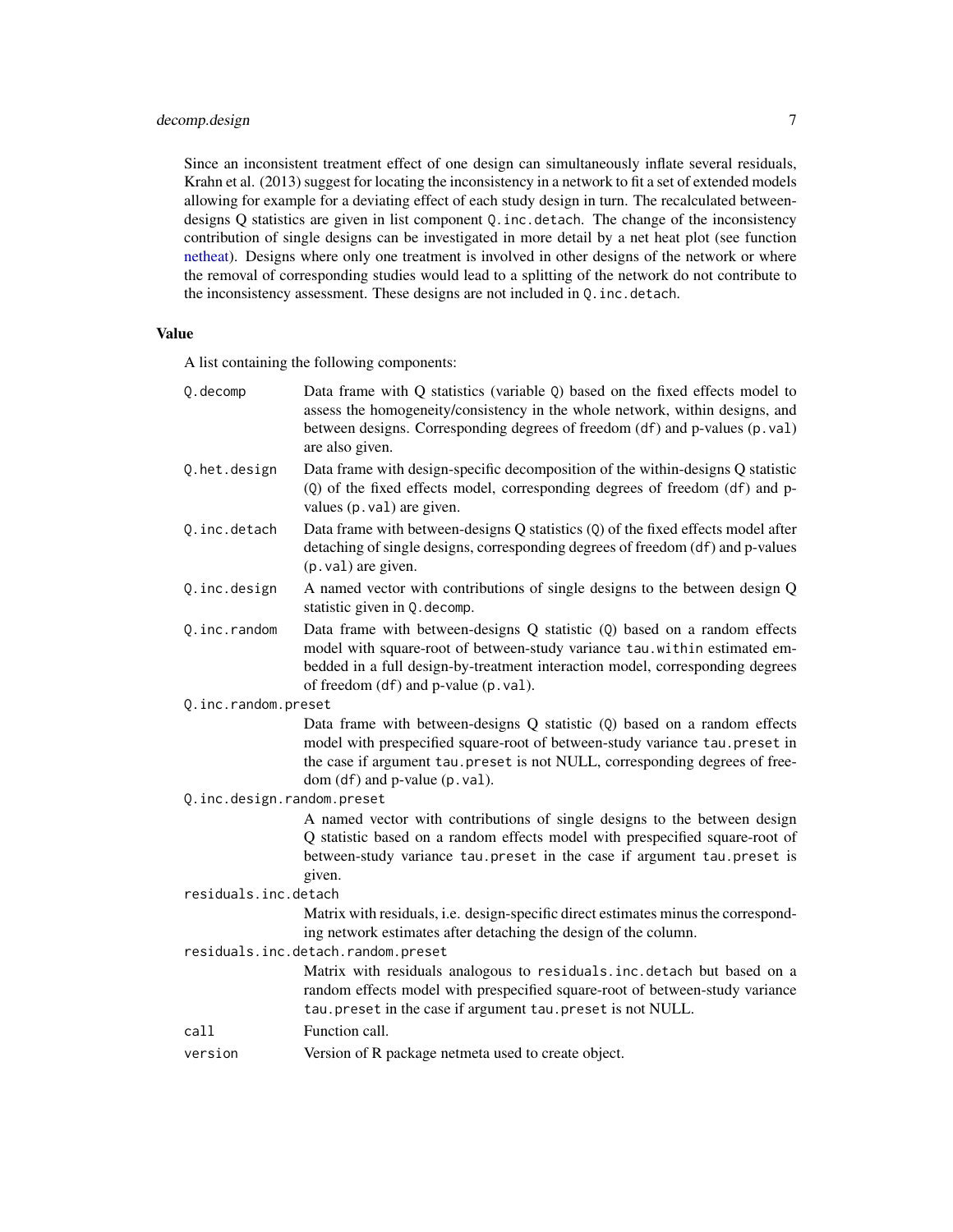Since an inconsistent treatment effect of one design can simultaneously inflate several residuals, Krahn et al. (2013) suggest for locating the inconsistency in a network to fit a set of extended models allowing for example for a deviating effect of each study design in turn. The recalculated between-designs Q statistics are given in list component `Q.inc.detach`. The change of the inconsistency contribution of single designs can be investigated in more detail by a net heat plot (see function netheat). Designs where only one treatment is involved in other designs of the network or where the removal of corresponding studies would lead to a splitting of the network do not contribute to the inconsistency assessment. These designs are not included in `Q.inc.detach`.

## Value

A list containing the following components:

- `Q.decomp` — Data frame with Q statistics (variable `Q`) based on the fixed effects model to assess the homogeneity/consistency in the whole network, within designs, and between designs. Corresponding degrees of freedom (`df`) and p-values (`p.val`) are also given.
- `Q.het.design` — Data frame with design-specific decomposition of the within-designs Q statistic (`Q`) of the fixed effects model, corresponding degrees of freedom (`df`) and p-values (`p.val`) are given.
- `Q.inc.detach` — Data frame with between-designs Q statistics (`Q`) of the fixed effects model after detaching of single designs, corresponding degrees of freedom (`df`) and p-values (`p.val`) are given.
- `Q.inc.design` — A named vector with contributions of single designs to the between design Q statistic given in `Q.decomp`.
- `Q.inc.random` — Data frame with between-designs Q statistic (`Q`) based on a random effects model with square-root of between-study variance `tau.within` estimated embedded in a full design-by-treatment interaction model, corresponding degrees of freedom (`df`) and p-value (`p.val`).
- `Q.inc.random.preset` — Data frame with between-designs Q statistic (`Q`) based on a random effects model with prespecified square-root of between-study variance `tau.preset` in the case if argument `tau.preset` is not NULL, corresponding degrees of freedom (`df`) and p-value (`p.val`).
- `Q.inc.design.random.preset` — A named vector with contributions of single designs to the between design Q statistic based on a random effects model with prespecified square-root of between-study variance `tau.preset` in the case if argument `tau.preset` is given.
- `residuals.inc.detach` — Matrix with residuals, i.e. design-specific direct estimates minus the corresponding network estimates after detaching the design of the column.
- `residuals.inc.detach.random.preset` — Matrix with residuals analogous to `residuals.inc.detach` but based on a random effects model with prespecified square-root of between-study variance `tau.preset` in the case if argument `tau.preset` is not NULL.
- `call` — Function call.
- `version` — Version of R package netmeta used to create object.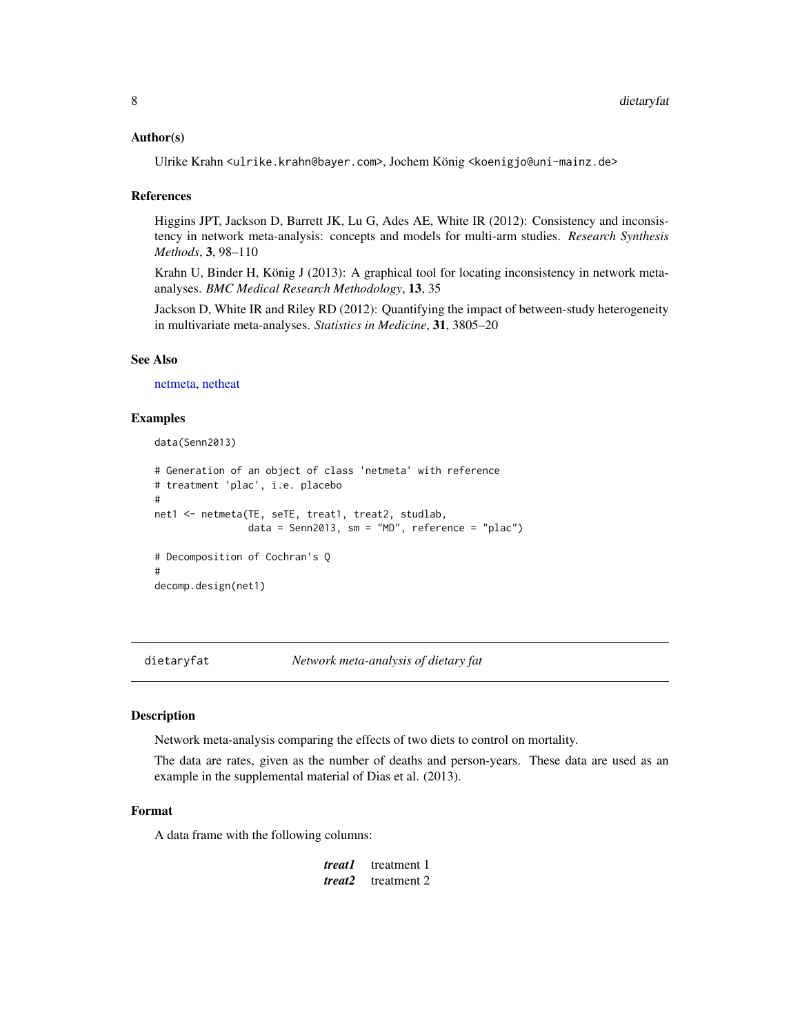### Author(s)

Ulrike Krahn <ulrike.krahn@bayer.com>, Jochem König <koenigjo@uni-mainz.de>

### References

Higgins JPT, Jackson D, Barrett JK, Lu G, Ades AE, White IR (2012): Consistency and inconsistency in network meta-analysis: concepts and models for multi-arm studies. *Research Synthesis Methods*, **3**, 98–110

Krahn U, Binder H, König J (2013): A graphical tool for locating inconsistency in network meta-analyses. *BMC Medical Research Methodology*, **13**, 35

Jackson D, White IR and Riley RD (2012): Quantifying the impact of between-study heterogeneity in multivariate meta-analyses. *Statistics in Medicine*, **31**, 3805–20

### See Also

netmeta, netheat

### Examples

```
data(Senn2013)

# Generation of an object of class 'netmeta' with reference
# treatment 'plac', i.e. placebo
#
net1 <- netmeta(TE, seTE, treat1, treat2, studlab,
                data = Senn2013, sm = "MD", reference = "plac")

# Decomposition of Cochran's Q
#
decomp.design(net1)
```

---

## dietaryfat — *Network meta-analysis of dietary fat*

### Description

Network meta-analysis comparing the effects of two diets to control on mortality.

The data are rates, given as the number of deaths and person-years. These data are used as an example in the supplemental material of Dias et al. (2013).

### Format

A data frame with the following columns:

| | |
|---|---|
| ***treat1*** | treatment 1 |
| ***treat2*** | treatment 2 |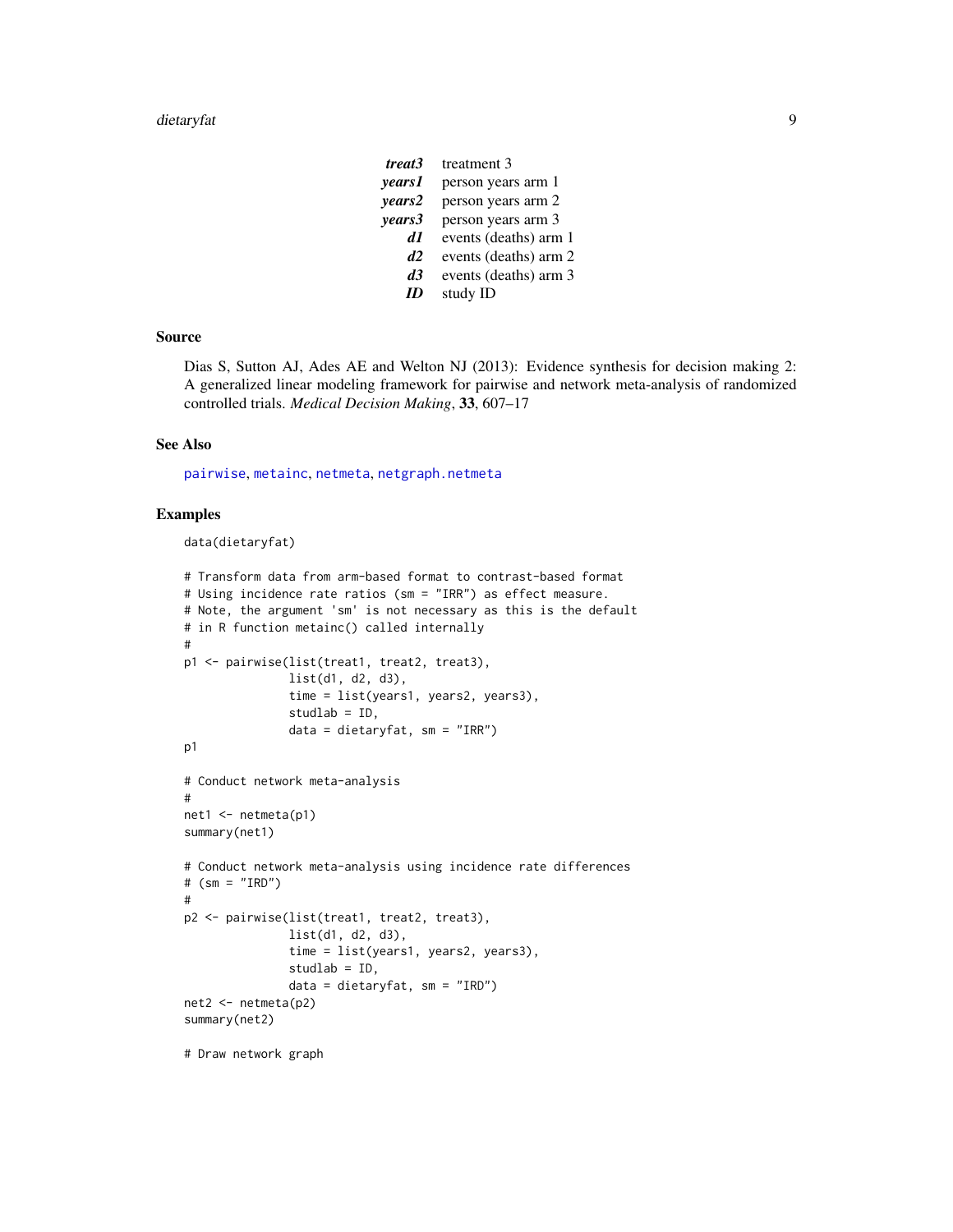| | |
|---|---|
| ***treat3*** | treatment 3 |
| ***years1*** | person years arm 1 |
| ***years2*** | person years arm 2 |
| ***years3*** | person years arm 3 |
| ***d1*** | events (deaths) arm 1 |
| ***d2*** | events (deaths) arm 2 |
| ***d3*** | events (deaths) arm 3 |
| ***ID*** | study ID |

## Source

Dias S, Sutton AJ, Ades AE and Welton NJ (2013): Evidence synthesis for decision making 2: A generalized linear modeling framework for pairwise and network meta-analysis of randomized controlled trials. *Medical Decision Making*, **33**, 607–17

## See Also

pairwise, metainc, netmeta, netgraph.netmeta

## Examples

```
data(dietaryfat)

# Transform data from arm-based format to contrast-based format
# Using incidence rate ratios (sm = "IRR") as effect measure.
# Note, the argument 'sm' is not necessary as this is the default
# in R function metainc() called internally
#
p1 <- pairwise(list(treat1, treat2, treat3),
               list(d1, d2, d3),
               time = list(years1, years2, years3),
               studlab = ID,
               data = dietaryfat, sm = "IRR")
p1

# Conduct network meta-analysis
#
net1 <- netmeta(p1)
summary(net1)

# Conduct network meta-analysis using incidence rate differences
# (sm = "IRD")
#
p2 <- pairwise(list(treat1, treat2, treat3),
               list(d1, d2, d3),
               time = list(years1, years2, years3),
               studlab = ID,
               data = dietaryfat, sm = "IRD")
net2 <- netmeta(p2)
summary(net2)

# Draw network graph
```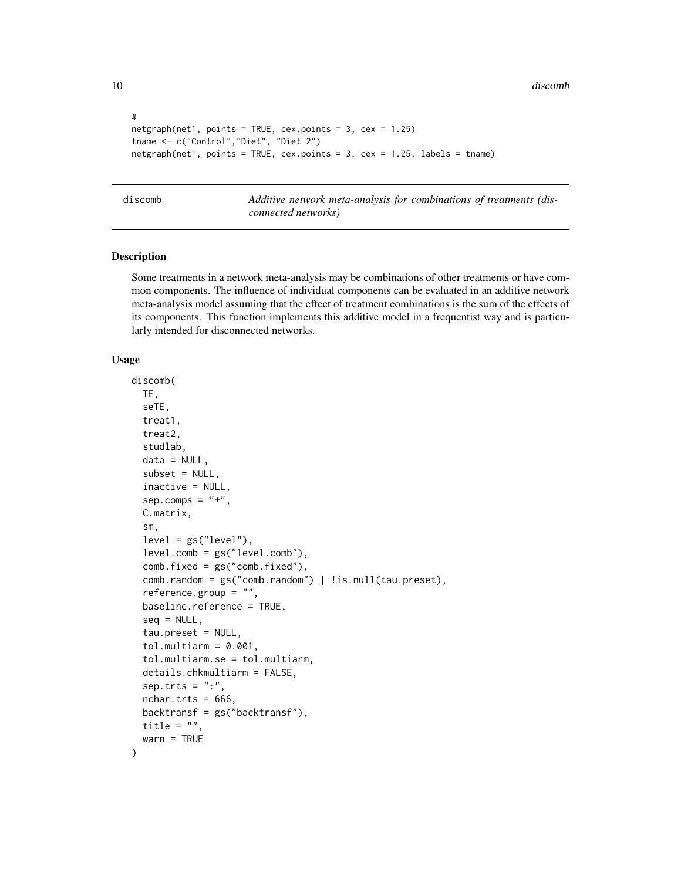```
#
netgraph(net1, points = TRUE, cex.points = 3, cex = 1.25)
tname <- c("Control","Diet", "Diet 2")
netgraph(net1, points = TRUE, cex.points = 3, cex = 1.25, labels = tname)
```

## discomb — *Additive network meta-analysis for combinations of treatments (disconnected networks)*

### Description

Some treatments in a network meta-analysis may be combinations of other treatments or have common components. The influence of individual components can be evaluated in an additive network meta-analysis model assuming that the effect of treatment combinations is the sum of the effects of its components. This function implements this additive model in a frequentist way and is particularly intended for disconnected networks.

### Usage

```
discomb(
  TE,
  seTE,
  treat1,
  treat2,
  studlab,
  data = NULL,
  subset = NULL,
  inactive = NULL,
  sep.comps = "+",
  C.matrix,
  sm,
  level = gs("level"),
  level.comb = gs("level.comb"),
  comb.fixed = gs("comb.fixed"),
  comb.random = gs("comb.random") | !is.null(tau.preset),
  reference.group = "",
  baseline.reference = TRUE,
  seq = NULL,
  tau.preset = NULL,
  tol.multiarm = 0.001,
  tol.multiarm.se = tol.multiarm,
  details.chkmultiarm = FALSE,
  sep.trts = ":",
  nchar.trts = 666,
  backtransf = gs("backtransf"),
  title = "",
  warn = TRUE
)
```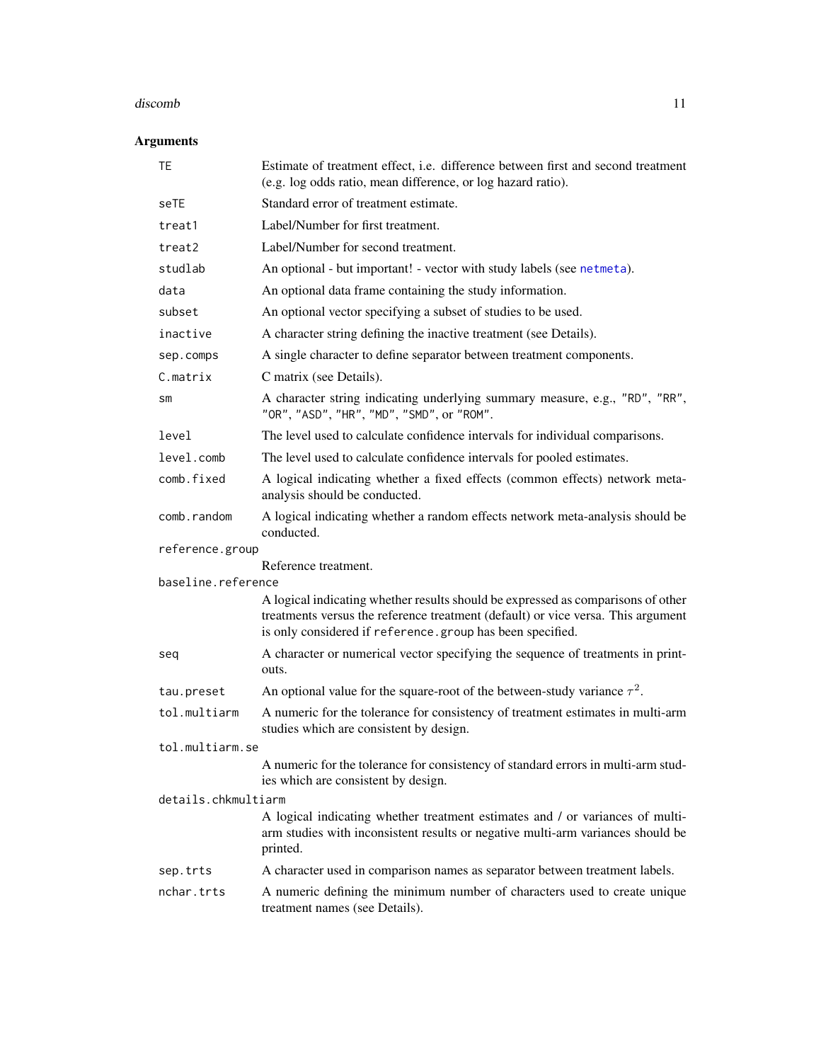## Arguments

| | |
|---|---|
| `TE` | Estimate of treatment effect, i.e. difference between first and second treatment (e.g. log odds ratio, mean difference, or log hazard ratio). |
| `seTE` | Standard error of treatment estimate. |
| `treat1` | Label/Number for first treatment. |
| `treat2` | Label/Number for second treatment. |
| `studlab` | An optional - but important! - vector with study labels (see netmeta). |
| `data` | An optional data frame containing the study information. |
| `subset` | An optional vector specifying a subset of studies to be used. |
| `inactive` | A character string defining the inactive treatment (see Details). |
| `sep.comps` | A single character to define separator between treatment components. |
| `C.matrix` | C matrix (see Details). |
| `sm` | A character string indicating underlying summary measure, e.g., "RD", "RR", "OR", "ASD", "HR", "MD", "SMD", or "ROM". |
| `level` | The level used to calculate confidence intervals for individual comparisons. |
| `level.comb` | The level used to calculate confidence intervals for pooled estimates. |
| `comb.fixed` | A logical indicating whether a fixed effects (common effects) network meta-analysis should be conducted. |
| `comb.random` | A logical indicating whether a random effects network meta-analysis should be conducted. |
| `reference.group` | Reference treatment. |
| `baseline.reference` | A logical indicating whether results should be expressed as comparisons of other treatments versus the reference treatment (default) or vice versa. This argument is only considered if `reference.group` has been specified. |
| `seq` | A character or numerical vector specifying the sequence of treatments in printouts. |
| `tau.preset` | An optional value for the square-root of the between-study variance $\tau^2$. |
| `tol.multiarm` | A numeric for the tolerance for consistency of treatment estimates in multi-arm studies which are consistent by design. |
| `tol.multiarm.se` | A numeric for the tolerance for consistency of standard errors in multi-arm studies which are consistent by design. |
| `details.chkmultiarm` | A logical indicating whether treatment estimates and / or variances of multi-arm studies with inconsistent results or negative multi-arm variances should be printed. |
| `sep.trts` | A character used in comparison names as separator between treatment labels. |
| `nchar.trts` | A numeric defining the minimum number of characters used to create unique treatment names (see Details). |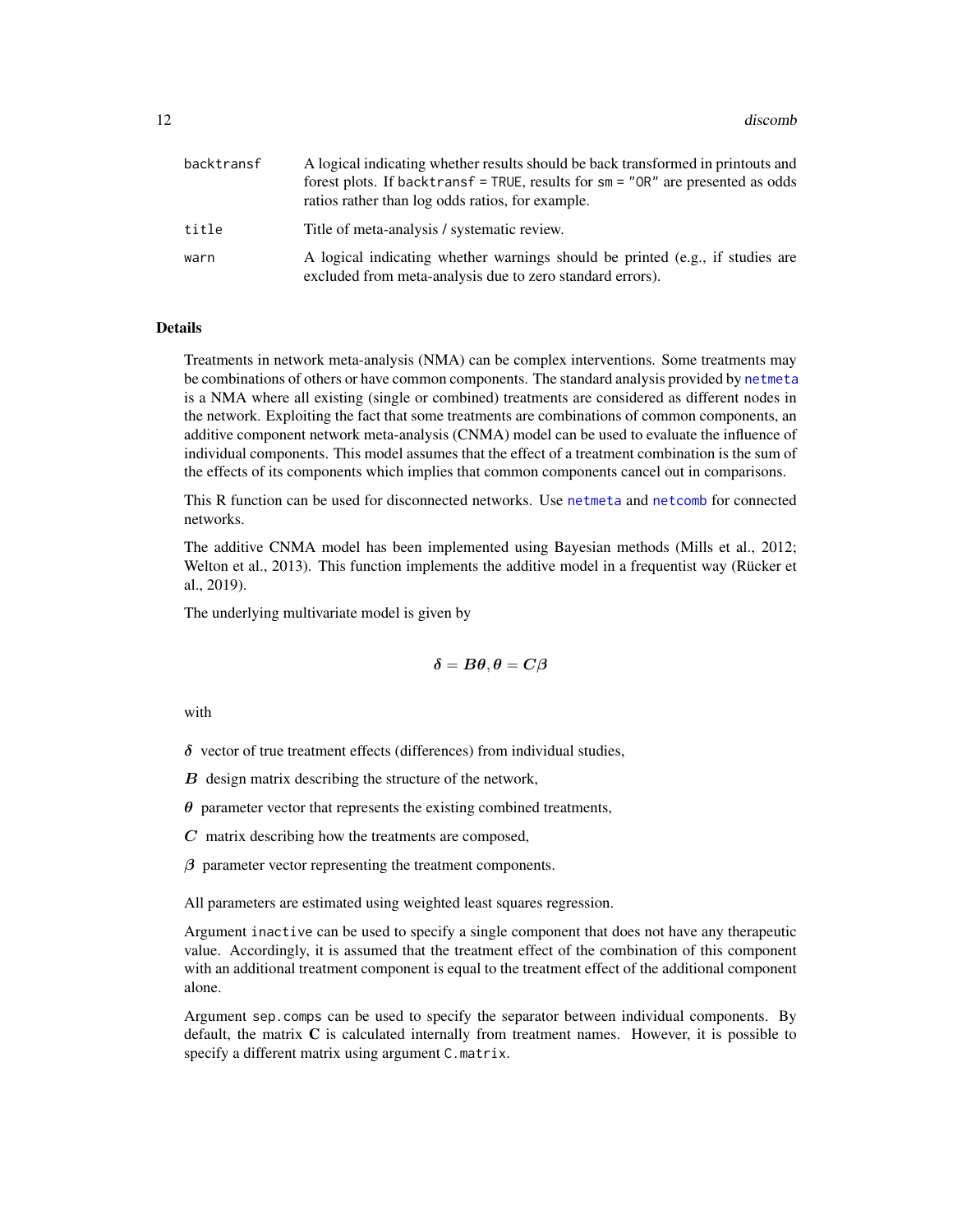| | |
|---|---|
| backtransf | A logical indicating whether results should be back transformed in printouts and forest plots. If backtransf = TRUE, results for sm = "OR" are presented as odds ratios rather than log odds ratios, for example. |
| title | Title of meta-analysis / systematic review. |
| warn | A logical indicating whether warnings should be printed (e.g., if studies are excluded from meta-analysis due to zero standard errors). |

## Details

Treatments in network meta-analysis (NMA) can be complex interventions. Some treatments may be combinations of others or have common components. The standard analysis provided by netmeta is a NMA where all existing (single or combined) treatments are considered as different nodes in the network. Exploiting the fact that some treatments are combinations of common components, an additive component network meta-analysis (CNMA) model can be used to evaluate the influence of individual components. This model assumes that the effect of a treatment combination is the sum of the effects of its components which implies that common components cancel out in comparisons.

This R function can be used for disconnected networks. Use netmeta and netcomb for connected networks.

The additive CNMA model has been implemented using Bayesian methods (Mills et al., 2012; Welton et al., 2013). This function implements the additive model in a frequentist way (Rücker et al., 2019).

The underlying multivariate model is given by

$$\boldsymbol{\delta} = \boldsymbol{B}\boldsymbol{\theta}, \boldsymbol{\theta} = \boldsymbol{C}\boldsymbol{\beta}$$

with

$\boldsymbol{\delta}$ vector of true treatment effects (differences) from individual studies,

$\boldsymbol{B}$ design matrix describing the structure of the network,

$\boldsymbol{\theta}$ parameter vector that represents the existing combined treatments,

$\boldsymbol{C}$ matrix describing how the treatments are composed,

$\boldsymbol{\beta}$ parameter vector representing the treatment components.

All parameters are estimated using weighted least squares regression.

Argument inactive can be used to specify a single component that does not have any therapeutic value. Accordingly, it is assumed that the treatment effect of the combination of this component with an additional treatment component is equal to the treatment effect of the additional component alone.

Argument sep.comps can be used to specify the separator between individual components. By default, the matrix **C** is calculated internally from treatment names. However, it is possible to specify a different matrix using argument C.matrix.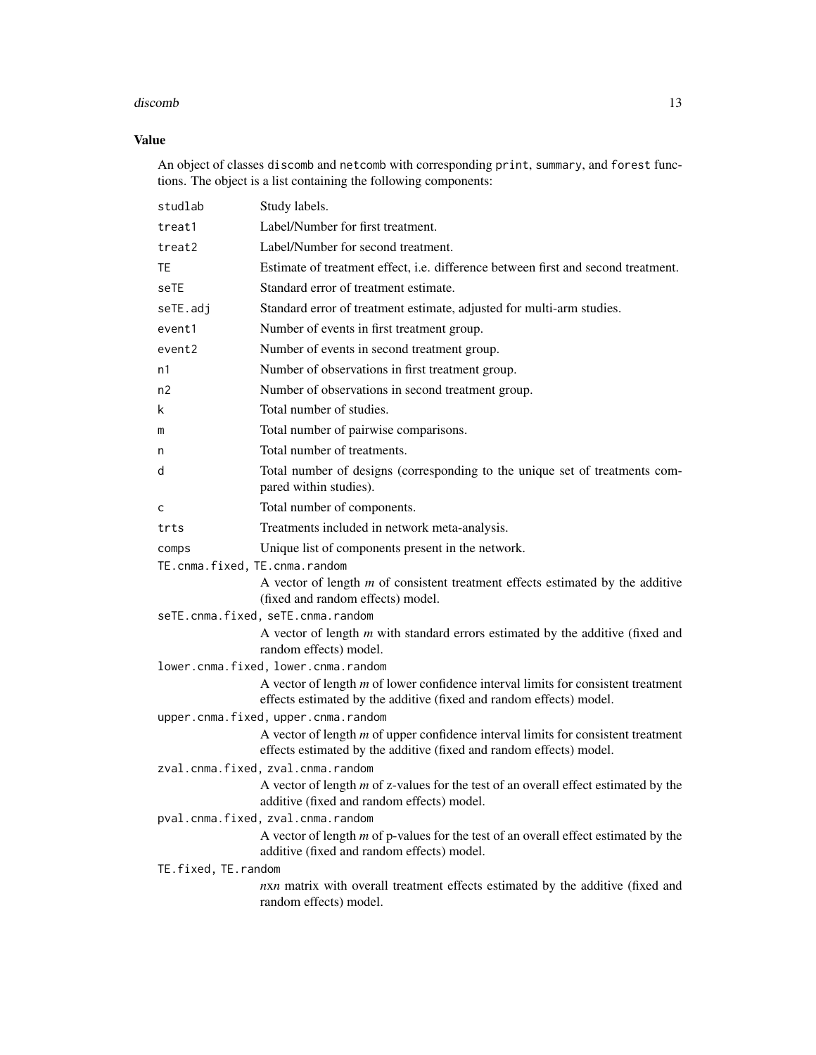## Value

An object of classes `discomb` and `netcomb` with corresponding `print`, `summary`, and `forest` functions. The object is a list containing the following components:

- `studlab` — Study labels.
- `treat1` — Label/Number for first treatment.
- `treat2` — Label/Number for second treatment.
- `TE` — Estimate of treatment effect, i.e. difference between first and second treatment.
- `seTE` — Standard error of treatment estimate.
- `seTE.adj` — Standard error of treatment estimate, adjusted for multi-arm studies.
- `event1` — Number of events in first treatment group.
- `event2` — Number of events in second treatment group.
- `n1` — Number of observations in first treatment group.
- `n2` — Number of observations in second treatment group.
- `k` — Total number of studies.
- `m` — Total number of pairwise comparisons.
- `n` — Total number of treatments.
- `d` — Total number of designs (corresponding to the unique set of treatments compared within studies).
- `c` — Total number of components.
- `trts` — Treatments included in network meta-analysis.
- `comps` — Unique list of components present in the network.
- `TE.cnma.fixed, TE.cnma.random` — A vector of length *m* of consistent treatment effects estimated by the additive (fixed and random effects) model.
- `seTE.cnma.fixed, seTE.cnma.random` — A vector of length *m* with standard errors estimated by the additive (fixed and random effects) model.
- `lower.cnma.fixed, lower.cnma.random` — A vector of length *m* of lower confidence interval limits for consistent treatment effects estimated by the additive (fixed and random effects) model.
- `upper.cnma.fixed, upper.cnma.random` — A vector of length *m* of upper confidence interval limits for consistent treatment effects estimated by the additive (fixed and random effects) model.
- `zval.cnma.fixed, zval.cnma.random` — A vector of length *m* of z-values for the test of an overall effect estimated by the additive (fixed and random effects) model.
- `pval.cnma.fixed, zval.cnma.random` — A vector of length *m* of p-values for the test of an overall effect estimated by the additive (fixed and random effects) model.
- `TE.fixed, TE.random` — *n*x*n* matrix with overall treatment effects estimated by the additive (fixed and random effects) model.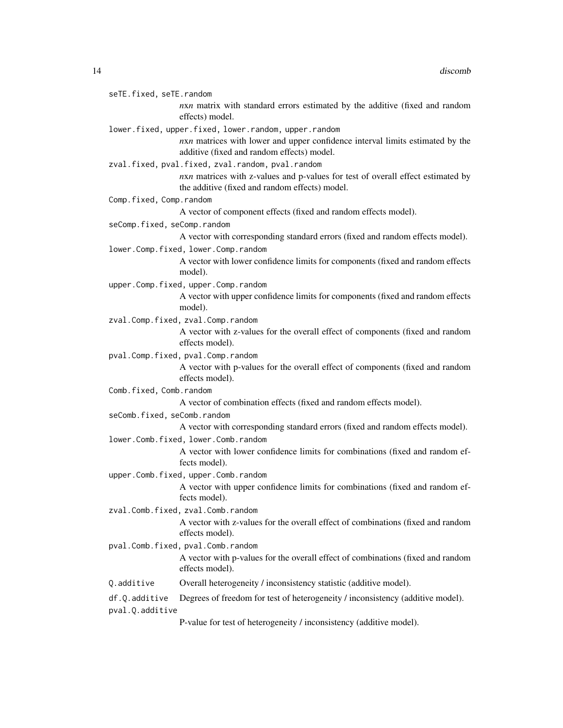`seTE.fixed, seTE.random`
: $n$x$n$ matrix with standard errors estimated by the additive (fixed and random effects) model.

`lower.fixed, upper.fixed, lower.random, upper.random`
: $n$x$n$ matrices with lower and upper confidence interval limits estimated by the additive (fixed and random effects) model.

`zval.fixed, pval.fixed, zval.random, pval.random`
: $n$x$n$ matrices with z-values and p-values for test of overall effect estimated by the additive (fixed and random effects) model.

`Comp.fixed, Comp.random`
: A vector of component effects (fixed and random effects model).

`seComp.fixed, seComp.random`
: A vector with corresponding standard errors (fixed and random effects model).

`lower.Comp.fixed, lower.Comp.random`
: A vector with lower confidence limits for components (fixed and random effects model).

`upper.Comp.fixed, upper.Comp.random`
: A vector with upper confidence limits for components (fixed and random effects model).

`zval.Comp.fixed, zval.Comp.random`
: A vector with z-values for the overall effect of components (fixed and random effects model).

`pval.Comp.fixed, pval.Comp.random`
: A vector with p-values for the overall effect of components (fixed and random effects model).

`Comb.fixed, Comb.random`
: A vector of combination effects (fixed and random effects model).

`seComb.fixed, seComb.random`
: A vector with corresponding standard errors (fixed and random effects model).

`lower.Comb.fixed, lower.Comb.random`
: A vector with lower confidence limits for combinations (fixed and random effects model).

`upper.Comb.fixed, upper.Comb.random`
: A vector with upper confidence limits for combinations (fixed and random effects model).

`zval.Comb.fixed, zval.Comb.random`
: A vector with z-values for the overall effect of combinations (fixed and random effects model).

`pval.Comb.fixed, pval.Comb.random`
: A vector with p-values for the overall effect of combinations (fixed and random effects model).

`Q.additive`
: Overall heterogeneity / inconsistency statistic (additive model).

`df.Q.additive`
: Degrees of freedom for test of heterogeneity / inconsistency (additive model).

`pval.Q.additive`
: P-value for test of heterogeneity / inconsistency (additive model).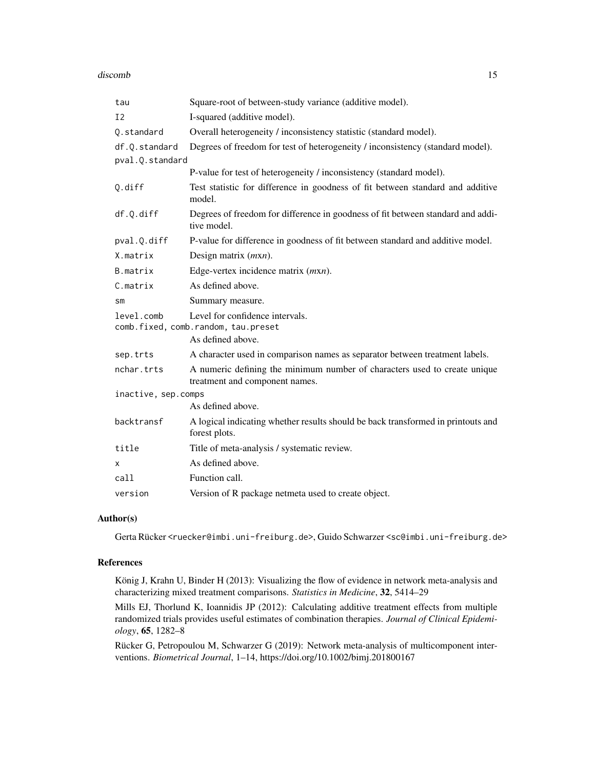| | |
|---|---|
| `tau` | Square-root of between-study variance (additive model). |
| `I2` | I-squared (additive model). |
| `Q.standard` | Overall heterogeneity / inconsistency statistic (standard model). |
| `df.Q.standard` | Degrees of freedom for test of heterogeneity / inconsistency (standard model). |
| `pval.Q.standard` | P-value for test of heterogeneity / inconsistency (standard model). |
| `Q.diff` | Test statistic for difference in goodness of fit between standard and additive model. |
| `df.Q.diff` | Degrees of freedom for difference in goodness of fit between standard and additive model. |
| `pval.Q.diff` | P-value for difference in goodness of fit between standard and additive model. |
| `X.matrix` | Design matrix (*m*x*n*). |
| `B.matrix` | Edge-vertex incidence matrix (*m*x*n*). |
| `C.matrix` | As defined above. |
| `sm` | Summary measure. |
| `level.comb` | Level for confidence intervals. |
| `comb.fixed, comb.random, tau.preset` | As defined above. |
| `sep.trts` | A character used in comparison names as separator between treatment labels. |
| `nchar.trts` | A numeric defining the minimum number of characters used to create unique treatment and component names. |
| `inactive, sep.comps` | As defined above. |
| `backtransf` | A logical indicating whether results should be back transformed in printouts and forest plots. |
| `title` | Title of meta-analysis / systematic review. |
| `x` | As defined above. |
| `call` | Function call. |
| `version` | Version of R package netmeta used to create object. |

## Author(s)

Gerta Rücker <ruecker@imbi.uni-freiburg.de>, Guido Schwarzer <sc@imbi.uni-freiburg.de>

## References

König J, Krahn U, Binder H (2013): Visualizing the flow of evidence in network meta-analysis and characterizing mixed treatment comparisons. *Statistics in Medicine*, **32**, 5414–29

Mills EJ, Thorlund K, Ioannidis JP (2012): Calculating additive treatment effects from multiple randomized trials provides useful estimates of combination therapies. *Journal of Clinical Epidemiology*, **65**, 1282–8

Rücker G, Petropoulou M, Schwarzer G (2019): Network meta-analysis of multicomponent interventions. *Biometrical Journal*, 1–14, https://doi.org/10.1002/bimj.201800167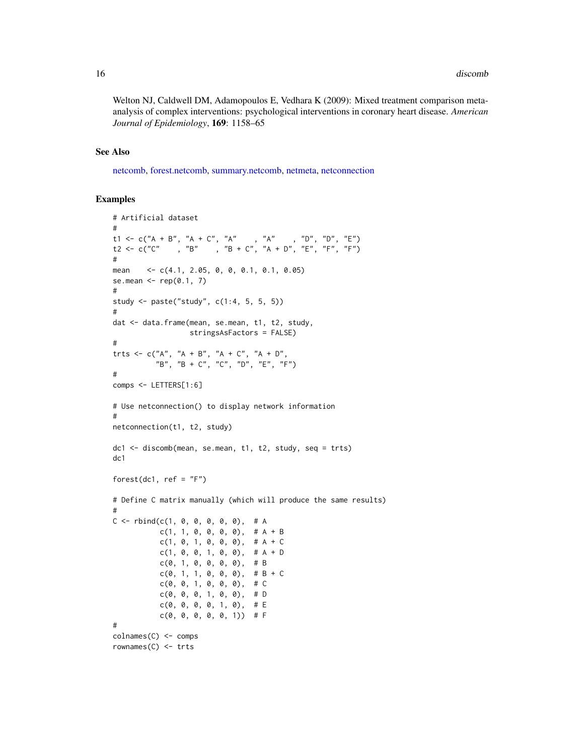Welton NJ, Caldwell DM, Adamopoulos E, Vedhara K (2009): Mixed treatment comparison meta-analysis of complex interventions: psychological interventions in coronary heart disease. *American Journal of Epidemiology*, **169**: 1158–65

## See Also

netcomb, forest.netcomb, summary.netcomb, netmeta, netconnection

## Examples

```
# Artificial dataset
#
t1 <- c("A + B", "A + C", "A"    , "A"    , "D", "D", "E")
t2 <- c("C"    , "B"    , "B + C", "A + D", "E", "F", "F")
#
mean    <- c(4.1, 2.05, 0, 0, 0.1, 0.1, 0.05)
se.mean <- rep(0.1, 7)
#
study <- paste("study", c(1:4, 5, 5, 5))
#
dat <- data.frame(mean, se.mean, t1, t2, study,
                  stringsAsFactors = FALSE)
#
trts <- c("A", "A + B", "A + C", "A + D",
          "B", "B + C", "C", "D", "E", "F")
#
comps <- LETTERS[1:6]

# Use netconnection() to display network information
#
netconnection(t1, t2, study)

dc1 <- discomb(mean, se.mean, t1, t2, study, seq = trts)
dc1

forest(dc1, ref = "F")

# Define C matrix manually (which will produce the same results)
#
C <- rbind(c(1, 0, 0, 0, 0, 0),  # A
           c(1, 1, 0, 0, 0, 0),  # A + B
           c(1, 0, 1, 0, 0, 0),  # A + C
           c(1, 0, 0, 1, 0, 0),  # A + D
           c(0, 1, 0, 0, 0, 0),  # B
           c(0, 1, 1, 0, 0, 0),  # B + C
           c(0, 0, 1, 0, 0, 0),  # C
           c(0, 0, 0, 1, 0, 0),  # D
           c(0, 0, 0, 0, 1, 0),  # E
           c(0, 0, 0, 0, 0, 1))  # F
#
colnames(C) <- comps
rownames(C) <- trts
```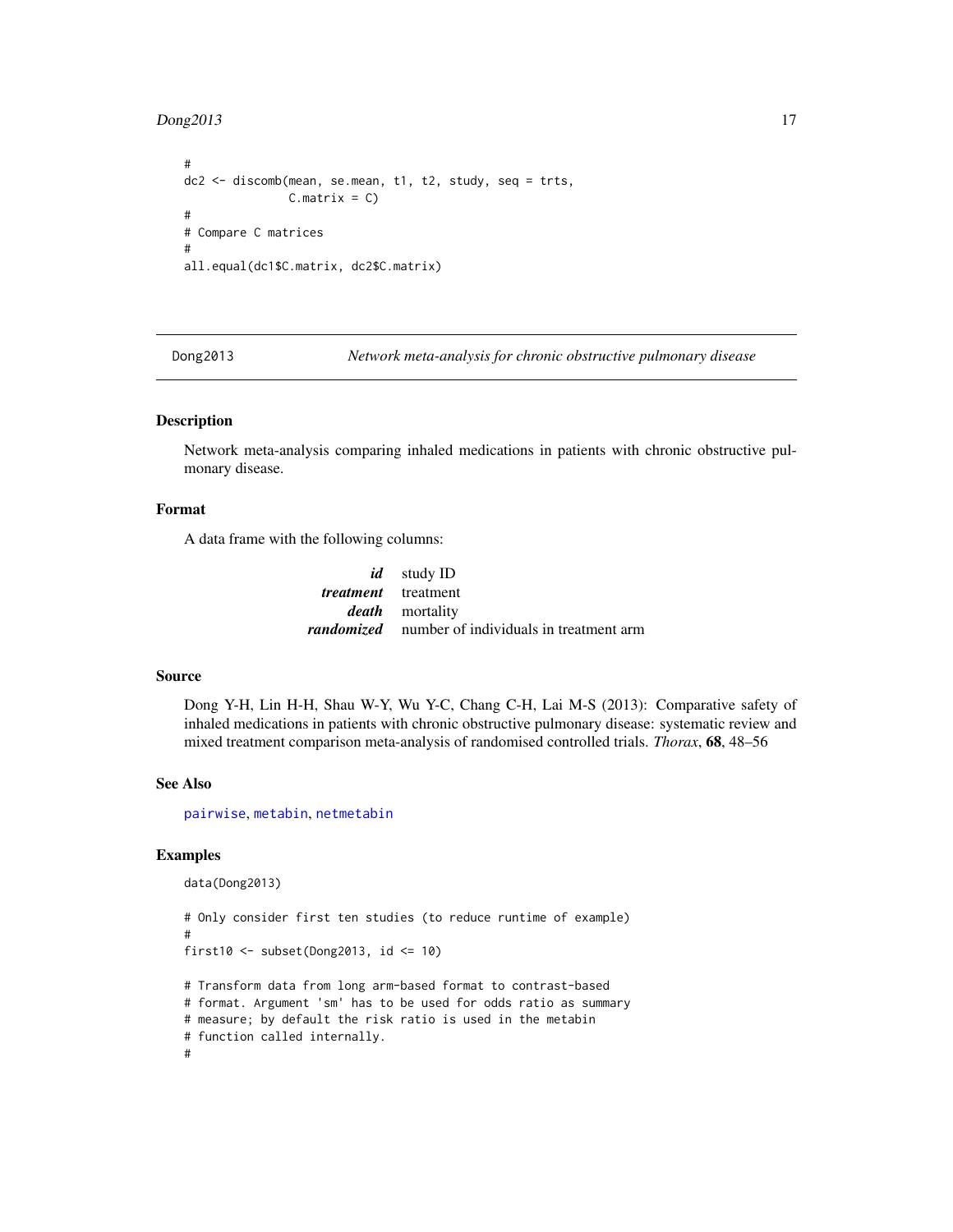```
#
dc2 <- discomb(mean, se.mean, t1, t2, study, seq = trts,
               C.matrix = C)
#
# Compare C matrices
#
all.equal(dc1$C.matrix, dc2$C.matrix)
```

## Dong2013 — *Network meta-analysis for chronic obstructive pulmonary disease*

### Description

Network meta-analysis comparing inhaled medications in patients with chronic obstructive pulmonary disease.

### Format

A data frame with the following columns:

| | |
|---|---|
| ***id*** | study ID |
| ***treatment*** | treatment |
| ***death*** | mortality |
| ***randomized*** | number of individuals in treatment arm |

### Source

Dong Y-H, Lin H-H, Shau W-Y, Wu Y-C, Chang C-H, Lai M-S (2013): Comparative safety of inhaled medications in patients with chronic obstructive pulmonary disease: systematic review and mixed treatment comparison meta-analysis of randomised controlled trials. *Thorax*, **68**, 48–56

### See Also

pairwise, metabin, netmetabin

### Examples

```
data(Dong2013)

# Only consider first ten studies (to reduce runtime of example)
#
first10 <- subset(Dong2013, id <= 10)

# Transform data from long arm-based format to contrast-based
# format. Argument 'sm' has to be used for odds ratio as summary
# measure; by default the risk ratio is used in the metabin
# function called internally.
#
```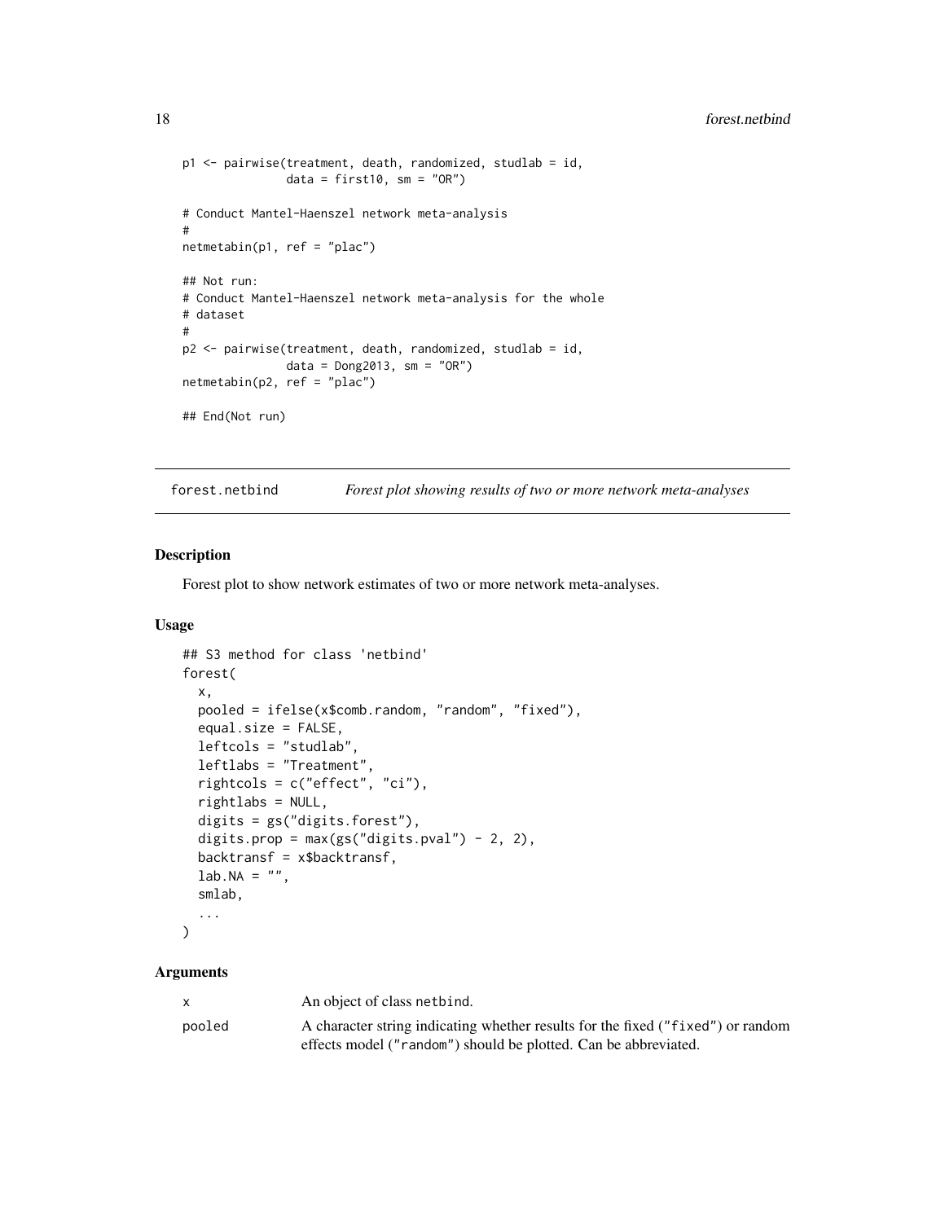```
p1 <- pairwise(treatment, death, randomized, studlab = id,
               data = first10, sm = "OR")

# Conduct Mantel-Haenszel network meta-analysis
#
netmetabin(p1, ref = "plac")

## Not run:
# Conduct Mantel-Haenszel network meta-analysis for the whole
# dataset
#
p2 <- pairwise(treatment, death, randomized, studlab = id,
               data = Dong2013, sm = "OR")
netmetabin(p2, ref = "plac")

## End(Not run)
```

## forest.netbind *Forest plot showing results of two or more network meta-analyses*

### Description

Forest plot to show network estimates of two or more network meta-analyses.

### Usage

```
## S3 method for class 'netbind'
forest(
  x,
  pooled = ifelse(x$comb.random, "random", "fixed"),
  equal.size = FALSE,
  leftcols = "studlab",
  leftlabs = "Treatment",
  rightcols = c("effect", "ci"),
  rightlabs = NULL,
  digits = gs("digits.forest"),
  digits.prop = max(gs("digits.pval") - 2, 2),
  backtransf = x$backtransf,
  lab.NA = "",
  smlab,
  ...
)
```

### Arguments

| | |
|---|---|
| x | An object of class netbind. |
| pooled | A character string indicating whether results for the fixed ("fixed") or random effects model ("random") should be plotted. Can be abbreviated. |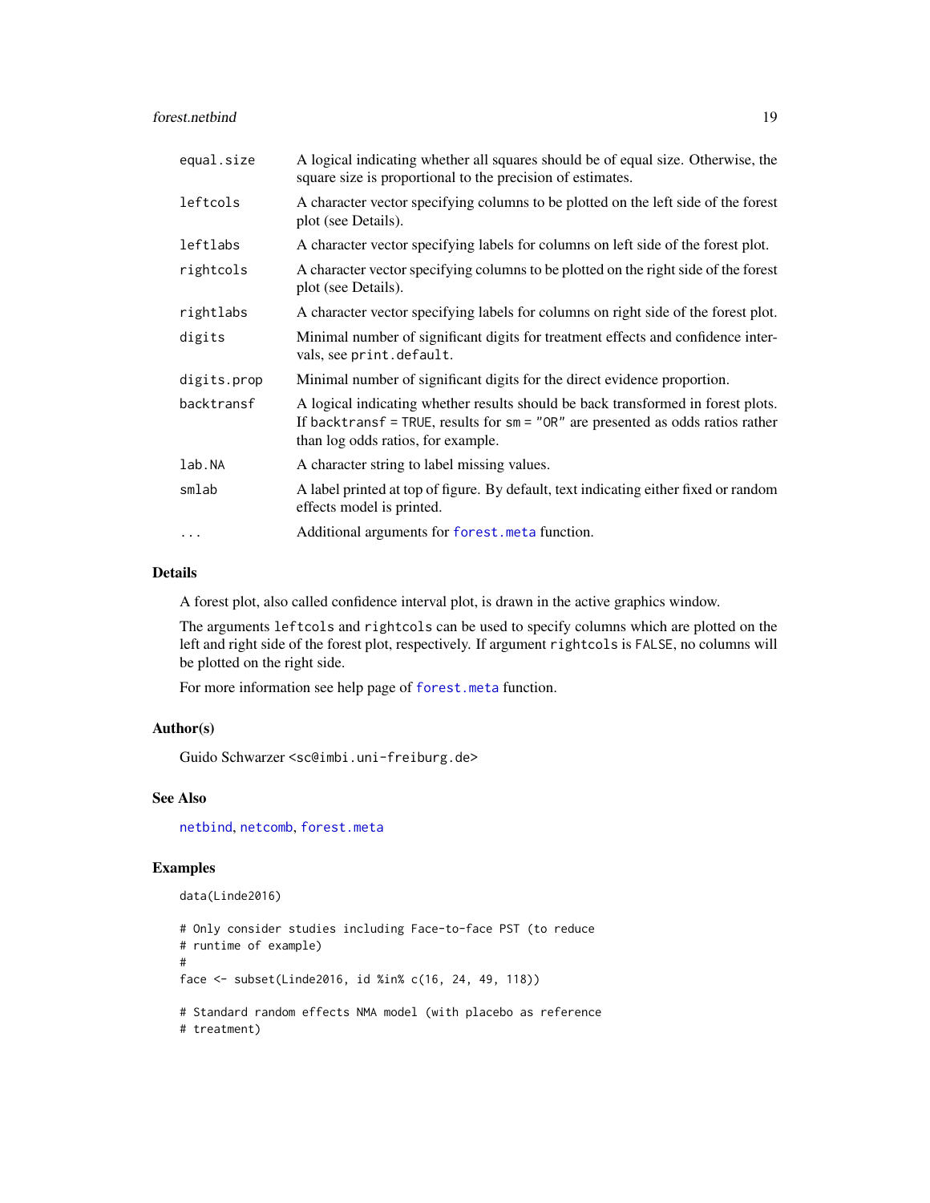| | |
|---|---|
| `equal.size` | A logical indicating whether all squares should be of equal size. Otherwise, the square size is proportional to the precision of estimates. |
| `leftcols` | A character vector specifying columns to be plotted on the left side of the forest plot (see Details). |
| `leftlabs` | A character vector specifying labels for columns on left side of the forest plot. |
| `rightcols` | A character vector specifying columns to be plotted on the right side of the forest plot (see Details). |
| `rightlabs` | A character vector specifying labels for columns on right side of the forest plot. |
| `digits` | Minimal number of significant digits for treatment effects and confidence intervals, see `print.default`. |
| `digits.prop` | Minimal number of significant digits for the direct evidence proportion. |
| `backtransf` | A logical indicating whether results should be back transformed in forest plots. If `backtransf = TRUE`, results for `sm = "OR"` are presented as odds ratios rather than log odds ratios, for example. |
| `lab.NA` | A character string to label missing values. |
| `smlab` | A label printed at top of figure. By default, text indicating either fixed or random effects model is printed. |
| `...` | Additional arguments for `forest.meta` function. |

## Details

A forest plot, also called confidence interval plot, is drawn in the active graphics window.

The arguments `leftcols` and `rightcols` can be used to specify columns which are plotted on the left and right side of the forest plot, respectively. If argument `rightcols` is `FALSE`, no columns will be plotted on the right side.

For more information see help page of `forest.meta` function.

## Author(s)

Guido Schwarzer <sc@imbi.uni-freiburg.de>

## See Also

`netbind`, `netcomb`, `forest.meta`

## Examples

```
data(Linde2016)

# Only consider studies including Face-to-face PST (to reduce
# runtime of example)
#
face <- subset(Linde2016, id %in% c(16, 24, 49, 118))

# Standard random effects NMA model (with placebo as reference
# treatment)
```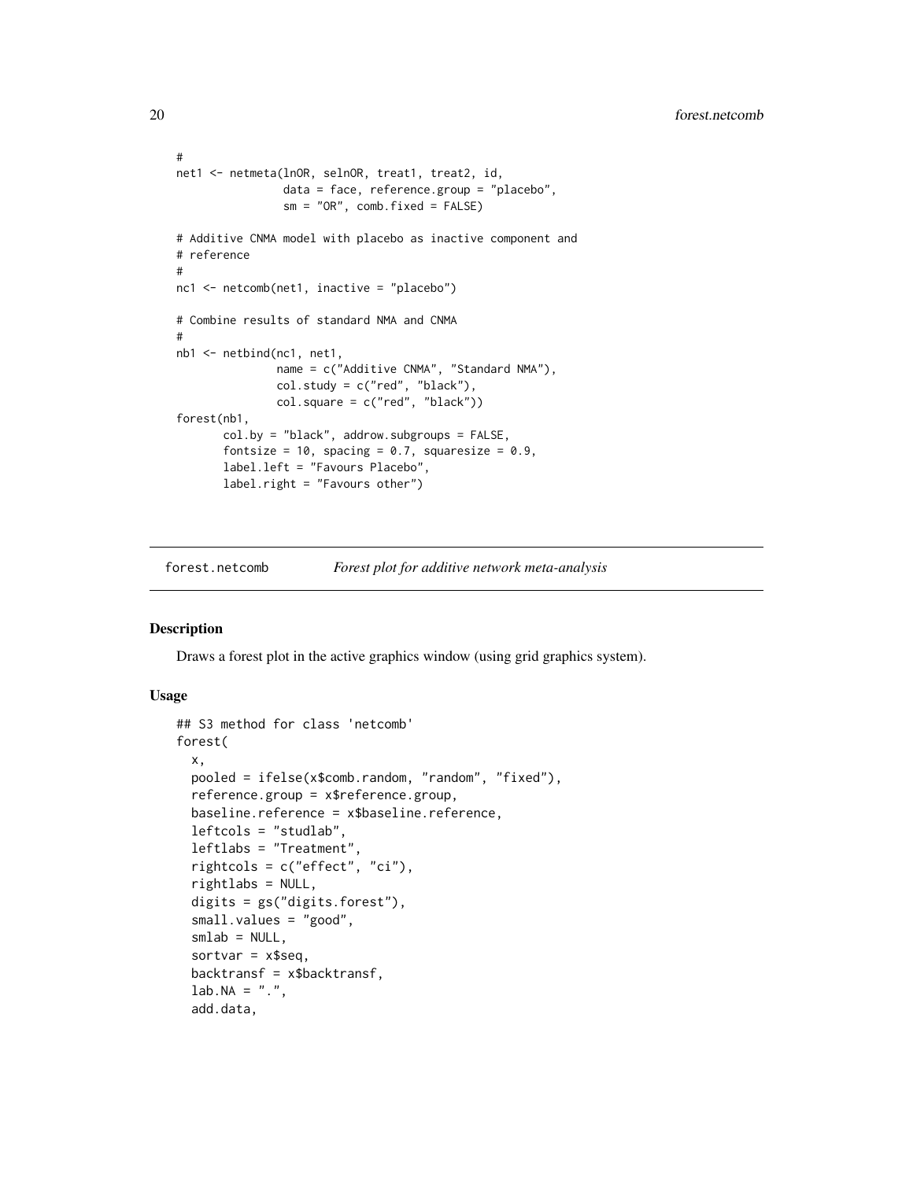```
#
net1 <- netmeta(lnOR, selnOR, treat1, treat2, id,
                data = face, reference.group = "placebo",
                sm = "OR", comb.fixed = FALSE)

# Additive CNMA model with placebo as inactive component and
# reference
#
nc1 <- netcomb(net1, inactive = "placebo")

# Combine results of standard NMA and CNMA
#
nb1 <- netbind(nc1, net1,
               name = c("Additive CNMA", "Standard NMA"),
               col.study = c("red", "black"),
               col.square = c("red", "black"))
forest(nb1,
       col.by = "black", addrow.subgroups = FALSE,
       fontsize = 10, spacing = 0.7, squaresize = 0.9,
       label.left = "Favours Placebo",
       label.right = "Favours other")
```

---

forest.netcomb — *Forest plot for additive network meta-analysis*

---

## Description

Draws a forest plot in the active graphics window (using grid graphics system).

## Usage

```
## S3 method for class 'netcomb'
forest(
  x,
  pooled = ifelse(x$comb.random, "random", "fixed"),
  reference.group = x$reference.group,
  baseline.reference = x$baseline.reference,
  leftcols = "studlab",
  leftlabs = "Treatment",
  rightcols = c("effect", "ci"),
  rightlabs = NULL,
  digits = gs("digits.forest"),
  small.values = "good",
  smlab = NULL,
  sortvar = x$seq,
  backtransf = x$backtransf,
  lab.NA = ".",
  add.data,
```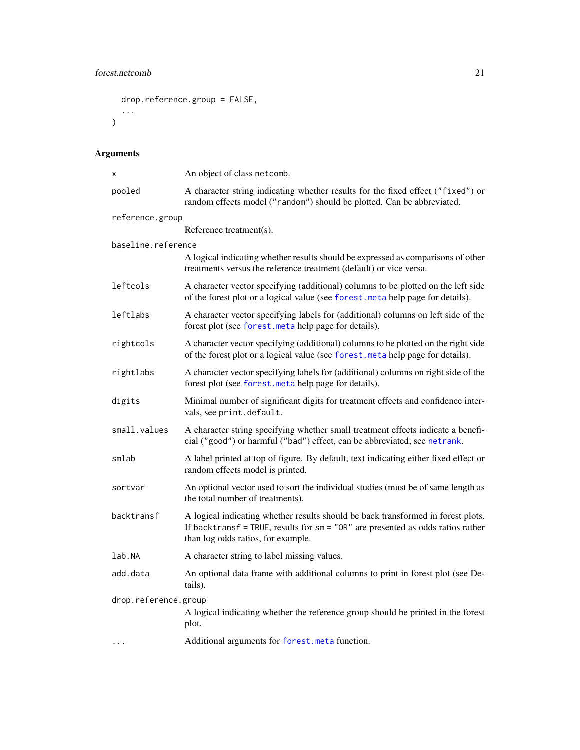```
  drop.reference.group = FALSE,
  ...
)
```

## Arguments

| | |
|---|---|
| x | An object of class netcomb. |
| pooled | A character string indicating whether results for the fixed effect ("fixed") or random effects model ("random") should be plotted. Can be abbreviated. |
| reference.group | Reference treatment(s). |
| baseline.reference | A logical indicating whether results should be expressed as comparisons of other treatments versus the reference treatment (default) or vice versa. |
| leftcols | A character vector specifying (additional) columns to be plotted on the left side of the forest plot or a logical value (see forest.meta help page for details). |
| leftlabs | A character vector specifying labels for (additional) columns on left side of the forest plot (see forest.meta help page for details). |
| rightcols | A character vector specifying (additional) columns to be plotted on the right side of the forest plot or a logical value (see forest.meta help page for details). |
| rightlabs | A character vector specifying labels for (additional) columns on right side of the forest plot (see forest.meta help page for details). |
| digits | Minimal number of significant digits for treatment effects and confidence intervals, see print.default. |
| small.values | A character string specifying whether small treatment effects indicate a beneficial ("good") or harmful ("bad") effect, can be abbreviated; see netrank. |
| smlab | A label printed at top of figure. By default, text indicating either fixed effect or random effects model is printed. |
| sortvar | An optional vector used to sort the individual studies (must be of same length as the total number of treatments). |
| backtransf | A logical indicating whether results should be back transformed in forest plots. If backtransf = TRUE, results for sm = "OR" are presented as odds ratios rather than log odds ratios, for example. |
| lab.NA | A character string to label missing values. |
| add.data | An optional data frame with additional columns to print in forest plot (see Details). |
| drop.reference.group | A logical indicating whether the reference group should be printed in the forest plot. |
| ... | Additional arguments for forest.meta function. |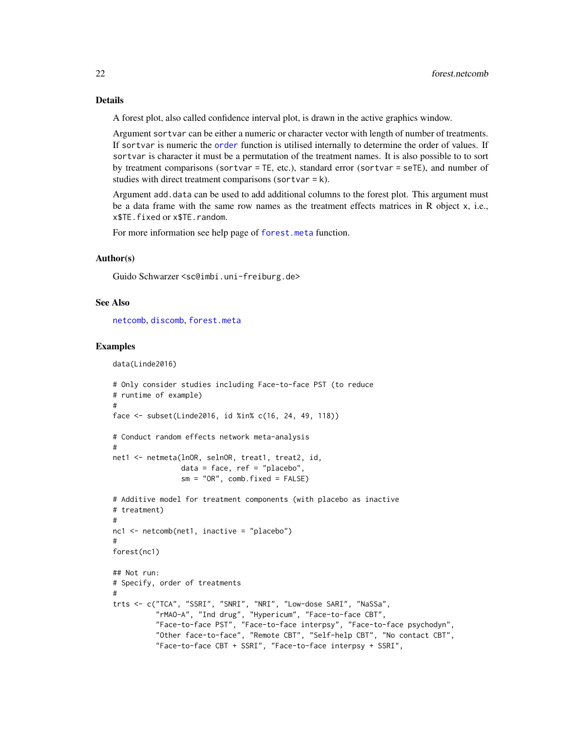## Details

A forest plot, also called confidence interval plot, is drawn in the active graphics window.

Argument `sortvar` can be either a numeric or character vector with length of number of treatments. If `sortvar` is numeric the `order` function is utilised internally to determine the order of values. If `sortvar` is character it must be a permutation of the treatment names. It is also possible to to sort by treatment comparisons (`sortvar = TE`, etc.), standard error (`sortvar = seTE`), and number of studies with direct treatment comparisons (`sortvar = k`).

Argument `add.data` can be used to add additional columns to the forest plot. This argument must be a data frame with the same row names as the treatment effects matrices in R object `x`, i.e., `x$TE.fixed` or `x$TE.random`.

For more information see help page of `forest.meta` function.

## Author(s)

Guido Schwarzer <sc@imbi.uni-freiburg.de>

## See Also

`netcomb`, `discomb`, `forest.meta`

## Examples

```
data(Linde2016)

# Only consider studies including Face-to-face PST (to reduce
# runtime of example)
#
face <- subset(Linde2016, id %in% c(16, 24, 49, 118))

# Conduct random effects network meta-analysis
#
net1 <- netmeta(lnOR, selnOR, treat1, treat2, id,
                data = face, ref = "placebo",
                sm = "OR", comb.fixed = FALSE)

# Additive model for treatment components (with placebo as inactive
# treatment)
#
nc1 <- netcomb(net1, inactive = "placebo")
#
forest(nc1)

## Not run:
# Specify, order of treatments
#
trts <- c("TCA", "SSRI", "SNRI", "NRI", "Low-dose SARI", "NaSSa",
          "rMAO-A", "Ind drug", "Hypericum", "Face-to-face CBT",
          "Face-to-face PST", "Face-to-face interpsy", "Face-to-face psychodyn",
          "Other face-to-face", "Remote CBT", "Self-help CBT", "No contact CBT",
          "Face-to-face CBT + SSRI", "Face-to-face interpsy + SSRI",
```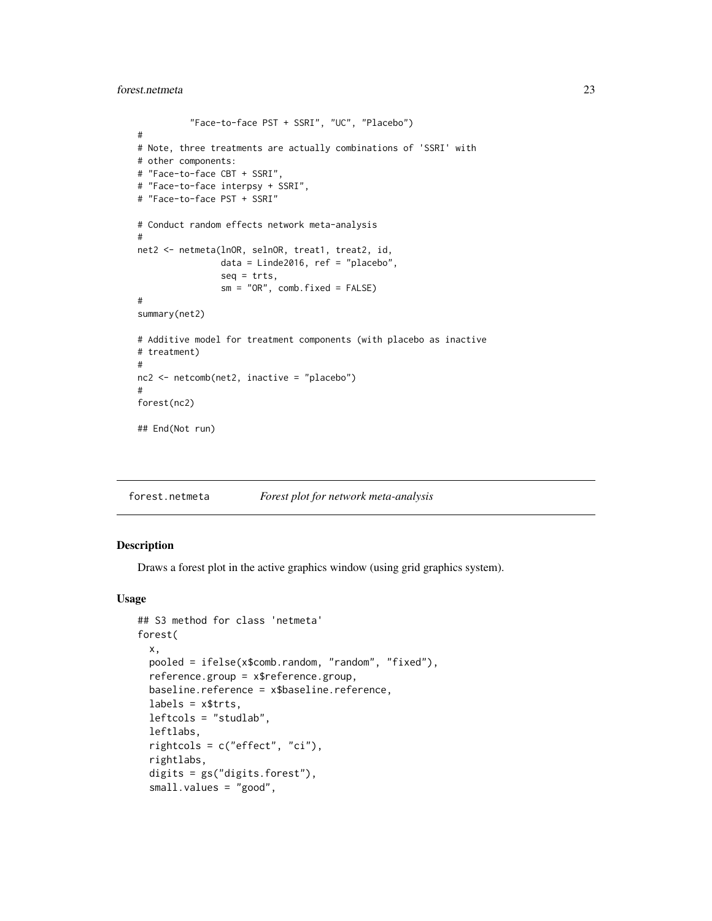```
          "Face-to-face PST + SSRI", "UC", "Placebo")
#
# Note, three treatments are actually combinations of 'SSRI' with
# other components:
# "Face-to-face CBT + SSRI",
# "Face-to-face interpsy + SSRI",
# "Face-to-face PST + SSRI"

# Conduct random effects network meta-analysis
#
net2 <- netmeta(lnOR, selnOR, treat1, treat2, id,
                data = Linde2016, ref = "placebo",
                seq = trts,
                sm = "OR", comb.fixed = FALSE)
#
summary(net2)

# Additive model for treatment components (with placebo as inactive
# treatment)
#
nc2 <- netcomb(net2, inactive = "placebo")
#
forest(nc2)

## End(Not run)
```

---

forest.netmeta *Forest plot for network meta-analysis*

---

## Description

Draws a forest plot in the active graphics window (using grid graphics system).

## Usage

```
## S3 method for class 'netmeta'
forest(
  x,
  pooled = ifelse(x$comb.random, "random", "fixed"),
  reference.group = x$reference.group,
  baseline.reference = x$baseline.reference,
  labels = x$trts,
  leftcols = "studlab",
  leftlabs,
  rightcols = c("effect", "ci"),
  rightlabs,
  digits = gs("digits.forest"),
  small.values = "good",
```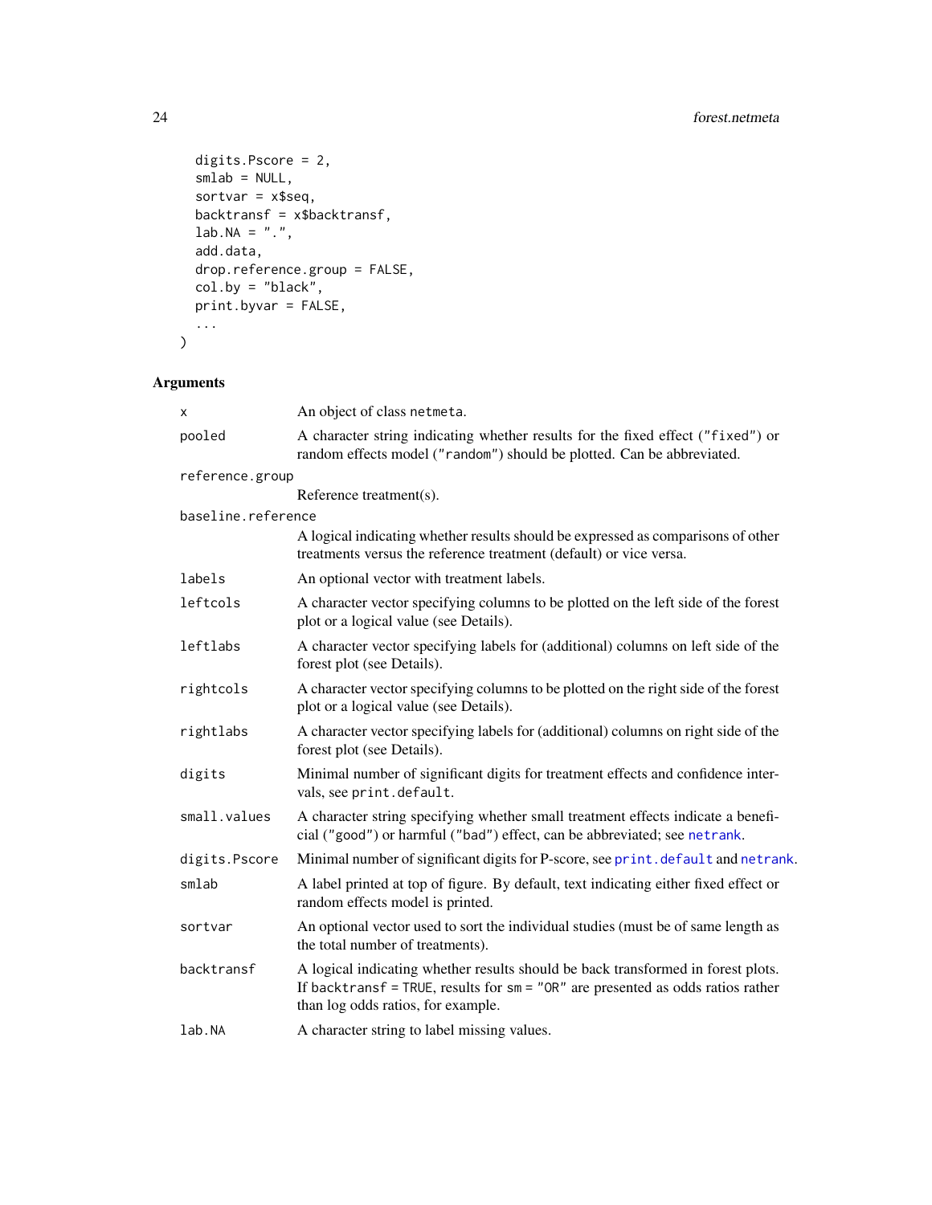```
  digits.Pscore = 2,
  smlab = NULL,
  sortvar = x$seq,
  backtransf = x$backtransf,
  lab.NA = ".",
  add.data,
  drop.reference.group = FALSE,
  col.by = "black",
  print.byvar = FALSE,
  ...
)
```

## Arguments

| | |
|---|---|
| `x` | An object of class `netmeta`. |
| `pooled` | A character string indicating whether results for the fixed effect (`"fixed"`) or random effects model (`"random"`) should be plotted. Can be abbreviated. |
| `reference.group` | Reference treatment(s). |
| `baseline.reference` | A logical indicating whether results should be expressed as comparisons of other treatments versus the reference treatment (default) or vice versa. |
| `labels` | An optional vector with treatment labels. |
| `leftcols` | A character vector specifying columns to be plotted on the left side of the forest plot or a logical value (see Details). |
| `leftlabs` | A character vector specifying labels for (additional) columns on left side of the forest plot (see Details). |
| `rightcols` | A character vector specifying columns to be plotted on the right side of the forest plot or a logical value (see Details). |
| `rightlabs` | A character vector specifying labels for (additional) columns on right side of the forest plot (see Details). |
| `digits` | Minimal number of significant digits for treatment effects and confidence intervals, see `print.default`. |
| `small.values` | A character string specifying whether small treatment effects indicate a beneficial (`"good"`) or harmful (`"bad"`) effect, can be abbreviated; see `netrank`. |
| `digits.Pscore` | Minimal number of significant digits for P-score, see `print.default` and `netrank`. |
| `smlab` | A label printed at top of figure. By default, text indicating either fixed effect or random effects model is printed. |
| `sortvar` | An optional vector used to sort the individual studies (must be of same length as the total number of treatments). |
| `backtransf` | A logical indicating whether results should be back transformed in forest plots. If `backtransf = TRUE`, results for `sm = "OR"` are presented as odds ratios rather than log odds ratios, for example. |
| `lab.NA` | A character string to label missing values. |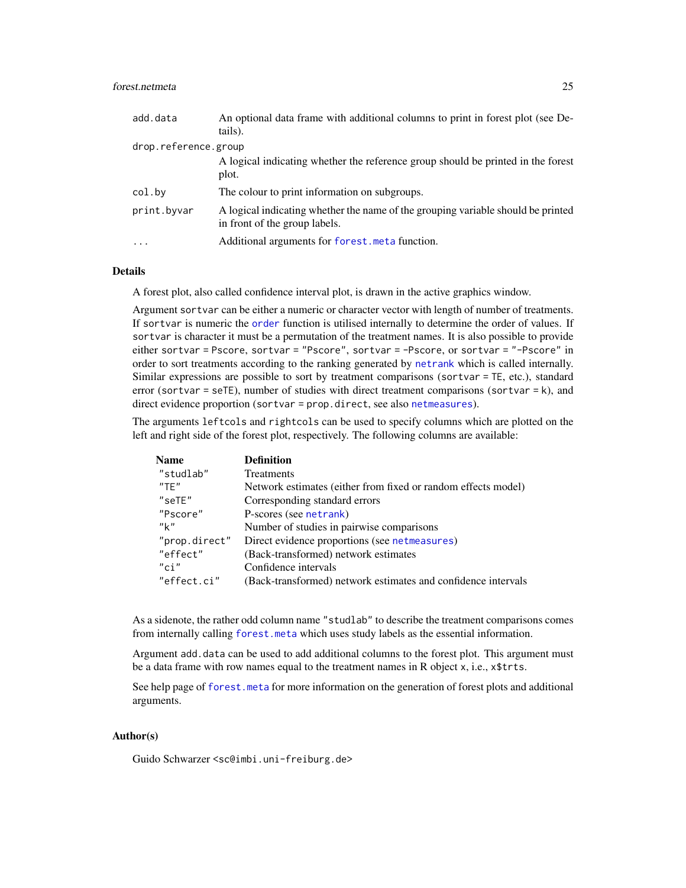| | |
|---|---|
| `add.data` | An optional data frame with additional columns to print in forest plot (see Details). |
| `drop.reference.group` | A logical indicating whether the reference group should be printed in the forest plot. |
| `col.by` | The colour to print information on subgroups. |
| `print.byvar` | A logical indicating whether the name of the grouping variable should be printed in front of the group labels. |
| `...` | Additional arguments for `forest.meta` function. |

## Details

A forest plot, also called confidence interval plot, is drawn in the active graphics window.

Argument `sortvar` can be either a numeric or character vector with length of number of treatments. If `sortvar` is numeric the `order` function is utilised internally to determine the order of values. If `sortvar` is character it must be a permutation of the treatment names. It is also possible to provide either `sortvar = Pscore`, `sortvar = "Pscore"`, `sortvar = -Pscore`, or `sortvar = "-Pscore"` in order to sort treatments according to the ranking generated by `netrank` which is called internally. Similar expressions are possible to sort by treatment comparisons (`sortvar = TE`, etc.), standard error (`sortvar = seTE`), number of studies with direct treatment comparisons (`sortvar = k`), and direct evidence proportion (`sortvar = prop.direct`, see also `netmeasures`).

The arguments `leftcols` and `rightcols` can be used to specify columns which are plotted on the left and right side of the forest plot, respectively. The following columns are available:

| **Name** | **Definition** |
|---|---|
| `"studlab"` | Treatments |
| `"TE"` | Network estimates (either from fixed or random effects model) |
| `"seTE"` | Corresponding standard errors |
| `"Pscore"` | P-scores (see `netrank`) |
| `"k"` | Number of studies in pairwise comparisons |
| `"prop.direct"` | Direct evidence proportions (see `netmeasures`) |
| `"effect"` | (Back-transformed) network estimates |
| `"ci"` | Confidence intervals |
| `"effect.ci"` | (Back-transformed) network estimates and confidence intervals |

As a sidenote, the rather odd column name `"studlab"` to describe the treatment comparisons comes from internally calling `forest.meta` which uses study labels as the essential information.

Argument `add.data` can be used to add additional columns to the forest plot. This argument must be a data frame with row names equal to the treatment names in R object `x`, i.e., `x$trts`.

See help page of `forest.meta` for more information on the generation of forest plots and additional arguments.

## Author(s)

Guido Schwarzer <sc@imbi.uni-freiburg.de>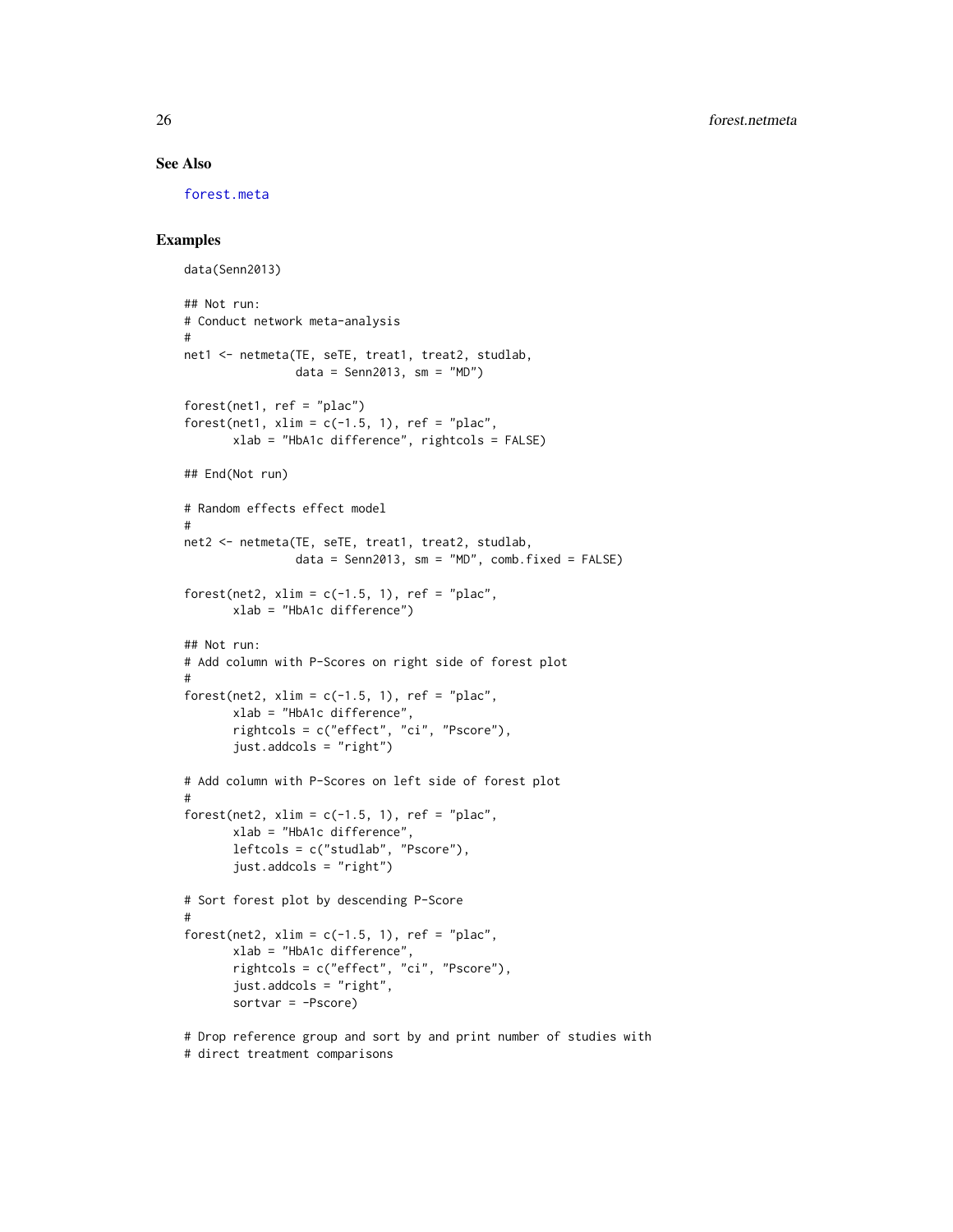## See Also

forest.meta

## Examples

```
data(Senn2013)

## Not run:
# Conduct network meta-analysis
#
net1 <- netmeta(TE, seTE, treat1, treat2, studlab,
                data = Senn2013, sm = "MD")

forest(net1, ref = "plac")
forest(net1, xlim = c(-1.5, 1), ref = "plac",
       xlab = "HbA1c difference", rightcols = FALSE)

## End(Not run)

# Random effects effect model
#
net2 <- netmeta(TE, seTE, treat1, treat2, studlab,
                data = Senn2013, sm = "MD", comb.fixed = FALSE)

forest(net2, xlim = c(-1.5, 1), ref = "plac",
       xlab = "HbA1c difference")

## Not run:
# Add column with P-Scores on right side of forest plot
#
forest(net2, xlim = c(-1.5, 1), ref = "plac",
       xlab = "HbA1c difference",
       rightcols = c("effect", "ci", "Pscore"),
       just.addcols = "right")

# Add column with P-Scores on left side of forest plot
#
forest(net2, xlim = c(-1.5, 1), ref = "plac",
       xlab = "HbA1c difference",
       leftcols = c("studlab", "Pscore"),
       just.addcols = "right")

# Sort forest plot by descending P-Score
#
forest(net2, xlim = c(-1.5, 1), ref = "plac",
       xlab = "HbA1c difference",
       rightcols = c("effect", "ci", "Pscore"),
       just.addcols = "right",
       sortvar = -Pscore)

# Drop reference group and sort by and print number of studies with
# direct treatment comparisons
```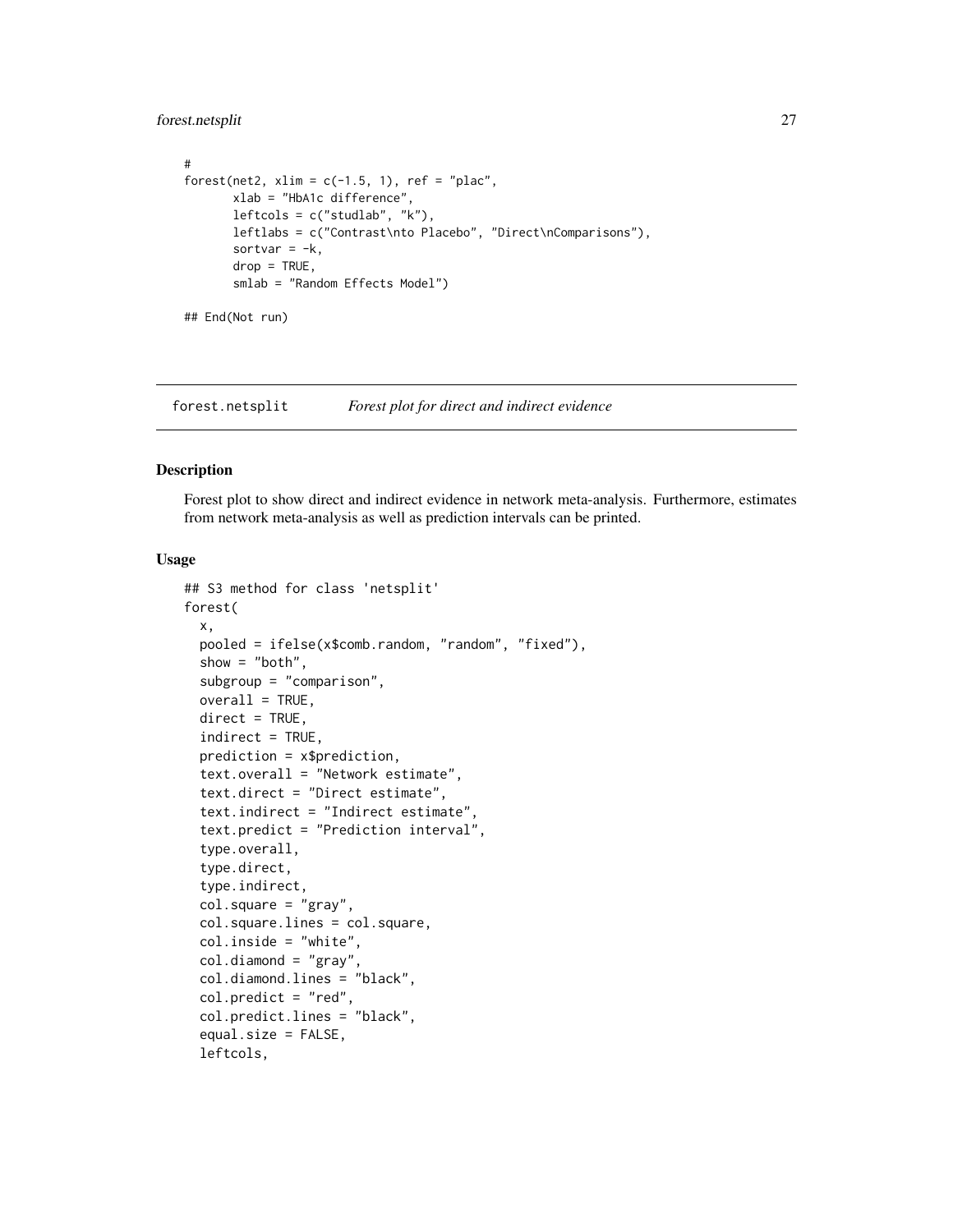```
#
forest(net2, xlim = c(-1.5, 1), ref = "plac",
       xlab = "HbA1c difference",
       leftcols = c("studlab", "k"),
       leftlabs = c("Contrast\nto Placebo", "Direct\nComparisons"),
       sortvar = -k,
       drop = TRUE,
       smlab = "Random Effects Model")

## End(Not run)
```

---

forest.netsplit *Forest plot for direct and indirect evidence*

---

## Description

Forest plot to show direct and indirect evidence in network meta-analysis. Furthermore, estimates from network meta-analysis as well as prediction intervals can be printed.

## Usage

```
## S3 method for class 'netsplit'
forest(
  x,
  pooled = ifelse(x$comb.random, "random", "fixed"),
  show = "both",
  subgroup = "comparison",
  overall = TRUE,
  direct = TRUE,
  indirect = TRUE,
  prediction = x$prediction,
  text.overall = "Network estimate",
  text.direct = "Direct estimate",
  text.indirect = "Indirect estimate",
  text.predict = "Prediction interval",
  type.overall,
  type.direct,
  type.indirect,
  col.square = "gray",
  col.square.lines = col.square,
  col.inside = "white",
  col.diamond = "gray",
  col.diamond.lines = "black",
  col.predict = "red",
  col.predict.lines = "black",
  equal.size = FALSE,
  leftcols,
```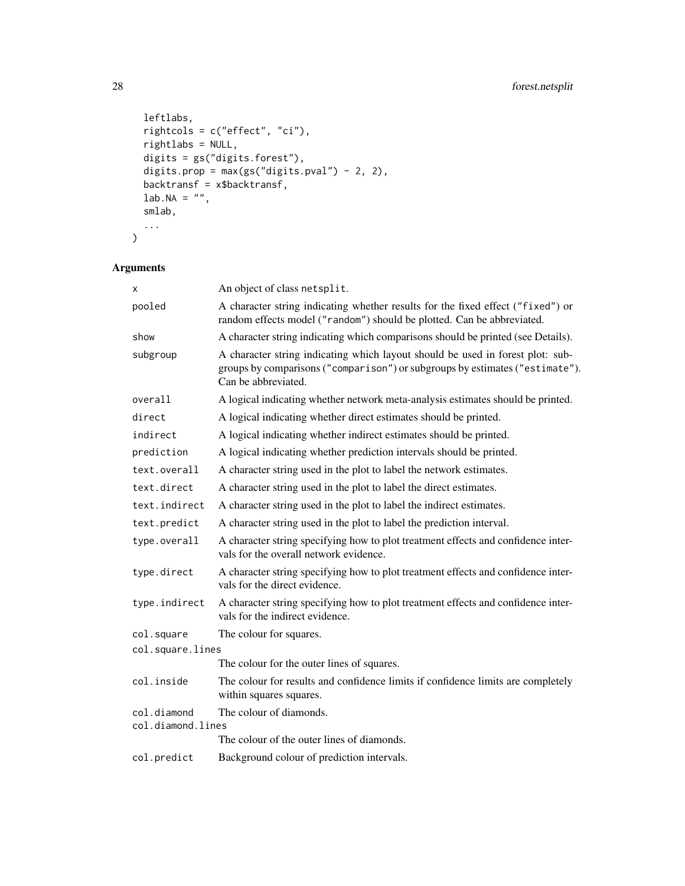```
  leftlabs,
  rightcols = c("effect", "ci"),
  rightlabs = NULL,
  digits = gs("digits.forest"),
  digits.prop = max(gs("digits.pval") - 2, 2),
  backtransf = x$backtransf,
  lab.NA = "",
  smlab,
  ...
)
```

## Arguments

| | |
|---|---|
| `x` | An object of class `netsplit`. |
| `pooled` | A character string indicating whether results for the fixed effect (`"fixed"`) or random effects model (`"random"`) should be plotted. Can be abbreviated. |
| `show` | A character string indicating which comparisons should be printed (see Details). |
| `subgroup` | A character string indicating which layout should be used in forest plot: subgroups by comparisons (`"comparison"`) or subgroups by estimates (`"estimate"`). Can be abbreviated. |
| `overall` | A logical indicating whether network meta-analysis estimates should be printed. |
| `direct` | A logical indicating whether direct estimates should be printed. |
| `indirect` | A logical indicating whether indirect estimates should be printed. |
| `prediction` | A logical indicating whether prediction intervals should be printed. |
| `text.overall` | A character string used in the plot to label the network estimates. |
| `text.direct` | A character string used in the plot to label the direct estimates. |
| `text.indirect` | A character string used in the plot to label the indirect estimates. |
| `text.predict` | A character string used in the plot to label the prediction interval. |
| `type.overall` | A character string specifying how to plot treatment effects and confidence intervals for the overall network evidence. |
| `type.direct` | A character string specifying how to plot treatment effects and confidence intervals for the direct evidence. |
| `type.indirect` | A character string specifying how to plot treatment effects and confidence intervals for the indirect evidence. |
| `col.square` | The colour for squares. |
| `col.square.lines` | The colour for the outer lines of squares. |
| `col.inside` | The colour for results and confidence limits if confidence limits are completely within squares squares. |
| `col.diamond` | The colour of diamonds. |
| `col.diamond.lines` | The colour of the outer lines of diamonds. |
| `col.predict` | Background colour of prediction intervals. |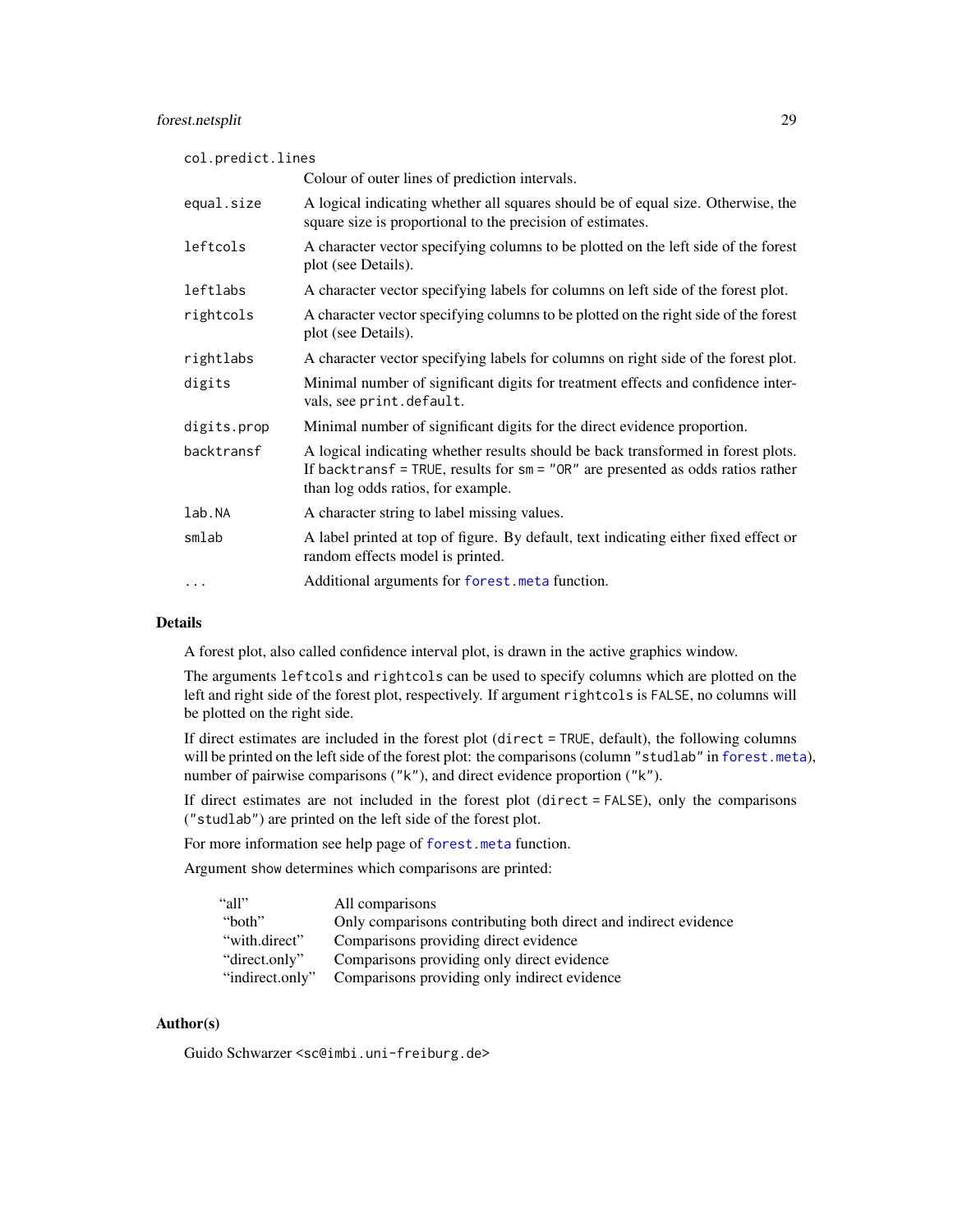| | |
|---|---|
| col.predict.lines | Colour of outer lines of prediction intervals. |
| equal.size | A logical indicating whether all squares should be of equal size. Otherwise, the square size is proportional to the precision of estimates. |
| leftcols | A character vector specifying columns to be plotted on the left side of the forest plot (see Details). |
| leftlabs | A character vector specifying labels for columns on left side of the forest plot. |
| rightcols | A character vector specifying columns to be plotted on the right side of the forest plot (see Details). |
| rightlabs | A character vector specifying labels for columns on right side of the forest plot. |
| digits | Minimal number of significant digits for treatment effects and confidence intervals, see `print.default`. |
| digits.prop | Minimal number of significant digits for the direct evidence proportion. |
| backtransf | A logical indicating whether results should be back transformed in forest plots. If `backtransf = TRUE`, results for `sm = "OR"` are presented as odds ratios rather than log odds ratios, for example. |
| lab.NA | A character string to label missing values. |
| smlab | A label printed at top of figure. By default, text indicating either fixed effect or random effects model is printed. |
| ... | Additional arguments for `forest.meta` function. |

## Details

A forest plot, also called confidence interval plot, is drawn in the active graphics window.

The arguments `leftcols` and `rightcols` can be used to specify columns which are plotted on the left and right side of the forest plot, respectively. If argument `rightcols` is `FALSE`, no columns will be plotted on the right side.

If direct estimates are included in the forest plot (`direct = TRUE`, default), the following columns will be printed on the left side of the forest plot: the comparisons (column `"studlab"` in `forest.meta`), number of pairwise comparisons (`"k"`), and direct evidence proportion (`"k"`).

If direct estimates are not included in the forest plot (`direct = FALSE`), only the comparisons (`"studlab"`) are printed on the left side of the forest plot.

For more information see help page of `forest.meta` function.

Argument show determines which comparisons are printed:

| | |
|---|---|
| "all" | All comparisons |
| "both" | Only comparisons contributing both direct and indirect evidence |
| "with.direct" | Comparisons providing direct evidence |
| "direct.only" | Comparisons providing only direct evidence |
| "indirect.only" | Comparisons providing only indirect evidence |

## Author(s)

Guido Schwarzer <sc@imbi.uni-freiburg.de>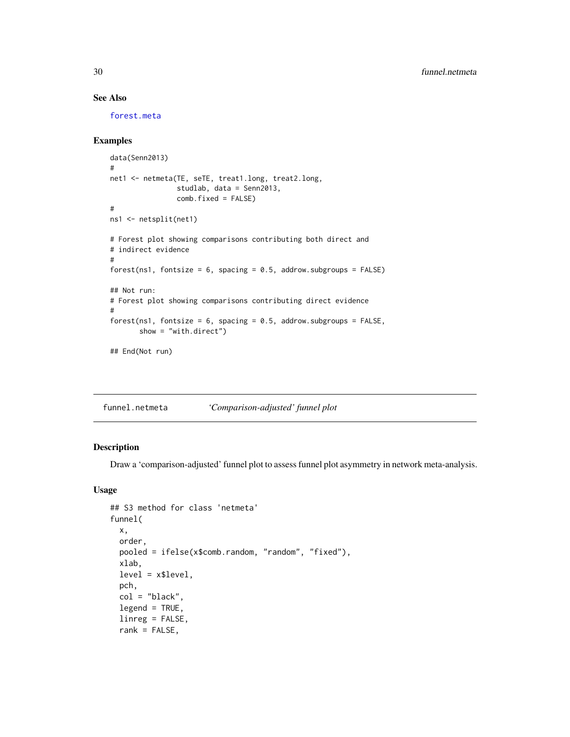## See Also

forest.meta

## Examples

```
data(Senn2013)
#
net1 <- netmeta(TE, seTE, treat1.long, treat2.long,
                studlab, data = Senn2013,
                comb.fixed = FALSE)
#
ns1 <- netsplit(net1)

# Forest plot showing comparisons contributing both direct and
# indirect evidence
#
forest(ns1, fontsize = 6, spacing = 0.5, addrow.subgroups = FALSE)

## Not run:
# Forest plot showing comparisons contributing direct evidence
#
forest(ns1, fontsize = 6, spacing = 0.5, addrow.subgroups = FALSE,
       show = "with.direct")

## End(Not run)
```

---

## funnel.netmeta *'Comparison-adjusted' funnel plot*

---

## Description

Draw a 'comparison-adjusted' funnel plot to assess funnel plot asymmetry in network meta-analysis.

## Usage

```
## S3 method for class 'netmeta'
funnel(
  x,
  order,
  pooled = ifelse(x$comb.random, "random", "fixed"),
  xlab,
  level = x$level,
  pch,
  col = "black",
  legend = TRUE,
  linreg = FALSE,
  rank = FALSE,
```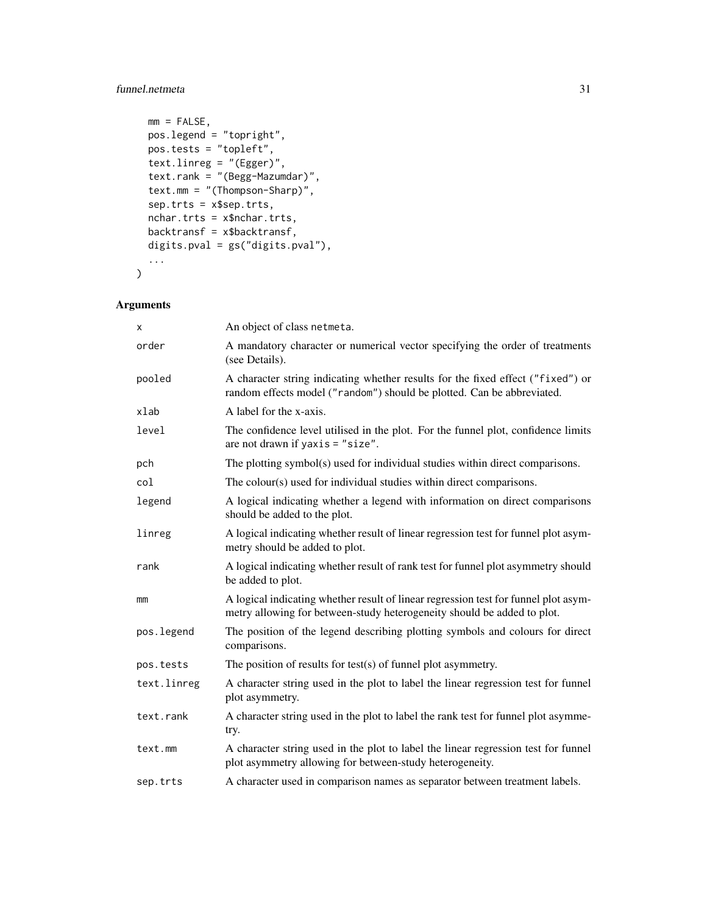```
  mm = FALSE,
  pos.legend = "topright",
  pos.tests = "topleft",
  text.linreg = "(Egger)",
  text.rank = "(Begg-Mazumdar)",
  text.mm = "(Thompson-Sharp)",
  sep.trts = x$sep.trts,
  nchar.trts = x$nchar.trts,
  backtransf = x$backtransf,
  digits.pval = gs("digits.pval"),
  ...
)
```

## Arguments

| | |
|---|---|
| `x` | An object of class `netmeta`. |
| `order` | A mandatory character or numerical vector specifying the order of treatments (see Details). |
| `pooled` | A character string indicating whether results for the fixed effect (`"fixed"`) or random effects model (`"random"`) should be plotted. Can be abbreviated. |
| `xlab` | A label for the x-axis. |
| `level` | The confidence level utilised in the plot. For the funnel plot, confidence limits are not drawn if `yaxis = "size"`. |
| `pch` | The plotting symbol(s) used for individual studies within direct comparisons. |
| `col` | The colour(s) used for individual studies within direct comparisons. |
| `legend` | A logical indicating whether a legend with information on direct comparisons should be added to the plot. |
| `linreg` | A logical indicating whether result of linear regression test for funnel plot asymmetry should be added to plot. |
| `rank` | A logical indicating whether result of rank test for funnel plot asymmetry should be added to plot. |
| `mm` | A logical indicating whether result of linear regression test for funnel plot asymmetry allowing for between-study heterogeneity should be added to plot. |
| `pos.legend` | The position of the legend describing plotting symbols and colours for direct comparisons. |
| `pos.tests` | The position of results for test(s) of funnel plot asymmetry. |
| `text.linreg` | A character string used in the plot to label the linear regression test for funnel plot asymmetry. |
| `text.rank` | A character string used in the plot to label the rank test for funnel plot asymmetry. |
| `text.mm` | A character string used in the plot to label the linear regression test for funnel plot asymmetry allowing for between-study heterogeneity. |
| `sep.trts` | A character used in comparison names as separator between treatment labels. |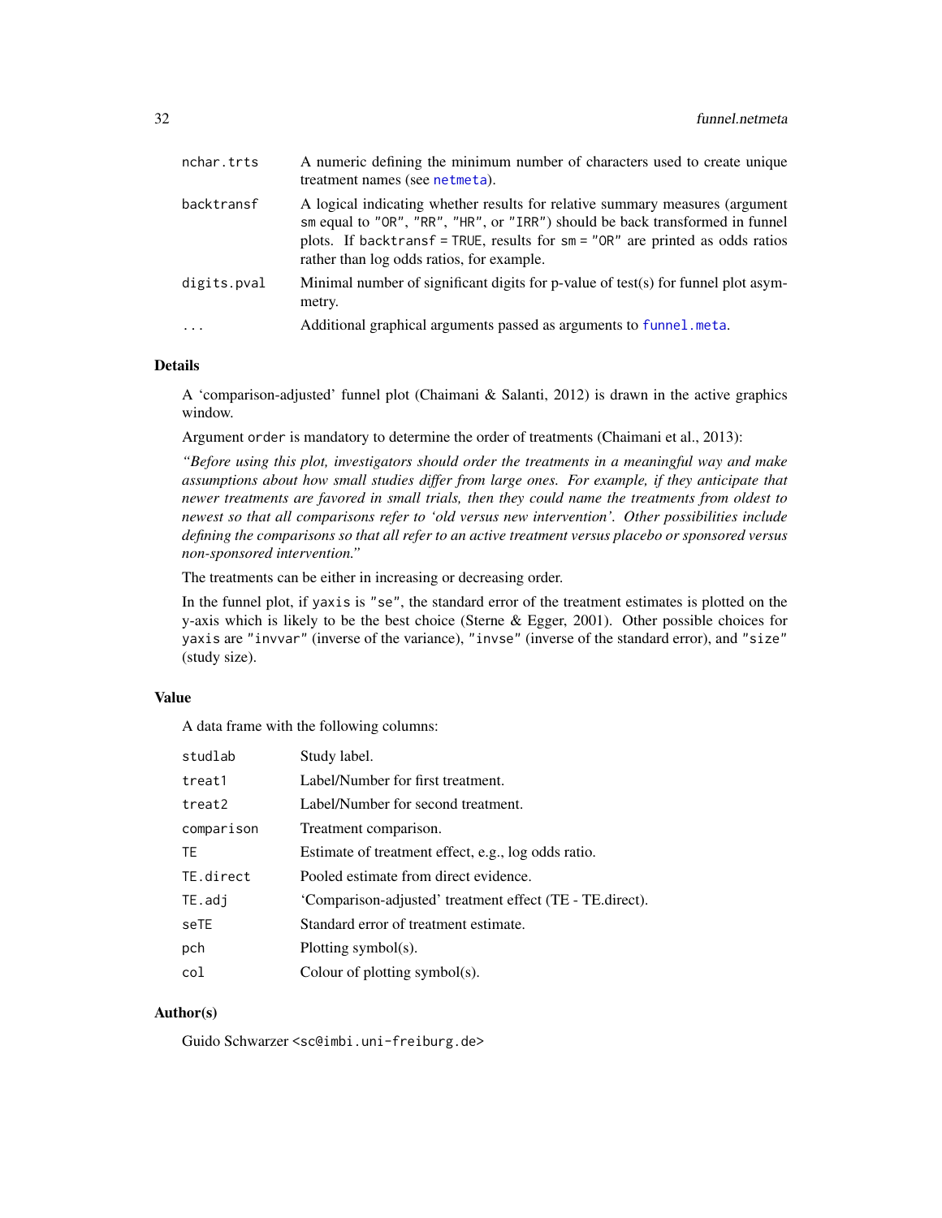| | |
|---|---|
| nchar.trts | A numeric defining the minimum number of characters used to create unique treatment names (see netmeta). |
| backtransf | A logical indicating whether results for relative summary measures (argument sm equal to "OR", "RR", "HR", or "IRR") should be back transformed in funnel plots. If backtransf = TRUE, results for sm = "OR" are printed as odds ratios rather than log odds ratios, for example. |
| digits.pval | Minimal number of significant digits for p-value of test(s) for funnel plot asymmetry. |
| ... | Additional graphical arguments passed as arguments to funnel.meta. |

## Details

A 'comparison-adjusted' funnel plot (Chaimani & Salanti, 2012) is drawn in the active graphics window.

Argument order is mandatory to determine the order of treatments (Chaimani et al., 2013):

*"Before using this plot, investigators should order the treatments in a meaningful way and make assumptions about how small studies differ from large ones. For example, if they anticipate that newer treatments are favored in small trials, then they could name the treatments from oldest to newest so that all comparisons refer to 'old versus new intervention'. Other possibilities include defining the comparisons so that all refer to an active treatment versus placebo or sponsored versus non-sponsored intervention."*

The treatments can be either in increasing or decreasing order.

In the funnel plot, if yaxis is "se", the standard error of the treatment estimates is plotted on the y-axis which is likely to be the best choice (Sterne & Egger, 2001). Other possible choices for yaxis are "invvar" (inverse of the variance), "invse" (inverse of the standard error), and "size" (study size).

## Value

A data frame with the following columns:

| | |
|---|---|
| studlab | Study label. |
| treat1 | Label/Number for first treatment. |
| treat2 | Label/Number for second treatment. |
| comparison | Treatment comparison. |
| TE | Estimate of treatment effect, e.g., log odds ratio. |
| TE.direct | Pooled estimate from direct evidence. |
| TE.adj | 'Comparison-adjusted' treatment effect (TE - TE.direct). |
| seTE | Standard error of treatment estimate. |
| pch | Plotting symbol(s). |
| col | Colour of plotting symbol(s). |

## Author(s)

Guido Schwarzer <sc@imbi.uni-freiburg.de>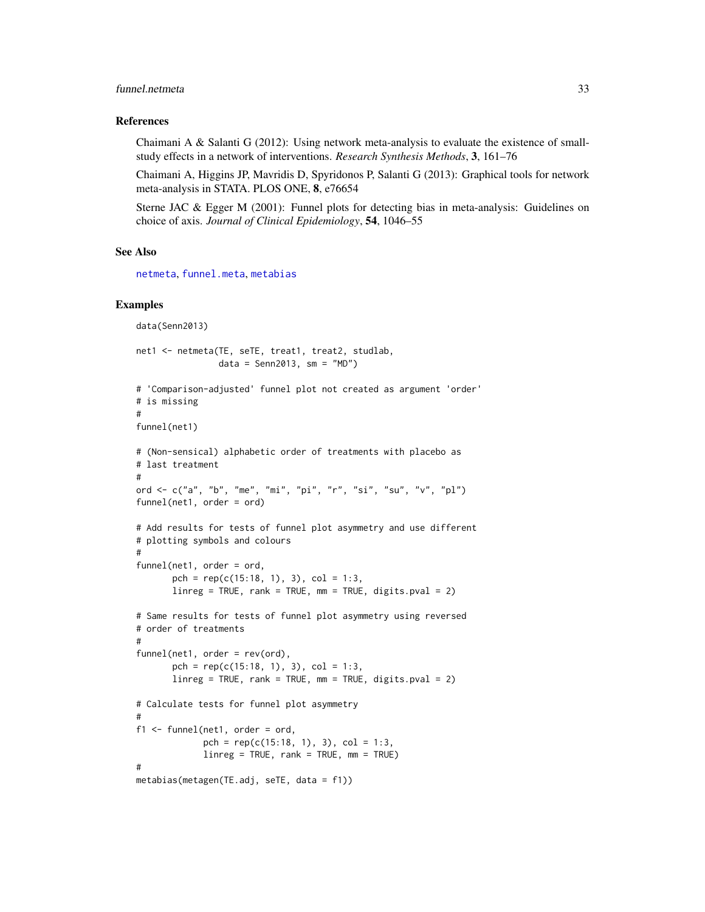### References

Chaimani A & Salanti G (2012): Using network meta-analysis to evaluate the existence of small-study effects in a network of interventions. *Research Synthesis Methods*, **3**, 161–76

Chaimani A, Higgins JP, Mavridis D, Spyridonos P, Salanti G (2013): Graphical tools for network meta-analysis in STATA. PLOS ONE, **8**, e76654

Sterne JAC & Egger M (2001): Funnel plots for detecting bias in meta-analysis: Guidelines on choice of axis. *Journal of Clinical Epidemiology*, **54**, 1046–55

### See Also

netmeta, funnel.meta, metabias

### Examples

```
data(Senn2013)

net1 <- netmeta(TE, seTE, treat1, treat2, studlab,
                data = Senn2013, sm = "MD")

# 'Comparison-adjusted' funnel plot not created as argument 'order'
# is missing
#
funnel(net1)

# (Non-sensical) alphabetic order of treatments with placebo as
# last treatment
#
ord <- c("a", "b", "me", "mi", "pi", "r", "si", "su", "v", "pl")
funnel(net1, order = ord)

# Add results for tests of funnel plot asymmetry and use different
# plotting symbols and colours
#
funnel(net1, order = ord,
       pch = rep(c(15:18, 1), 3), col = 1:3,
       linreg = TRUE, rank = TRUE, mm = TRUE, digits.pval = 2)

# Same results for tests of funnel plot asymmetry using reversed
# order of treatments
#
funnel(net1, order = rev(ord),
       pch = rep(c(15:18, 1), 3), col = 1:3,
       linreg = TRUE, rank = TRUE, mm = TRUE, digits.pval = 2)

# Calculate tests for funnel plot asymmetry
#
f1 <- funnel(net1, order = ord,
             pch = rep(c(15:18, 1), 3), col = 1:3,
             linreg = TRUE, rank = TRUE, mm = TRUE)
#
metabias(metagen(TE.adj, seTE, data = f1))
```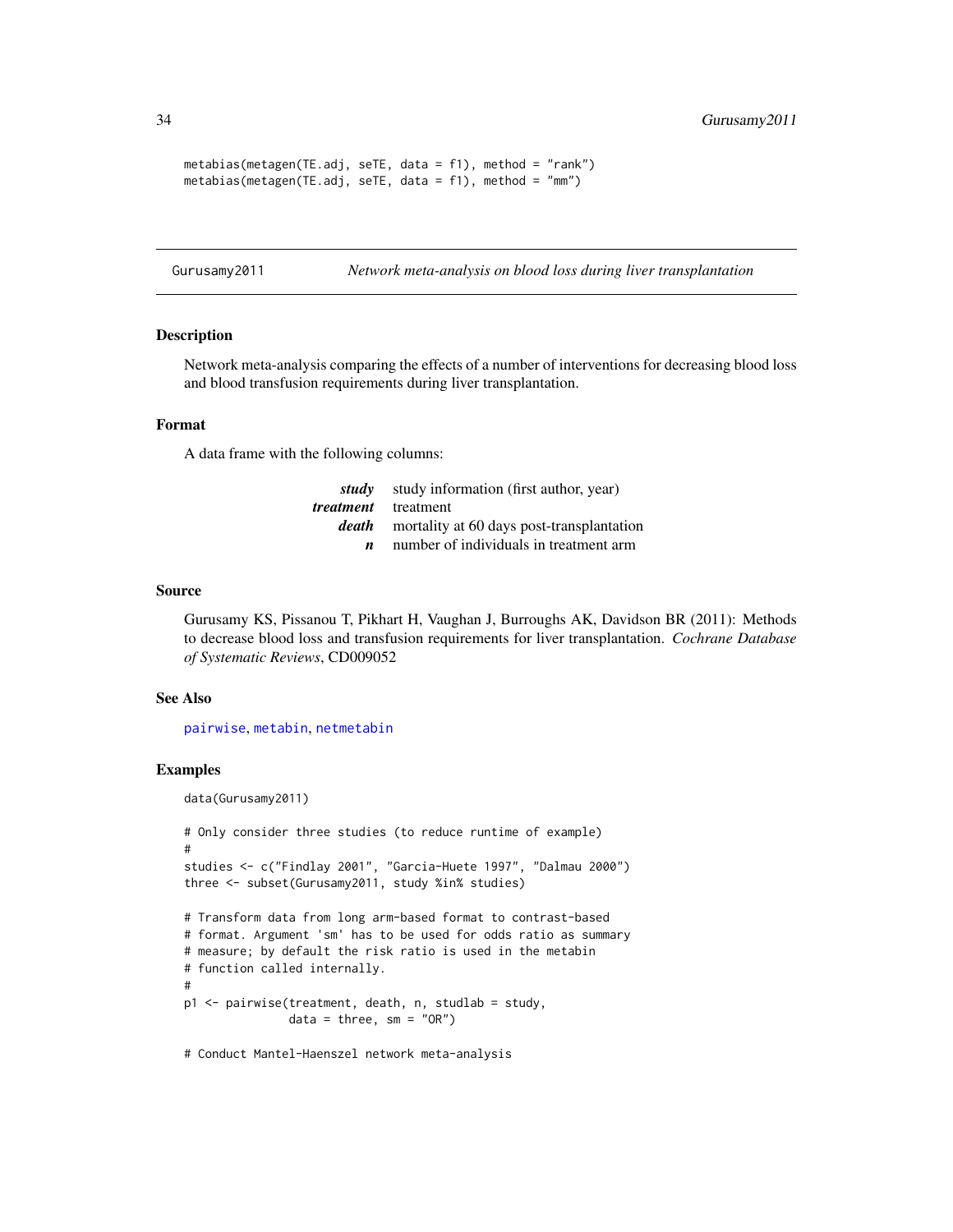```
metabias(metagen(TE.adj, seTE, data = f1), method = "rank")
metabias(metagen(TE.adj, seTE, data = f1), method = "mm")
```

---

Gurusamy2011 *Network meta-analysis on blood loss during liver transplantation*

---

## Description

Network meta-analysis comparing the effects of a number of interventions for decreasing blood loss and blood transfusion requirements during liver transplantation.

## Format

A data frame with the following columns:

| | |
|---|---|
| ***study*** | study information (first author, year) |
| ***treatment*** | treatment |
| ***death*** | mortality at 60 days post-transplantation |
| ***n*** | number of individuals in treatment arm |

## Source

Gurusamy KS, Pissanou T, Pikhart H, Vaughan J, Burroughs AK, Davidson BR (2011): Methods to decrease blood loss and transfusion requirements for liver transplantation. *Cochrane Database of Systematic Reviews*, CD009052

## See Also

pairwise, metabin, netmetabin

## Examples

```
data(Gurusamy2011)

# Only consider three studies (to reduce runtime of example)
#
studies <- c("Findlay 2001", "Garcia-Huete 1997", "Dalmau 2000")
three <- subset(Gurusamy2011, study %in% studies)

# Transform data from long arm-based format to contrast-based
# format. Argument 'sm' has to be used for odds ratio as summary
# measure; by default the risk ratio is used in the metabin
# function called internally.
#
p1 <- pairwise(treatment, death, n, studlab = study,
               data = three, sm = "OR")

# Conduct Mantel-Haenszel network meta-analysis
```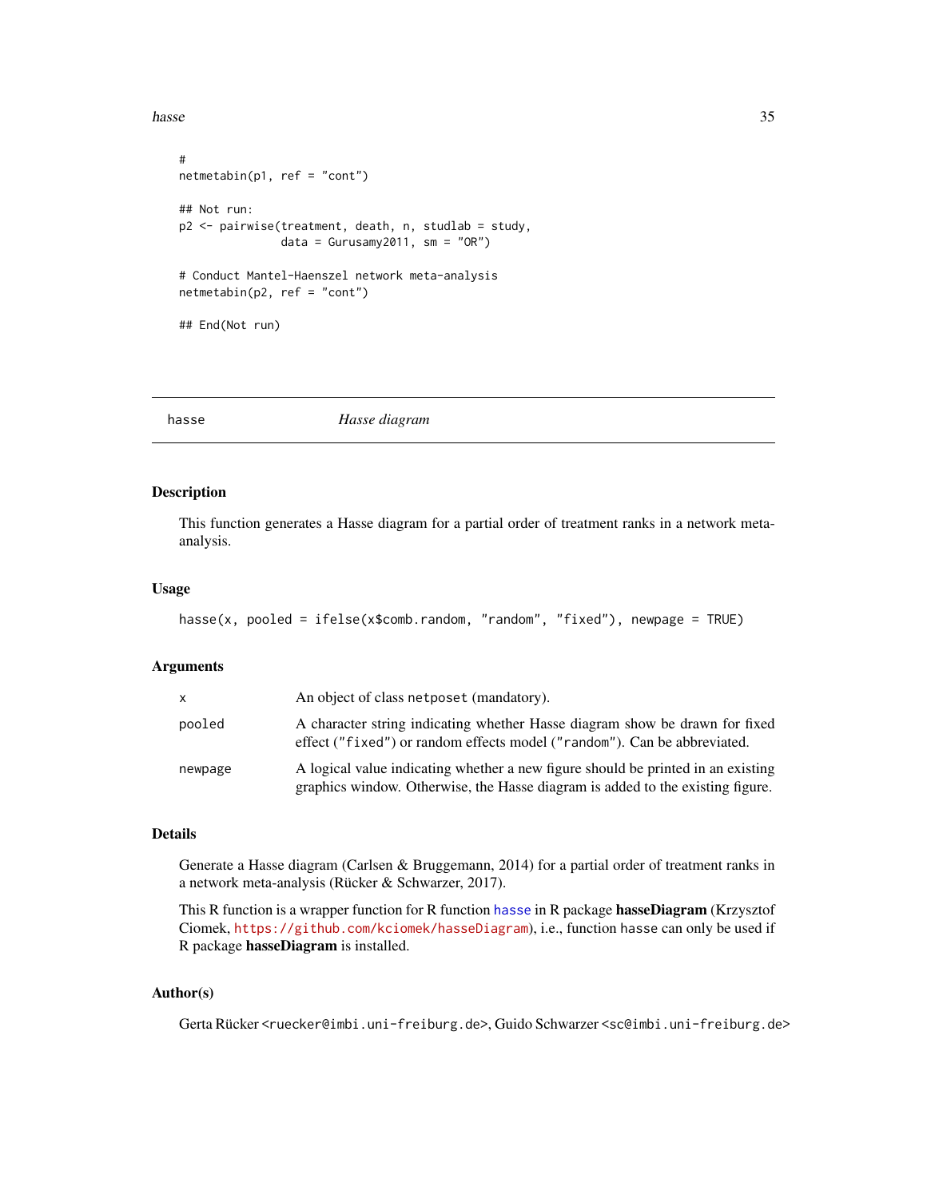```
#
netmetabin(p1, ref = "cont")

## Not run:
p2 <- pairwise(treatment, death, n, studlab = study,
               data = Gurusamy2011, sm = "OR")

# Conduct Mantel-Haenszel network meta-analysis
netmetabin(p2, ref = "cont")

## End(Not run)
```

---

hasse *Hasse diagram*

---

## Description

This function generates a Hasse diagram for a partial order of treatment ranks in a network meta-analysis.

## Usage

```
hasse(x, pooled = ifelse(x$comb.random, "random", "fixed"), newpage = TRUE)
```

## Arguments

| | |
|---|---|
| x | An object of class `netposet` (mandatory). |
| pooled | A character string indicating whether Hasse diagram show be drawn for fixed effect ("fixed") or random effects model ("random"). Can be abbreviated. |
| newpage | A logical value indicating whether a new figure should be printed in an existing graphics window. Otherwise, the Hasse diagram is added to the existing figure. |

## Details

Generate a Hasse diagram (Carlsen & Bruggemann, 2014) for a partial order of treatment ranks in a network meta-analysis (Rücker & Schwarzer, 2017).

This R function is a wrapper function for R function hasse in R package **hasseDiagram** (Krzysztof Ciomek, https://github.com/kciomek/hasseDiagram), i.e., function `hasse` can only be used if R package **hasseDiagram** is installed.

## Author(s)

Gerta Rücker <ruecker@imbi.uni-freiburg.de>, Guido Schwarzer <sc@imbi.uni-freiburg.de>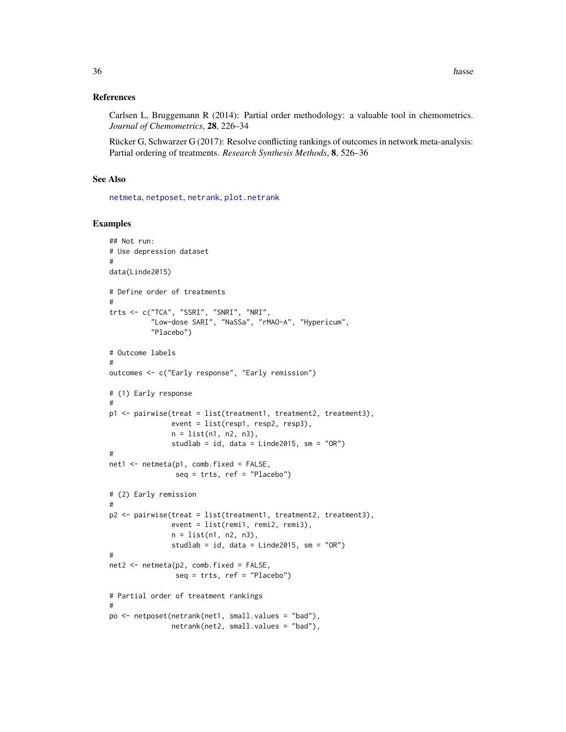### References

Carlsen L, Bruggemann R (2014): Partial order methodology: a valuable tool in chemometrics. *Journal of Chemometrics*, **28**, 226–34

Rücker G, Schwarzer G (2017): Resolve conflicting rankings of outcomes in network meta-analysis: Partial ordering of treatments. *Research Synthesis Methods*, **8**, 526–36

### See Also

netmeta, netposet, netrank, plot.netrank

### Examples

```
## Not run:
# Use depression dataset
#
data(Linde2015)

# Define order of treatments
#
trts <- c("TCA", "SSRI", "SNRI", "NRI",
          "Low-dose SARI", "NaSSa", "rMAO-A", "Hypericum",
          "Placebo")

# Outcome labels
#
outcomes <- c("Early response", "Early remission")

# (1) Early response
#
p1 <- pairwise(treat = list(treatment1, treatment2, treatment3),
               event = list(resp1, resp2, resp3),
               n = list(n1, n2, n3),
               studlab = id, data = Linde2015, sm = "OR")
#
net1 <- netmeta(p1, comb.fixed = FALSE,
                seq = trts, ref = "Placebo")

# (2) Early remission
#
p2 <- pairwise(treat = list(treatment1, treatment2, treatment3),
               event = list(remi1, remi2, remi3),
               n = list(n1, n2, n3),
               studlab = id, data = Linde2015, sm = "OR")
#
net2 <- netmeta(p2, comb.fixed = FALSE,
                seq = trts, ref = "Placebo")

# Partial order of treatment rankings
#
po <- netposet(netrank(net1, small.values = "bad"),
               netrank(net2, small.values = "bad"),
```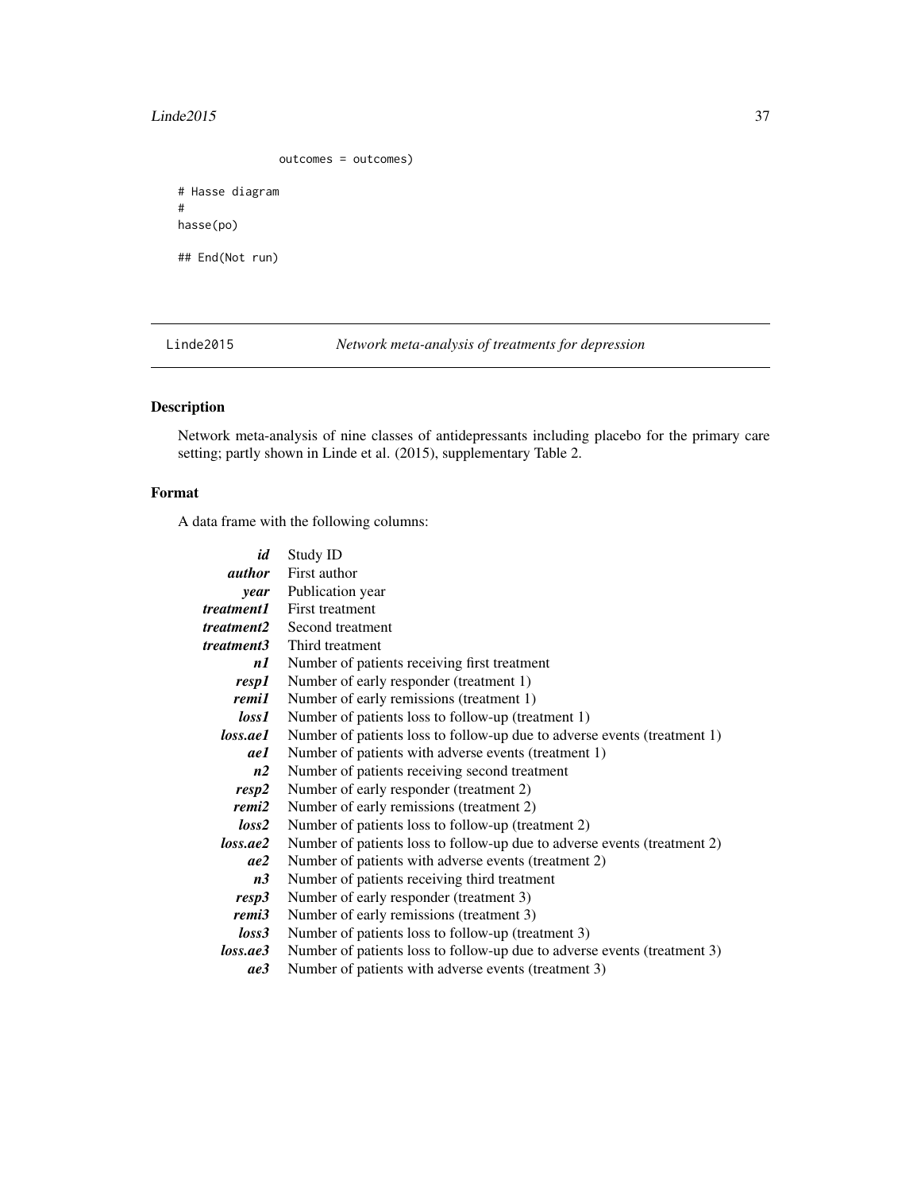```
              outcomes = outcomes)

# Hasse diagram
#
hasse(po)

## End(Not run)
```

## Linde2015 — *Network meta-analysis of treatments for depression*

### Description

Network meta-analysis of nine classes of antidepressants including placebo for the primary care setting; partly shown in Linde et al. (2015), supplementary Table 2.

### Format

A data frame with the following columns:

| | |
|---|---|
| ***id*** | Study ID |
| ***author*** | First author |
| ***year*** | Publication year |
| ***treatment1*** | First treatment |
| ***treatment2*** | Second treatment |
| ***treatment3*** | Third treatment |
| ***n1*** | Number of patients receiving first treatment |
| ***resp1*** | Number of early responder (treatment 1) |
| ***remi1*** | Number of early remissions (treatment 1) |
| ***loss1*** | Number of patients loss to follow-up (treatment 1) |
| ***loss.ae1*** | Number of patients loss to follow-up due to adverse events (treatment 1) |
| ***ae1*** | Number of patients with adverse events (treatment 1) |
| ***n2*** | Number of patients receiving second treatment |
| ***resp2*** | Number of early responder (treatment 2) |
| ***remi2*** | Number of early remissions (treatment 2) |
| ***loss2*** | Number of patients loss to follow-up (treatment 2) |
| ***loss.ae2*** | Number of patients loss to follow-up due to adverse events (treatment 2) |
| ***ae2*** | Number of patients with adverse events (treatment 2) |
| ***n3*** | Number of patients receiving third treatment |
| ***resp3*** | Number of early responder (treatment 3) |
| ***remi3*** | Number of early remissions (treatment 3) |
| ***loss3*** | Number of patients loss to follow-up (treatment 3) |
| ***loss.ae3*** | Number of patients loss to follow-up due to adverse events (treatment 3) |
| ***ae3*** | Number of patients with adverse events (treatment 3) |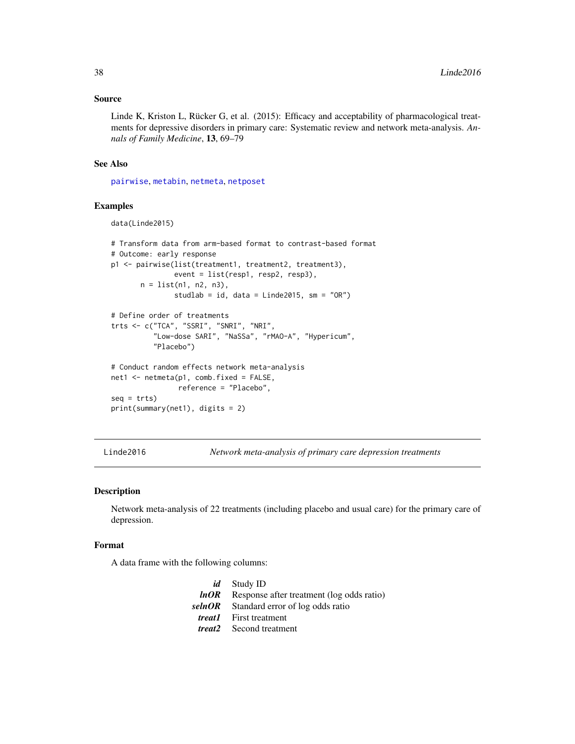### Source

Linde K, Kriston L, Rücker G, et al. (2015): Efficacy and acceptability of pharmacological treatments for depressive disorders in primary care: Systematic review and network meta-analysis. *Annals of Family Medicine*, **13**, 69–79

### See Also

pairwise, metabin, netmeta, netposet

### Examples

```
data(Linde2015)

# Transform data from arm-based format to contrast-based format
# Outcome: early response
p1 <- pairwise(list(treatment1, treatment2, treatment3),
               event = list(resp1, resp2, resp3),
       n = list(n1, n2, n3),
               studlab = id, data = Linde2015, sm = "OR")

# Define order of treatments
trts <- c("TCA", "SSRI", "SNRI", "NRI",
          "Low-dose SARI", "NaSSa", "rMAO-A", "Hypericum",
          "Placebo")

# Conduct random effects network meta-analysis
net1 <- netmeta(p1, comb.fixed = FALSE,
                reference = "Placebo",
seq = trts)
print(summary(net1), digits = 2)
```

---

## Linde2016 &nbsp;&nbsp;&nbsp; *Network meta-analysis of primary care depression treatments*

### Description

Network meta-analysis of 22 treatments (including placebo and usual care) for the primary care of depression.

### Format

A data frame with the following columns:

| | |
|---|---|
| ***id*** | Study ID |
| ***lnOR*** | Response after treatment (log odds ratio) |
| ***selnOR*** | Standard error of log odds ratio |
| ***treat1*** | First treatment |
| ***treat2*** | Second treatment |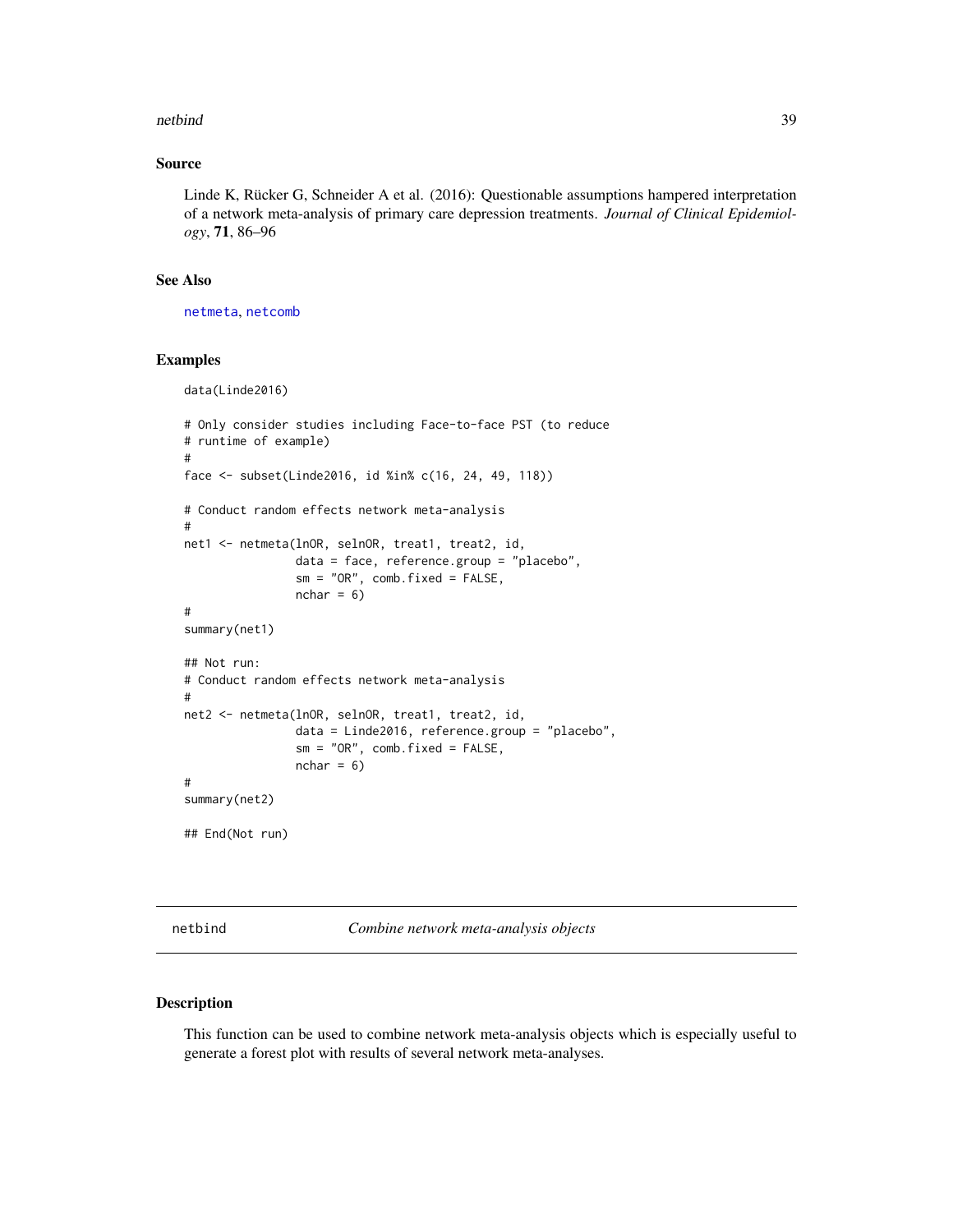## Source

Linde K, Rücker G, Schneider A et al. (2016): Questionable assumptions hampered interpretation of a network meta-analysis of primary care depression treatments. *Journal of Clinical Epidemiology*, **71**, 86–96

## See Also

netmeta, netcomb

## Examples

```
data(Linde2016)

# Only consider studies including Face-to-face PST (to reduce
# runtime of example)
#
face <- subset(Linde2016, id %in% c(16, 24, 49, 118))

# Conduct random effects network meta-analysis
#
net1 <- netmeta(lnOR, selnOR, treat1, treat2, id,
                data = face, reference.group = "placebo",
                sm = "OR", comb.fixed = FALSE,
                nchar = 6)
#
summary(net1)

## Not run:
# Conduct random effects network meta-analysis
#
net2 <- netmeta(lnOR, selnOR, treat1, treat2, id,
                data = Linde2016, reference.group = "placebo",
                sm = "OR", comb.fixed = FALSE,
                nchar = 6)
#
summary(net2)

## End(Not run)
```

---

# netbind *Combine network meta-analysis objects*

## Description

This function can be used to combine network meta-analysis objects which is especially useful to generate a forest plot with results of several network meta-analyses.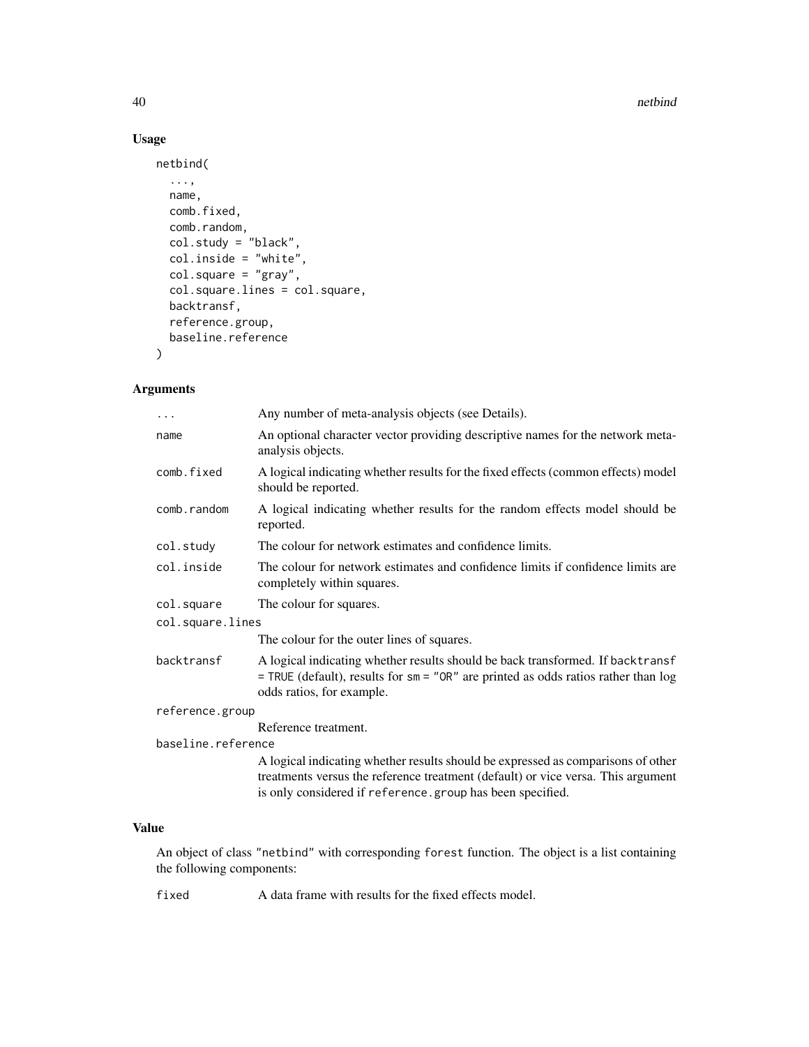## Usage

```
netbind(
  ...,
  name,
  comb.fixed,
  comb.random,
  col.study = "black",
  col.inside = "white",
  col.square = "gray",
  col.square.lines = col.square,
  backtransf,
  reference.group,
  baseline.reference
)
```

## Arguments

| | |
|---|---|
| `...` | Any number of meta-analysis objects (see Details). |
| `name` | An optional character vector providing descriptive names for the network meta-analysis objects. |
| `comb.fixed` | A logical indicating whether results for the fixed effects (common effects) model should be reported. |
| `comb.random` | A logical indicating whether results for the random effects model should be reported. |
| `col.study` | The colour for network estimates and confidence limits. |
| `col.inside` | The colour for network estimates and confidence limits if confidence limits are completely within squares. |
| `col.square` | The colour for squares. |
| `col.square.lines` | The colour for the outer lines of squares. |
| `backtransf` | A logical indicating whether results should be back transformed. If `backtransf = TRUE` (default), results for `sm = "OR"` are printed as odds ratios rather than log odds ratios, for example. |
| `reference.group` | Reference treatment. |
| `baseline.reference` | A logical indicating whether results should be expressed as comparisons of other treatments versus the reference treatment (default) or vice versa. This argument is only considered if `reference.group` has been specified. |

## Value

An object of class `"netbind"` with corresponding `forest` function. The object is a list containing the following components:

| | |
|---|---|
| `fixed` | A data frame with results for the fixed effects model. |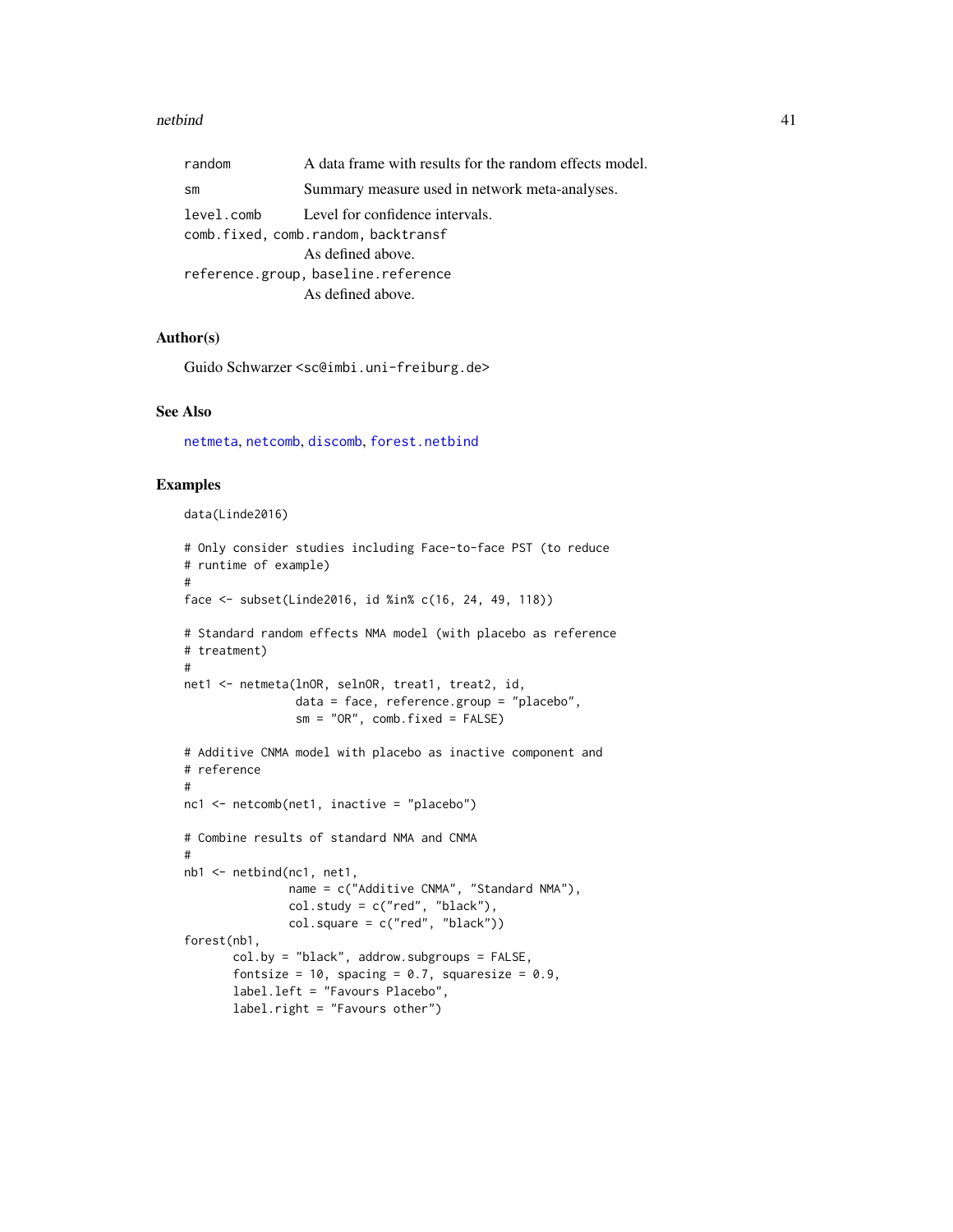| | |
|---|---|
| random | A data frame with results for the random effects model. |
| sm | Summary measure used in network meta-analyses. |
| level.comb | Level for confidence intervals. |
| comb.fixed, comb.random, backtransf | As defined above. |
| reference.group, baseline.reference | As defined above. |

## Author(s)

Guido Schwarzer <sc@imbi.uni-freiburg.de>

## See Also

netmeta, netcomb, discomb, forest.netbind

## Examples

```
data(Linde2016)

# Only consider studies including Face-to-face PST (to reduce
# runtime of example)
#
face <- subset(Linde2016, id %in% c(16, 24, 49, 118))

# Standard random effects NMA model (with placebo as reference
# treatment)
#
net1 <- netmeta(lnOR, selnOR, treat1, treat2, id,
                data = face, reference.group = "placebo",
                sm = "OR", comb.fixed = FALSE)

# Additive CNMA model with placebo as inactive component and
# reference
#
nc1 <- netcomb(net1, inactive = "placebo")

# Combine results of standard NMA and CNMA
#
nb1 <- netbind(nc1, net1,
               name = c("Additive CNMA", "Standard NMA"),
               col.study = c("red", "black"),
               col.square = c("red", "black"))
forest(nb1,
       col.by = "black", addrow.subgroups = FALSE,
       fontsize = 10, spacing = 0.7, squaresize = 0.9,
       label.left = "Favours Placebo",
       label.right = "Favours other")
```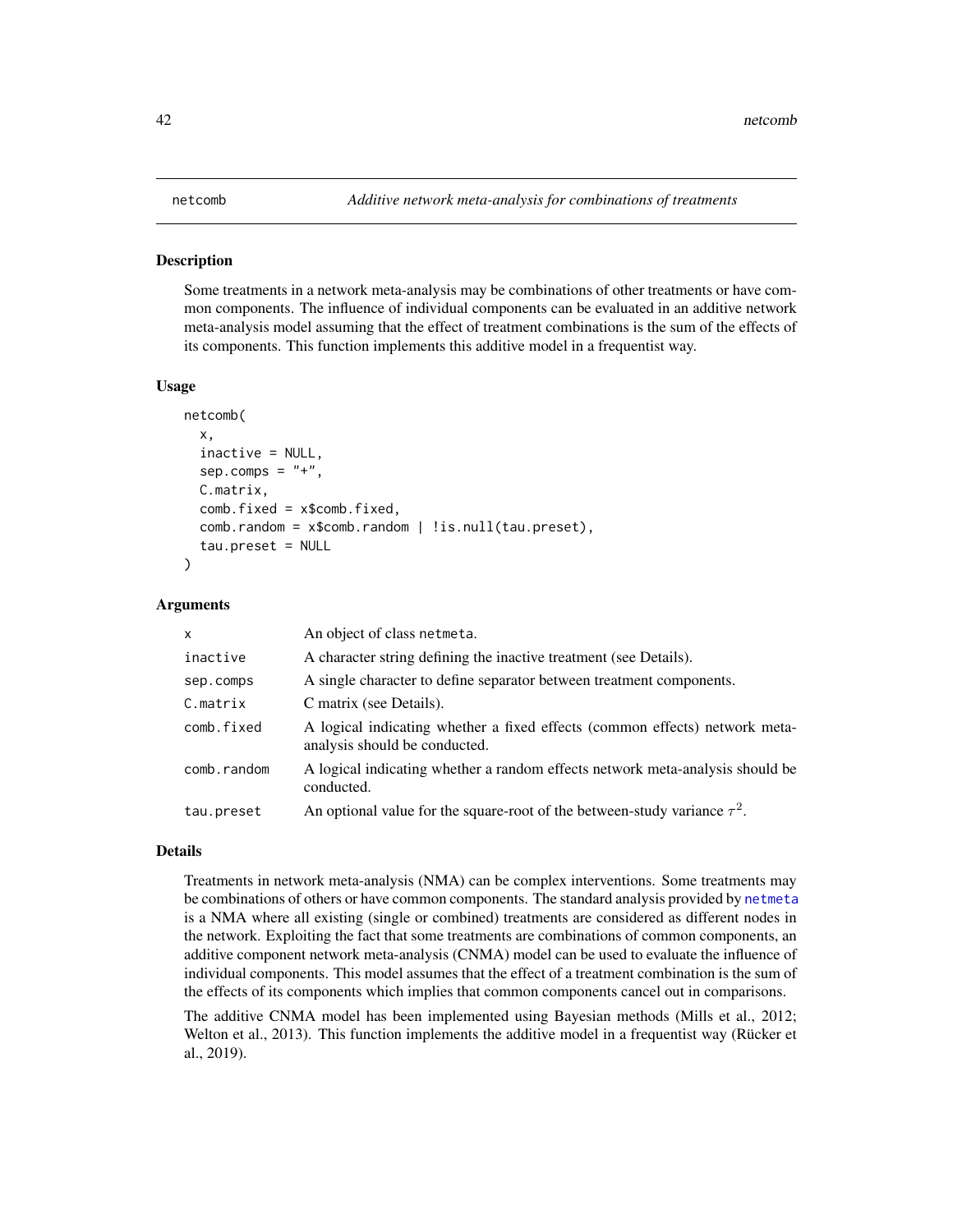## netcomb — *Additive network meta-analysis for combinations of treatments*

### Description

Some treatments in a network meta-analysis may be combinations of other treatments or have common components. The influence of individual components can be evaluated in an additive network meta-analysis model assuming that the effect of treatment combinations is the sum of the effects of its components. This function implements this additive model in a frequentist way.

### Usage

```
netcomb(
  x,
  inactive = NULL,
  sep.comps = "+",
  C.matrix,
  comb.fixed = x$comb.fixed,
  comb.random = x$comb.random | !is.null(tau.preset),
  tau.preset = NULL
)
```

### Arguments

| Argument | Description |
|---|---|
| x | An object of class netmeta. |
| inactive | A character string defining the inactive treatment (see Details). |
| sep.comps | A single character to define separator between treatment components. |
| C.matrix | C matrix (see Details). |
| comb.fixed | A logical indicating whether a fixed effects (common effects) network meta-analysis should be conducted. |
| comb.random | A logical indicating whether a random effects network meta-analysis should be conducted. |
| tau.preset | An optional value for the square-root of the between-study variance $\tau^2$. |

### Details

Treatments in network meta-analysis (NMA) can be complex interventions. Some treatments may be combinations of others or have common components. The standard analysis provided by netmeta is a NMA where all existing (single or combined) treatments are considered as different nodes in the network. Exploiting the fact that some treatments are combinations of common components, an additive component network meta-analysis (CNMA) model can be used to evaluate the influence of individual components. This model assumes that the effect of a treatment combination is the sum of the effects of its components which implies that common components cancel out in comparisons.

The additive CNMA model has been implemented using Bayesian methods (Mills et al., 2012; Welton et al., 2013). This function implements the additive model in a frequentist way (Rücker et al., 2019).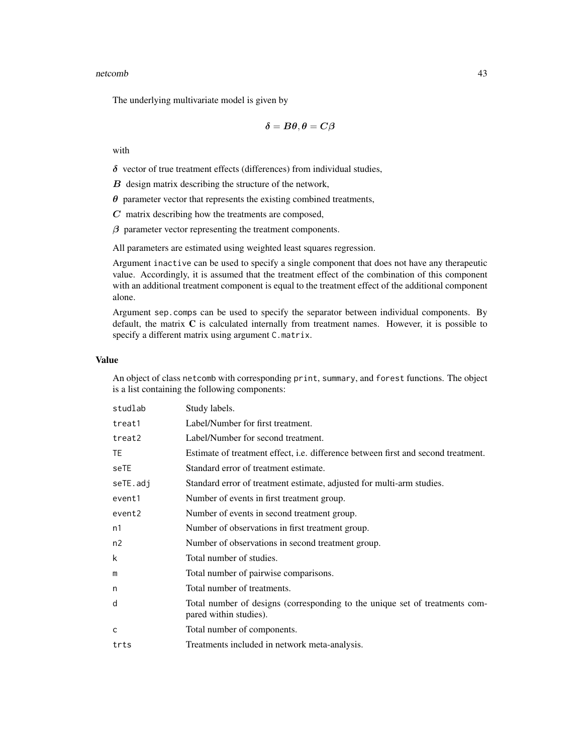The underlying multivariate model is given by

$$\boldsymbol{\delta} = \boldsymbol{B}\boldsymbol{\theta}, \boldsymbol{\theta} = \boldsymbol{C}\boldsymbol{\beta}$$

with

- $\boldsymbol{\delta}$ vector of true treatment effects (differences) from individual studies,
- $\boldsymbol{B}$ design matrix describing the structure of the network,
- $\boldsymbol{\theta}$ parameter vector that represents the existing combined treatments,
- $\boldsymbol{C}$ matrix describing how the treatments are composed,
- $\boldsymbol{\beta}$ parameter vector representing the treatment components.

All parameters are estimated using weighted least squares regression.

Argument `inactive` can be used to specify a single component that does not have any therapeutic value. Accordingly, it is assumed that the treatment effect of the combination of this component with an additional treatment component is equal to the treatment effect of the additional component alone.

Argument `sep.comps` can be used to specify the separator between individual components. By default, the matrix **C** is calculated internally from treatment names. However, it is possible to specify a different matrix using argument `C.matrix`.

### Value

An object of class `netcomb` with corresponding `print`, `summary`, and `forest` functions. The object is a list containing the following components:

| | |
|---|---|
| `studlab` | Study labels. |
| `treat1` | Label/Number for first treatment. |
| `treat2` | Label/Number for second treatment. |
| `TE` | Estimate of treatment effect, i.e. difference between first and second treatment. |
| `seTE` | Standard error of treatment estimate. |
| `seTE.adj` | Standard error of treatment estimate, adjusted for multi-arm studies. |
| `event1` | Number of events in first treatment group. |
| `event2` | Number of events in second treatment group. |
| `n1` | Number of observations in first treatment group. |
| `n2` | Number of observations in second treatment group. |
| `k` | Total number of studies. |
| `m` | Total number of pairwise comparisons. |
| `n` | Total number of treatments. |
| `d` | Total number of designs (corresponding to the unique set of treatments compared within studies). |
| `c` | Total number of components. |
| `trts` | Treatments included in network meta-analysis. |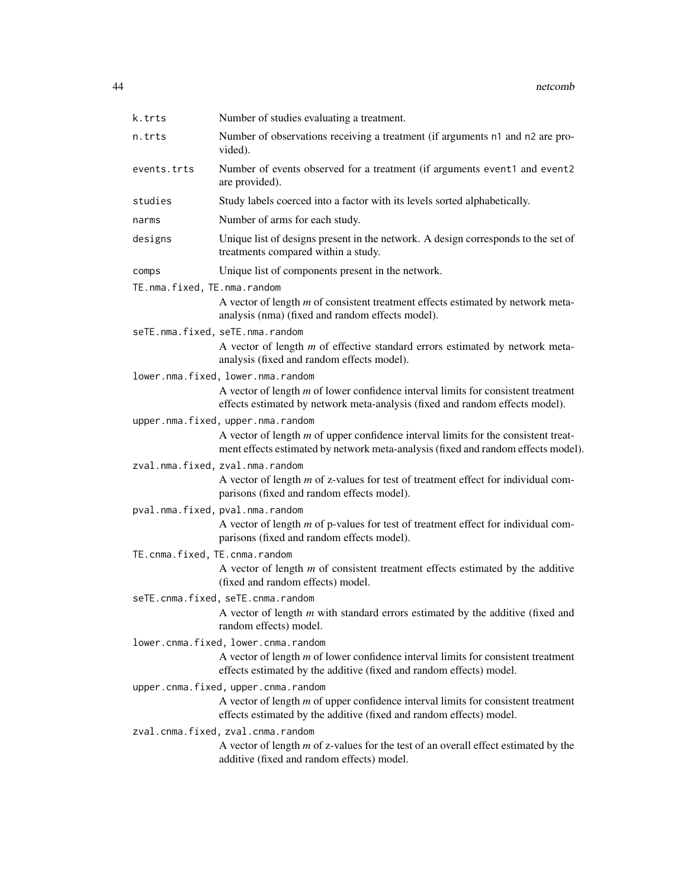`k.trts` Number of studies evaluating a treatment.

`n.trts` Number of observations receiving a treatment (if arguments `n1` and `n2` are provided).

`events.trts` Number of events observed for a treatment (if arguments `event1` and `event2` are provided).

`studies` Study labels coerced into a factor with its levels sorted alphabetically.

`narms` Number of arms for each study.

`designs` Unique list of designs present in the network. A design corresponds to the set of treatments compared within a study.

`comps` Unique list of components present in the network.

`TE.nma.fixed, TE.nma.random`
A vector of length *m* of consistent treatment effects estimated by network meta-analysis (nma) (fixed and random effects model).

`seTE.nma.fixed, seTE.nma.random`
A vector of length *m* of effective standard errors estimated by network meta-analysis (fixed and random effects model).

`lower.nma.fixed, lower.nma.random`
A vector of length *m* of lower confidence interval limits for consistent treatment effects estimated by network meta-analysis (fixed and random effects model).

`upper.nma.fixed, upper.nma.random`
A vector of length *m* of upper confidence interval limits for the consistent treatment effects estimated by network meta-analysis (fixed and random effects model).

`zval.nma.fixed, zval.nma.random`
A vector of length *m* of z-values for test of treatment effect for individual comparisons (fixed and random effects model).

`pval.nma.fixed, pval.nma.random`
A vector of length *m* of p-values for test of treatment effect for individual comparisons (fixed and random effects model).

`TE.cnma.fixed, TE.cnma.random`
A vector of length *m* of consistent treatment effects estimated by the additive (fixed and random effects) model.

`seTE.cnma.fixed, seTE.cnma.random`
A vector of length *m* with standard errors estimated by the additive (fixed and random effects) model.

`lower.cnma.fixed, lower.cnma.random`
A vector of length *m* of lower confidence interval limits for consistent treatment effects estimated by the additive (fixed and random effects) model.

`upper.cnma.fixed, upper.cnma.random`
A vector of length *m* of upper confidence interval limits for consistent treatment effects estimated by the additive (fixed and random effects) model.

`zval.cnma.fixed, zval.cnma.random`
A vector of length *m* of z-values for the test of an overall effect estimated by the additive (fixed and random effects) model.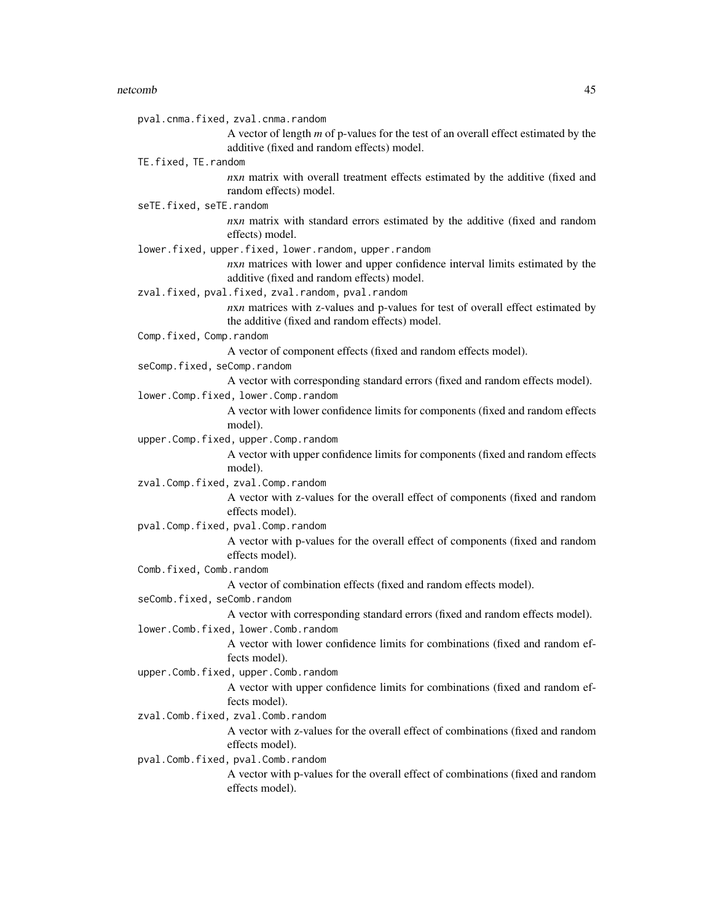`pval.cnma.fixed, zval.cnma.random`
: A vector of length *m* of p-values for the test of an overall effect estimated by the additive (fixed and random effects) model.

`TE.fixed, TE.random`
: *n*x*n* matrix with overall treatment effects estimated by the additive (fixed and random effects) model.

`seTE.fixed, seTE.random`
: *n*x*n* matrix with standard errors estimated by the additive (fixed and random effects) model.

`lower.fixed, upper.fixed, lower.random, upper.random`
: *n*x*n* matrices with lower and upper confidence interval limits estimated by the additive (fixed and random effects) model.

`zval.fixed, pval.fixed, zval.random, pval.random`
: *n*x*n* matrices with z-values and p-values for test of overall effect estimated by the additive (fixed and random effects) model.

`Comp.fixed, Comp.random`
: A vector of component effects (fixed and random effects model).

`seComp.fixed, seComp.random`
: A vector with corresponding standard errors (fixed and random effects model).

`lower.Comp.fixed, lower.Comp.random`
: A vector with lower confidence limits for components (fixed and random effects model).

`upper.Comp.fixed, upper.Comp.random`
: A vector with upper confidence limits for components (fixed and random effects model).

`zval.Comp.fixed, zval.Comp.random`
: A vector with z-values for the overall effect of components (fixed and random effects model).

`pval.Comp.fixed, pval.Comp.random`
: A vector with p-values for the overall effect of components (fixed and random effects model).

`Comb.fixed, Comb.random`
: A vector of combination effects (fixed and random effects model).

`seComb.fixed, seComb.random`
: A vector with corresponding standard errors (fixed and random effects model).

`lower.Comb.fixed, lower.Comb.random`
: A vector with lower confidence limits for combinations (fixed and random effects model).

`upper.Comb.fixed, upper.Comb.random`
: A vector with upper confidence limits for combinations (fixed and random effects model).

`zval.Comb.fixed, zval.Comb.random`
: A vector with z-values for the overall effect of combinations (fixed and random effects model).

`pval.Comb.fixed, pval.Comb.random`
: A vector with p-values for the overall effect of combinations (fixed and random effects model).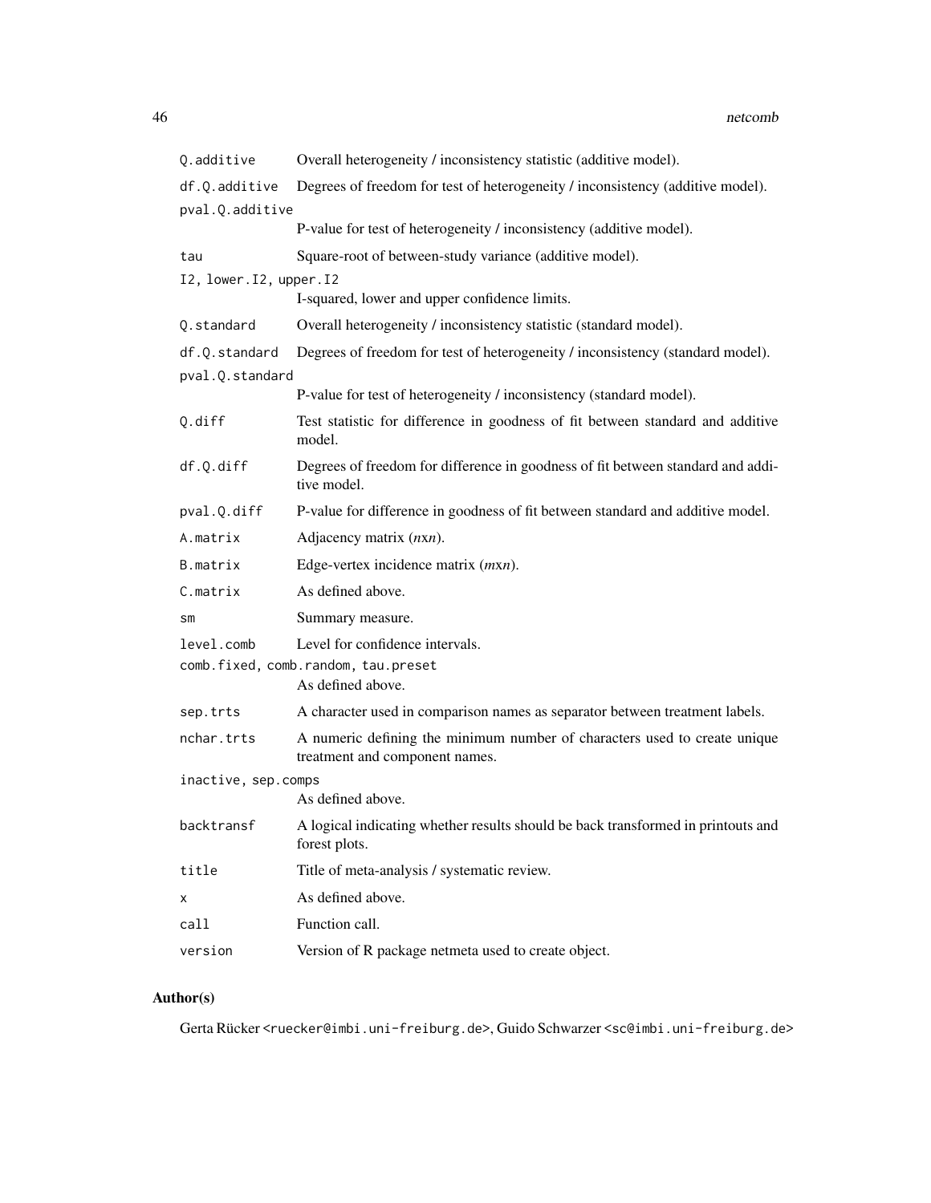| | |
|---|---|
| `Q.additive` | Overall heterogeneity / inconsistency statistic (additive model). |
| `df.Q.additive` | Degrees of freedom for test of heterogeneity / inconsistency (additive model). |
| `pval.Q.additive` | P-value for test of heterogeneity / inconsistency (additive model). |
| `tau` | Square-root of between-study variance (additive model). |
| `I2, lower.I2, upper.I2` | I-squared, lower and upper confidence limits. |
| `Q.standard` | Overall heterogeneity / inconsistency statistic (standard model). |
| `df.Q.standard` | Degrees of freedom for test of heterogeneity / inconsistency (standard model). |
| `pval.Q.standard` | P-value for test of heterogeneity / inconsistency (standard model). |
| `Q.diff` | Test statistic for difference in goodness of fit between standard and additive model. |
| `df.Q.diff` | Degrees of freedom for difference in goodness of fit between standard and additive model. |
| `pval.Q.diff` | P-value for difference in goodness of fit between standard and additive model. |
| `A.matrix` | Adjacency matrix ($n$x$n$). |
| `B.matrix` | Edge-vertex incidence matrix ($m$x$n$). |
| `C.matrix` | As defined above. |
| `sm` | Summary measure. |
| `level.comb` | Level for confidence intervals. |
| `comb.fixed, comb.random, tau.preset` | As defined above. |
| `sep.trts` | A character used in comparison names as separator between treatment labels. |
| `nchar.trts` | A numeric defining the minimum number of characters used to create unique treatment and component names. |
| `inactive, sep.comps` | As defined above. |
| `backtransf` | A logical indicating whether results should be back transformed in printouts and forest plots. |
| `title` | Title of meta-analysis / systematic review. |
| `x` | As defined above. |
| `call` | Function call. |
| `version` | Version of R package netmeta used to create object. |

## Author(s)

Gerta Rücker <ruecker@imbi.uni-freiburg.de>, Guido Schwarzer <sc@imbi.uni-freiburg.de>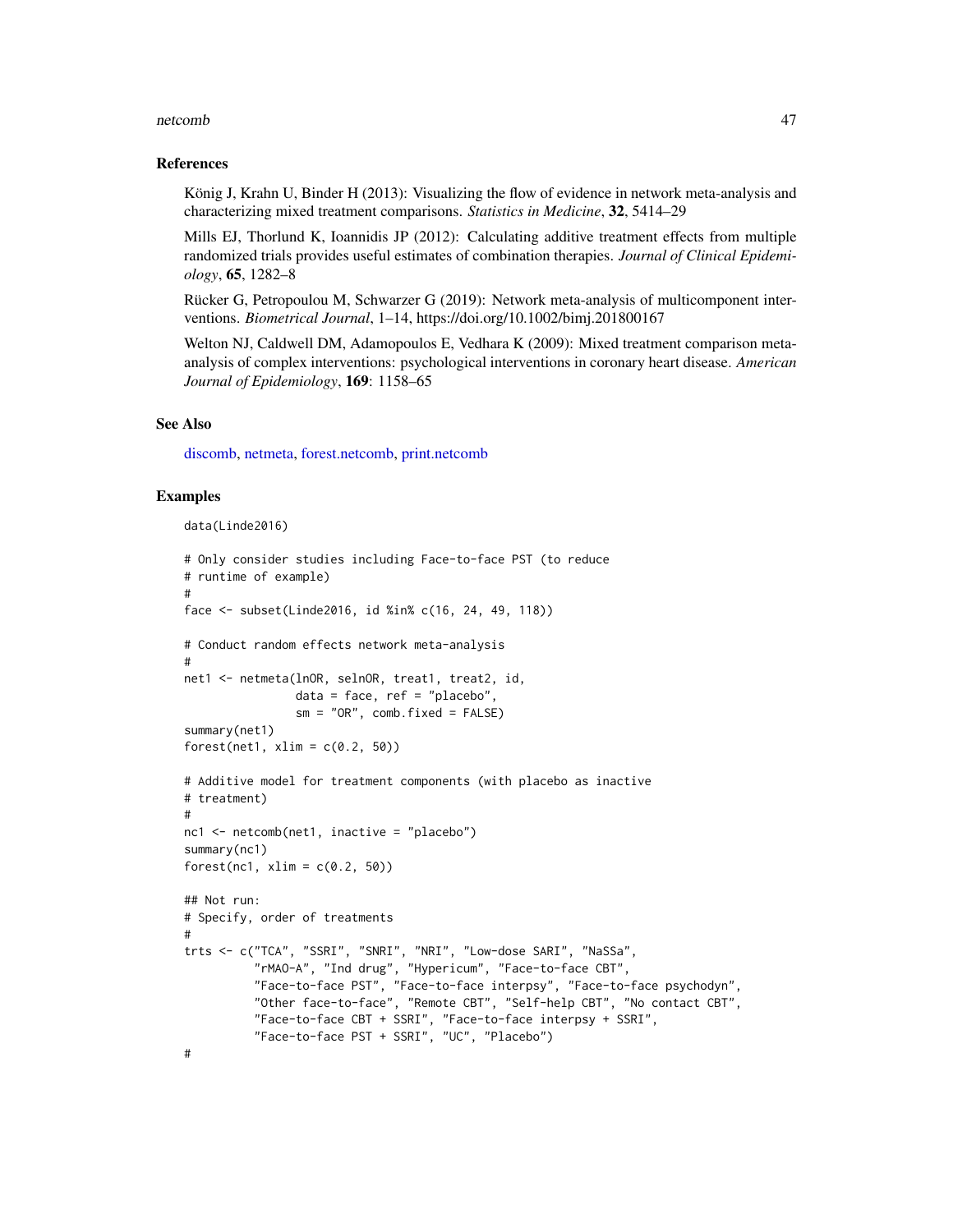## References

König J, Krahn U, Binder H (2013): Visualizing the flow of evidence in network meta-analysis and characterizing mixed treatment comparisons. *Statistics in Medicine*, **32**, 5414–29

Mills EJ, Thorlund K, Ioannidis JP (2012): Calculating additive treatment effects from multiple randomized trials provides useful estimates of combination therapies. *Journal of Clinical Epidemiology*, **65**, 1282–8

Rücker G, Petropoulou M, Schwarzer G (2019): Network meta-analysis of multicomponent interventions. *Biometrical Journal*, 1–14, https://doi.org/10.1002/bimj.201800167

Welton NJ, Caldwell DM, Adamopoulos E, Vedhara K (2009): Mixed treatment comparison meta-analysis of complex interventions: psychological interventions in coronary heart disease. *American Journal of Epidemiology*, **169**: 1158–65

## See Also

discomb, netmeta, forest.netcomb, print.netcomb

## Examples

```
data(Linde2016)

# Only consider studies including Face-to-face PST (to reduce
# runtime of example)
#
face <- subset(Linde2016, id %in% c(16, 24, 49, 118))

# Conduct random effects network meta-analysis
#
net1 <- netmeta(lnOR, selnOR, treat1, treat2, id,
                data = face, ref = "placebo",
                sm = "OR", comb.fixed = FALSE)
summary(net1)
forest(net1, xlim = c(0.2, 50))

# Additive model for treatment components (with placebo as inactive
# treatment)
#
nc1 <- netcomb(net1, inactive = "placebo")
summary(nc1)
forest(nc1, xlim = c(0.2, 50))

## Not run:
# Specify, order of treatments
#
trts <- c("TCA", "SSRI", "SNRI", "NRI", "Low-dose SARI", "NaSSa",
          "rMAO-A", "Ind drug", "Hypericum", "Face-to-face CBT",
          "Face-to-face PST", "Face-to-face interpsy", "Face-to-face psychodyn",
          "Other face-to-face", "Remote CBT", "Self-help CBT", "No contact CBT",
          "Face-to-face CBT + SSRI", "Face-to-face interpsy + SSRI",
          "Face-to-face PST + SSRI", "UC", "Placebo")
#
```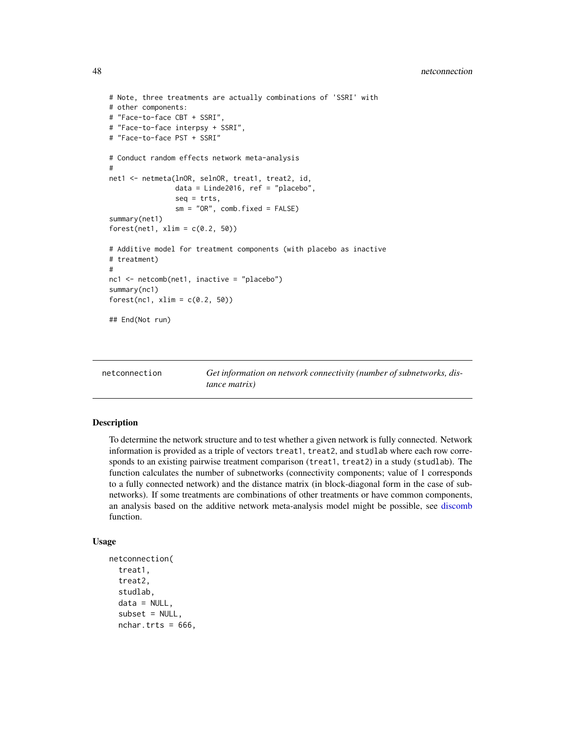```
# Note, three treatments are actually combinations of 'SSRI' with
# other components:
# "Face-to-face CBT + SSRI",
# "Face-to-face interpsy + SSRI",
# "Face-to-face PST + SSRI"

# Conduct random effects network meta-analysis
#
net1 <- netmeta(lnOR, selnOR, treat1, treat2, id,
                data = Linde2016, ref = "placebo",
                seq = trts,
                sm = "OR", comb.fixed = FALSE)
summary(net1)
forest(net1, xlim = c(0.2, 50))

# Additive model for treatment components (with placebo as inactive
# treatment)
#
nc1 <- netcomb(net1, inactive = "placebo")
summary(nc1)
forest(nc1, xlim = c(0.2, 50))

## End(Not run)
```

---

## netconnection — *Get information on network connectivity (number of subnetworks, distance matrix)*

---

### Description

To determine the network structure and to test whether a given network is fully connected. Network information is provided as a triple of vectors `treat1`, `treat2`, and `studlab` where each row corresponds to an existing pairwise treatment comparison (`treat1`, `treat2`) in a study (`studlab`). The function calculates the number of subnetworks (connectivity components; value of 1 corresponds to a fully connected network) and the distance matrix (in block-diagonal form in the case of subnetworks). If some treatments are combinations of other treatments or have common components, an analysis based on the additive network meta-analysis model might be possible, see discomb function.

### Usage

```
netconnection(
  treat1,
  treat2,
  studlab,
  data = NULL,
  subset = NULL,
  nchar.trts = 666,
```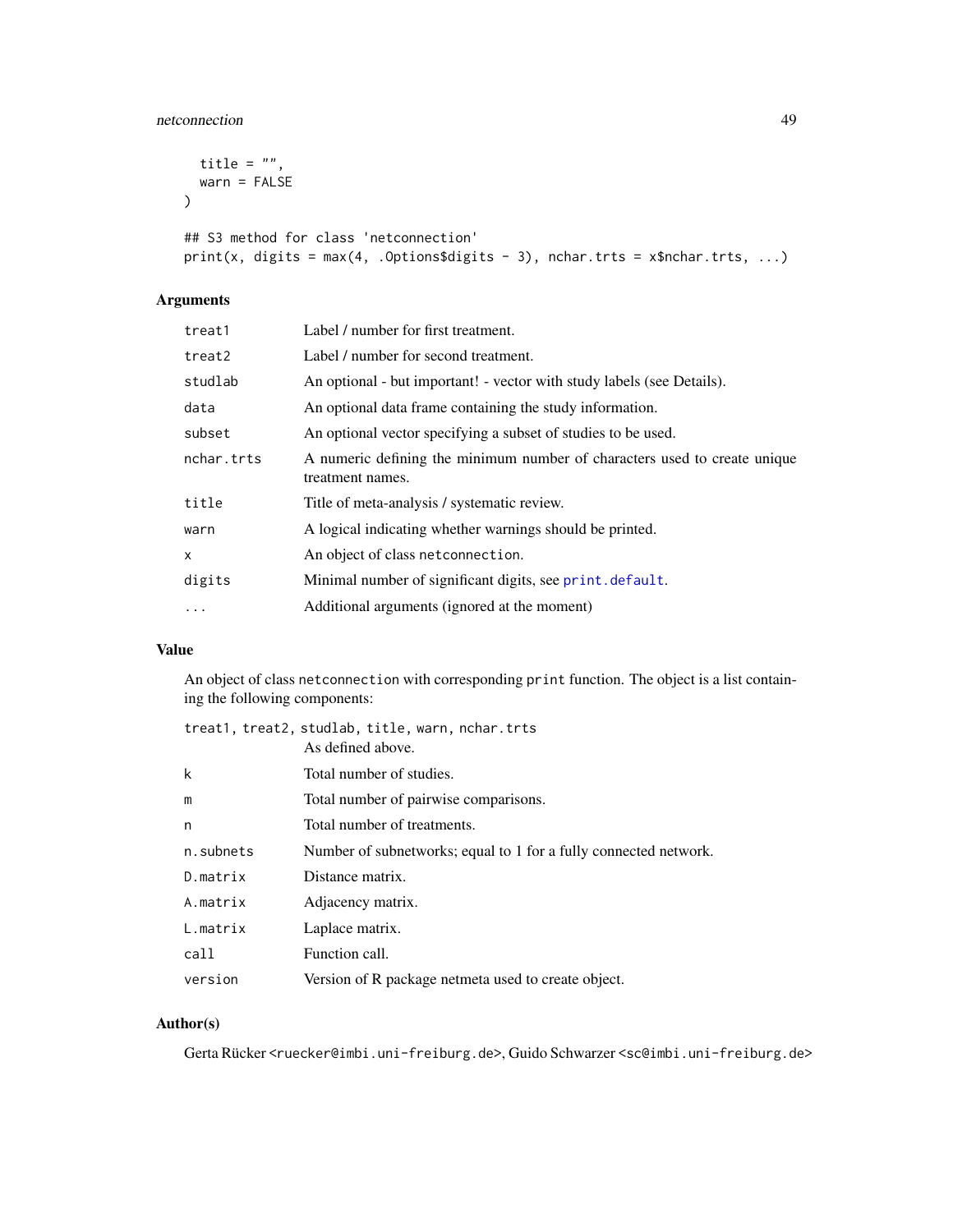```
  title = "",
  warn = FALSE
)

## S3 method for class 'netconnection'
print(x, digits = max(4, .Options$digits - 3), nchar.trts = x$nchar.trts, ...)
```

## Arguments

| | |
|---|---|
| `treat1` | Label / number for first treatment. |
| `treat2` | Label / number for second treatment. |
| `studlab` | An optional - but important! - vector with study labels (see Details). |
| `data` | An optional data frame containing the study information. |
| `subset` | An optional vector specifying a subset of studies to be used. |
| `nchar.trts` | A numeric defining the minimum number of characters used to create unique treatment names. |
| `title` | Title of meta-analysis / systematic review. |
| `warn` | A logical indicating whether warnings should be printed. |
| `x` | An object of class `netconnection`. |
| `digits` | Minimal number of significant digits, see `print.default`. |
| `...` | Additional arguments (ignored at the moment) |

## Value

An object of class `netconnection` with corresponding `print` function. The object is a list containing the following components:

| | |
|---|---|
| `treat1, treat2, studlab, title, warn, nchar.trts` | As defined above. |
| `k` | Total number of studies. |
| `m` | Total number of pairwise comparisons. |
| `n` | Total number of treatments. |
| `n.subnets` | Number of subnetworks; equal to 1 for a fully connected network. |
| `D.matrix` | Distance matrix. |
| `A.matrix` | Adjacency matrix. |
| `L.matrix` | Laplace matrix. |
| `call` | Function call. |
| `version` | Version of R package netmeta used to create object. |

## Author(s)

Gerta Rücker <ruecker@imbi.uni-freiburg.de>, Guido Schwarzer <sc@imbi.uni-freiburg.de>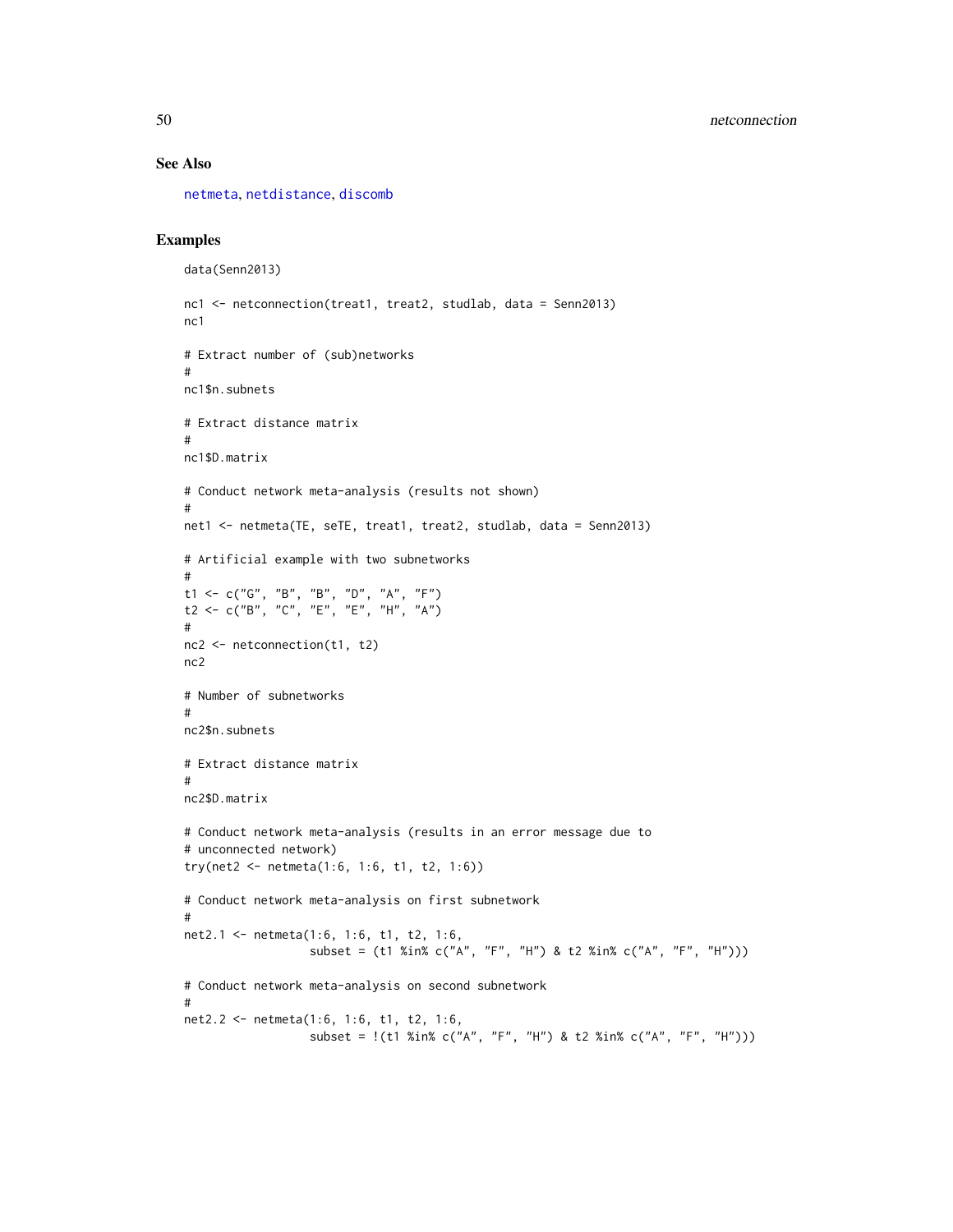## See Also

netmeta, netdistance, discomb

## Examples

```
data(Senn2013)

nc1 <- netconnection(treat1, treat2, studlab, data = Senn2013)
nc1

# Extract number of (sub)networks
#
nc1$n.subnets

# Extract distance matrix
#
nc1$D.matrix

# Conduct network meta-analysis (results not shown)
#
net1 <- netmeta(TE, seTE, treat1, treat2, studlab, data = Senn2013)

# Artificial example with two subnetworks
#
t1 <- c("G", "B", "B", "D", "A", "F")
t2 <- c("B", "C", "E", "E", "H", "A")
#
nc2 <- netconnection(t1, t2)
nc2

# Number of subnetworks
#
nc2$n.subnets

# Extract distance matrix
#
nc2$D.matrix

# Conduct network meta-analysis (results in an error message due to
# unconnected network)
try(net2 <- netmeta(1:6, 1:6, t1, t2, 1:6))

# Conduct network meta-analysis on first subnetwork
#
net2.1 <- netmeta(1:6, 1:6, t1, t2, 1:6,
                  subset = (t1 %in% c("A", "F", "H") & t2 %in% c("A", "F", "H")))

# Conduct network meta-analysis on second subnetwork
#
net2.2 <- netmeta(1:6, 1:6, t1, t2, 1:6,
                  subset = !(t1 %in% c("A", "F", "H") & t2 %in% c("A", "F", "H")))
```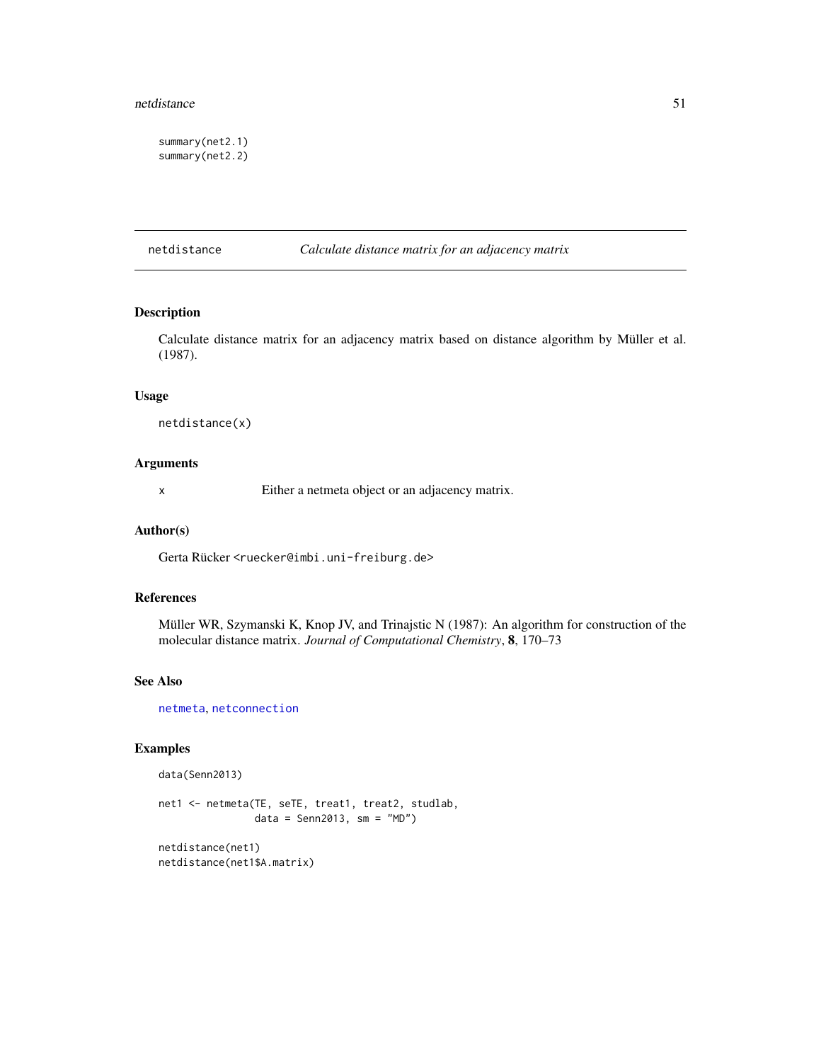```
summary(net2.1)
summary(net2.2)
```

## netdistance *Calculate distance matrix for an adjacency matrix*

### Description

Calculate distance matrix for an adjacency matrix based on distance algorithm by Müller et al. (1987).

### Usage

```
netdistance(x)
```

### Arguments

x Either a netmeta object or an adjacency matrix.

### Author(s)

Gerta Rücker <ruecker@imbi.uni-freiburg.de>

### References

Müller WR, Szymanski K, Knop JV, and Trinajstic N (1987): An algorithm for construction of the molecular distance matrix. *Journal of Computational Chemistry*, **8**, 170–73

### See Also

netmeta, netconnection

### Examples

```
data(Senn2013)

net1 <- netmeta(TE, seTE, treat1, treat2, studlab,
                data = Senn2013, sm = "MD")

netdistance(net1)
netdistance(net1$A.matrix)
```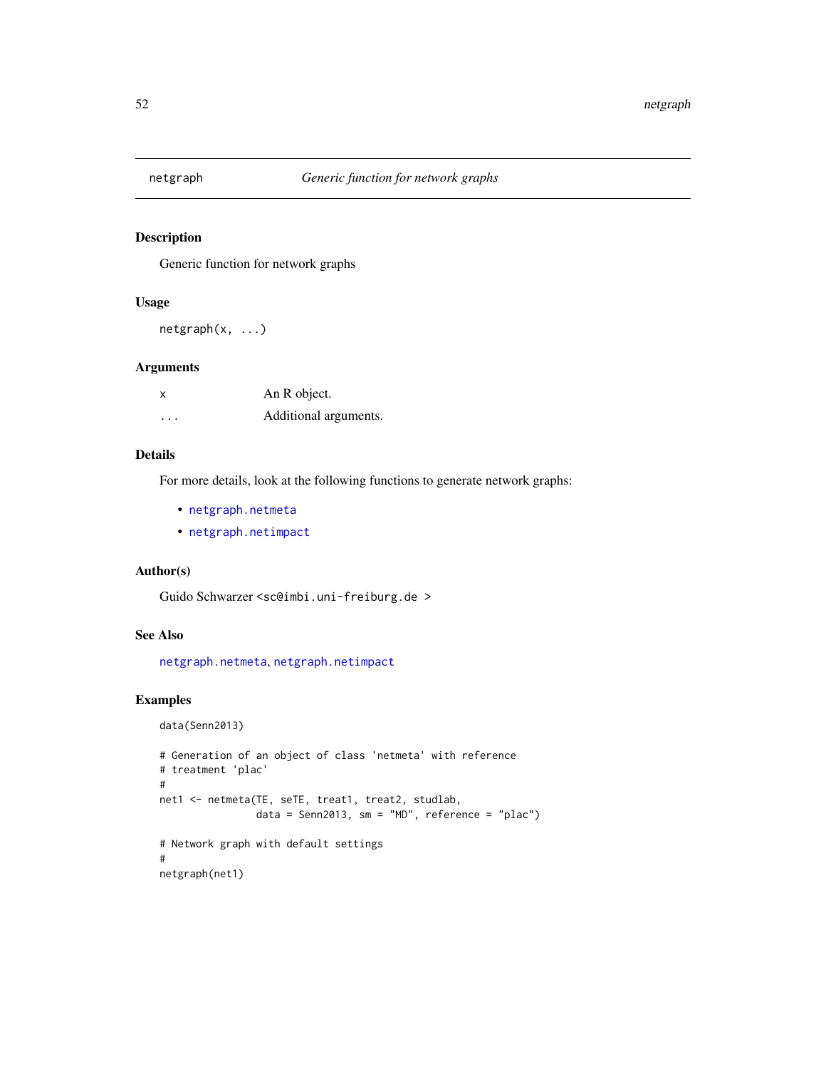# netgraph — *Generic function for network graphs*

## Description

Generic function for network graphs

## Usage

```
netgraph(x, ...)
```

## Arguments

| | |
|---|---|
| x | An R object. |
| ... | Additional arguments. |

## Details

For more details, look at the following functions to generate network graphs:

- netgraph.netmeta
- netgraph.netimpact

## Author(s)

Guido Schwarzer <sc@imbi.uni-freiburg.de >

## See Also

netgraph.netmeta, netgraph.netimpact

## Examples

```
data(Senn2013)

# Generation of an object of class 'netmeta' with reference
# treatment 'plac'
#
net1 <- netmeta(TE, seTE, treat1, treat2, studlab,
                data = Senn2013, sm = "MD", reference = "plac")

# Network graph with default settings
#
netgraph(net1)
```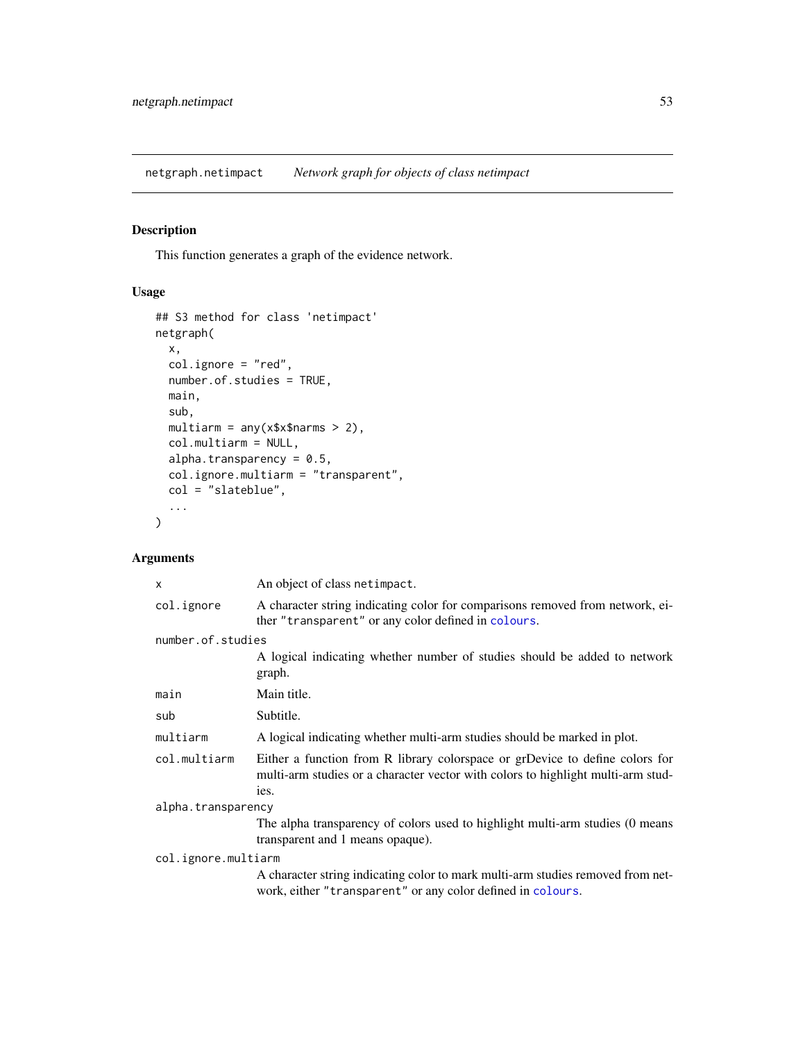netgraph.netimpact *Network graph for objects of class netimpact*

## Description

This function generates a graph of the evidence network.

## Usage

```
## S3 method for class 'netimpact'
netgraph(
  x,
  col.ignore = "red",
  number.of.studies = TRUE,
  main,
  sub,
  multiarm = any(x$x$narms > 2),
  col.multiarm = NULL,
  alpha.transparency = 0.5,
  col.ignore.multiarm = "transparent",
  col = "slateblue",
  ...
)
```

## Arguments

| | |
|---|---|
| `x` | An object of class `netimpact`. |
| `col.ignore` | A character string indicating color for comparisons removed from network, either `"transparent"` or any color defined in `colours`. |
| `number.of.studies` | A logical indicating whether number of studies should be added to network graph. |
| `main` | Main title. |
| `sub` | Subtitle. |
| `multiarm` | A logical indicating whether multi-arm studies should be marked in plot. |
| `col.multiarm` | Either a function from R library colorspace or grDevice to define colors for multi-arm studies or a character vector with colors to highlight multi-arm studies. |
| `alpha.transparency` | The alpha transparency of colors used to highlight multi-arm studies (0 means transparent and 1 means opaque). |
| `col.ignore.multiarm` | A character string indicating color to mark multi-arm studies removed from network, either `"transparent"` or any color defined in `colours`. |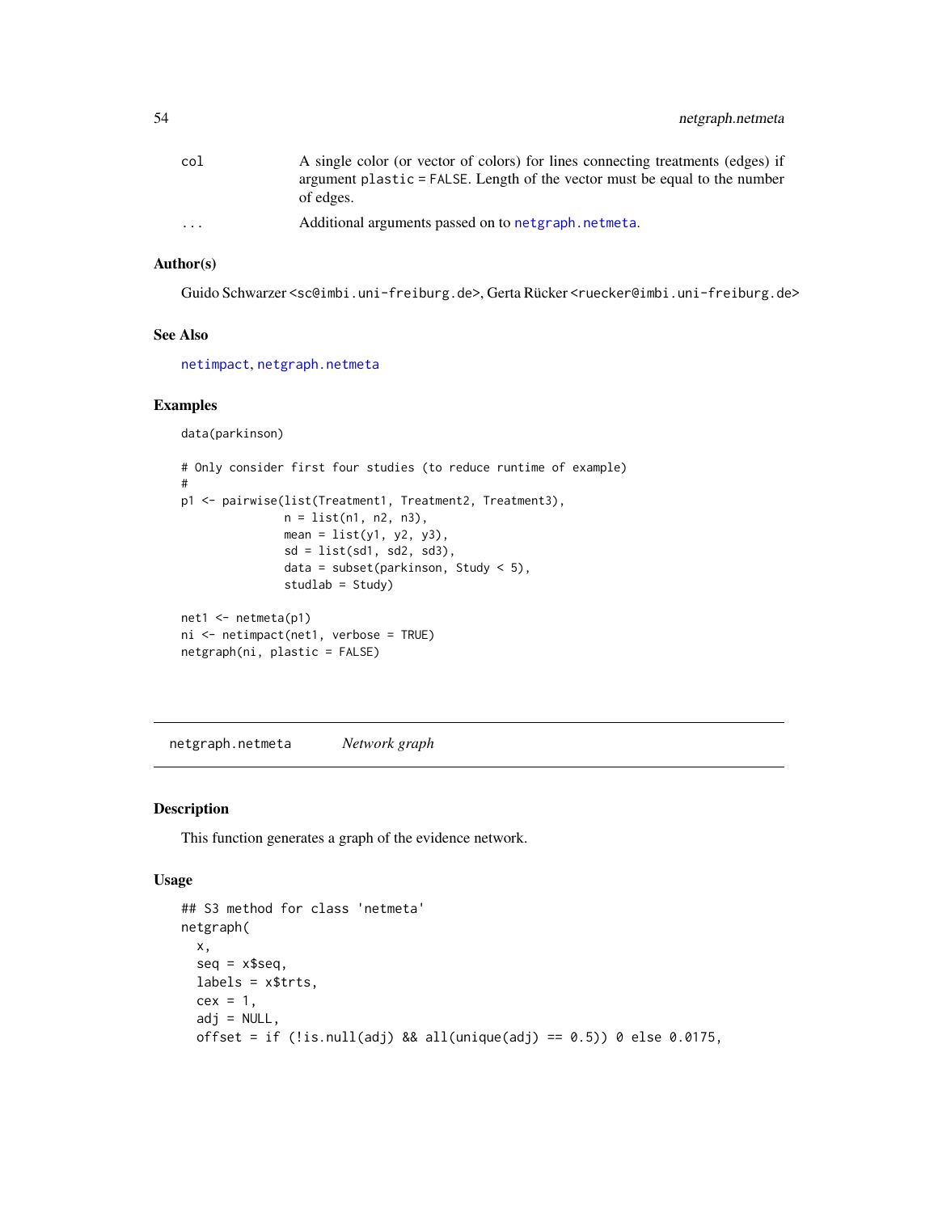| | |
|---|---|
| col | A single color (or vector of colors) for lines connecting treatments (edges) if argument plastic = FALSE. Length of the vector must be equal to the number of edges. |
| ... | Additional arguments passed on to netgraph.netmeta. |

### Author(s)

Guido Schwarzer <sc@imbi.uni-freiburg.de>, Gerta Rücker <ruecker@imbi.uni-freiburg.de>

### See Also

netimpact, netgraph.netmeta

### Examples

```
data(parkinson)

# Only consider first four studies (to reduce runtime of example)
#
p1 <- pairwise(list(Treatment1, Treatment2, Treatment3),
               n = list(n1, n2, n3),
               mean = list(y1, y2, y3),
               sd = list(sd1, sd2, sd3),
               data = subset(parkinson, Study < 5),
               studlab = Study)

net1 <- netmeta(p1)
ni <- netimpact(net1, verbose = TRUE)
netgraph(ni, plastic = FALSE)
```

---

## netgraph.netmeta *Network graph*

### Description

This function generates a graph of the evidence network.

### Usage

```
## S3 method for class 'netmeta'
netgraph(
  x,
  seq = x$seq,
  labels = x$trts,
  cex = 1,
  adj = NULL,
  offset = if (!is.null(adj) && all(unique(adj) == 0.5)) 0 else 0.0175,
```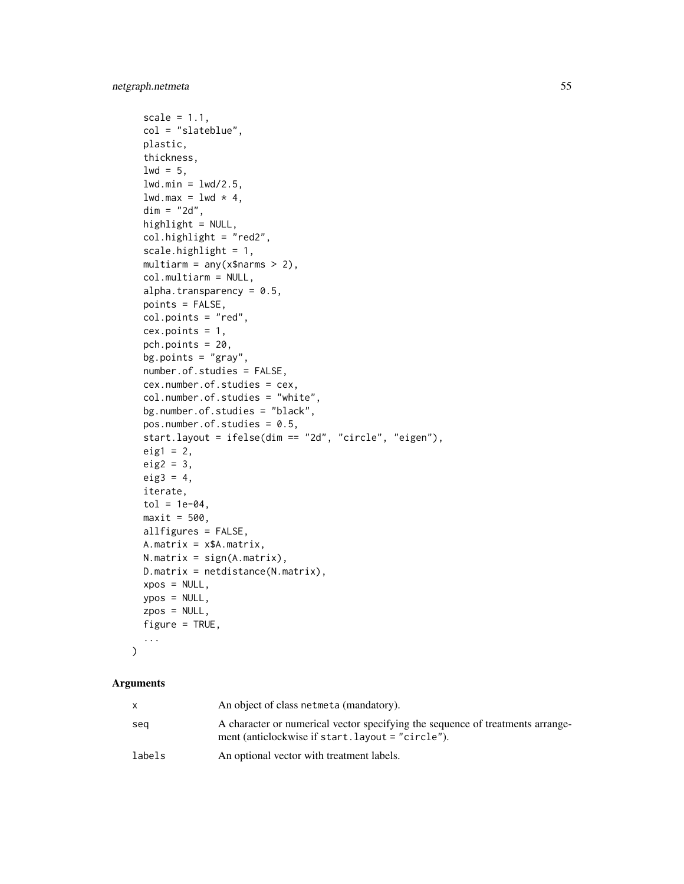```
  scale = 1.1,
  col = "slateblue",
  plastic,
  thickness,
  lwd = 5,
  lwd.min = lwd/2.5,
  lwd.max = lwd * 4,
  dim = "2d",
  highlight = NULL,
  col.highlight = "red2",
  scale.highlight = 1,
  multiarm = any(x$narms > 2),
  col.multiarm = NULL,
  alpha.transparency = 0.5,
  points = FALSE,
  col.points = "red",
  cex.points = 1,
  pch.points = 20,
  bg.points = "gray",
  number.of.studies = FALSE,
  cex.number.of.studies = cex,
  col.number.of.studies = "white",
  bg.number.of.studies = "black",
  pos.number.of.studies = 0.5,
  start.layout = ifelse(dim == "2d", "circle", "eigen"),
  eig1 = 2,
  eig2 = 3,
  eig3 = 4,
  iterate,
  tol = 1e-04,
  maxit = 500,
  allfigures = FALSE,
  A.matrix = x$A.matrix,
  N.matrix = sign(A.matrix),
  D.matrix = netdistance(N.matrix),
  xpos = NULL,
  ypos = NULL,
  zpos = NULL,
  figure = TRUE,
  ...
)
```

## Arguments

| | |
|---|---|
| x | An object of class netmeta (mandatory). |
| seq | A character or numerical vector specifying the sequence of treatments arrangement (anticlockwise if start.layout = "circle"). |
| labels | An optional vector with treatment labels. |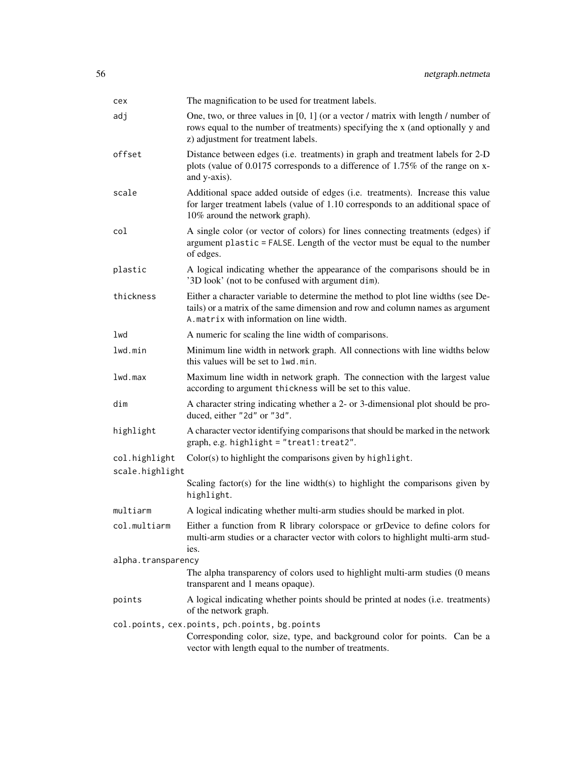| | |
|---|---|
| `cex` | The magnification to be used for treatment labels. |
| `adj` | One, two, or three values in [0, 1] (or a vector / matrix with length / number of rows equal to the number of treatments) specifying the x (and optionally y and z) adjustment for treatment labels. |
| `offset` | Distance between edges (i.e. treatments) in graph and treatment labels for 2-D plots (value of 0.0175 corresponds to a difference of 1.75% of the range on x- and y-axis). |
| `scale` | Additional space added outside of edges (i.e. treatments). Increase this value for larger treatment labels (value of 1.10 corresponds to an additional space of 10% around the network graph). |
| `col` | A single color (or vector of colors) for lines connecting treatments (edges) if argument `plastic = FALSE`. Length of the vector must be equal to the number of edges. |
| `plastic` | A logical indicating whether the appearance of the comparisons should be in '3D look' (not to be confused with argument `dim`). |
| `thickness` | Either a character variable to determine the method to plot line widths (see Details) or a matrix of the same dimension and row and column names as argument `A.matrix` with information on line width. |
| `lwd` | A numeric for scaling the line width of comparisons. |
| `lwd.min` | Minimum line width in network graph. All connections with line widths below this values will be set to `lwd.min`. |
| `lwd.max` | Maximum line width in network graph. The connection with the largest value according to argument `thickness` will be set to this value. |
| `dim` | A character string indicating whether a 2- or 3-dimensional plot should be produced, either `"2d"` or `"3d"`. |
| `highlight` | A character vector identifying comparisons that should be marked in the network graph, e.g. `highlight = "treat1:treat2"`. |
| `col.highlight` | Color(s) to highlight the comparisons given by `highlight`. |
| `scale.highlight` | Scaling factor(s) for the line width(s) to highlight the comparisons given by `highlight`. |
| `multiarm` | A logical indicating whether multi-arm studies should be marked in plot. |
| `col.multiarm` | Either a function from R library colorspace or grDevice to define colors for multi-arm studies or a character vector with colors to highlight multi-arm studies. |
| `alpha.transparency` | The alpha transparency of colors used to highlight multi-arm studies (0 means transparent and 1 means opaque). |
| `points` | A logical indicating whether points should be printed at nodes (i.e. treatments) of the network graph. |
| `col.points, cex.points, pch.points, bg.points` | Corresponding color, size, type, and background color for points. Can be a vector with length equal to the number of treatments. |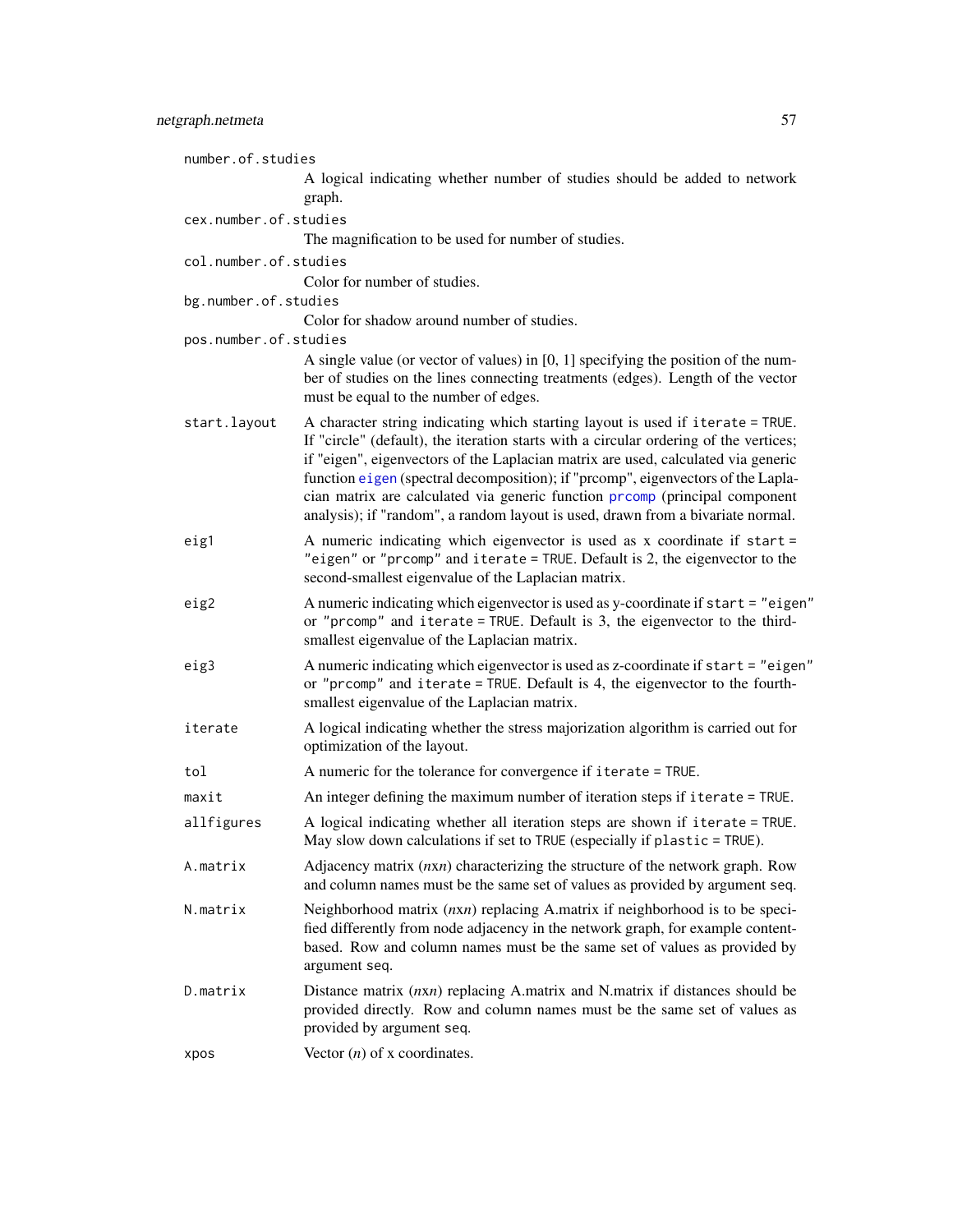`number.of.studies`
: A logical indicating whether number of studies should be added to network graph.

`cex.number.of.studies`
: The magnification to be used for number of studies.

`col.number.of.studies`
: Color for number of studies.

`bg.number.of.studies`
: Color for shadow around number of studies.

`pos.number.of.studies`
: A single value (or vector of values) in [0, 1] specifying the position of the number of studies on the lines connecting treatments (edges). Length of the vector must be equal to the number of edges.

`start.layout`
: A character string indicating which starting layout is used if `iterate = TRUE`. If "circle" (default), the iteration starts with a circular ordering of the vertices; if "eigen", eigenvectors of the Laplacian matrix are used, calculated via generic function `eigen` (spectral decomposition); if "prcomp", eigenvectors of the Laplacian matrix are calculated via generic function `prcomp` (principal component analysis); if "random", a random layout is used, drawn from a bivariate normal.

`eig1`
: A numeric indicating which eigenvector is used as x coordinate if `start = "eigen"` or `"prcomp"` and `iterate = TRUE`. Default is 2, the eigenvector to the second-smallest eigenvalue of the Laplacian matrix.

`eig2`
: A numeric indicating which eigenvector is used as y-coordinate if `start = "eigen"` or `"prcomp"` and `iterate = TRUE`. Default is 3, the eigenvector to the third-smallest eigenvalue of the Laplacian matrix.

`eig3`
: A numeric indicating which eigenvector is used as z-coordinate if `start = "eigen"` or `"prcomp"` and `iterate = TRUE`. Default is 4, the eigenvector to the fourth-smallest eigenvalue of the Laplacian matrix.

`iterate`
: A logical indicating whether the stress majorization algorithm is carried out for optimization of the layout.

`tol`
: A numeric for the tolerance for convergence if `iterate = TRUE`.

`maxit`
: An integer defining the maximum number of iteration steps if `iterate = TRUE`.

`allfigures`
: A logical indicating whether all iteration steps are shown if `iterate = TRUE`. May slow down calculations if set to `TRUE` (especially if `plastic = TRUE`).

`A.matrix`
: Adjacency matrix (*n*x*n*) characterizing the structure of the network graph. Row and column names must be the same set of values as provided by argument `seq`.

`N.matrix`
: Neighborhood matrix (*n*x*n*) replacing A.matrix if neighborhood is to be specified differently from node adjacency in the network graph, for example content-based. Row and column names must be the same set of values as provided by argument `seq`.

`D.matrix`
: Distance matrix (*n*x*n*) replacing A.matrix and N.matrix if distances should be provided directly. Row and column names must be the same set of values as provided by argument `seq`.

`xpos`
: Vector ($n$) of x coordinates.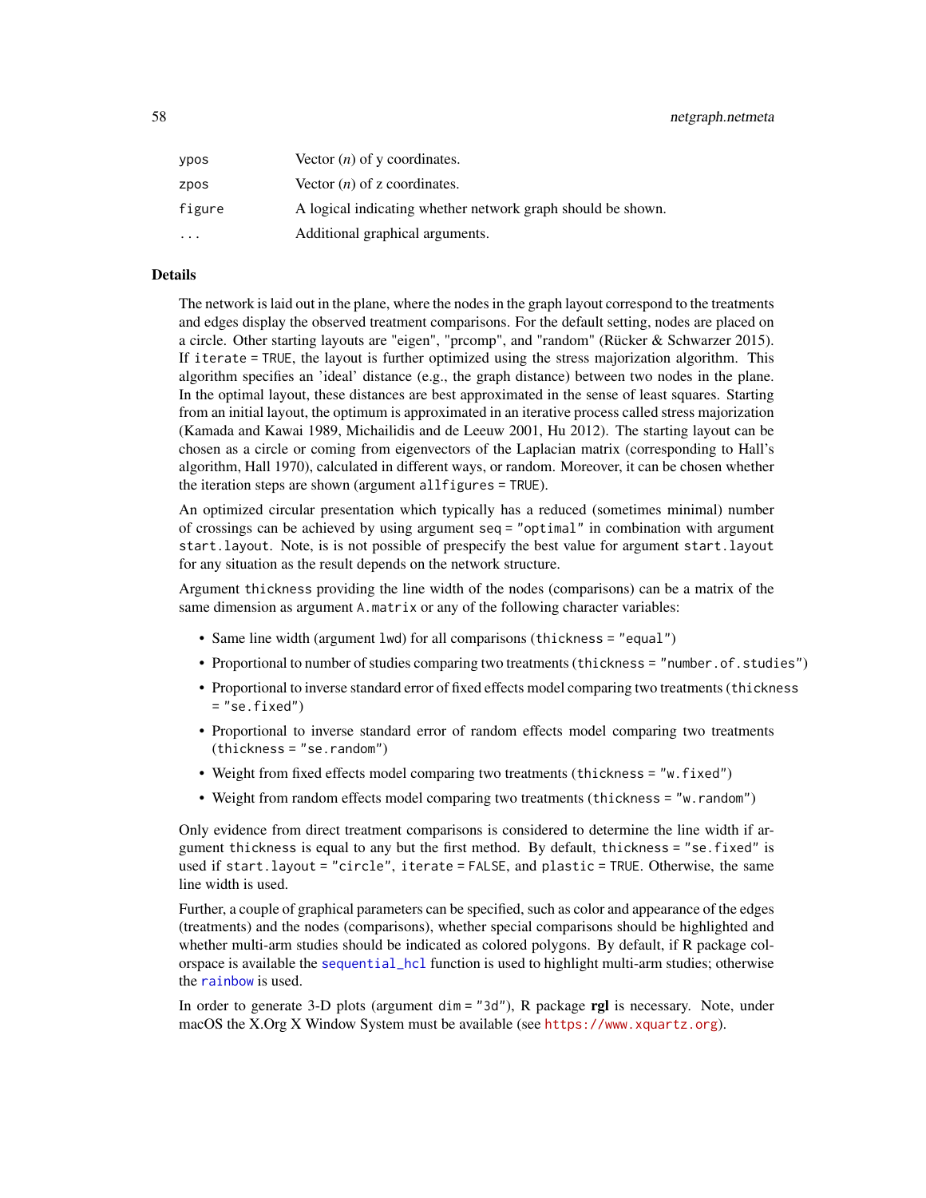| | |
|---|---|
| `ypos` | Vector ($n$) of y coordinates. |
| `zpos` | Vector ($n$) of z coordinates. |
| `figure` | A logical indicating whether network graph should be shown. |
| `...` | Additional graphical arguments. |

## Details

The network is laid out in the plane, where the nodes in the graph layout correspond to the treatments and edges display the observed treatment comparisons. For the default setting, nodes are placed on a circle. Other starting layouts are "eigen", "prcomp", and "random" (Rücker & Schwarzer 2015). If `iterate = TRUE`, the layout is further optimized using the stress majorization algorithm. This algorithm specifies an 'ideal' distance (e.g., the graph distance) between two nodes in the plane. In the optimal layout, these distances are best approximated in the sense of least squares. Starting from an initial layout, the optimum is approximated in an iterative process called stress majorization (Kamada and Kawai 1989, Michailidis and de Leeuw 2001, Hu 2012). The starting layout can be chosen as a circle or coming from eigenvectors of the Laplacian matrix (corresponding to Hall's algorithm, Hall 1970), calculated in different ways, or random. Moreover, it can be chosen whether the iteration steps are shown (argument `allfigures = TRUE`).

An optimized circular presentation which typically has a reduced (sometimes minimal) number of crossings can be achieved by using argument `seq = "optimal"` in combination with argument `start.layout`. Note, is is not possible of prespecify the best value for argument `start.layout` for any situation as the result depends on the network structure.

Argument `thickness` providing the line width of the nodes (comparisons) can be a matrix of the same dimension as argument `A.matrix` or any of the following character variables:

- Same line width (argument `lwd`) for all comparisons (`thickness = "equal"`)
- Proportional to number of studies comparing two treatments (`thickness = "number.of.studies"`)
- Proportional to inverse standard error of fixed effects model comparing two treatments (`thickness = "se.fixed"`)
- Proportional to inverse standard error of random effects model comparing two treatments (`thickness = "se.random"`)
- Weight from fixed effects model comparing two treatments (`thickness = "w.fixed"`)
- Weight from random effects model comparing two treatments (`thickness = "w.random"`)

Only evidence from direct treatment comparisons is considered to determine the line width if argument `thickness` is equal to any but the first method. By default, `thickness = "se.fixed"` is used if `start.layout = "circle"`, `iterate = FALSE`, and `plastic = TRUE`. Otherwise, the same line width is used.

Further, a couple of graphical parameters can be specified, such as color and appearance of the edges (treatments) and the nodes (comparisons), whether special comparisons should be highlighted and whether multi-arm studies should be indicated as colored polygons. By default, if R package colorspace is available the `sequential_hcl` function is used to highlight multi-arm studies; otherwise the `rainbow` is used.

In order to generate 3-D plots (argument `dim = "3d"`), R package **rgl** is necessary. Note, under macOS the X.Org X Window System must be available (see https://www.xquartz.org).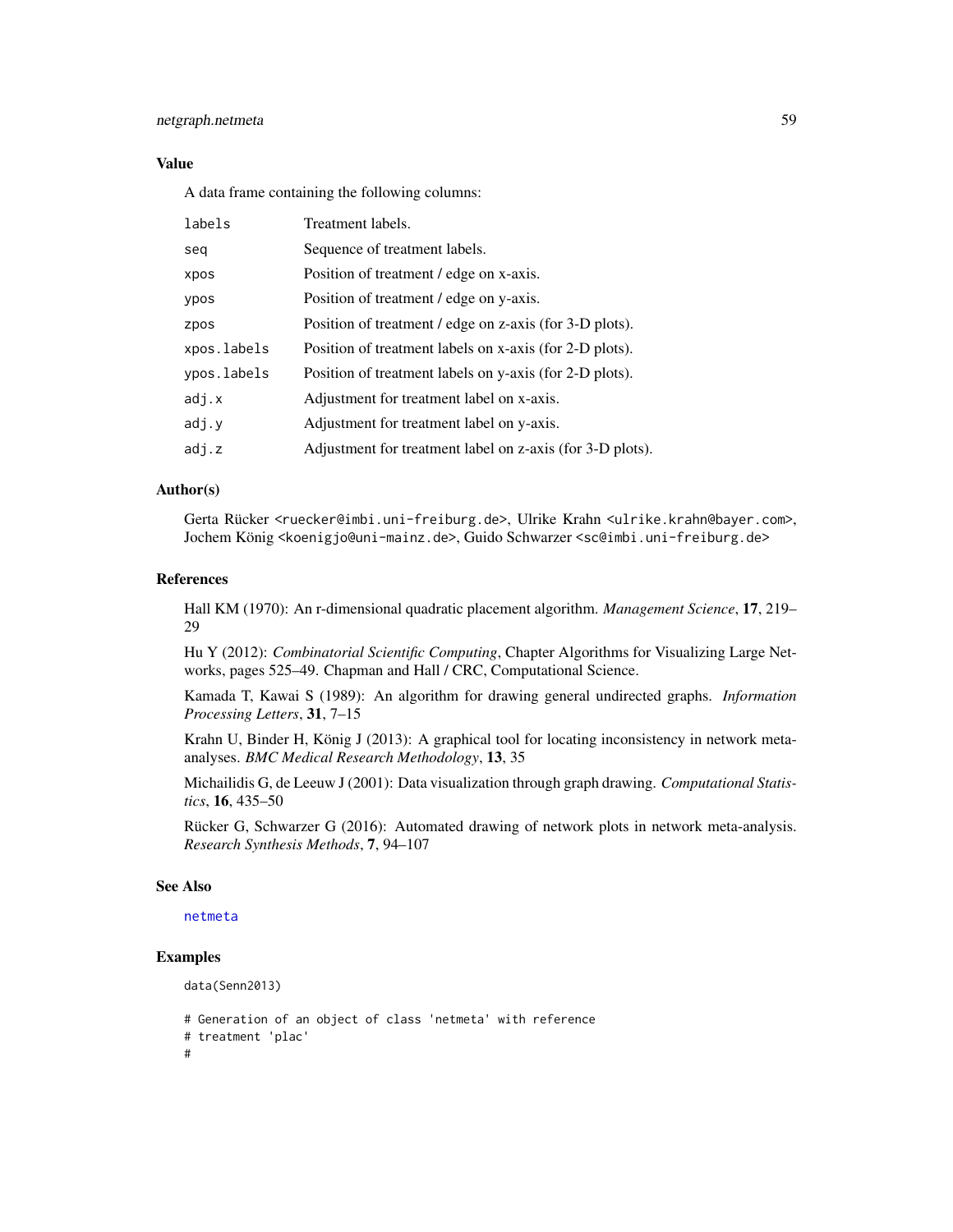## Value

A data frame containing the following columns:

| | |
|---|---|
| `labels` | Treatment labels. |
| `seq` | Sequence of treatment labels. |
| `xpos` | Position of treatment / edge on x-axis. |
| `ypos` | Position of treatment / edge on y-axis. |
| `zpos` | Position of treatment / edge on z-axis (for 3-D plots). |
| `xpos.labels` | Position of treatment labels on x-axis (for 2-D plots). |
| `ypos.labels` | Position of treatment labels on y-axis (for 2-D plots). |
| `adj.x` | Adjustment for treatment label on x-axis. |
| `adj.y` | Adjustment for treatment label on y-axis. |
| `adj.z` | Adjustment for treatment label on z-axis (for 3-D plots). |

## Author(s)

Gerta Rücker <ruecker@imbi.uni-freiburg.de>, Ulrike Krahn <ulrike.krahn@bayer.com>, Jochem König <koenigjo@uni-mainz.de>, Guido Schwarzer <sc@imbi.uni-freiburg.de>

## References

Hall KM (1970): An r-dimensional quadratic placement algorithm. *Management Science*, **17**, 219–29

Hu Y (2012): *Combinatorial Scientific Computing*, Chapter Algorithms for Visualizing Large Networks, pages 525–49. Chapman and Hall / CRC, Computational Science.

Kamada T, Kawai S (1989): An algorithm for drawing general undirected graphs. *Information Processing Letters*, **31**, 7–15

Krahn U, Binder H, König J (2013): A graphical tool for locating inconsistency in network meta-analyses. *BMC Medical Research Methodology*, **13**, 35

Michailidis G, de Leeuw J (2001): Data visualization through graph drawing. *Computational Statistics*, **16**, 435–50

Rücker G, Schwarzer G (2016): Automated drawing of network plots in network meta-analysis. *Research Synthesis Methods*, **7**, 94–107

## See Also

netmeta

## Examples

```
data(Senn2013)

# Generation of an object of class 'netmeta' with reference
# treatment 'plac'
#
```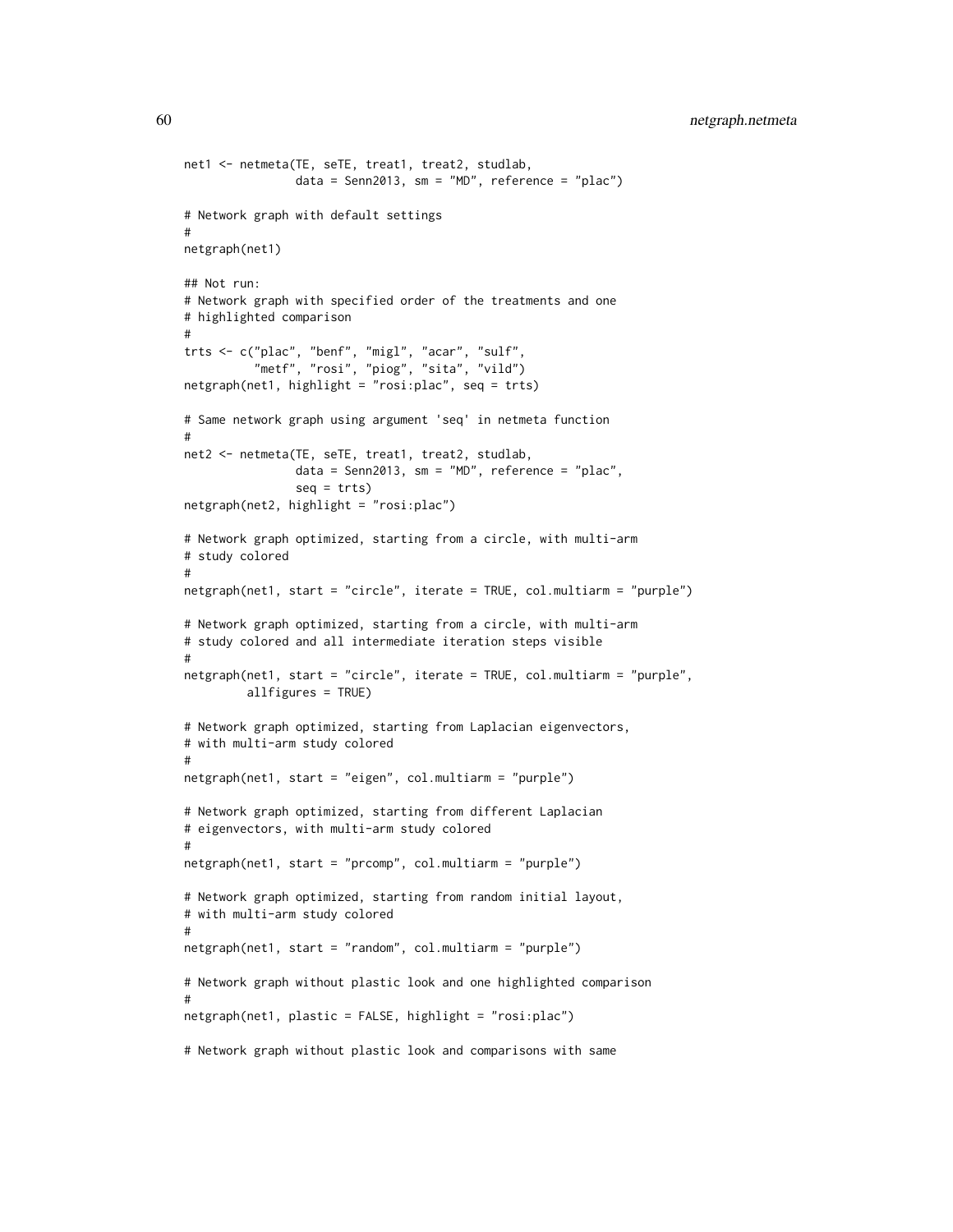```
net1 <- netmeta(TE, seTE, treat1, treat2, studlab,
                data = Senn2013, sm = "MD", reference = "plac")

# Network graph with default settings
#
netgraph(net1)

## Not run:
# Network graph with specified order of the treatments and one
# highlighted comparison
#
trts <- c("plac", "benf", "migl", "acar", "sulf",
          "metf", "rosi", "piog", "sita", "vild")
netgraph(net1, highlight = "rosi:plac", seq = trts)

# Same network graph using argument 'seq' in netmeta function
#
net2 <- netmeta(TE, seTE, treat1, treat2, studlab,
                data = Senn2013, sm = "MD", reference = "plac",
                seq = trts)
netgraph(net2, highlight = "rosi:plac")

# Network graph optimized, starting from a circle, with multi-arm
# study colored
#
netgraph(net1, start = "circle", iterate = TRUE, col.multiarm = "purple")

# Network graph optimized, starting from a circle, with multi-arm
# study colored and all intermediate iteration steps visible
#
netgraph(net1, start = "circle", iterate = TRUE, col.multiarm = "purple",
         allfigures = TRUE)

# Network graph optimized, starting from Laplacian eigenvectors,
# with multi-arm study colored
#
netgraph(net1, start = "eigen", col.multiarm = "purple")

# Network graph optimized, starting from different Laplacian
# eigenvectors, with multi-arm study colored
#
netgraph(net1, start = "prcomp", col.multiarm = "purple")

# Network graph optimized, starting from random initial layout,
# with multi-arm study colored
#
netgraph(net1, start = "random", col.multiarm = "purple")

# Network graph without plastic look and one highlighted comparison
#
netgraph(net1, plastic = FALSE, highlight = "rosi:plac")

# Network graph without plastic look and comparisons with same
```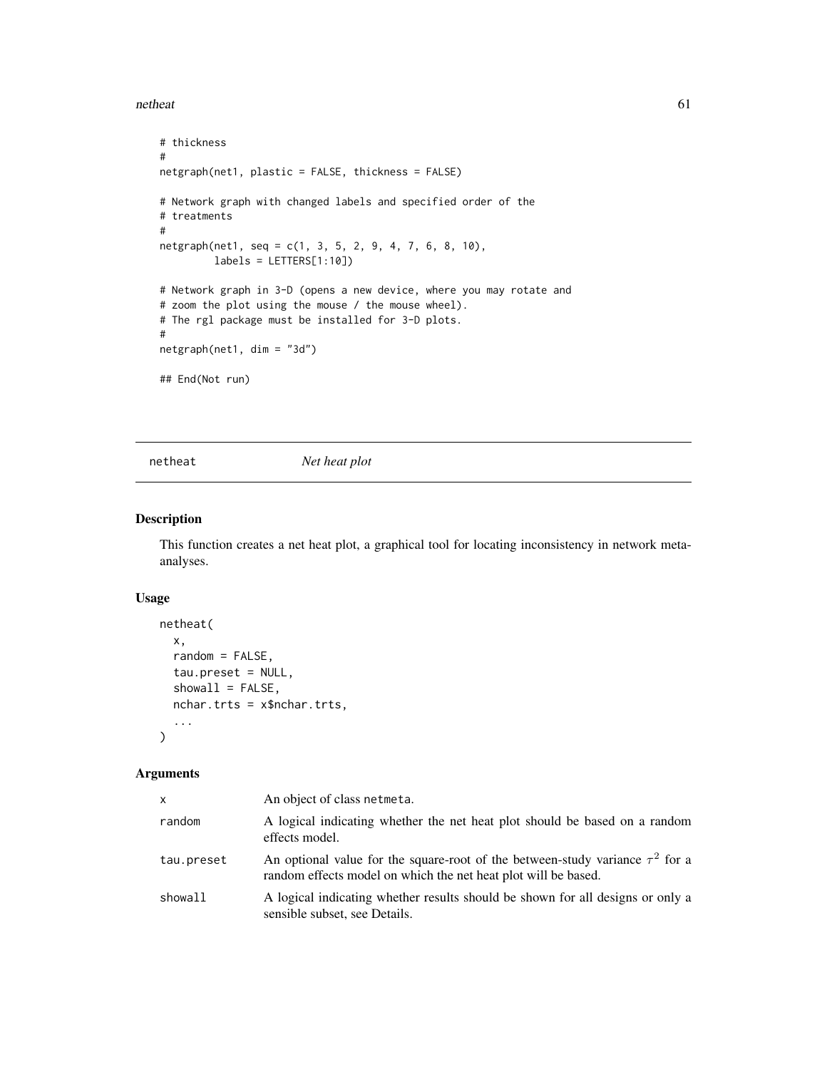```
# thickness
#
netgraph(net1, plastic = FALSE, thickness = FALSE)

# Network graph with changed labels and specified order of the
# treatments
#
netgraph(net1, seq = c(1, 3, 5, 2, 9, 4, 7, 6, 8, 10),
         labels = LETTERS[1:10])

# Network graph in 3-D (opens a new device, where you may rotate and
# zoom the plot using the mouse / the mouse wheel).
# The rgl package must be installed for 3-D plots.
#
netgraph(net1, dim = "3d")

## End(Not run)
```

## netheat — *Net heat plot*

### Description

This function creates a net heat plot, a graphical tool for locating inconsistency in network meta-analyses.

### Usage

```
netheat(
  x,
  random = FALSE,
  tau.preset = NULL,
  showall = FALSE,
  nchar.trts = x$nchar.trts,
  ...
)
```

### Arguments

| | |
|---|---|
| x | An object of class netmeta. |
| random | A logical indicating whether the net heat plot should be based on a random effects model. |
| tau.preset | An optional value for the square-root of the between-study variance $\tau^2$ for a random effects model on which the net heat plot will be based. |
| showall | A logical indicating whether results should be shown for all designs or only a sensible subset, see Details. |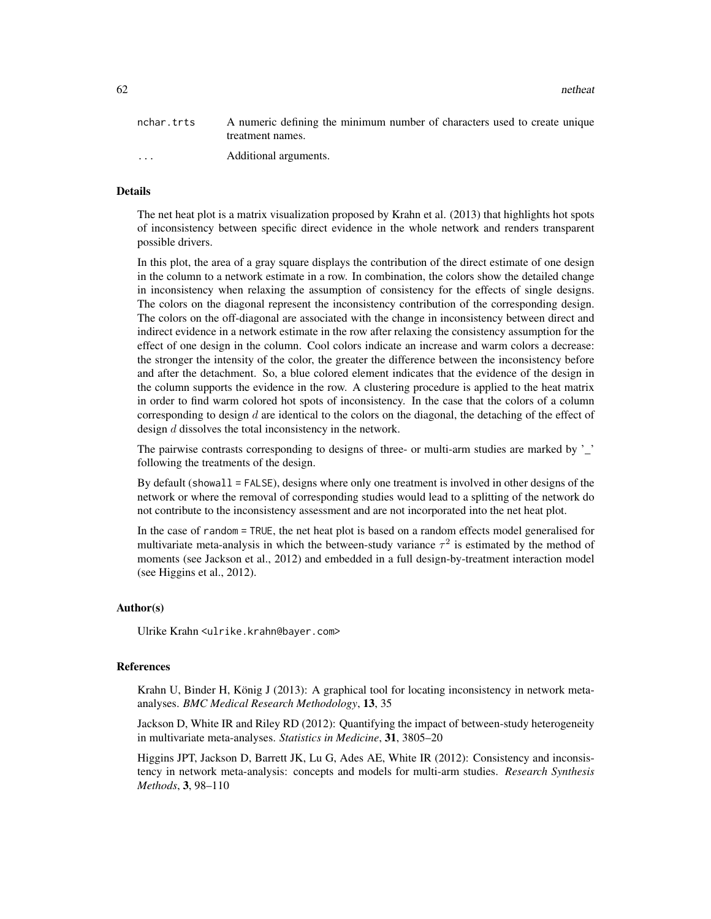| | |
|---|---|
| nchar.trts | A numeric defining the minimum number of characters used to create unique treatment names. |
| ... | Additional arguments. |

## Details

The net heat plot is a matrix visualization proposed by Krahn et al. (2013) that highlights hot spots of inconsistency between specific direct evidence in the whole network and renders transparent possible drivers.

In this plot, the area of a gray square displays the contribution of the direct estimate of one design in the column to a network estimate in a row. In combination, the colors show the detailed change in inconsistency when relaxing the assumption of consistency for the effects of single designs. The colors on the diagonal represent the inconsistency contribution of the corresponding design. The colors on the off-diagonal are associated with the change in inconsistency between direct and indirect evidence in a network estimate in the row after relaxing the consistency assumption for the effect of one design in the column. Cool colors indicate an increase and warm colors a decrease: the stronger the intensity of the color, the greater the difference between the inconsistency before and after the detachment. So, a blue colored element indicates that the evidence of the design in the column supports the evidence in the row. A clustering procedure is applied to the heat matrix in order to find warm colored hot spots of inconsistency. In the case that the colors of a column corresponding to design $d$ are identical to the colors on the diagonal, the detaching of the effect of design $d$ dissolves the total inconsistency in the network.

The pairwise contrasts corresponding to designs of three- or multi-arm studies are marked by '_' following the treatments of the design.

By default (`showall = FALSE`), designs where only one treatment is involved in other designs of the network or where the removal of corresponding studies would lead to a splitting of the network do not contribute to the inconsistency assessment and are not incorporated into the net heat plot.

In the case of `random = TRUE`, the net heat plot is based on a random effects model generalised for multivariate meta-analysis in which the between-study variance $\tau^2$ is estimated by the method of moments (see Jackson et al., 2012) and embedded in a full design-by-treatment interaction model (see Higgins et al., 2012).

## Author(s)

Ulrike Krahn <ulrike.krahn@bayer.com>

## References

Krahn U, Binder H, König J (2013): A graphical tool for locating inconsistency in network meta-analyses. *BMC Medical Research Methodology*, **13**, 35

Jackson D, White IR and Riley RD (2012): Quantifying the impact of between-study heterogeneity in multivariate meta-analyses. *Statistics in Medicine*, **31**, 3805–20

Higgins JPT, Jackson D, Barrett JK, Lu G, Ades AE, White IR (2012): Consistency and inconsistency in network meta-analysis: concepts and models for multi-arm studies. *Research Synthesis Methods*, **3**, 98–110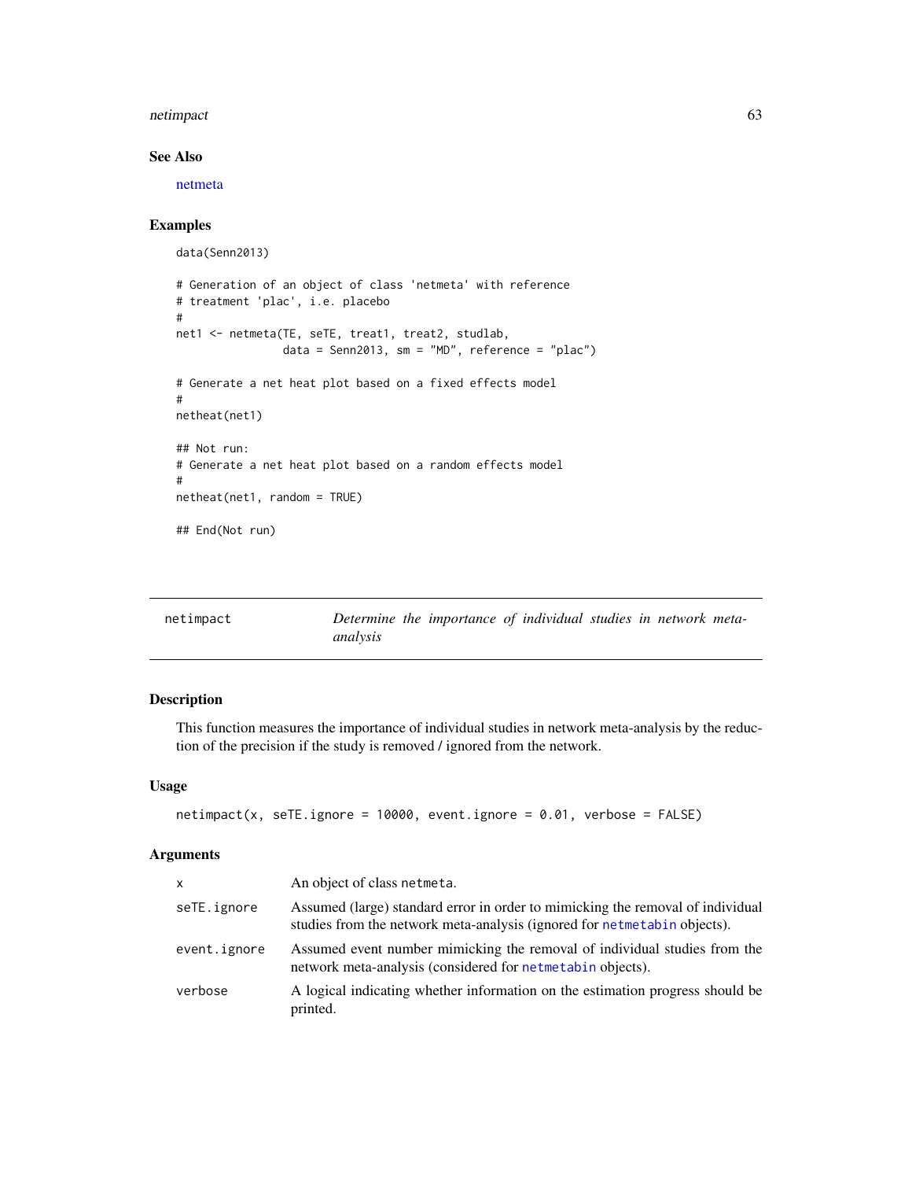### See Also

netmeta

### Examples

```
data(Senn2013)

# Generation of an object of class 'netmeta' with reference
# treatment 'plac', i.e. placebo
#
net1 <- netmeta(TE, seTE, treat1, treat2, studlab,
                data = Senn2013, sm = "MD", reference = "plac")

# Generate a net heat plot based on a fixed effects model
#
netheat(net1)

## Not run:
# Generate a net heat plot based on a random effects model
#
netheat(net1, random = TRUE)

## End(Not run)
```

---

## netimpact — *Determine the importance of individual studies in network meta-analysis*

### Description

This function measures the importance of individual studies in network meta-analysis by the reduction of the precision if the study is removed / ignored from the network.

### Usage

```
netimpact(x, seTE.ignore = 10000, event.ignore = 0.01, verbose = FALSE)
```

### Arguments

| | |
|---|---|
| x | An object of class netmeta. |
| seTE.ignore | Assumed (large) standard error in order to mimicking the removal of individual studies from the network meta-analysis (ignored for netmetabin objects). |
| event.ignore | Assumed event number mimicking the removal of individual studies from the network meta-analysis (considered for netmetabin objects). |
| verbose | A logical indicating whether information on the estimation progress should be printed. |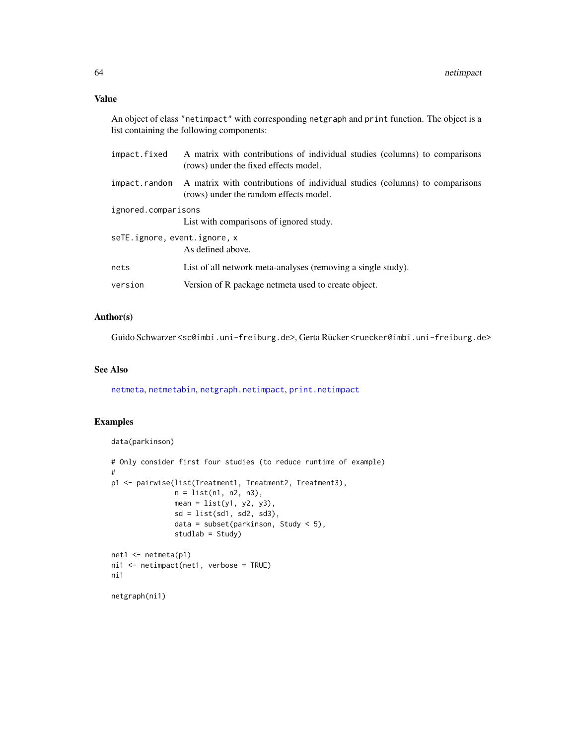## Value

An object of class `"netimpact"` with corresponding `netgraph` and `print` function. The object is a list containing the following components:

- `impact.fixed` — A matrix with contributions of individual studies (columns) to comparisons (rows) under the fixed effects model.
- `impact.random` — A matrix with contributions of individual studies (columns) to comparisons (rows) under the random effects model.
- `ignored.comparisons` — List with comparisons of ignored study.
- `seTE.ignore, event.ignore, x` — As defined above.
- `nets` — List of all network meta-analyses (removing a single study).
- `version` — Version of R package netmeta used to create object.

## Author(s)

Guido Schwarzer <sc@imbi.uni-freiburg.de>, Gerta Rücker <ruecker@imbi.uni-freiburg.de>

## See Also

netmeta, netmetabin, netgraph.netimpact, print.netimpact

## Examples

```
data(parkinson)

# Only consider first four studies (to reduce runtime of example)
#
p1 <- pairwise(list(Treatment1, Treatment2, Treatment3),
               n = list(n1, n2, n3),
               mean = list(y1, y2, y3),
               sd = list(sd1, sd2, sd3),
               data = subset(parkinson, Study < 5),
               studlab = Study)

net1 <- netmeta(p1)
ni1 <- netimpact(net1, verbose = TRUE)
ni1

netgraph(ni1)
```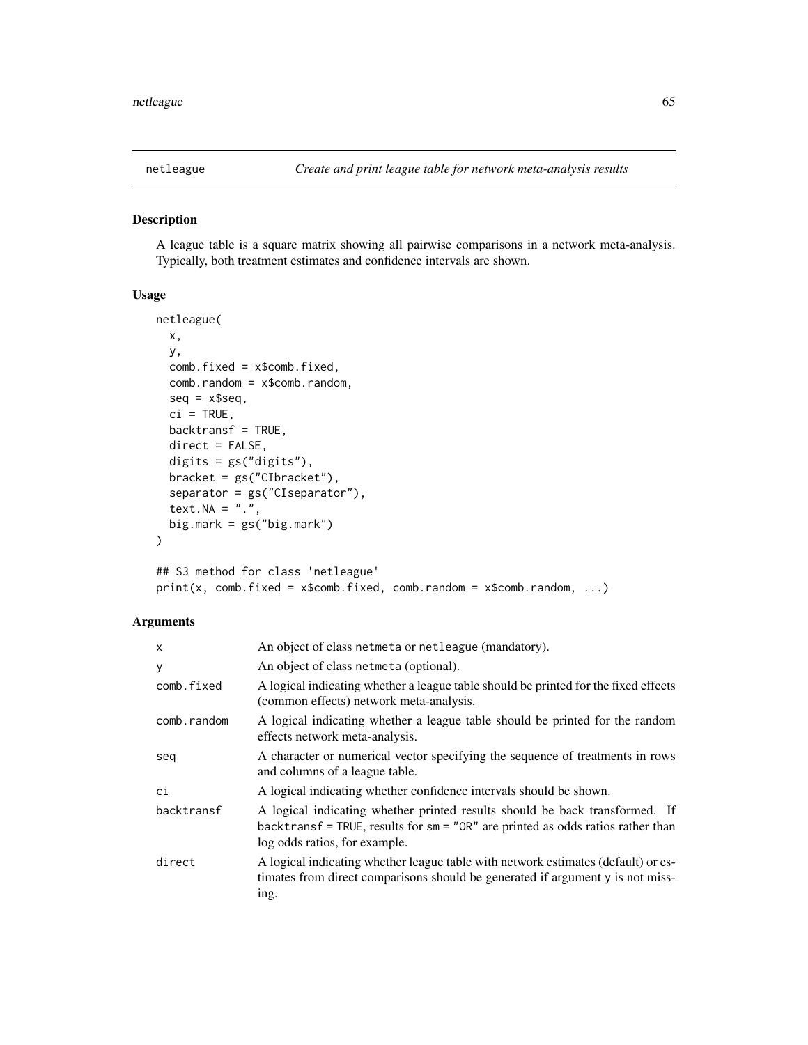## netleague — *Create and print league table for network meta-analysis results*

### Description

A league table is a square matrix showing all pairwise comparisons in a network meta-analysis. Typically, both treatment estimates and confidence intervals are shown.

### Usage

```
netleague(
  x,
  y,
  comb.fixed = x$comb.fixed,
  comb.random = x$comb.random,
  seq = x$seq,
  ci = TRUE,
  backtransf = TRUE,
  direct = FALSE,
  digits = gs("digits"),
  bracket = gs("CIbracket"),
  separator = gs("CIseparator"),
  text.NA = ".",
  big.mark = gs("big.mark")
)

## S3 method for class 'netleague'
print(x, comb.fixed = x$comb.fixed, comb.random = x$comb.random, ...)
```

### Arguments

| | |
|---|---|
| `x` | An object of class `netmeta` or `netleague` (mandatory). |
| `y` | An object of class `netmeta` (optional). |
| `comb.fixed` | A logical indicating whether a league table should be printed for the fixed effects (common effects) network meta-analysis. |
| `comb.random` | A logical indicating whether a league table should be printed for the random effects network meta-analysis. |
| `seq` | A character or numerical vector specifying the sequence of treatments in rows and columns of a league table. |
| `ci` | A logical indicating whether confidence intervals should be shown. |
| `backtransf` | A logical indicating whether printed results should be back transformed. If `backtransf = TRUE`, results for `sm = "OR"` are printed as odds ratios rather than log odds ratios, for example. |
| `direct` | A logical indicating whether league table with network estimates (default) or estimates from direct comparisons should be generated if argument `y` is not missing. |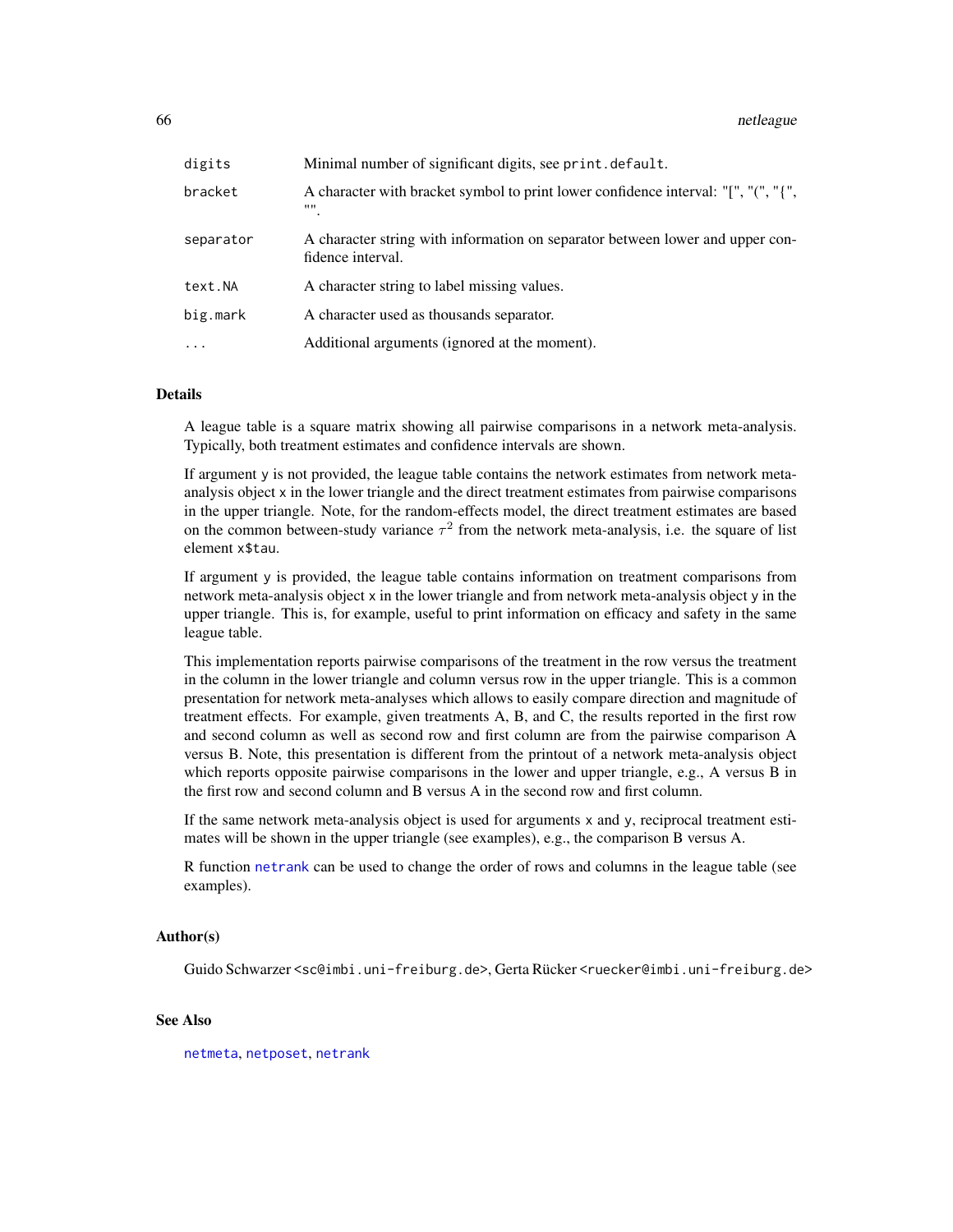| | |
|---|---|
| digits | Minimal number of significant digits, see `print.default`. |
| bracket | A character with bracket symbol to print lower confidence interval: "[", "(", "{", "". |
| separator | A character string with information on separator between lower and upper confidence interval. |
| text.NA | A character string to label missing values. |
| big.mark | A character used as thousands separator. |
| ... | Additional arguments (ignored at the moment). |

## Details

A league table is a square matrix showing all pairwise comparisons in a network meta-analysis. Typically, both treatment estimates and confidence intervals are shown.

If argument `y` is not provided, the league table contains the network estimates from network meta-analysis object `x` in the lower triangle and the direct treatment estimates from pairwise comparisons in the upper triangle. Note, for the random-effects model, the direct treatment estimates are based on the common between-study variance $\tau^2$ from the network meta-analysis, i.e. the square of list element `x$tau`.

If argument `y` is provided, the league table contains information on treatment comparisons from network meta-analysis object `x` in the lower triangle and from network meta-analysis object `y` in the upper triangle. This is, for example, useful to print information on efficacy and safety in the same league table.

This implementation reports pairwise comparisons of the treatment in the row versus the treatment in the column in the lower triangle and column versus row in the upper triangle. This is a common presentation for network meta-analyses which allows to easily compare direction and magnitude of treatment effects. For example, given treatments A, B, and C, the results reported in the first row and second column as well as second row and first column are from the pairwise comparison A versus B. Note, this presentation is different from the printout of a network meta-analysis object which reports opposite pairwise comparisons in the lower and upper triangle, e.g., A versus B in the first row and second column and B versus A in the second row and first column.

If the same network meta-analysis object is used for arguments `x` and `y`, reciprocal treatment estimates will be shown in the upper triangle (see examples), e.g., the comparison B versus A.

R function `netrank` can be used to change the order of rows and columns in the league table (see examples).

## Author(s)

Guido Schwarzer <sc@imbi.uni-freiburg.de>, Gerta Rücker <ruecker@imbi.uni-freiburg.de>

## See Also

`netmeta`, `netposet`, `netrank`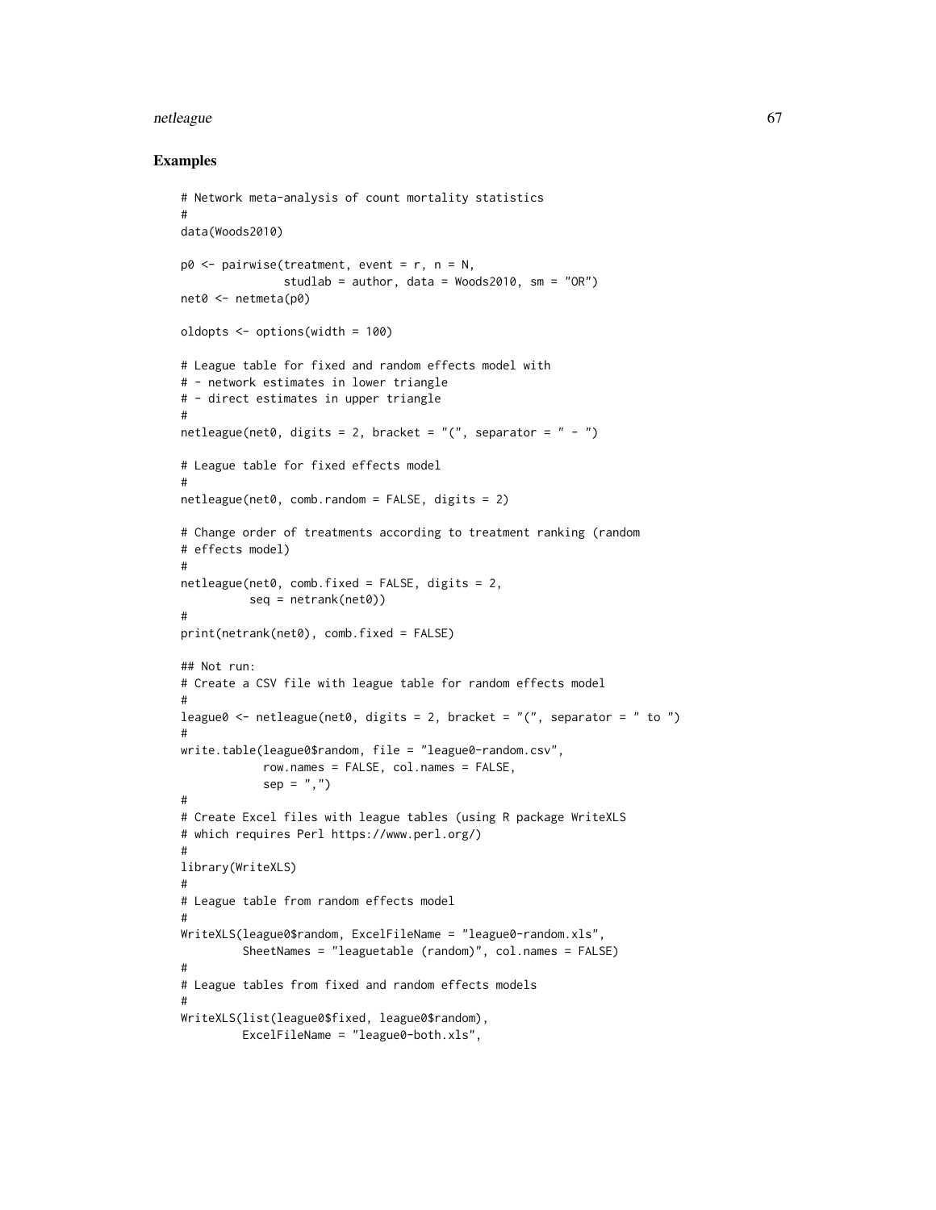## Examples

```
# Network meta-analysis of count mortality statistics
#
data(Woods2010)

p0 <- pairwise(treatment, event = r, n = N,
               studlab = author, data = Woods2010, sm = "OR")
net0 <- netmeta(p0)

oldopts <- options(width = 100)

# League table for fixed and random effects model with
# - network estimates in lower triangle
# - direct estimates in upper triangle
#
netleague(net0, digits = 2, bracket = "(", separator = " - ")

# League table for fixed effects model
#
netleague(net0, comb.random = FALSE, digits = 2)

# Change order of treatments according to treatment ranking (random
# effects model)
#
netleague(net0, comb.fixed = FALSE, digits = 2,
          seq = netrank(net0))
#
print(netrank(net0), comb.fixed = FALSE)

## Not run:
# Create a CSV file with league table for random effects model
#
league0 <- netleague(net0, digits = 2, bracket = "(", separator = " to ")
#
write.table(league0$random, file = "league0-random.csv",
            row.names = FALSE, col.names = FALSE,
            sep = ",")
#
# Create Excel files with league tables (using R package WriteXLS
# which requires Perl https://www.perl.org/)
#
library(WriteXLS)
#
# League table from random effects model
#
WriteXLS(league0$random, ExcelFileName = "league0-random.xls",
         SheetNames = "leaguetable (random)", col.names = FALSE)
#
# League tables from fixed and random effects models
#
WriteXLS(list(league0$fixed, league0$random),
         ExcelFileName = "league0-both.xls",
```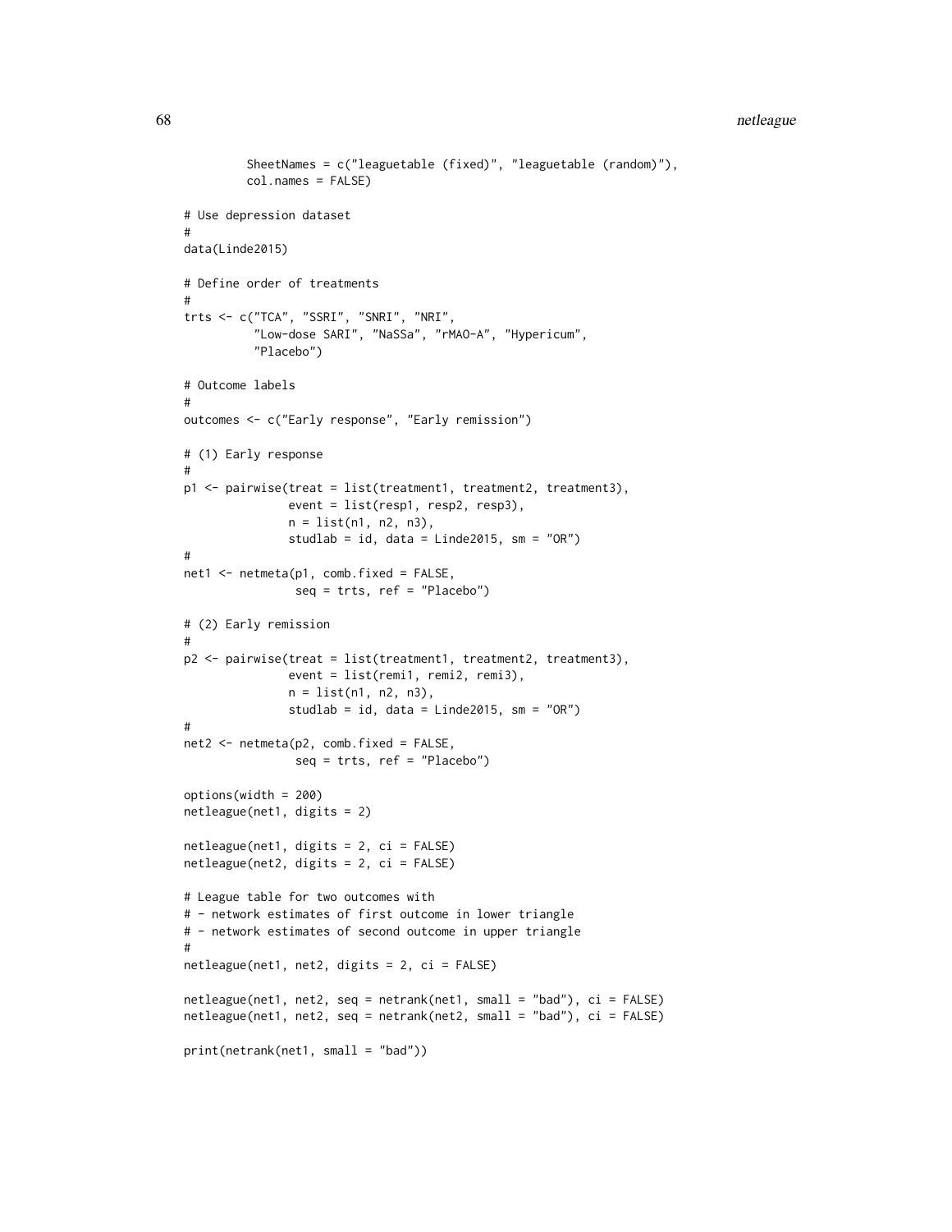```
         SheetNames = c("leaguetable (fixed)", "leaguetable (random)"),
         col.names = FALSE)

# Use depression dataset
#
data(Linde2015)

# Define order of treatments
#
trts <- c("TCA", "SSRI", "SNRI", "NRI",
          "Low-dose SARI", "NaSSa", "rMAO-A", "Hypericum",
          "Placebo")

# Outcome labels
#
outcomes <- c("Early response", "Early remission")

# (1) Early response
#
p1 <- pairwise(treat = list(treatment1, treatment2, treatment3),
               event = list(resp1, resp2, resp3),
               n = list(n1, n2, n3),
               studlab = id, data = Linde2015, sm = "OR")
#
net1 <- netmeta(p1, comb.fixed = FALSE,
                seq = trts, ref = "Placebo")

# (2) Early remission
#
p2 <- pairwise(treat = list(treatment1, treatment2, treatment3),
               event = list(remi1, remi2, remi3),
               n = list(n1, n2, n3),
               studlab = id, data = Linde2015, sm = "OR")
#
net2 <- netmeta(p2, comb.fixed = FALSE,
                seq = trts, ref = "Placebo")

options(width = 200)
netleague(net1, digits = 2)

netleague(net1, digits = 2, ci = FALSE)
netleague(net2, digits = 2, ci = FALSE)

# League table for two outcomes with
# - network estimates of first outcome in lower triangle
# - network estimates of second outcome in upper triangle
#
netleague(net1, net2, digits = 2, ci = FALSE)

netleague(net1, net2, seq = netrank(net1, small = "bad"), ci = FALSE)
netleague(net1, net2, seq = netrank(net2, small = "bad"), ci = FALSE)

print(netrank(net1, small = "bad"))
```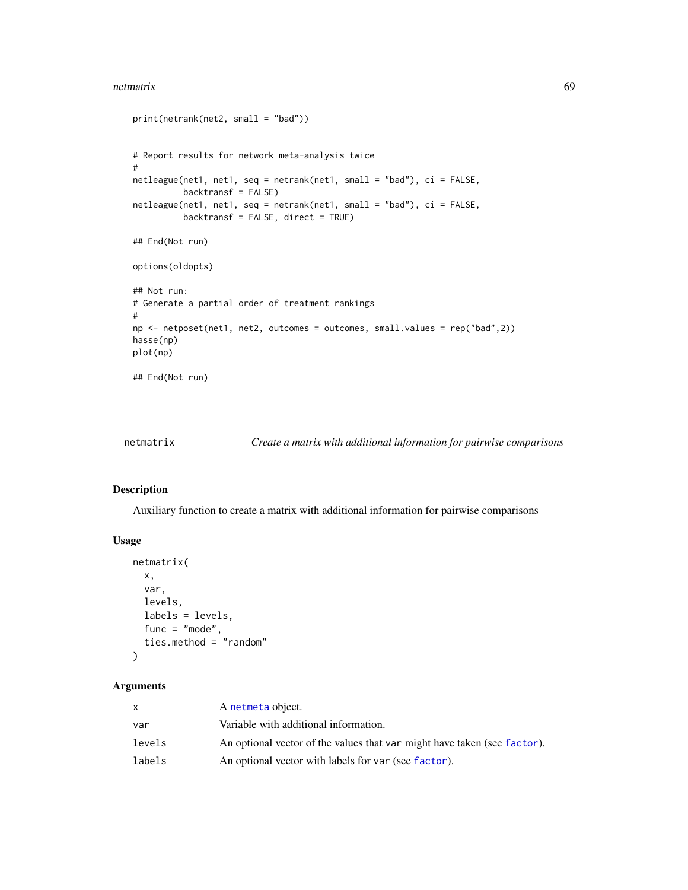```
print(netrank(net2, small = "bad"))


# Report results for network meta-analysis twice
#
netleague(net1, net1, seq = netrank(net1, small = "bad"), ci = FALSE,
          backtransf = FALSE)
netleague(net1, net1, seq = netrank(net1, small = "bad"), ci = FALSE,
          backtransf = FALSE, direct = TRUE)

## End(Not run)

options(oldopts)

## Not run:
# Generate a partial order of treatment rankings
#
np <- netposet(net1, net2, outcomes = outcomes, small.values = rep("bad",2))
hasse(np)
plot(np)

## End(Not run)
```

---

## netmatrix — *Create a matrix with additional information for pairwise comparisons*

---

### Description

Auxiliary function to create a matrix with additional information for pairwise comparisons

### Usage

```
netmatrix(
  x,
  var,
  levels,
  labels = levels,
  func = "mode",
  ties.method = "random"
)
```

### Arguments

| | |
|---|---|
| `x` | A `netmeta` object. |
| `var` | Variable with additional information. |
| `levels` | An optional vector of the values that `var` might have taken (see `factor`). |
| `labels` | An optional vector with labels for `var` (see `factor`). |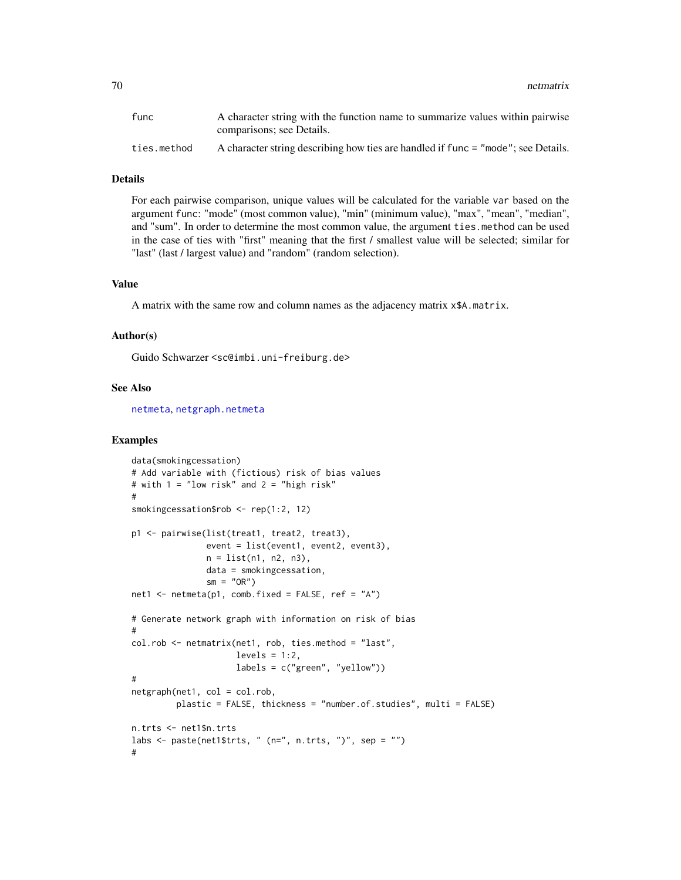| | |
|---|---|
| func | A character string with the function name to summarize values within pairwise comparisons; see Details. |
| ties.method | A character string describing how ties are handled if func = "mode"; see Details. |

## Details

For each pairwise comparison, unique values will be calculated for the variable var based on the argument func: "mode" (most common value), "min" (minimum value), "max", "mean", "median", and "sum". In order to determine the most common value, the argument ties.method can be used in the case of ties with "first" meaning that the first / smallest value will be selected; similar for "last" (last / largest value) and "random" (random selection).

## Value

A matrix with the same row and column names as the adjacency matrix x$A.matrix.

## Author(s)

Guido Schwarzer <sc@imbi.uni-freiburg.de>

## See Also

netmeta, netgraph.netmeta

## Examples

```
data(smokingcessation)
# Add variable with (fictious) risk of bias values
# with 1 = "low risk" and 2 = "high risk"
#
smokingcessation$rob <- rep(1:2, 12)

p1 <- pairwise(list(treat1, treat2, treat3),
               event = list(event1, event2, event3),
               n = list(n1, n2, n3),
               data = smokingcessation,
               sm = "OR")
net1 <- netmeta(p1, comb.fixed = FALSE, ref = "A")

# Generate network graph with information on risk of bias
#
col.rob <- netmatrix(net1, rob, ties.method = "last",
                     levels = 1:2,
                     labels = c("green", "yellow"))
#
netgraph(net1, col = col.rob,
         plastic = FALSE, thickness = "number.of.studies", multi = FALSE)

n.trts <- net1$n.trts
labs <- paste(net1$trts, " (n=", n.trts, ")", sep = "")
#
```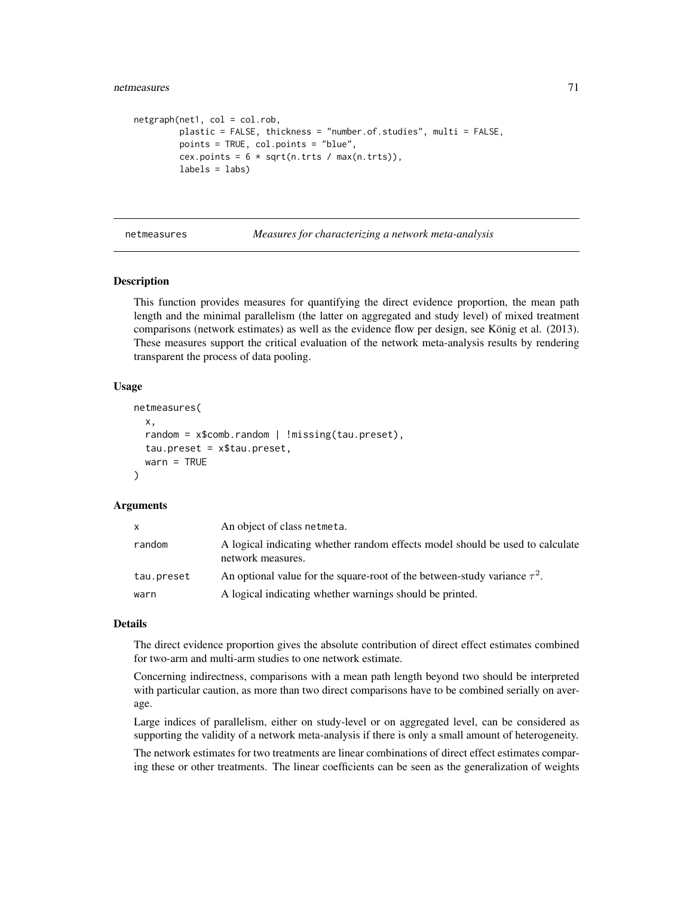```
netgraph(net1, col = col.rob,
         plastic = FALSE, thickness = "number.of.studies", multi = FALSE,
         points = TRUE, col.points = "blue",
         cex.points = 6 * sqrt(n.trts / max(n.trts)),
         labels = labs)
```

## netmeasures *Measures for characterizing a network meta-analysis*

### Description

This function provides measures for quantifying the direct evidence proportion, the mean path length and the minimal parallelism (the latter on aggregated and study level) of mixed treatment comparisons (network estimates) as well as the evidence flow per design, see König et al. (2013). These measures support the critical evaluation of the network meta-analysis results by rendering transparent the process of data pooling.

### Usage

```
netmeasures(
  x,
  random = x$comb.random | !missing(tau.preset),
  tau.preset = x$tau.preset,
  warn = TRUE
)
```

### Arguments

| | |
|---|---|
| x | An object of class netmeta. |
| random | A logical indicating whether random effects model should be used to calculate network measures. |
| tau.preset | An optional value for the square-root of the between-study variance $\tau^2$. |
| warn | A logical indicating whether warnings should be printed. |

### Details

The direct evidence proportion gives the absolute contribution of direct effect estimates combined for two-arm and multi-arm studies to one network estimate.

Concerning indirectness, comparisons with a mean path length beyond two should be interpreted with particular caution, as more than two direct comparisons have to be combined serially on average.

Large indices of parallelism, either on study-level or on aggregated level, can be considered as supporting the validity of a network meta-analysis if there is only a small amount of heterogeneity.

The network estimates for two treatments are linear combinations of direct effect estimates comparing these or other treatments. The linear coefficients can be seen as the generalization of weights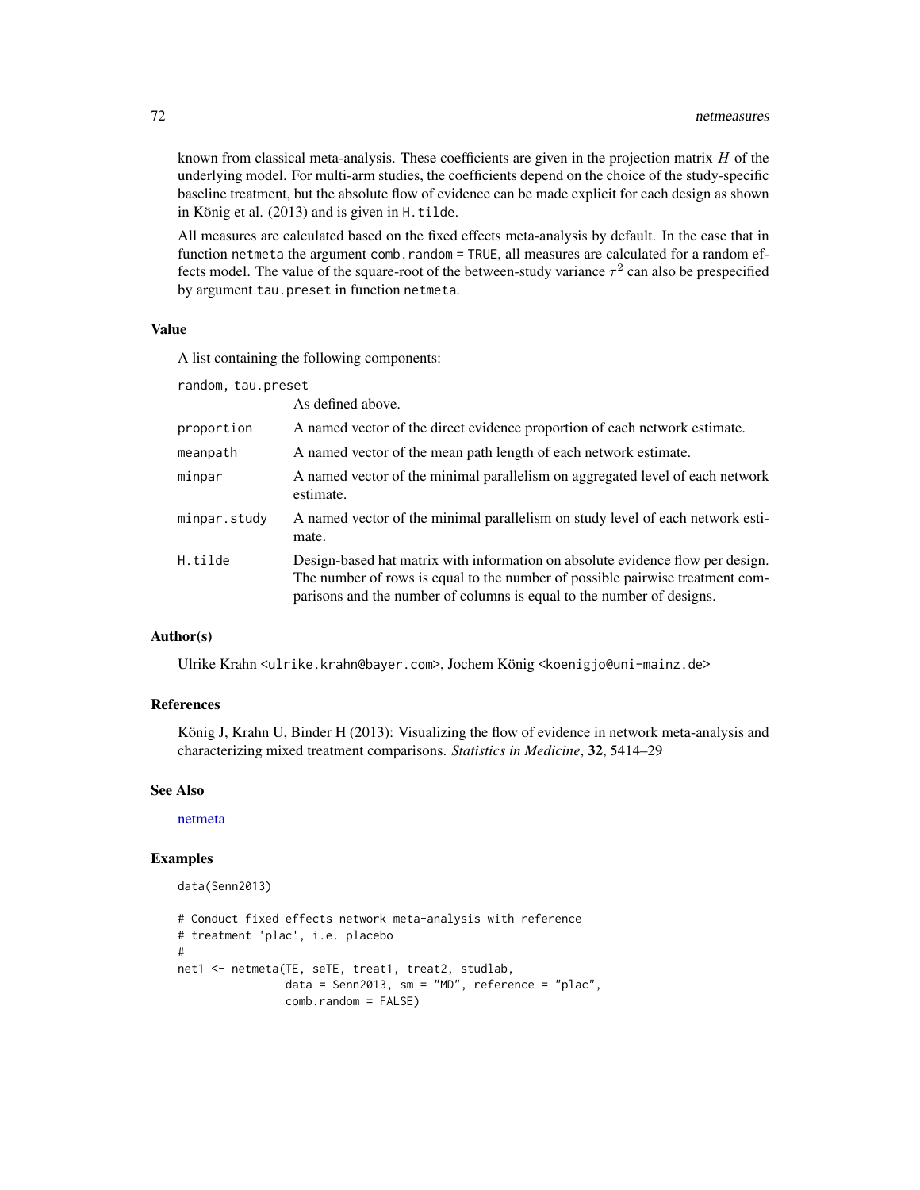known from classical meta-analysis. These coefficients are given in the projection matrix $H$ of the underlying model. For multi-arm studies, the coefficients depend on the choice of the study-specific baseline treatment, but the absolute flow of evidence can be made explicit for each design as shown in König et al. (2013) and is given in `H.tilde`.

All measures are calculated based on the fixed effects meta-analysis by default. In the case that in function `netmeta` the argument `comb.random = TRUE`, all measures are calculated for a random effects model. The value of the square-root of the between-study variance $\tau^2$ can also be prespecified by argument `tau.preset` in function `netmeta`.

### Value

A list containing the following components:

| | |
|---|---|
| `random, tau.preset` | As defined above. |
| `proportion` | A named vector of the direct evidence proportion of each network estimate. |
| `meanpath` | A named vector of the mean path length of each network estimate. |
| `minpar` | A named vector of the minimal parallelism on aggregated level of each network estimate. |
| `minpar.study` | A named vector of the minimal parallelism on study level of each network estimate. |
| `H.tilde` | Design-based hat matrix with information on absolute evidence flow per design. The number of rows is equal to the number of possible pairwise treatment comparisons and the number of columns is equal to the number of designs. |

### Author(s)

Ulrike Krahn <ulrike.krahn@bayer.com>, Jochem König <koenigjo@uni-mainz.de>

### References

König J, Krahn U, Binder H (2013): Visualizing the flow of evidence in network meta-analysis and characterizing mixed treatment comparisons. *Statistics in Medicine*, **32**, 5414–29

### See Also

netmeta

### Examples

```
data(Senn2013)

# Conduct fixed effects network meta-analysis with reference
# treatment 'plac', i.e. placebo
#
net1 <- netmeta(TE, seTE, treat1, treat2, studlab,
                data = Senn2013, sm = "MD", reference = "plac",
                comb.random = FALSE)
```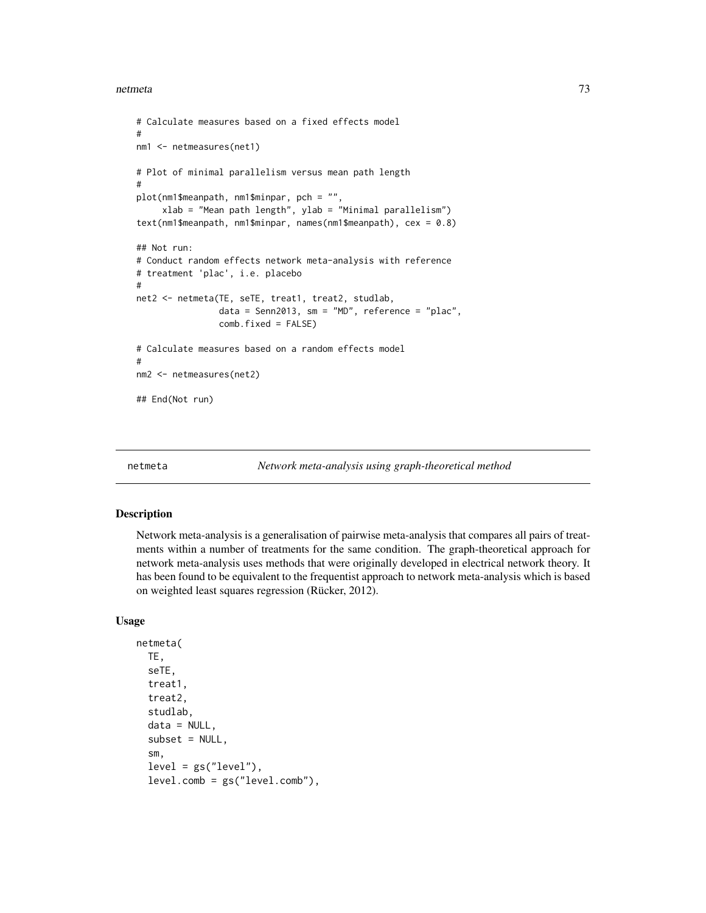```
# Calculate measures based on a fixed effects model
#
nm1 <- netmeasures(net1)

# Plot of minimal parallelism versus mean path length
#
plot(nm1$meanpath, nm1$minpar, pch = "",
     xlab = "Mean path length", ylab = "Minimal parallelism")
text(nm1$meanpath, nm1$minpar, names(nm1$meanpath), cex = 0.8)

## Not run:
# Conduct random effects network meta-analysis with reference
# treatment 'plac', i.e. placebo
#
net2 <- netmeta(TE, seTE, treat1, treat2, studlab,
                data = Senn2013, sm = "MD", reference = "plac",
                comb.fixed = FALSE)

# Calculate measures based on a random effects model
#
nm2 <- netmeasures(net2)

## End(Not run)
```

## netmeta — *Network meta-analysis using graph-theoretical method*

### Description

Network meta-analysis is a generalisation of pairwise meta-analysis that compares all pairs of treatments within a number of treatments for the same condition. The graph-theoretical approach for network meta-analysis uses methods that were originally developed in electrical network theory. It has been found to be equivalent to the frequentist approach to network meta-analysis which is based on weighted least squares regression (Rücker, 2012).

### Usage

```
netmeta(
  TE,
  seTE,
  treat1,
  treat2,
  studlab,
  data = NULL,
  subset = NULL,
  sm,
  level = gs("level"),
  level.comb = gs("level.comb"),
```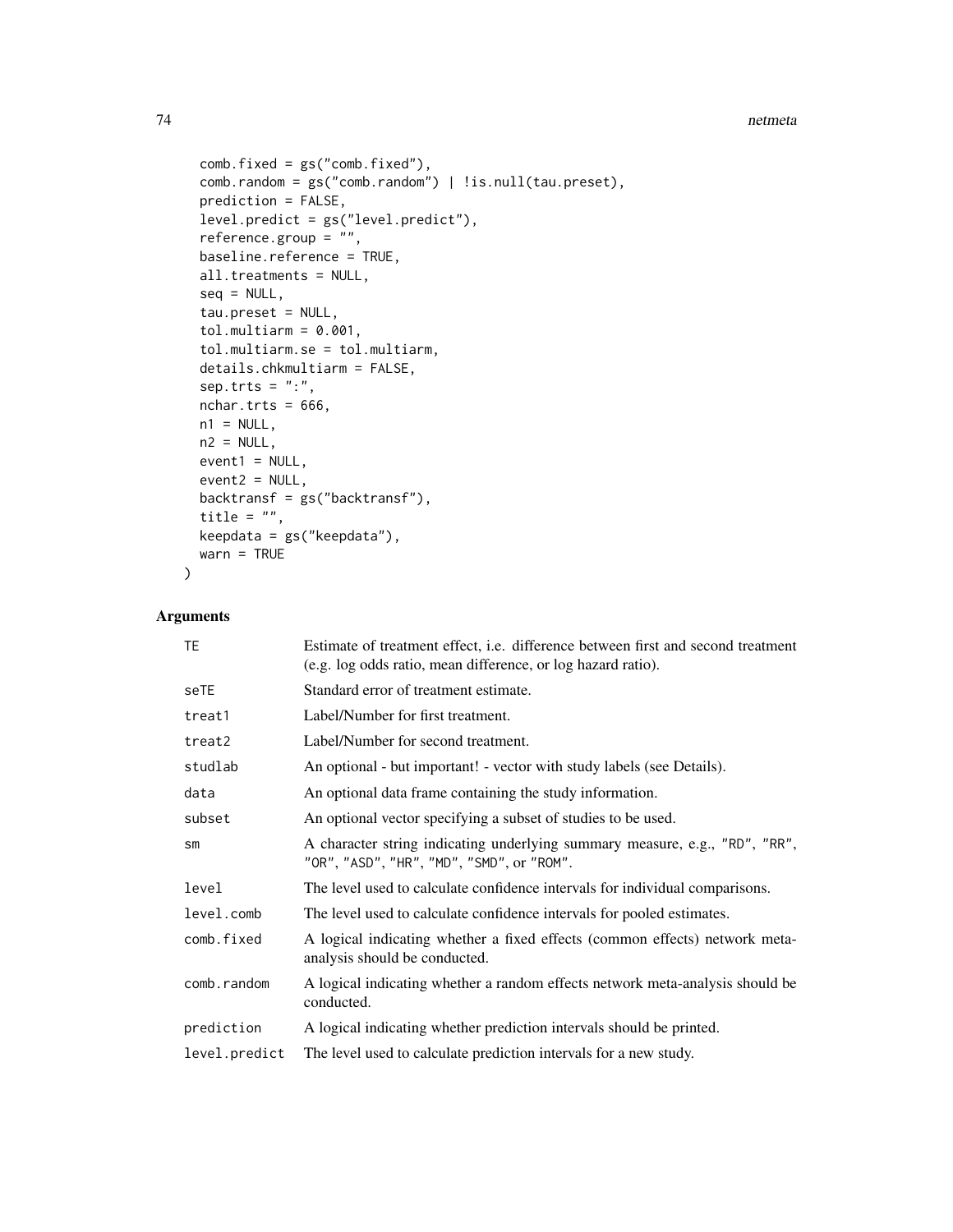```
  comb.fixed = gs("comb.fixed"),
  comb.random = gs("comb.random") | !is.null(tau.preset),
  prediction = FALSE,
  level.predict = gs("level.predict"),
  reference.group = "",
  baseline.reference = TRUE,
  all.treatments = NULL,
  seq = NULL,
  tau.preset = NULL,
  tol.multiarm = 0.001,
  tol.multiarm.se = tol.multiarm,
  details.chkmultiarm = FALSE,
  sep.trts = ":",
  nchar.trts = 666,
  n1 = NULL,
  n2 = NULL,
  event1 = NULL,
  event2 = NULL,
  backtransf = gs("backtransf"),
  title = "",
  keepdata = gs("keepdata"),
  warn = TRUE
)
```

## Arguments

| | |
|---|---|
| TE | Estimate of treatment effect, i.e. difference between first and second treatment (e.g. log odds ratio, mean difference, or log hazard ratio). |
| seTE | Standard error of treatment estimate. |
| treat1 | Label/Number for first treatment. |
| treat2 | Label/Number for second treatment. |
| studlab | An optional - but important! - vector with study labels (see Details). |
| data | An optional data frame containing the study information. |
| subset | An optional vector specifying a subset of studies to be used. |
| sm | A character string indicating underlying summary measure, e.g., "RD", "RR", "OR", "ASD", "HR", "MD", "SMD", or "ROM". |
| level | The level used to calculate confidence intervals for individual comparisons. |
| level.comb | The level used to calculate confidence intervals for pooled estimates. |
| comb.fixed | A logical indicating whether a fixed effects (common effects) network meta-analysis should be conducted. |
| comb.random | A logical indicating whether a random effects network meta-analysis should be conducted. |
| prediction | A logical indicating whether prediction intervals should be printed. |
| level.predict | The level used to calculate prediction intervals for a new study. |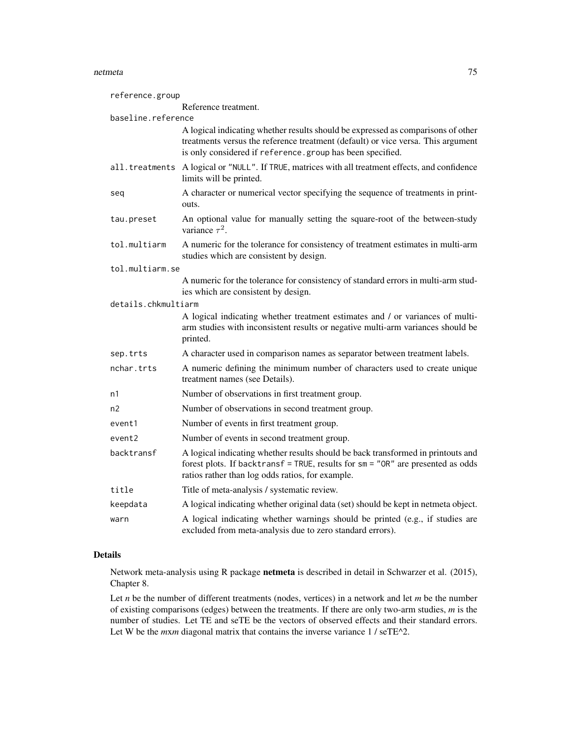| | |
|---|---|
| `reference.group` | Reference treatment. |
| `baseline.reference` | A logical indicating whether results should be expressed as comparisons of other treatments versus the reference treatment (default) or vice versa. This argument is only considered if `reference.group` has been specified. |
| `all.treatments` | A logical or `"NULL"`. If `TRUE`, matrices with all treatment effects, and confidence limits will be printed. |
| `seq` | A character or numerical vector specifying the sequence of treatments in printouts. |
| `tau.preset` | An optional value for manually setting the square-root of the between-study variance $\tau^2$. |
| `tol.multiarm` | A numeric for the tolerance for consistency of treatment estimates in multi-arm studies which are consistent by design. |
| `tol.multiarm.se` | A numeric for the tolerance for consistency of standard errors in multi-arm studies which are consistent by design. |
| `details.chkmultiarm` | A logical indicating whether treatment estimates and / or variances of multi-arm studies with inconsistent results or negative multi-arm variances should be printed. |
| `sep.trts` | A character used in comparison names as separator between treatment labels. |
| `nchar.trts` | A numeric defining the minimum number of characters used to create unique treatment names (see Details). |
| `n1` | Number of observations in first treatment group. |
| `n2` | Number of observations in second treatment group. |
| `event1` | Number of events in first treatment group. |
| `event2` | Number of events in second treatment group. |
| `backtransf` | A logical indicating whether results should be back transformed in printouts and forest plots. If `backtransf = TRUE`, results for `sm = "OR"` are presented as odds ratios rather than log odds ratios, for example. |
| `title` | Title of meta-analysis / systematic review. |
| `keepdata` | A logical indicating whether original data (set) should be kept in netmeta object. |
| `warn` | A logical indicating whether warnings should be printed (e.g., if studies are excluded from meta-analysis due to zero standard errors). |

## Details

Network meta-analysis using R package **netmeta** is described in detail in Schwarzer et al. (2015), Chapter 8.

Let $n$ be the number of different treatments (nodes, vertices) in a network and let $m$ be the number of existing comparisons (edges) between the treatments. If there are only two-arm studies, $m$ is the number of studies. Let TE and seTE be the vectors of observed effects and their standard errors. Let W be the $m$x$m$ diagonal matrix that contains the inverse variance 1 / seTE^2.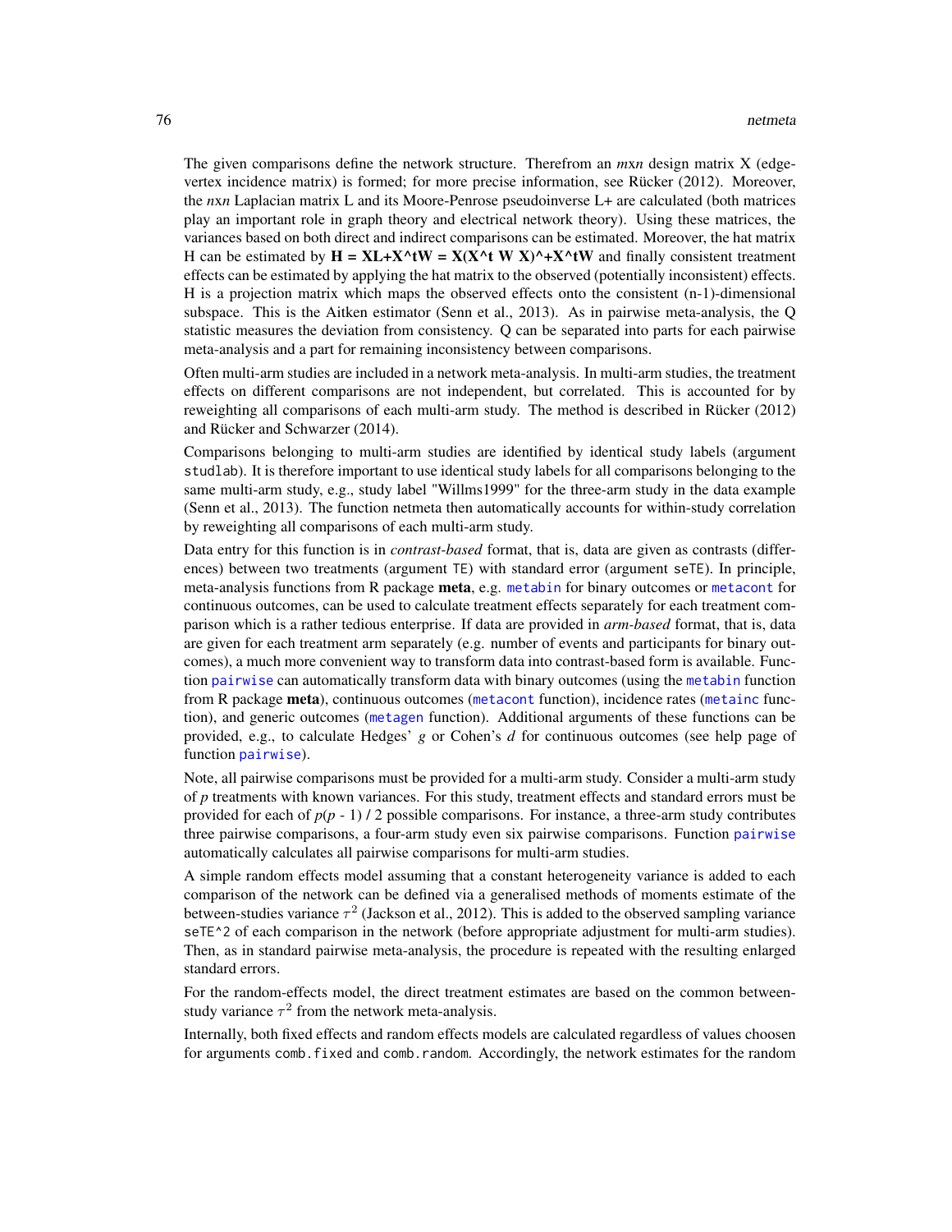The given comparisons define the network structure. Therefrom an *m*x*n* design matrix X (edge-vertex incidence matrix) is formed; for more precise information, see Rücker (2012). Moreover, the *n*x*n* Laplacian matrix L and its Moore-Penrose pseudoinverse L+ are calculated (both matrices play an important role in graph theory and electrical network theory). Using these matrices, the variances based on both direct and indirect comparisons can be estimated. Moreover, the hat matrix H can be estimated by **H = XL+X^tW = X(X^t W X)^+X^tW** and finally consistent treatment effects can be estimated by applying the hat matrix to the observed (potentially inconsistent) effects. H is a projection matrix which maps the observed effects onto the consistent (n-1)-dimensional subspace. This is the Aitken estimator (Senn et al., 2013). As in pairwise meta-analysis, the Q statistic measures the deviation from consistency. Q can be separated into parts for each pairwise meta-analysis and a part for remaining inconsistency between comparisons.

Often multi-arm studies are included in a network meta-analysis. In multi-arm studies, the treatment effects on different comparisons are not independent, but correlated. This is accounted for by reweighting all comparisons of each multi-arm study. The method is described in Rücker (2012) and Rücker and Schwarzer (2014).

Comparisons belonging to multi-arm studies are identified by identical study labels (argument `studlab`). It is therefore important to use identical study labels for all comparisons belonging to the same multi-arm study, e.g., study label "Willms1999" for the three-arm study in the data example (Senn et al., 2013). The function netmeta then automatically accounts for within-study correlation by reweighting all comparisons of each multi-arm study.

Data entry for this function is in *contrast-based* format, that is, data are given as contrasts (differences) between two treatments (argument `TE`) with standard error (argument `seTE`). In principle, meta-analysis functions from R package **meta**, e.g. `metabin` for binary outcomes or `metacont` for continuous outcomes, can be used to calculate treatment effects separately for each treatment comparison which is a rather tedious enterprise. If data are provided in *arm-based* format, that is, data are given for each treatment arm separately (e.g. number of events and participants for binary outcomes), a much more convenient way to transform data into contrast-based form is available. Function `pairwise` can automatically transform data with binary outcomes (using the `metabin` function from R package **meta**), continuous outcomes (`metacont` function), incidence rates (`metainc` function), and generic outcomes (`metagen` function). Additional arguments of these functions can be provided, e.g., to calculate Hedges' *g* or Cohen's *d* for continuous outcomes (see help page of function `pairwise`).

Note, all pairwise comparisons must be provided for a multi-arm study. Consider a multi-arm study of $p$ treatments with known variances. For this study, treatment effects and standard errors must be provided for each of $p(p - 1) / 2$ possible comparisons. For instance, a three-arm study contributes three pairwise comparisons, a four-arm study even six pairwise comparisons. Function `pairwise` automatically calculates all pairwise comparisons for multi-arm studies.

A simple random effects model assuming that a constant heterogeneity variance is added to each comparison of the network can be defined via a generalised methods of moments estimate of the between-studies variance $\tau^2$ (Jackson et al., 2012). This is added to the observed sampling variance `seTE^2` of each comparison in the network (before appropriate adjustment for multi-arm studies). Then, as in standard pairwise meta-analysis, the procedure is repeated with the resulting enlarged standard errors.

For the random-effects model, the direct treatment estimates are based on the common between-study variance $\tau^2$ from the network meta-analysis.

Internally, both fixed effects and random effects models are calculated regardless of values choosen for arguments `comb.fixed` and `comb.random`. Accordingly, the network estimates for the random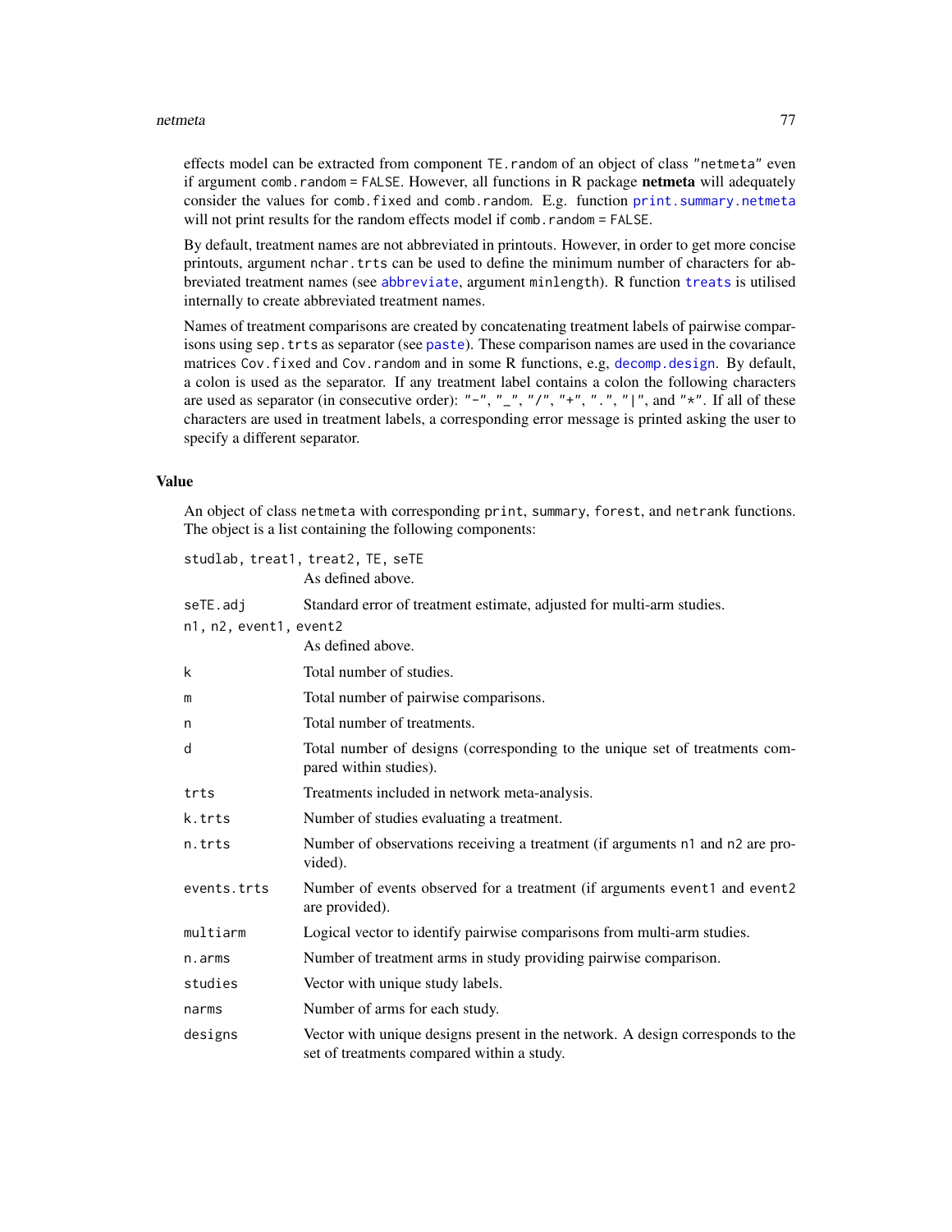effects model can be extracted from component `TE.random` of an object of class `"netmeta"` even if argument `comb.random = FALSE`. However, all functions in R package **netmeta** will adequately consider the values for `comb.fixed` and `comb.random`. E.g. function `print.summary.netmeta` will not print results for the random effects model if `comb.random = FALSE`.

By default, treatment names are not abbreviated in printouts. However, in order to get more concise printouts, argument `nchar.trts` can be used to define the minimum number of characters for abbreviated treatment names (see `abbreviate`, argument `minlength`). R function `treats` is utilised internally to create abbreviated treatment names.

Names of treatment comparisons are created by concatenating treatment labels of pairwise comparisons using `sep.trts` as separator (see `paste`). These comparison names are used in the covariance matrices `Cov.fixed` and `Cov.random` and in some R functions, e.g, `decomp.design`. By default, a colon is used as the separator. If any treatment label contains a colon the following characters are used as separator (in consecutive order): `"-"`, `"_"`, `"/"`, `"+"`, `"."`, `"|"`, and `"*"`. If all of these characters are used in treatment labels, a corresponding error message is printed asking the user to specify a different separator.

## Value

An object of class `netmeta` with corresponding `print`, `summary`, `forest`, and `netrank` functions. The object is a list containing the following components:

- `studlab, treat1, treat2, TE, seTE`: As defined above.
- `seTE.adj`: Standard error of treatment estimate, adjusted for multi-arm studies.
- `n1, n2, event1, event2`: As defined above.
- `k`: Total number of studies.
- `m`: Total number of pairwise comparisons.
- `n`: Total number of treatments.
- `d`: Total number of designs (corresponding to the unique set of treatments compared within studies).
- `trts`: Treatments included in network meta-analysis.
- `k.trts`: Number of studies evaluating a treatment.
- `n.trts`: Number of observations receiving a treatment (if arguments `n1` and `n2` are provided).
- `events.trts`: Number of events observed for a treatment (if arguments `event1` and `event2` are provided).
- `multiarm`: Logical vector to identify pairwise comparisons from multi-arm studies.
- `n.arms`: Number of treatment arms in study providing pairwise comparison.
- `studies`: Vector with unique study labels.
- `narms`: Number of arms for each study.
- `designs`: Vector with unique designs present in the network. A design corresponds to the set of treatments compared within a study.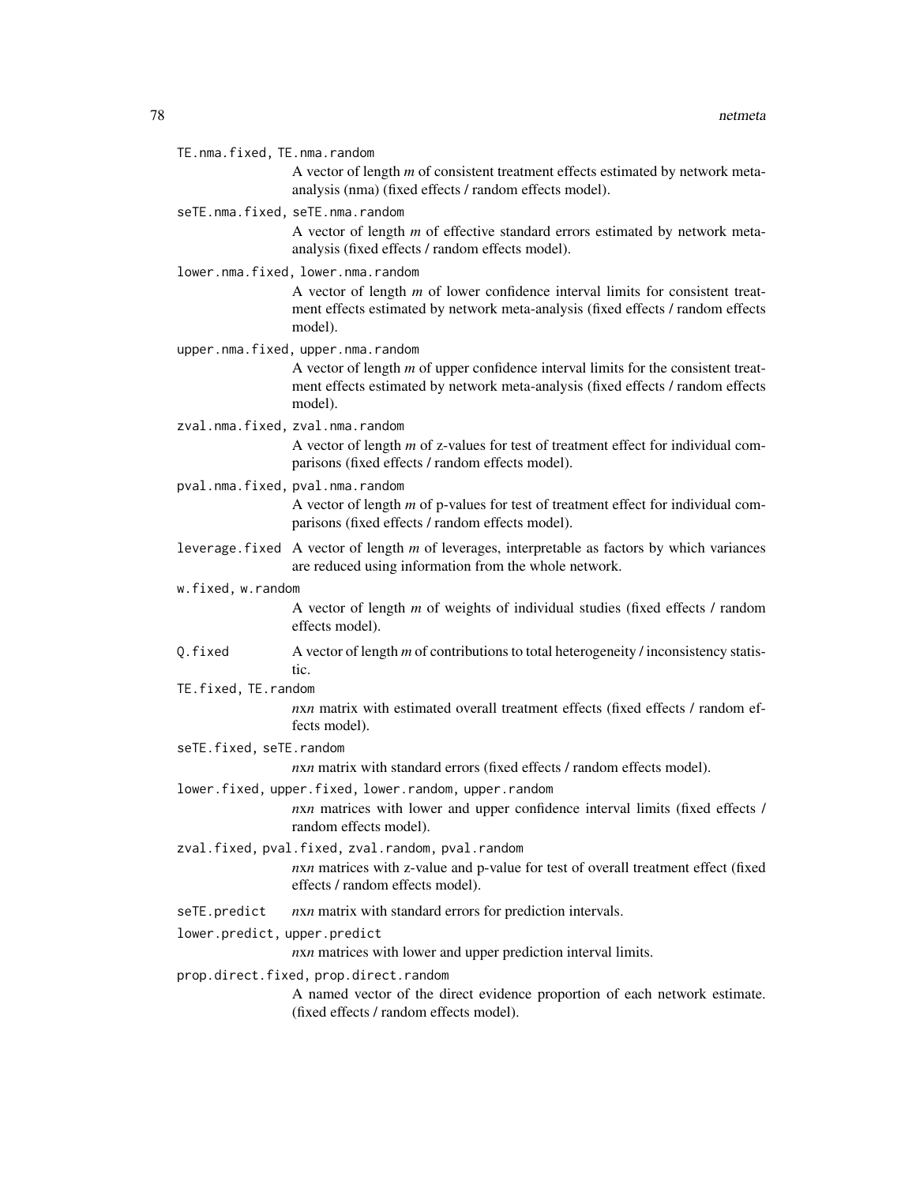`TE.nma.fixed, TE.nma.random`
: A vector of length $m$ of consistent treatment effects estimated by network meta-analysis (nma) (fixed effects / random effects model).

`seTE.nma.fixed, seTE.nma.random`
: A vector of length $m$ of effective standard errors estimated by network meta-analysis (fixed effects / random effects model).

`lower.nma.fixed, lower.nma.random`
: A vector of length $m$ of lower confidence interval limits for consistent treatment effects estimated by network meta-analysis (fixed effects / random effects model).

`upper.nma.fixed, upper.nma.random`
: A vector of length $m$ of upper confidence interval limits for the consistent treatment effects estimated by network meta-analysis (fixed effects / random effects model).

`zval.nma.fixed, zval.nma.random`
: A vector of length $m$ of z-values for test of treatment effect for individual comparisons (fixed effects / random effects model).

`pval.nma.fixed, pval.nma.random`
: A vector of length $m$ of p-values for test of treatment effect for individual comparisons (fixed effects / random effects model).

`leverage.fixed`
: A vector of length $m$ of leverages, interpretable as factors by which variances are reduced using information from the whole network.

`w.fixed, w.random`
: A vector of length $m$ of weights of individual studies (fixed effects / random effects model).

`Q.fixed`
: A vector of length $m$ of contributions to total heterogeneity / inconsistency statistic.

`TE.fixed, TE.random`
: $n$x$n$ matrix with estimated overall treatment effects (fixed effects / random effects model).

`seTE.fixed, seTE.random`
: $n$x$n$ matrix with standard errors (fixed effects / random effects model).

`lower.fixed, upper.fixed, lower.random, upper.random`
: $n$x$n$ matrices with lower and upper confidence interval limits (fixed effects / random effects model).

`zval.fixed, pval.fixed, zval.random, pval.random`
: $n$x$n$ matrices with z-value and p-value for test of overall treatment effect (fixed effects / random effects model).

`seTE.predict`
: $n$x$n$ matrix with standard errors for prediction intervals.

`lower.predict, upper.predict`
: $n$x$n$ matrices with lower and upper prediction interval limits.

`prop.direct.fixed, prop.direct.random`
: A named vector of the direct evidence proportion of each network estimate. (fixed effects / random effects model).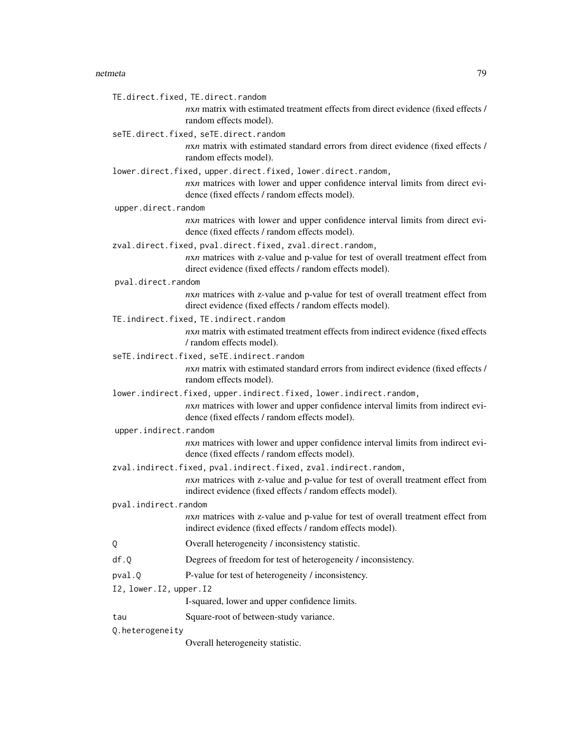`TE.direct.fixed, TE.direct.random`
: $n$x$n$ matrix with estimated treatment effects from direct evidence (fixed effects / random effects model).

`seTE.direct.fixed, seTE.direct.random`
: $n$x$n$ matrix with estimated standard errors from direct evidence (fixed effects / random effects model).

`lower.direct.fixed, upper.direct.fixed, lower.direct.random,`
: $n$x$n$ matrices with lower and upper confidence interval limits from direct evidence (fixed effects / random effects model).

`upper.direct.random`
: $n$x$n$ matrices with lower and upper confidence interval limits from direct evidence (fixed effects / random effects model).

`zval.direct.fixed, pval.direct.fixed, zval.direct.random,`
: $n$x$n$ matrices with z-value and p-value for test of overall treatment effect from direct evidence (fixed effects / random effects model).

`pval.direct.random`
: $n$x$n$ matrices with z-value and p-value for test of overall treatment effect from direct evidence (fixed effects / random effects model).

`TE.indirect.fixed, TE.indirect.random`
: $n$x$n$ matrix with estimated treatment effects from indirect evidence (fixed effects / random effects model).

`seTE.indirect.fixed, seTE.indirect.random`
: $n$x$n$ matrix with estimated standard errors from indirect evidence (fixed effects / random effects model).

`lower.indirect.fixed, upper.indirect.fixed, lower.indirect.random,`
: $n$x$n$ matrices with lower and upper confidence interval limits from indirect evidence (fixed effects / random effects model).

`upper.indirect.random`
: $n$x$n$ matrices with lower and upper confidence interval limits from indirect evidence (fixed effects / random effects model).

`zval.indirect.fixed, pval.indirect.fixed, zval.indirect.random,`
: $n$x$n$ matrices with z-value and p-value for test of overall treatment effect from indirect evidence (fixed effects / random effects model).

`pval.indirect.random`
: $n$x$n$ matrices with z-value and p-value for test of overall treatment effect from indirect evidence (fixed effects / random effects model).

`Q`
: Overall heterogeneity / inconsistency statistic.

`df.Q`
: Degrees of freedom for test of heterogeneity / inconsistency.

`pval.Q`
: P-value for test of heterogeneity / inconsistency.

`I2, lower.I2, upper.I2`
: I-squared, lower and upper confidence limits.

`tau`
: Square-root of between-study variance.

`Q.heterogeneity`
: Overall heterogeneity statistic.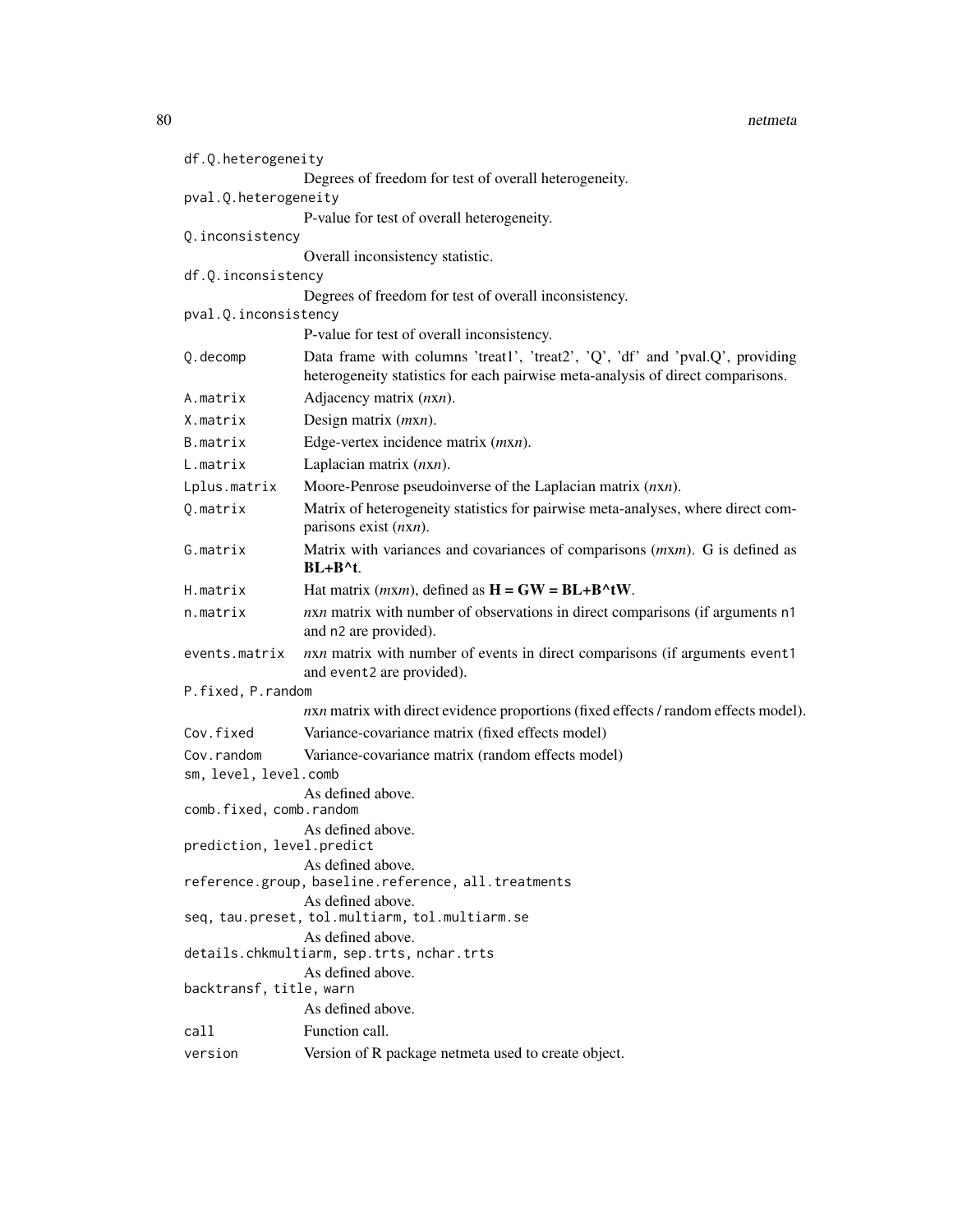`df.Q.heterogeneity`
: Degrees of freedom for test of overall heterogeneity.

`pval.Q.heterogeneity`
: P-value for test of overall heterogeneity.

`Q.inconsistency`
: Overall inconsistency statistic.

`df.Q.inconsistency`
: Degrees of freedom for test of overall inconsistency.

`pval.Q.inconsistency`
: P-value for test of overall inconsistency.

`Q.decomp`
: Data frame with columns 'treat1', 'treat2', 'Q', 'df' and 'pval.Q', providing heterogeneity statistics for each pairwise meta-analysis of direct comparisons.

`A.matrix`
: Adjacency matrix (*n*x*n*).

`X.matrix`
: Design matrix (*m*x*n*).

`B.matrix`
: Edge-vertex incidence matrix (*m*x*n*).

`L.matrix`
: Laplacian matrix (*n*x*n*).

`Lplus.matrix`
: Moore-Penrose pseudoinverse of the Laplacian matrix (*n*x*n*).

`Q.matrix`
: Matrix of heterogeneity statistics for pairwise meta-analyses, where direct comparisons exist (*n*x*n*).

`G.matrix`
: Matrix with variances and covariances of comparisons (*m*x*m*). G is defined as **BL+B^t**.

`H.matrix`
: Hat matrix (*m*x*m*), defined as **H = GW = BL+B^tW**.

`n.matrix`
: *n*x*n* matrix with number of observations in direct comparisons (if arguments `n1` and `n2` are provided).

`events.matrix`
: *n*x*n* matrix with number of events in direct comparisons (if arguments `event1` and `event2` are provided).

`P.fixed, P.random`
: *n*x*n* matrix with direct evidence proportions (fixed effects / random effects model).

`Cov.fixed`
: Variance-covariance matrix (fixed effects model)

`Cov.random`
: Variance-covariance matrix (random effects model)

`sm, level, level.comb`
: As defined above.

`comb.fixed, comb.random`
: As defined above.

`prediction, level.predict`
: As defined above.

`reference.group, baseline.reference, all.treatments`
: As defined above.

`seq, tau.preset, tol.multiarm, tol.multiarm.se`
: As defined above.

`details.chkmultiarm, sep.trts, nchar.trts`
: As defined above.

`backtransf, title, warn`
: As defined above.

`call`
: Function call.

`version`
: Version of R package netmeta used to create object.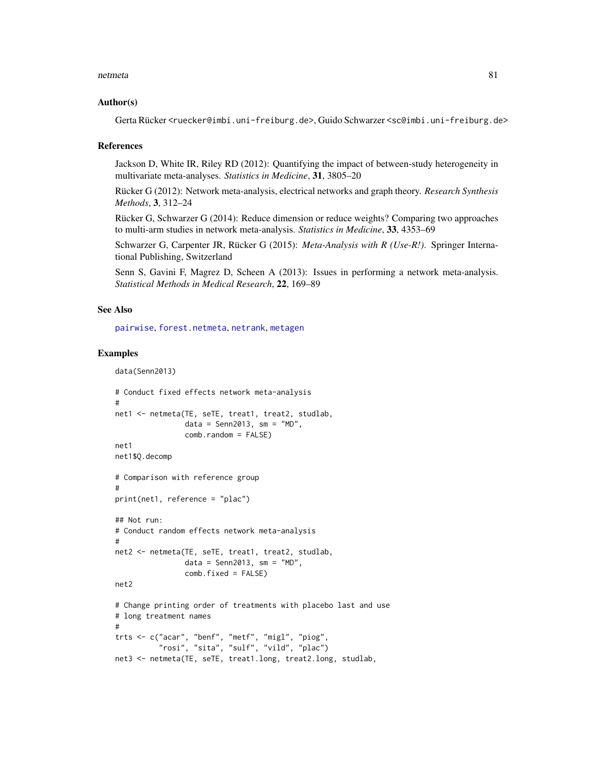## Author(s)

Gerta Rücker <ruecker@imbi.uni-freiburg.de>, Guido Schwarzer <sc@imbi.uni-freiburg.de>

## References

Jackson D, White IR, Riley RD (2012): Quantifying the impact of between-study heterogeneity in multivariate meta-analyses. *Statistics in Medicine*, **31**, 3805–20

Rücker G (2012): Network meta-analysis, electrical networks and graph theory. *Research Synthesis Methods*, **3**, 312–24

Rücker G, Schwarzer G (2014): Reduce dimension or reduce weights? Comparing two approaches to multi-arm studies in network meta-analysis. *Statistics in Medicine*, **33**, 4353–69

Schwarzer G, Carpenter JR, Rücker G (2015): *Meta-Analysis with R (Use-R!)*. Springer International Publishing, Switzerland

Senn S, Gavini F, Magrez D, Scheen A (2013): Issues in performing a network meta-analysis. *Statistical Methods in Medical Research*, **22**, 169–89

## See Also

pairwise, forest.netmeta, netrank, metagen

## Examples

```
data(Senn2013)

# Conduct fixed effects network meta-analysis
#
net1 <- netmeta(TE, seTE, treat1, treat2, studlab,
                data = Senn2013, sm = "MD",
                comb.random = FALSE)
net1
net1$Q.decomp

# Comparison with reference group
#
print(net1, reference = "plac")

## Not run:
# Conduct random effects network meta-analysis
#
net2 <- netmeta(TE, seTE, treat1, treat2, studlab,
                data = Senn2013, sm = "MD",
                comb.fixed = FALSE)
net2

# Change printing order of treatments with placebo last and use
# long treatment names
#
trts <- c("acar", "benf", "metf", "migl", "piog",
          "rosi", "sita", "sulf", "vild", "plac")
net3 <- netmeta(TE, seTE, treat1.long, treat2.long, studlab,
```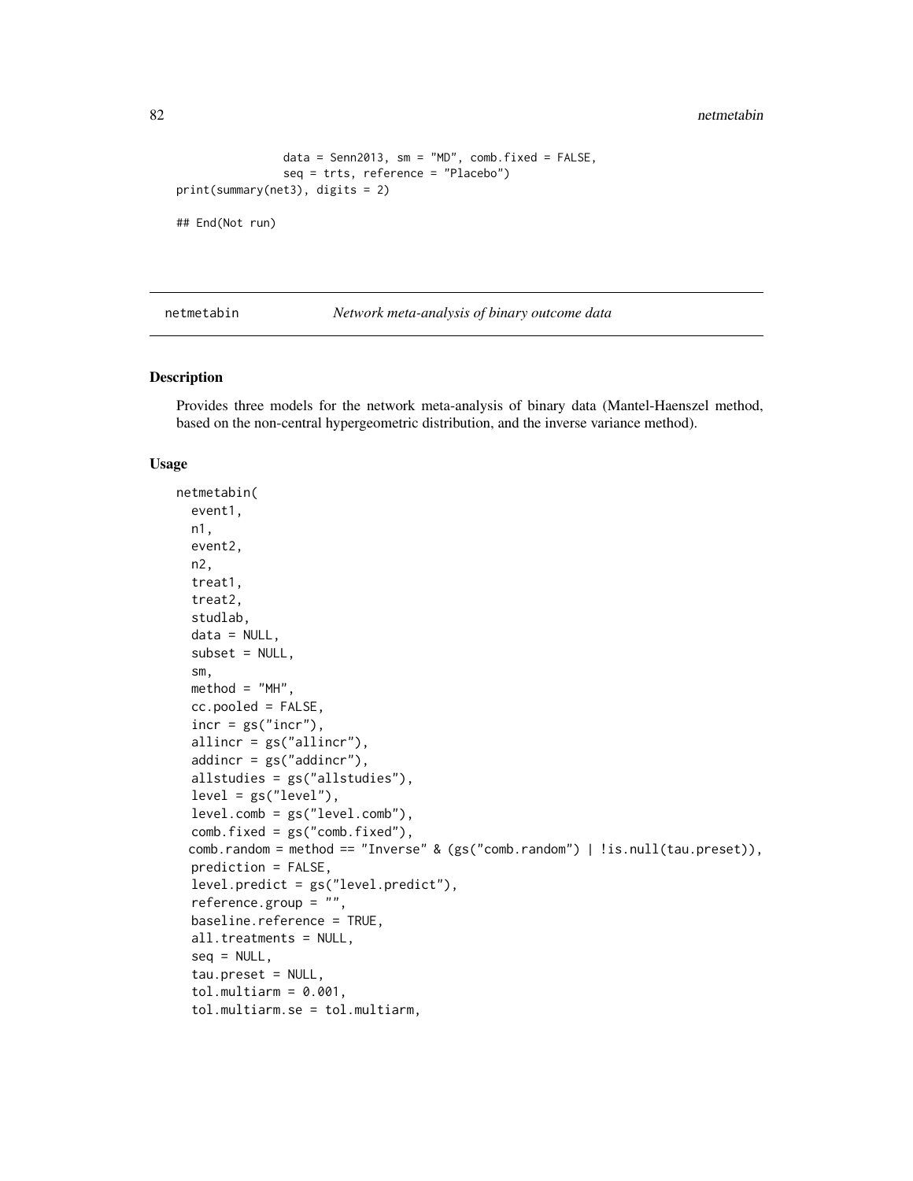```
                data = Senn2013, sm = "MD", comb.fixed = FALSE,
                seq = trts, reference = "Placebo")
print(summary(net3), digits = 2)

## End(Not run)
```

## netmetabin — *Network meta-analysis of binary outcome data*

### Description

Provides three models for the network meta-analysis of binary data (Mantel-Haenszel method, based on the non-central hypergeometric distribution, and the inverse variance method).

### Usage

```
netmetabin(
  event1,
  n1,
  event2,
  n2,
  treat1,
  treat2,
  studlab,
  data = NULL,
  subset = NULL,
  sm,
  method = "MH",
  cc.pooled = FALSE,
  incr = gs("incr"),
  allincr = gs("allincr"),
  addincr = gs("addincr"),
  allstudies = gs("allstudies"),
  level = gs("level"),
  level.comb = gs("level.comb"),
  comb.fixed = gs("comb.fixed"),
  comb.random = method == "Inverse" & (gs("comb.random") | !is.null(tau.preset)),
  prediction = FALSE,
  level.predict = gs("level.predict"),
  reference.group = "",
  baseline.reference = TRUE,
  all.treatments = NULL,
  seq = NULL,
  tau.preset = NULL,
  tol.multiarm = 0.001,
  tol.multiarm.se = tol.multiarm,
```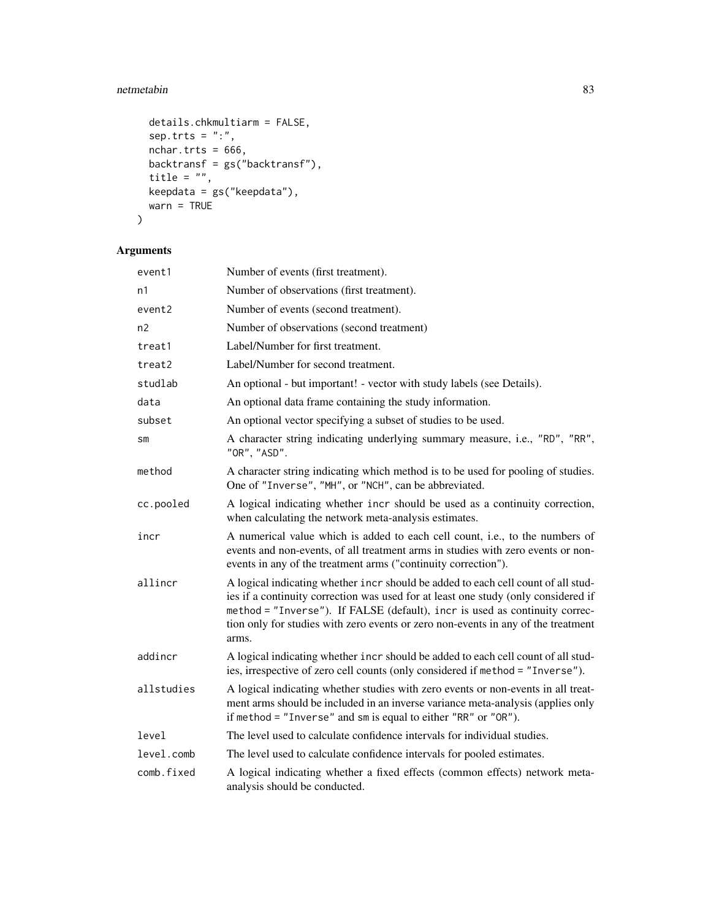```
  details.chkmultiarm = FALSE,
  sep.trts = ":",
  nchar.trts = 666,
  backtransf = gs("backtransf"),
  title = "",
  keepdata = gs("keepdata"),
  warn = TRUE
)
```

## Arguments

| | |
|---|---|
| event1 | Number of events (first treatment). |
| n1 | Number of observations (first treatment). |
| event2 | Number of events (second treatment). |
| n2 | Number of observations (second treatment) |
| treat1 | Label/Number for first treatment. |
| treat2 | Label/Number for second treatment. |
| studlab | An optional - but important! - vector with study labels (see Details). |
| data | An optional data frame containing the study information. |
| subset | An optional vector specifying a subset of studies to be used. |
| sm | A character string indicating underlying summary measure, i.e., "RD", "RR", "OR", "ASD". |
| method | A character string indicating which method is to be used for pooling of studies. One of "Inverse", "MH", or "NCH", can be abbreviated. |
| cc.pooled | A logical indicating whether incr should be used as a continuity correction, when calculating the network meta-analysis estimates. |
| incr | A numerical value which is added to each cell count, i.e., to the numbers of events and non-events, of all treatment arms in studies with zero events or non-events in any of the treatment arms ("continuity correction"). |
| allincr | A logical indicating whether incr should be added to each cell count of all studies if a continuity correction was used for at least one study (only considered if method = "Inverse"). If FALSE (default), incr is used as continuity correction only for studies with zero events or zero non-events in any of the treatment arms. |
| addincr | A logical indicating whether incr should be added to each cell count of all studies, irrespective of zero cell counts (only considered if method = "Inverse"). |
| allstudies | A logical indicating whether studies with zero events or non-events in all treatment arms should be included in an inverse variance meta-analysis (applies only if method = "Inverse" and sm is equal to either "RR" or "OR"). |
| level | The level used to calculate confidence intervals for individual studies. |
| level.comb | The level used to calculate confidence intervals for pooled estimates. |
| comb.fixed | A logical indicating whether a fixed effects (common effects) network meta-analysis should be conducted. |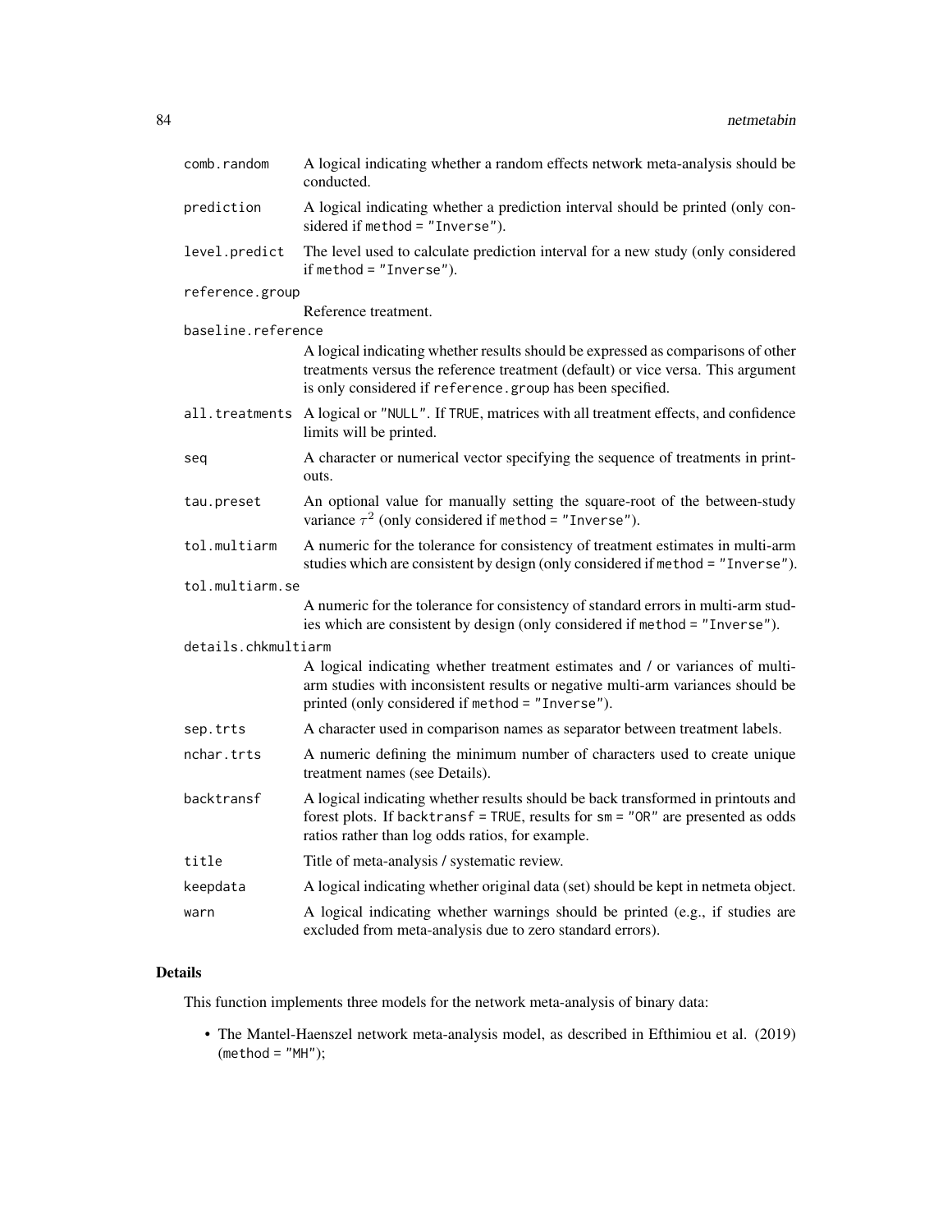| | |
|---|---|
| `comb.random` | A logical indicating whether a random effects network meta-analysis should be conducted. |
| `prediction` | A logical indicating whether a prediction interval should be printed (only considered if `method = "Inverse"`). |
| `level.predict` | The level used to calculate prediction interval for a new study (only considered if `method = "Inverse"`). |
| `reference.group` | Reference treatment. |
| `baseline.reference` | A logical indicating whether results should be expressed as comparisons of other treatments versus the reference treatment (default) or vice versa. This argument is only considered if `reference.group` has been specified. |
| `all.treatments` | A logical or `"NULL"`. If `TRUE`, matrices with all treatment effects, and confidence limits will be printed. |
| `seq` | A character or numerical vector specifying the sequence of treatments in printouts. |
| `tau.preset` | An optional value for manually setting the square-root of the between-study variance $\tau^2$ (only considered if `method = "Inverse"`). |
| `tol.multiarm` | A numeric for the tolerance for consistency of treatment estimates in multi-arm studies which are consistent by design (only considered if `method = "Inverse"`). |
| `tol.multiarm.se` | A numeric for the tolerance for consistency of standard errors in multi-arm studies which are consistent by design (only considered if `method = "Inverse"`). |
| `details.chkmultiarm` | A logical indicating whether treatment estimates and / or variances of multi-arm studies with inconsistent results or negative multi-arm variances should be printed (only considered if `method = "Inverse"`). |
| `sep.trts` | A character used in comparison names as separator between treatment labels. |
| `nchar.trts` | A numeric defining the minimum number of characters used to create unique treatment names (see Details). |
| `backtransf` | A logical indicating whether results should be back transformed in printouts and forest plots. If `backtransf = TRUE`, results for `sm = "OR"` are presented as odds ratios rather than log odds ratios, for example. |
| `title` | Title of meta-analysis / systematic review. |
| `keepdata` | A logical indicating whether original data (set) should be kept in netmeta object. |
| `warn` | A logical indicating whether warnings should be printed (e.g., if studies are excluded from meta-analysis due to zero standard errors). |

## Details

This function implements three models for the network meta-analysis of binary data:

- The Mantel-Haenszel network meta-analysis model, as described in Efthimiou et al. (2019) (`method = "MH"`);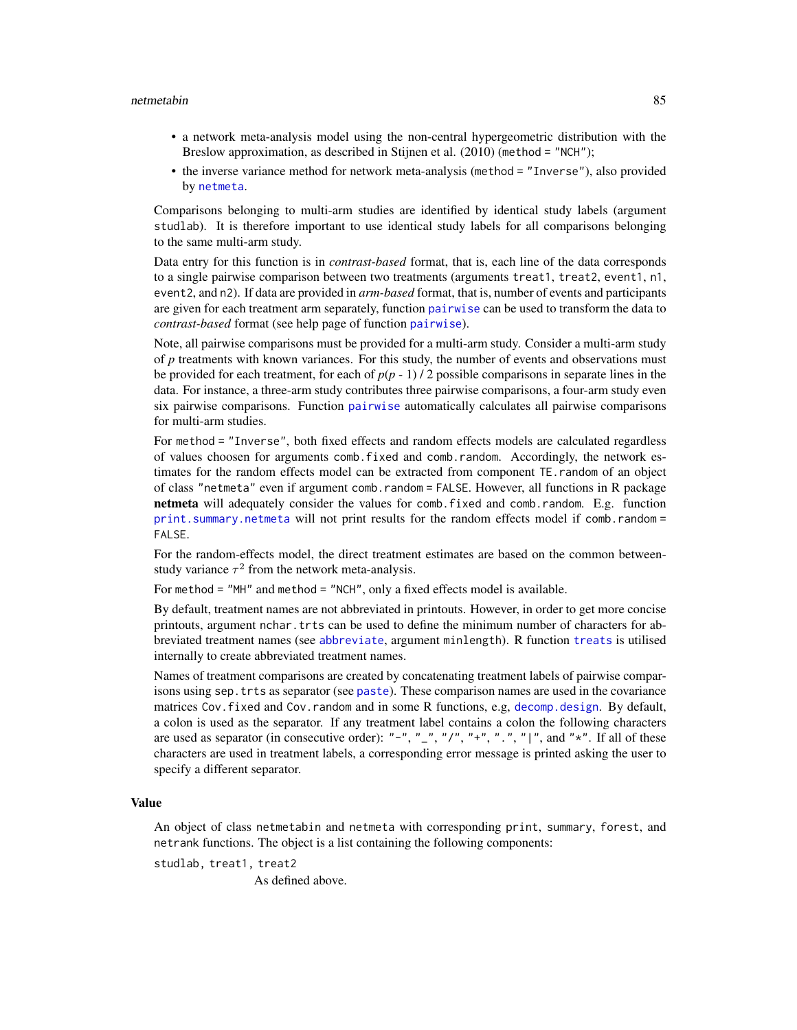- a network meta-analysis model using the non-central hypergeometric distribution with the Breslow approximation, as described in Stijnen et al. (2010) (`method = "NCH"`);
- the inverse variance method for network meta-analysis (`method = "Inverse"`), also provided by `netmeta`.

Comparisons belonging to multi-arm studies are identified by identical study labels (argument `studlab`). It is therefore important to use identical study labels for all comparisons belonging to the same multi-arm study.

Data entry for this function is in *contrast-based* format, that is, each line of the data corresponds to a single pairwise comparison between two treatments (arguments `treat1`, `treat2`, `event1`, `n1`, `event2`, and `n2`). If data are provided in *arm-based* format, that is, number of events and participants are given for each treatment arm separately, function `pairwise` can be used to transform the data to *contrast-based* format (see help page of function `pairwise`).

Note, all pairwise comparisons must be provided for a multi-arm study. Consider a multi-arm study of $p$ treatments with known variances. For this study, the number of events and observations must be provided for each treatment, for each of $p(p - 1) / 2$ possible comparisons in separate lines in the data. For instance, a three-arm study contributes three pairwise comparisons, a four-arm study even six pairwise comparisons. Function `pairwise` automatically calculates all pairwise comparisons for multi-arm studies.

For `method = "Inverse"`, both fixed effects and random effects models are calculated regardless of values choosen for arguments `comb.fixed` and `comb.random`. Accordingly, the network estimates for the random effects model can be extracted from component `TE.random` of an object of class `"netmeta"` even if argument `comb.random = FALSE`. However, all functions in R package **netmeta** will adequately consider the values for `comb.fixed` and `comb.random`. E.g. function `print.summary.netmeta` will not print results for the random effects model if `comb.random = FALSE`.

For the random-effects model, the direct treatment estimates are based on the common between-study variance $\tau^2$ from the network meta-analysis.

For `method = "MH"` and `method = "NCH"`, only a fixed effects model is available.

By default, treatment names are not abbreviated in printouts. However, in order to get more concise printouts, argument `nchar.trts` can be used to define the minimum number of characters for abbreviated treatment names (see `abbreviate`, argument `minlength`). R function `treats` is utilised internally to create abbreviated treatment names.

Names of treatment comparisons are created by concatenating treatment labels of pairwise comparisons using `sep.trts` as separator (see `paste`). These comparison names are used in the covariance matrices `Cov.fixed` and `Cov.random` and in some R functions, e.g, `decomp.design`. By default, a colon is used as the separator. If any treatment label contains a colon the following characters are used as separator (in consecutive order): `"-"`, `"_"`, `"/"`, `"+"`, `"."`, `"|"`, and `"*"`. If all of these characters are used in treatment labels, a corresponding error message is printed asking the user to specify a different separator.

## Value

An object of class `netmetabin` and `netmeta` with corresponding `print`, `summary`, `forest`, and `netrank` functions. The object is a list containing the following components:

`studlab`, `treat1`, `treat2`
: As defined above.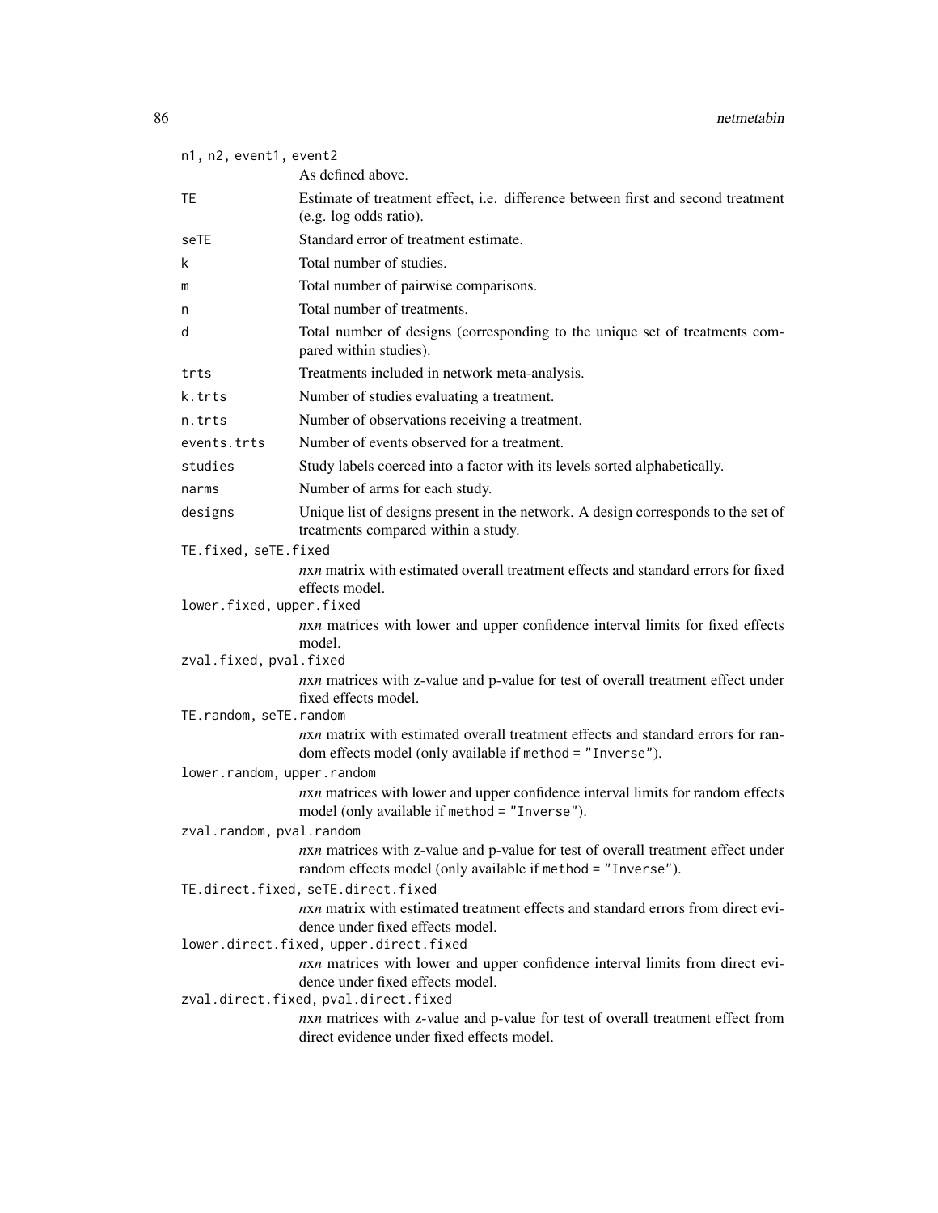n1, n2, event1, event2
: As defined above.

TE
: Estimate of treatment effect, i.e. difference between first and second treatment (e.g. log odds ratio).

seTE
: Standard error of treatment estimate.

k
: Total number of studies.

m
: Total number of pairwise comparisons.

n
: Total number of treatments.

d
: Total number of designs (corresponding to the unique set of treatments compared within studies).

trts
: Treatments included in network meta-analysis.

k.trts
: Number of studies evaluating a treatment.

n.trts
: Number of observations receiving a treatment.

events.trts
: Number of events observed for a treatment.

studies
: Study labels coerced into a factor with its levels sorted alphabetically.

narms
: Number of arms for each study.

designs
: Unique list of designs present in the network. A design corresponds to the set of treatments compared within a study.

TE.fixed, seTE.fixed
: *n*x*n* matrix with estimated overall treatment effects and standard errors for fixed effects model.

lower.fixed, upper.fixed
: *n*x*n* matrices with lower and upper confidence interval limits for fixed effects model.

zval.fixed, pval.fixed
: *n*x*n* matrices with z-value and p-value for test of overall treatment effect under fixed effects model.

TE.random, seTE.random
: *n*x*n* matrix with estimated overall treatment effects and standard errors for random effects model (only available if `method = "Inverse"`).

lower.random, upper.random
: *n*x*n* matrices with lower and upper confidence interval limits for random effects model (only available if `method = "Inverse"`).

zval.random, pval.random
: *n*x*n* matrices with z-value and p-value for test of overall treatment effect under random effects model (only available if `method = "Inverse"`).

TE.direct.fixed, seTE.direct.fixed
: *n*x*n* matrix with estimated treatment effects and standard errors from direct evidence under fixed effects model.

lower.direct.fixed, upper.direct.fixed
: *n*x*n* matrices with lower and upper confidence interval limits from direct evidence under fixed effects model.

zval.direct.fixed, pval.direct.fixed
: *n*x*n* matrices with z-value and p-value for test of overall treatment effect from direct evidence under fixed effects model.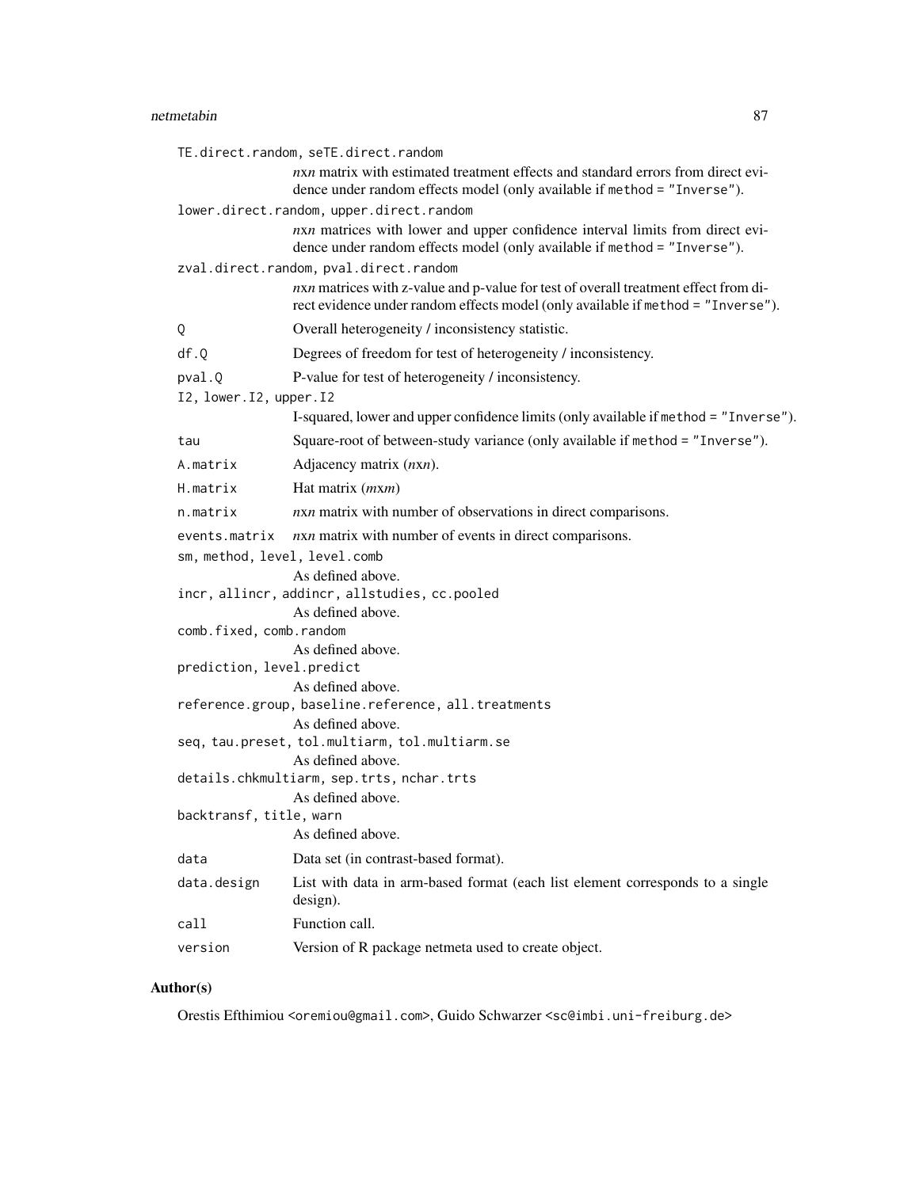`TE.direct.random, seTE.direct.random`
: *n*x*n* matrix with estimated treatment effects and standard errors from direct evidence under random effects model (only available if `method = "Inverse"`).

`lower.direct.random, upper.direct.random`
: *n*x*n* matrices with lower and upper confidence interval limits from direct evidence under random effects model (only available if `method = "Inverse"`).

`zval.direct.random, pval.direct.random`
: *n*x*n* matrices with z-value and p-value for test of overall treatment effect from direct evidence under random effects model (only available if `method = "Inverse"`).

`Q`
: Overall heterogeneity / inconsistency statistic.

`df.Q`
: Degrees of freedom for test of heterogeneity / inconsistency.

`pval.Q`
: P-value for test of heterogeneity / inconsistency.

`I2, lower.I2, upper.I2`
: I-squared, lower and upper confidence limits (only available if `method = "Inverse"`).

`tau`
: Square-root of between-study variance (only available if `method = "Inverse"`).

`A.matrix`
: Adjacency matrix (*n*x*n*).

`H.matrix`
: Hat matrix (*m*x*m*)

`n.matrix`
: *n*x*n* matrix with number of observations in direct comparisons.

`events.matrix`
: *n*x*n* matrix with number of events in direct comparisons.

`sm, method, level, level.comb`
: As defined above.

`incr, allincr, addincr, allstudies, cc.pooled`
: As defined above.

`comb.fixed, comb.random`
: As defined above.

`prediction, level.predict`
: As defined above.

`reference.group, baseline.reference, all.treatments`
: As defined above.

`seq, tau.preset, tol.multiarm, tol.multiarm.se`
: As defined above.

`details.chkmultiarm, sep.trts, nchar.trts`
: As defined above.

`backtransf, title, warn`
: As defined above.

`data`
: Data set (in contrast-based format).

`data.design`
: List with data in arm-based format (each list element corresponds to a single design).

`call`
: Function call.

`version`
: Version of R package netmeta used to create object.

## Author(s)

Orestis Efthimiou <oremiou@gmail.com>, Guido Schwarzer <sc@imbi.uni-freiburg.de>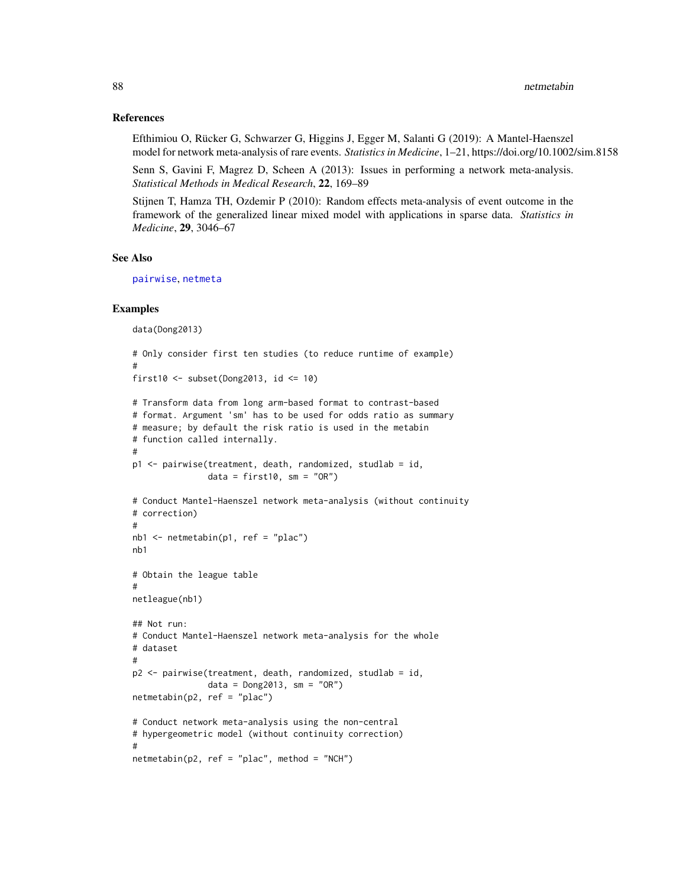## References

Efthimiou O, Rücker G, Schwarzer G, Higgins J, Egger M, Salanti G (2019): A Mantel-Haenszel model for network meta-analysis of rare events. *Statistics in Medicine*, 1–21, https://doi.org/10.1002/sim.8158

Senn S, Gavini F, Magrez D, Scheen A (2013): Issues in performing a network meta-analysis. *Statistical Methods in Medical Research*, **22**, 169–89

Stijnen T, Hamza TH, Ozdemir P (2010): Random effects meta-analysis of event outcome in the framework of the generalized linear mixed model with applications in sparse data. *Statistics in Medicine*, **29**, 3046–67

## See Also

pairwise, netmeta

## Examples

```
data(Dong2013)

# Only consider first ten studies (to reduce runtime of example)
#
first10 <- subset(Dong2013, id <= 10)

# Transform data from long arm-based format to contrast-based
# format. Argument 'sm' has to be used for odds ratio as summary
# measure; by default the risk ratio is used in the metabin
# function called internally.
#
p1 <- pairwise(treatment, death, randomized, studlab = id,
               data = first10, sm = "OR")

# Conduct Mantel-Haenszel network meta-analysis (without continuity
# correction)
#
nb1 <- netmetabin(p1, ref = "plac")
nb1

# Obtain the league table
#
netleague(nb1)

## Not run:
# Conduct Mantel-Haenszel network meta-analysis for the whole
# dataset
#
p2 <- pairwise(treatment, death, randomized, studlab = id,
               data = Dong2013, sm = "OR")
netmetabin(p2, ref = "plac")

# Conduct network meta-analysis using the non-central
# hypergeometric model (without continuity correction)
#
netmetabin(p2, ref = "plac", method = "NCH")
```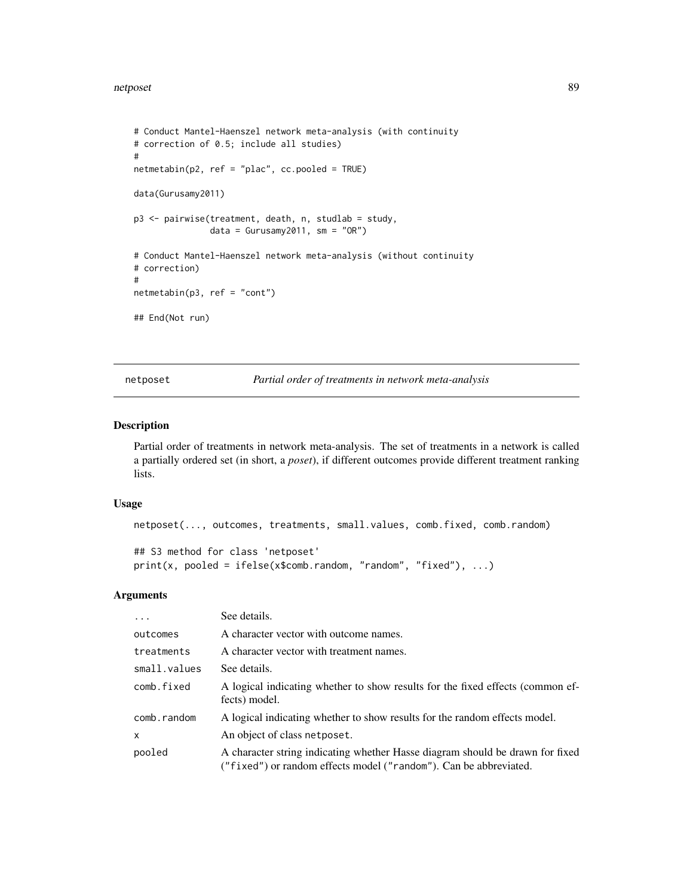```
# Conduct Mantel-Haenszel network meta-analysis (with continuity
# correction of 0.5; include all studies)
#
netmetabin(p2, ref = "plac", cc.pooled = TRUE)

data(Gurusamy2011)

p3 <- pairwise(treatment, death, n, studlab = study,
               data = Gurusamy2011, sm = "OR")

# Conduct Mantel-Haenszel network meta-analysis (without continuity
# correction)
#
netmetabin(p3, ref = "cont")

## End(Not run)
```

---

## netposet — *Partial order of treatments in network meta-analysis*

### Description

Partial order of treatments in network meta-analysis. The set of treatments in a network is called a partially ordered set (in short, a *poset*), if different outcomes provide different treatment ranking lists.

### Usage

```
netposet(..., outcomes, treatments, small.values, comb.fixed, comb.random)

## S3 method for class 'netposet'
print(x, pooled = ifelse(x$comb.random, "random", "fixed"), ...)
```

### Arguments

| Argument | Description |
|---|---|
| `...` | See details. |
| `outcomes` | A character vector with outcome names. |
| `treatments` | A character vector with treatment names. |
| `small.values` | See details. |
| `comb.fixed` | A logical indicating whether to show results for the fixed effects (common effects) model. |
| `comb.random` | A logical indicating whether to show results for the random effects model. |
| `x` | An object of class `netposet`. |
| `pooled` | A character string indicating whether Hasse diagram should be drawn for fixed (`"fixed"`) or random effects model (`"random"`). Can be abbreviated. |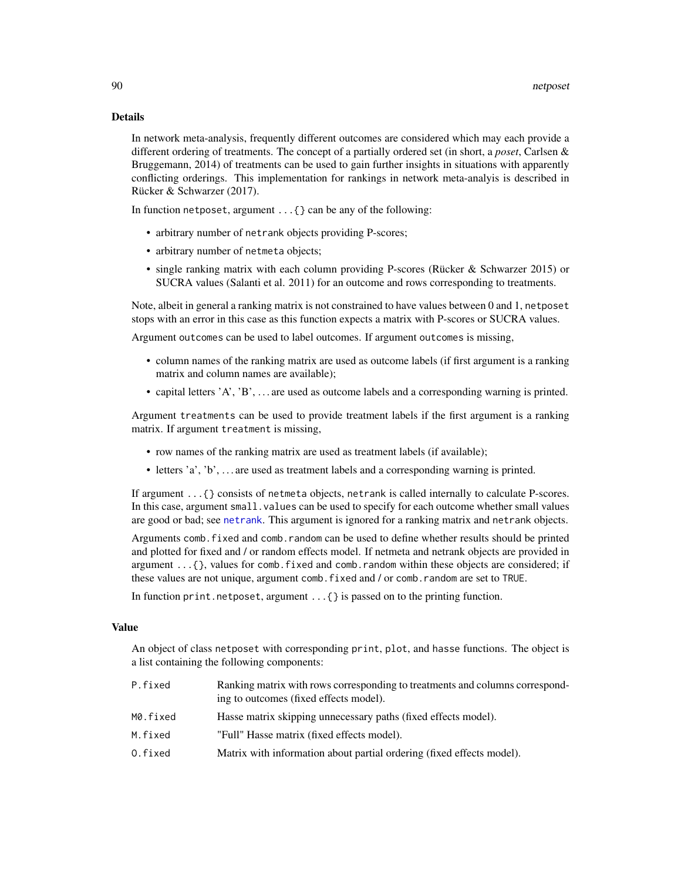## Details

In network meta-analysis, frequently different outcomes are considered which may each provide a different ordering of treatments. The concept of a partially ordered set (in short, a *poset*, Carlsen & Bruggemann, 2014) of treatments can be used to gain further insights in situations with apparently conflicting orderings. This implementation for rankings in network meta-analyis is described in Rücker & Schwarzer (2017).

In function `netposet`, argument `...{}` can be any of the following:

- arbitrary number of `netrank` objects providing P-scores;
- arbitrary number of `netmeta` objects;
- single ranking matrix with each column providing P-scores (Rücker & Schwarzer 2015) or SUCRA values (Salanti et al. 2011) for an outcome and rows corresponding to treatments.

Note, albeit in general a ranking matrix is not constrained to have values between 0 and 1, `netposet` stops with an error in this case as this function expects a matrix with P-scores or SUCRA values.

Argument `outcomes` can be used to label outcomes. If argument `outcomes` is missing,

- column names of the ranking matrix are used as outcome labels (if first argument is a ranking matrix and column names are available);
- capital letters 'A', 'B', ... are used as outcome labels and a corresponding warning is printed.

Argument `treatments` can be used to provide treatment labels if the first argument is a ranking matrix. If argument `treatment` is missing,

- row names of the ranking matrix are used as treatment labels (if available);
- letters 'a', 'b', ... are used as treatment labels and a corresponding warning is printed.

If argument `...{}` consists of `netmeta` objects, `netrank` is called internally to calculate P-scores. In this case, argument `small.values` can be used to specify for each outcome whether small values are good or bad; see `netrank`. This argument is ignored for a ranking matrix and `netrank` objects.

Arguments `comb.fixed` and `comb.random` can be used to define whether results should be printed and plotted for fixed and / or random effects model. If netmeta and netrank objects are provided in argument `...{}`, values for `comb.fixed` and `comb.random` within these objects are considered; if these values are not unique, argument `comb.fixed` and / or `comb.random` are set to `TRUE`.

In function `print.netposet`, argument `...{}` is passed on to the printing function.

## Value

An object of class `netposet` with corresponding `print`, `plot`, and `hasse` functions. The object is a list containing the following components:

| | |
|---|---|
| `P.fixed` | Ranking matrix with rows corresponding to treatments and columns corresponding to outcomes (fixed effects model). |
| `M0.fixed` | Hasse matrix skipping unnecessary paths (fixed effects model). |
| `M.fixed` | "Full" Hasse matrix (fixed effects model). |
| `O.fixed` | Matrix with information about partial ordering (fixed effects model). |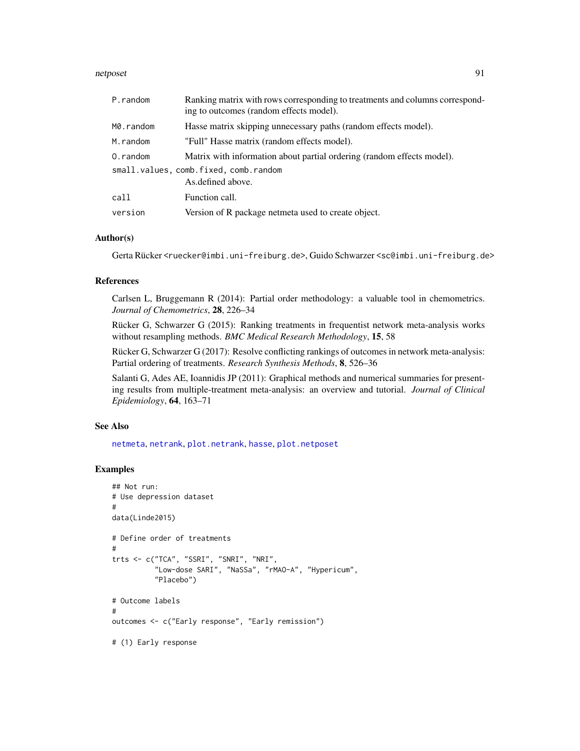| | |
|---|---|
| P.random | Ranking matrix with rows corresponding to treatments and columns corresponding to outcomes (random effects model). |
| M0.random | Hasse matrix skipping unnecessary paths (random effects model). |
| M.random | "Full" Hasse matrix (random effects model). |
| O.random | Matrix with information about partial ordering (random effects model). |
| small.values, comb.fixed, comb.random | As.defined above. |
| call | Function call. |
| version | Version of R package netmeta used to create object. |

### Author(s)

Gerta Rücker <ruecker@imbi.uni-freiburg.de>, Guido Schwarzer <sc@imbi.uni-freiburg.de>

### References

Carlsen L, Bruggemann R (2014): Partial order methodology: a valuable tool in chemometrics. *Journal of Chemometrics*, **28**, 226–34

Rücker G, Schwarzer G (2015): Ranking treatments in frequentist network meta-analysis works without resampling methods. *BMC Medical Research Methodology*, **15**, 58

Rücker G, Schwarzer G (2017): Resolve conflicting rankings of outcomes in network meta-analysis: Partial ordering of treatments. *Research Synthesis Methods*, **8**, 526–36

Salanti G, Ades AE, Ioannidis JP (2011): Graphical methods and numerical summaries for presenting results from multiple-treatment meta-analysis: an overview and tutorial. *Journal of Clinical Epidemiology*, **64**, 163–71

### See Also

netmeta, netrank, plot.netrank, hasse, plot.netposet

### Examples

```
## Not run:
# Use depression dataset
#
data(Linde2015)

# Define order of treatments
#
trts <- c("TCA", "SSRI", "SNRI", "NRI",
          "Low-dose SARI", "NaSSa", "rMAO-A", "Hypericum",
          "Placebo")

# Outcome labels
#
outcomes <- c("Early response", "Early remission")

# (1) Early response
```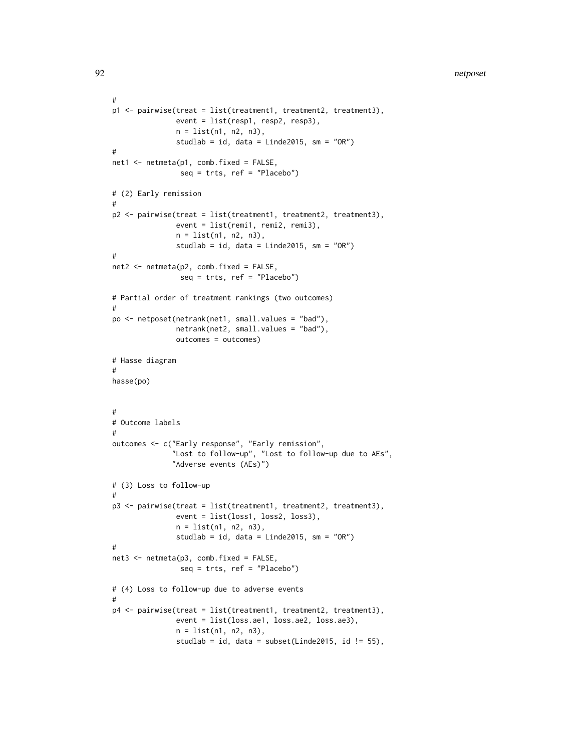```
#
p1 <- pairwise(treat = list(treatment1, treatment2, treatment3),
               event = list(resp1, resp2, resp3),
               n = list(n1, n2, n3),
               studlab = id, data = Linde2015, sm = "OR")
#
net1 <- netmeta(p1, comb.fixed = FALSE,
                seq = trts, ref = "Placebo")

# (2) Early remission
#
p2 <- pairwise(treat = list(treatment1, treatment2, treatment3),
               event = list(remi1, remi2, remi3),
               n = list(n1, n2, n3),
               studlab = id, data = Linde2015, sm = "OR")
#
net2 <- netmeta(p2, comb.fixed = FALSE,
                seq = trts, ref = "Placebo")

# Partial order of treatment rankings (two outcomes)
#
po <- netposet(netrank(net1, small.values = "bad"),
               netrank(net2, small.values = "bad"),
               outcomes = outcomes)

# Hasse diagram
#
hasse(po)


#
# Outcome labels
#
outcomes <- c("Early response", "Early remission",
              "Lost to follow-up", "Lost to follow-up due to AEs",
              "Adverse events (AEs)")

# (3) Loss to follow-up
#
p3 <- pairwise(treat = list(treatment1, treatment2, treatment3),
               event = list(loss1, loss2, loss3),
               n = list(n1, n2, n3),
               studlab = id, data = Linde2015, sm = "OR")
#
net3 <- netmeta(p3, comb.fixed = FALSE,
                seq = trts, ref = "Placebo")

# (4) Loss to follow-up due to adverse events
#
p4 <- pairwise(treat = list(treatment1, treatment2, treatment3),
               event = list(loss.ae1, loss.ae2, loss.ae3),
               n = list(n1, n2, n3),
               studlab = id, data = subset(Linde2015, id != 55),
```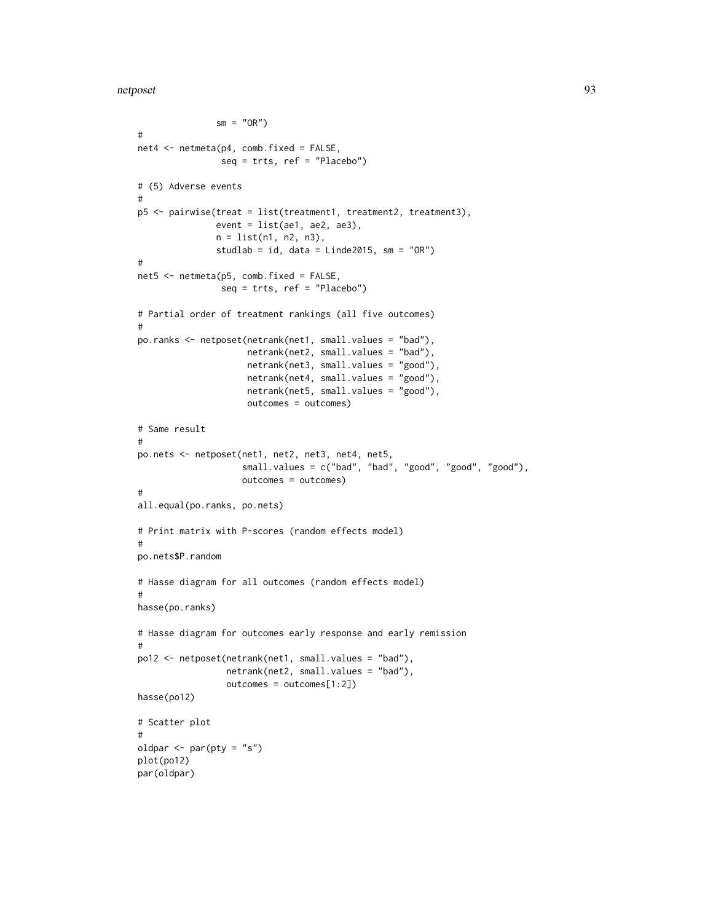```
               sm = "OR")
#
net4 <- netmeta(p4, comb.fixed = FALSE,
                seq = trts, ref = "Placebo")

# (5) Adverse events
#
p5 <- pairwise(treat = list(treatment1, treatment2, treatment3),
               event = list(ae1, ae2, ae3),
               n = list(n1, n2, n3),
               studlab = id, data = Linde2015, sm = "OR")
#
net5 <- netmeta(p5, comb.fixed = FALSE,
                seq = trts, ref = "Placebo")

# Partial order of treatment rankings (all five outcomes)
#
po.ranks <- netposet(netrank(net1, small.values = "bad"),
                     netrank(net2, small.values = "bad"),
                     netrank(net3, small.values = "good"),
                     netrank(net4, small.values = "good"),
                     netrank(net5, small.values = "good"),
                     outcomes = outcomes)

# Same result
#
po.nets <- netposet(net1, net2, net3, net4, net5,
                    small.values = c("bad", "bad", "good", "good", "good"),
                    outcomes = outcomes)
#
all.equal(po.ranks, po.nets)

# Print matrix with P-scores (random effects model)
#
po.nets$P.random

# Hasse diagram for all outcomes (random effects model)
#
hasse(po.ranks)

# Hasse diagram for outcomes early response and early remission
#
po12 <- netposet(netrank(net1, small.values = "bad"),
                 netrank(net2, small.values = "bad"),
                 outcomes = outcomes[1:2])
hasse(po12)

# Scatter plot
#
oldpar <- par(pty = "s")
plot(po12)
par(oldpar)
```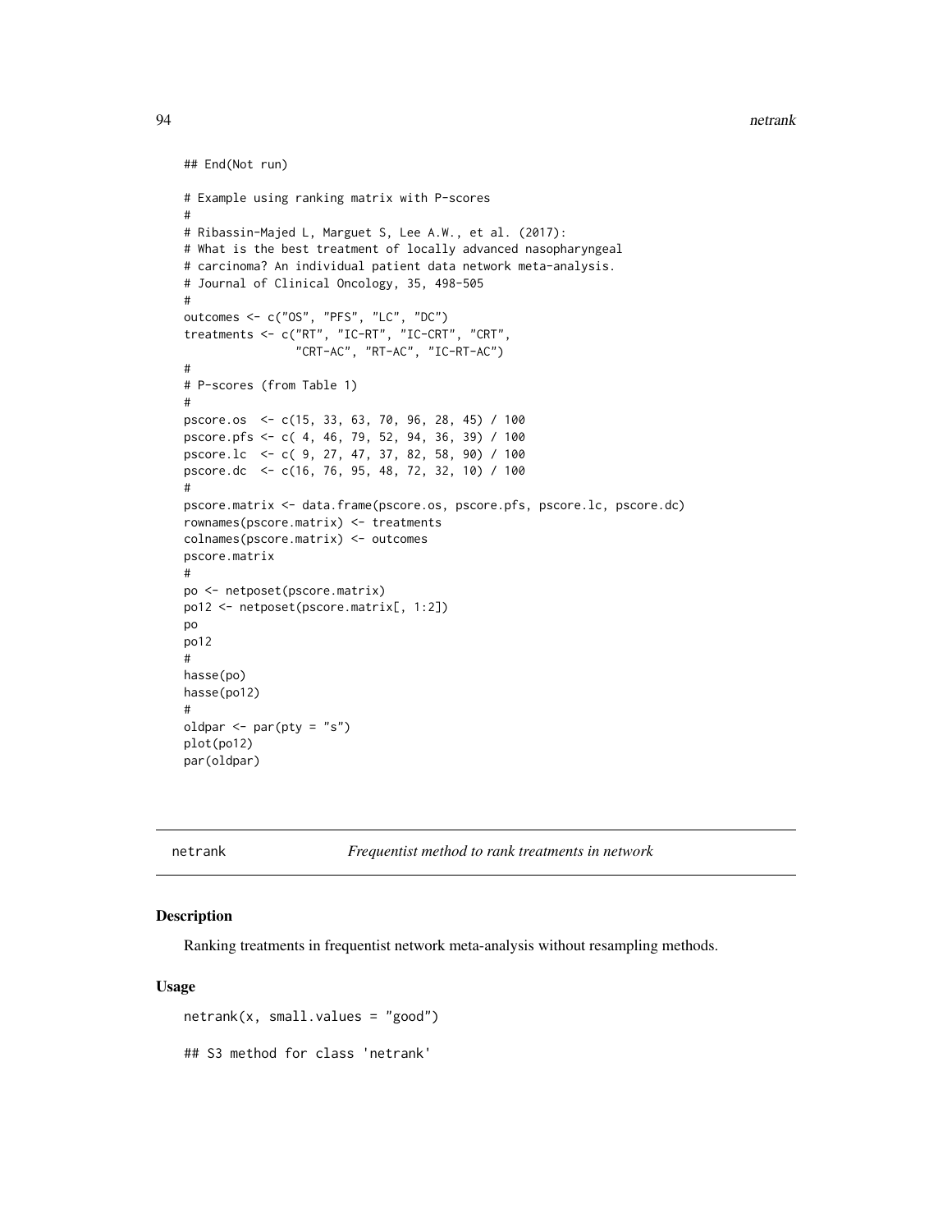```
## End(Not run)

# Example using ranking matrix with P-scores
#
# Ribassin-Majed L, Marguet S, Lee A.W., et al. (2017):
# What is the best treatment of locally advanced nasopharyngeal
# carcinoma? An individual patient data network meta-analysis.
# Journal of Clinical Oncology, 35, 498-505
#
outcomes <- c("OS", "PFS", "LC", "DC")
treatments <- c("RT", "IC-RT", "IC-CRT", "CRT",
                "CRT-AC", "RT-AC", "IC-RT-AC")
#
# P-scores (from Table 1)
#
pscore.os  <- c(15, 33, 63, 70, 96, 28, 45) / 100
pscore.pfs <- c( 4, 46, 79, 52, 94, 36, 39) / 100
pscore.lc  <- c( 9, 27, 47, 37, 82, 58, 90) / 100
pscore.dc  <- c(16, 76, 95, 48, 72, 32, 10) / 100
#
pscore.matrix <- data.frame(pscore.os, pscore.pfs, pscore.lc, pscore.dc)
rownames(pscore.matrix) <- treatments
colnames(pscore.matrix) <- outcomes
pscore.matrix
#
po <- netposet(pscore.matrix)
po12 <- netposet(pscore.matrix[, 1:2])
po
po12
#
hasse(po)
hasse(po12)
#
oldpar <- par(pty = "s")
plot(po12)
par(oldpar)
```

## netrank — *Frequentist method to rank treatments in network*

### Description

Ranking treatments in frequentist network meta-analysis without resampling methods.

### Usage

```
netrank(x, small.values = "good")

## S3 method for class 'netrank'
```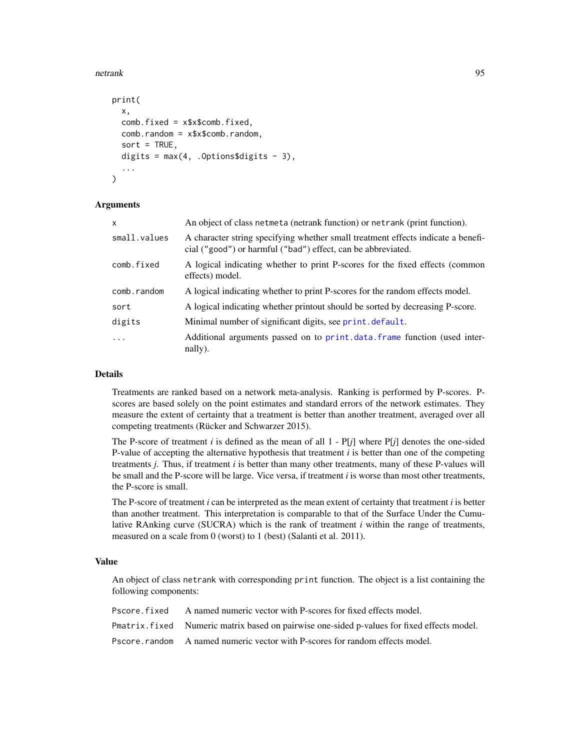```
print(
  x,
  comb.fixed = x$x$comb.fixed,
  comb.random = x$x$comb.random,
  sort = TRUE,
  digits = max(4, .Options$digits - 3),
  ...
)
```

## Arguments

| | |
|---|---|
| `x` | An object of class `netmeta` (netrank function) or `netrank` (print function). |
| `small.values` | A character string specifying whether small treatment effects indicate a beneficial (`"good"`) or harmful (`"bad"`) effect, can be abbreviated. |
| `comb.fixed` | A logical indicating whether to print P-scores for the fixed effects (common effects) model. |
| `comb.random` | A logical indicating whether to print P-scores for the random effects model. |
| `sort` | A logical indicating whether printout should be sorted by decreasing P-score. |
| `digits` | Minimal number of significant digits, see `print.default`. |
| `...` | Additional arguments passed on to `print.data.frame` function (used internally). |

## Details

Treatments are ranked based on a network meta-analysis. Ranking is performed by P-scores. P-scores are based solely on the point estimates and standard errors of the network estimates. They measure the extent of certainty that a treatment is better than another treatment, averaged over all competing treatments (Rücker and Schwarzer 2015).

The P-score of treatment *i* is defined as the mean of all 1 - P[*j*] where P[*j*] denotes the one-sided P-value of accepting the alternative hypothesis that treatment *i* is better than one of the competing treatments *j*. Thus, if treatment *i* is better than many other treatments, many of these P-values will be small and the P-score will be large. Vice versa, if treatment *i* is worse than most other treatments, the P-score is small.

The P-score of treatment *i* can be interpreted as the mean extent of certainty that treatment *i* is better than another treatment. This interpretation is comparable to that of the Surface Under the Cumulative RAnking curve (SUCRA) which is the rank of treatment *i* within the range of treatments, measured on a scale from 0 (worst) to 1 (best) (Salanti et al. 2011).

## Value

An object of class `netrank` with corresponding `print` function. The object is a list containing the following components:

| | |
|---|---|
| `Pscore.fixed` | A named numeric vector with P-scores for fixed effects model. |
| `Pmatrix.fixed` | Numeric matrix based on pairwise one-sided p-values for fixed effects model. |
| `Pscore.random` | A named numeric vector with P-scores for random effects model. |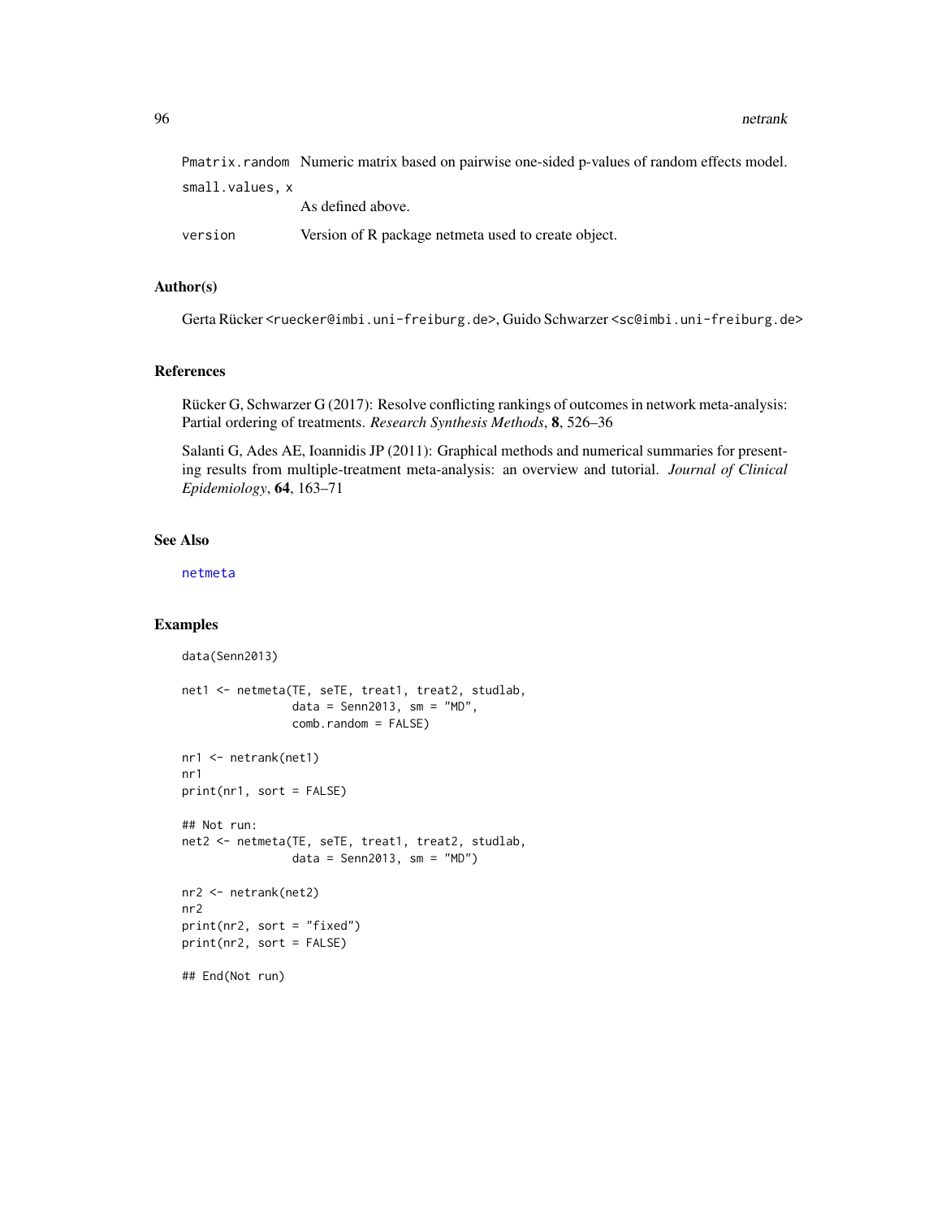| | |
|---|---|
| Pmatrix.random | Numeric matrix based on pairwise one-sided p-values of random effects model. |
| small.values, x | As defined above. |
| version | Version of R package netmeta used to create object. |

## Author(s)

Gerta Rücker <ruecker@imbi.uni-freiburg.de>, Guido Schwarzer <sc@imbi.uni-freiburg.de>

## References

Rücker G, Schwarzer G (2017): Resolve conflicting rankings of outcomes in network meta-analysis: Partial ordering of treatments. *Research Synthesis Methods*, **8**, 526–36

Salanti G, Ades AE, Ioannidis JP (2011): Graphical methods and numerical summaries for presenting results from multiple-treatment meta-analysis: an overview and tutorial. *Journal of Clinical Epidemiology*, **64**, 163–71

## See Also

netmeta

## Examples

```
data(Senn2013)

net1 <- netmeta(TE, seTE, treat1, treat2, studlab,
                data = Senn2013, sm = "MD",
                comb.random = FALSE)

nr1 <- netrank(net1)
nr1
print(nr1, sort = FALSE)

## Not run:
net2 <- netmeta(TE, seTE, treat1, treat2, studlab,
                data = Senn2013, sm = "MD")

nr2 <- netrank(net2)
nr2
print(nr2, sort = "fixed")
print(nr2, sort = FALSE)

## End(Not run)
```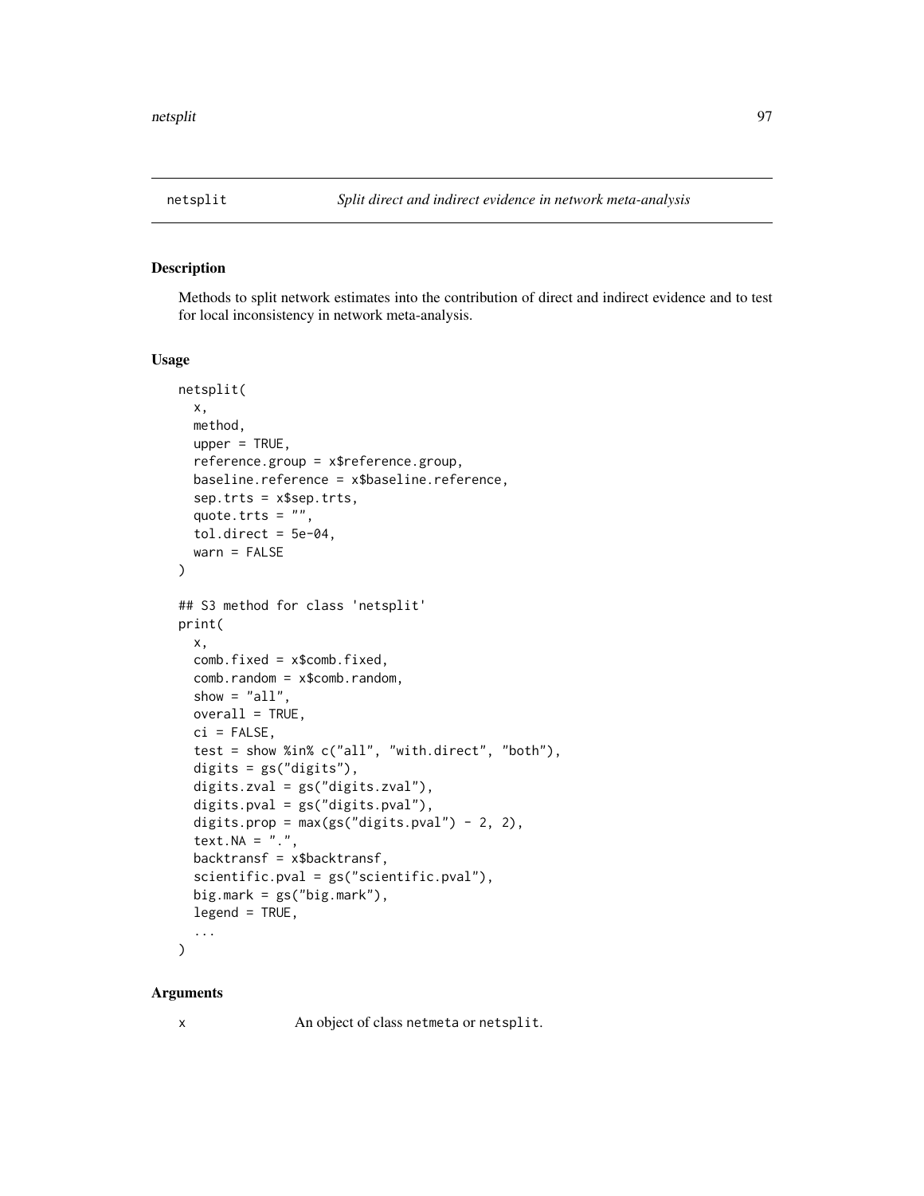netsplit — *Split direct and indirect evidence in network meta-analysis*

## Description

Methods to split network estimates into the contribution of direct and indirect evidence and to test for local inconsistency in network meta-analysis.

## Usage

```
netsplit(
  x,
  method,
  upper = TRUE,
  reference.group = x$reference.group,
  baseline.reference = x$baseline.reference,
  sep.trts = x$sep.trts,
  quote.trts = "",
  tol.direct = 5e-04,
  warn = FALSE
)

## S3 method for class 'netsplit'
print(
  x,
  comb.fixed = x$comb.fixed,
  comb.random = x$comb.random,
  show = "all",
  overall = TRUE,
  ci = FALSE,
  test = show %in% c("all", "with.direct", "both"),
  digits = gs("digits"),
  digits.zval = gs("digits.zval"),
  digits.pval = gs("digits.pval"),
  digits.prop = max(gs("digits.pval") - 2, 2),
  text.NA = ".",
  backtransf = x$backtransf,
  scientific.pval = gs("scientific.pval"),
  big.mark = gs("big.mark"),
  legend = TRUE,
  ...
)
```

## Arguments

| | |
|---|---|
| x | An object of class `netmeta` or `netsplit`. |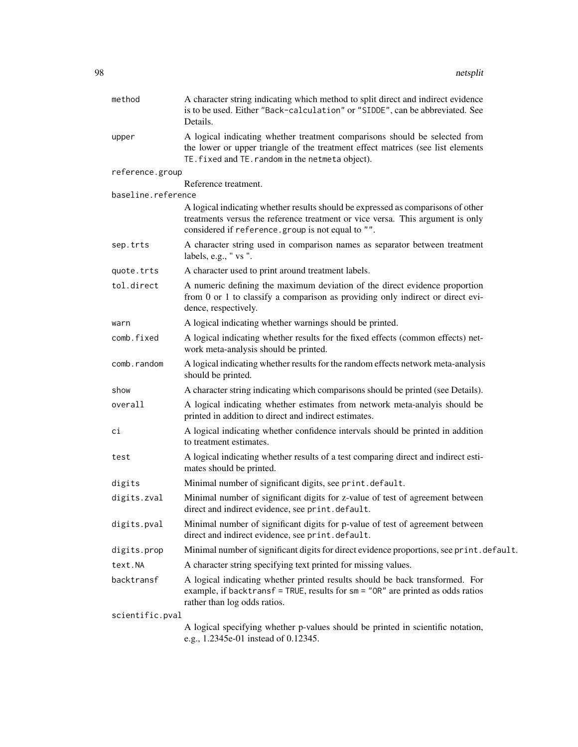| | |
|---|---|
| `method` | A character string indicating which method to split direct and indirect evidence is to be used. Either `"Back-calculation"` or `"SIDDE"`, can be abbreviated. See Details. |
| `upper` | A logical indicating whether treatment comparisons should be selected from the lower or upper triangle of the treatment effect matrices (see list elements `TE.fixed` and `TE.random` in the `netmeta` object). |
| `reference.group` | Reference treatment. |
| `baseline.reference` | A logical indicating whether results should be expressed as comparisons of other treatments versus the reference treatment or vice versa. This argument is only considered if `reference.group` is not equal to `""`. |
| `sep.trts` | A character string used in comparison names as separator between treatment labels, e.g., " vs ". |
| `quote.trts` | A character used to print around treatment labels. |
| `tol.direct` | A numeric defining the maximum deviation of the direct evidence proportion from 0 or 1 to classify a comparison as providing only indirect or direct evidence, respectively. |
| `warn` | A logical indicating whether warnings should be printed. |
| `comb.fixed` | A logical indicating whether results for the fixed effects (common effects) network meta-analysis should be printed. |
| `comb.random` | A logical indicating whether results for the random effects network meta-analysis should be printed. |
| `show` | A character string indicating which comparisons should be printed (see Details). |
| `overall` | A logical indicating whether estimates from network meta-analyis should be printed in addition to direct and indirect estimates. |
| `ci` | A logical indicating whether confidence intervals should be printed in addition to treatment estimates. |
| `test` | A logical indicating whether results of a test comparing direct and indirect estimates should be printed. |
| `digits` | Minimal number of significant digits, see `print.default`. |
| `digits.zval` | Minimal number of significant digits for z-value of test of agreement between direct and indirect evidence, see `print.default`. |
| `digits.pval` | Minimal number of significant digits for p-value of test of agreement between direct and indirect evidence, see `print.default`. |
| `digits.prop` | Minimal number of significant digits for direct evidence proportions, see `print.default`. |
| `text.NA` | A character string specifying text printed for missing values. |
| `backtransf` | A logical indicating whether printed results should be back transformed. For example, if `backtransf = TRUE`, results for `sm = "OR"` are printed as odds ratios rather than log odds ratios. |
| `scientific.pval` | A logical specifying whether p-values should be printed in scientific notation, e.g., 1.2345e-01 instead of 0.12345. |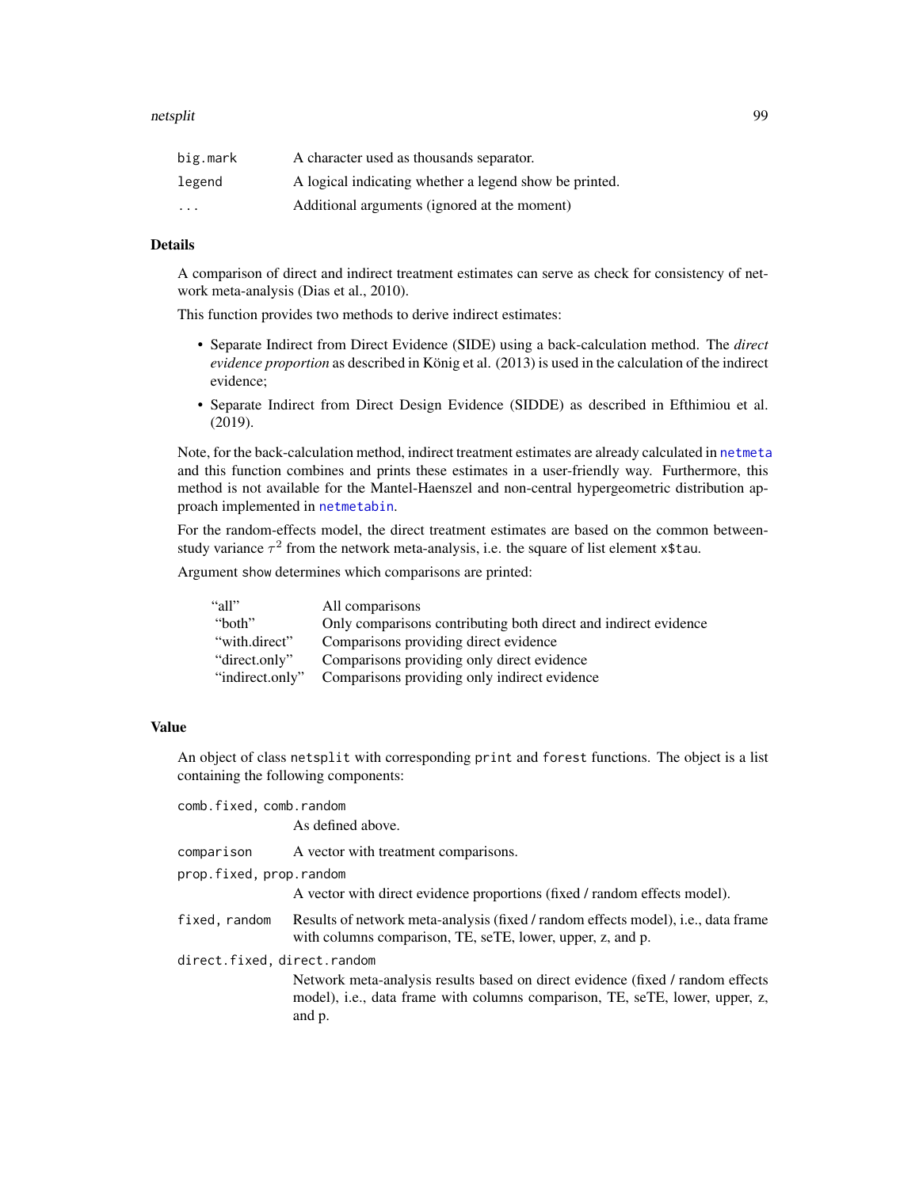| | |
|---|---|
| big.mark | A character used as thousands separator. |
| legend | A logical indicating whether a legend show be printed. |
| ... | Additional arguments (ignored at the moment) |

## Details

A comparison of direct and indirect treatment estimates can serve as check for consistency of network meta-analysis (Dias et al., 2010).

This function provides two methods to derive indirect estimates:

- Separate Indirect from Direct Evidence (SIDE) using a back-calculation method. The *direct evidence proportion* as described in König et al. (2013) is used in the calculation of the indirect evidence;
- Separate Indirect from Direct Design Evidence (SIDDE) as described in Efthimiou et al. (2019).

Note, for the back-calculation method, indirect treatment estimates are already calculated in `netmeta` and this function combines and prints these estimates in a user-friendly way. Furthermore, this method is not available for the Mantel-Haenszel and non-central hypergeometric distribution approach implemented in `netmetabin`.

For the random-effects model, the direct treatment estimates are based on the common between-study variance $\tau^2$ from the network meta-analysis, i.e. the square of list element `x$tau`.

Argument `show` determines which comparisons are printed:

| | |
|---|---|
| "all" | All comparisons |
| "both" | Only comparisons contributing both direct and indirect evidence |
| "with.direct" | Comparisons providing direct evidence |
| "direct.only" | Comparisons providing only direct evidence |
| "indirect.only" | Comparisons providing only indirect evidence |

## Value

An object of class `netsplit` with corresponding `print` and `forest` functions. The object is a list containing the following components:

| | |
|---|---|
| comb.fixed, comb.random | As defined above. |
| comparison | A vector with treatment comparisons. |
| prop.fixed, prop.random | A vector with direct evidence proportions (fixed / random effects model). |
| fixed, random | Results of network meta-analysis (fixed / random effects model), i.e., data frame with columns comparison, TE, seTE, lower, upper, z, and p. |
| direct.fixed, direct.random | Network meta-analysis results based on direct evidence (fixed / random effects model), i.e., data frame with columns comparison, TE, seTE, lower, upper, z, and p. |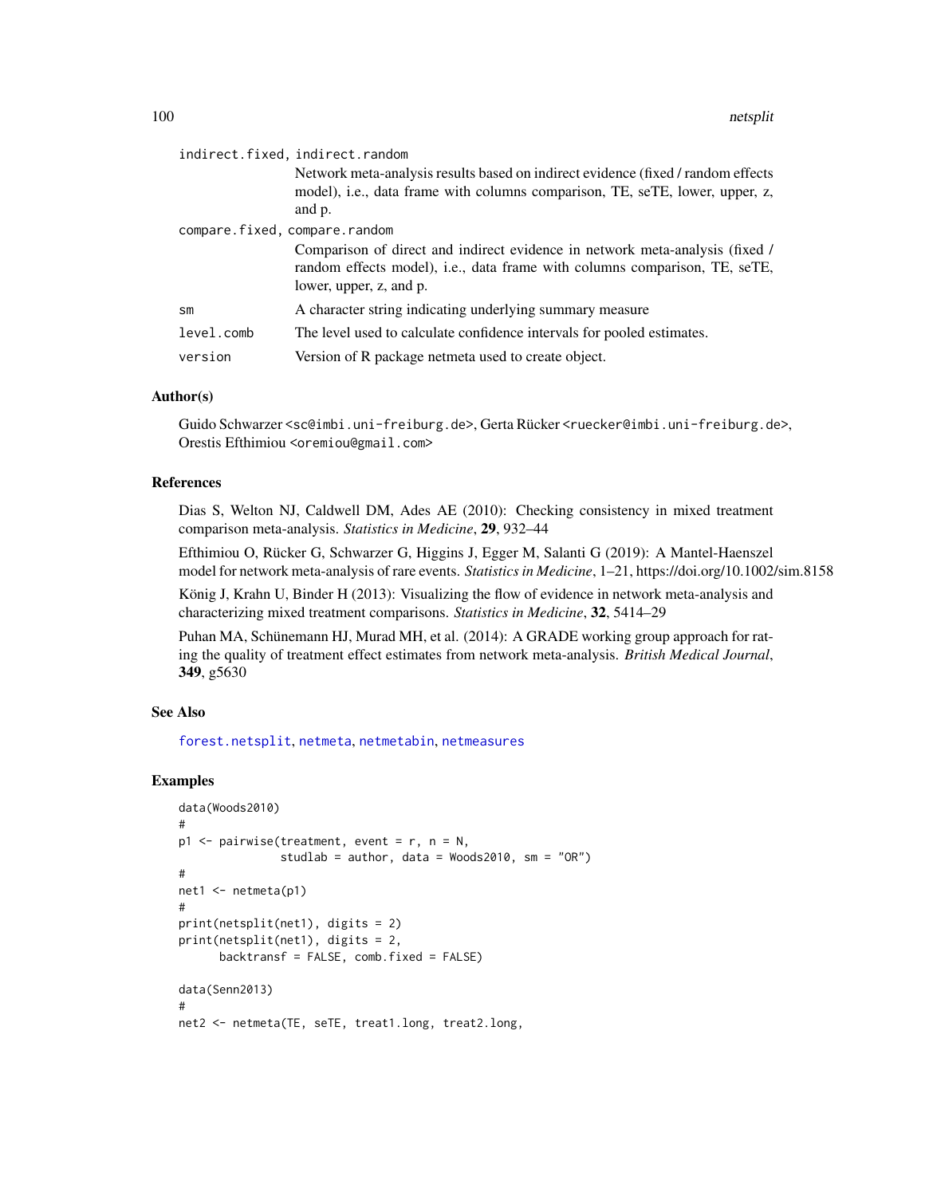indirect.fixed, indirect.random
: Network meta-analysis results based on indirect evidence (fixed / random effects model), i.e., data frame with columns comparison, TE, seTE, lower, upper, z, and p.

compare.fixed, compare.random
: Comparison of direct and indirect evidence in network meta-analysis (fixed / random effects model), i.e., data frame with columns comparison, TE, seTE, lower, upper, z, and p.

sm
: A character string indicating underlying summary measure

level.comb
: The level used to calculate confidence intervals for pooled estimates.

version
: Version of R package netmeta used to create object.

### Author(s)

Guido Schwarzer <sc@imbi.uni-freiburg.de>, Gerta Rücker <ruecker@imbi.uni-freiburg.de>, Orestis Efthimiou <oremiou@gmail.com>

### References

Dias S, Welton NJ, Caldwell DM, Ades AE (2010): Checking consistency in mixed treatment comparison meta-analysis. *Statistics in Medicine*, **29**, 932–44

Efthimiou O, Rücker G, Schwarzer G, Higgins J, Egger M, Salanti G (2019): A Mantel-Haenszel model for network meta-analysis of rare events. *Statistics in Medicine*, 1–21, https://doi.org/10.1002/sim.8158

König J, Krahn U, Binder H (2013): Visualizing the flow of evidence in network meta-analysis and characterizing mixed treatment comparisons. *Statistics in Medicine*, **32**, 5414–29

Puhan MA, Schünemann HJ, Murad MH, et al. (2014): A GRADE working group approach for rating the quality of treatment effect estimates from network meta-analysis. *British Medical Journal*, **349**, g5630

### See Also

forest.netsplit, netmeta, netmetabin, netmeasures

### Examples

```
data(Woods2010)
#
p1 <- pairwise(treatment, event = r, n = N,
               studlab = author, data = Woods2010, sm = "OR")
#
net1 <- netmeta(p1)
#
print(netsplit(net1), digits = 2)
print(netsplit(net1), digits = 2,
      backtransf = FALSE, comb.fixed = FALSE)

data(Senn2013)
#
net2 <- netmeta(TE, seTE, treat1.long, treat2.long,
```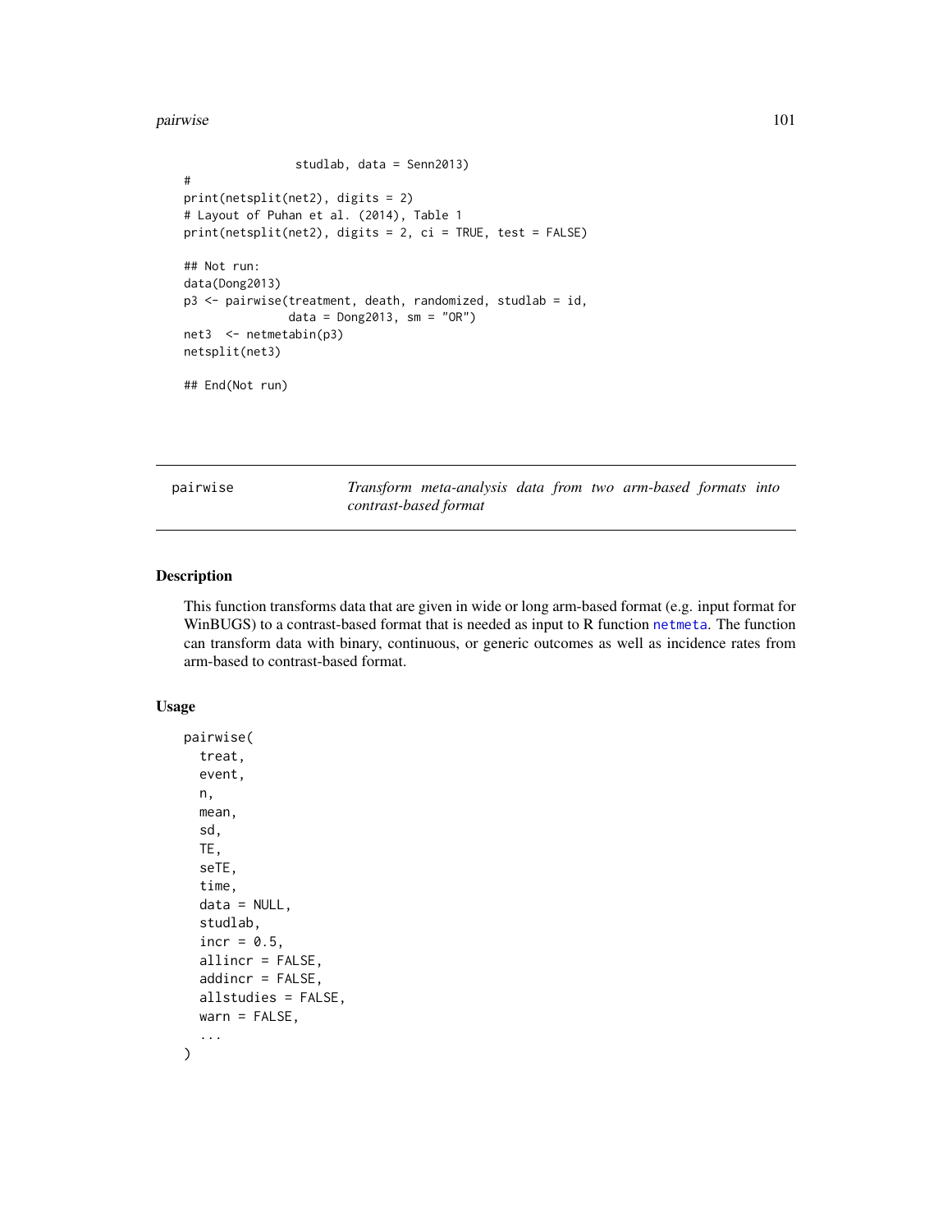```
                studlab, data = Senn2013)
#
print(netsplit(net2), digits = 2)
# Layout of Puhan et al. (2014), Table 1
print(netsplit(net2), digits = 2, ci = TRUE, test = FALSE)

## Not run:
data(Dong2013)
p3 <- pairwise(treatment, death, randomized, studlab = id,
               data = Dong2013, sm = "OR")
net3  <- netmetabin(p3)
netsplit(net3)

## End(Not run)
```

---

pairwise — *Transform meta-analysis data from two arm-based formats into contrast-based format*

---

## Description

This function transforms data that are given in wide or long arm-based format (e.g. input format for WinBUGS) to a contrast-based format that is needed as input to R function `netmeta`. The function can transform data with binary, continuous, or generic outcomes as well as incidence rates from arm-based to contrast-based format.

## Usage

```
pairwise(
  treat,
  event,
  n,
  mean,
  sd,
  TE,
  seTE,
  time,
  data = NULL,
  studlab,
  incr = 0.5,
  allincr = FALSE,
  addincr = FALSE,
  allstudies = FALSE,
  warn = FALSE,
  ...
)
```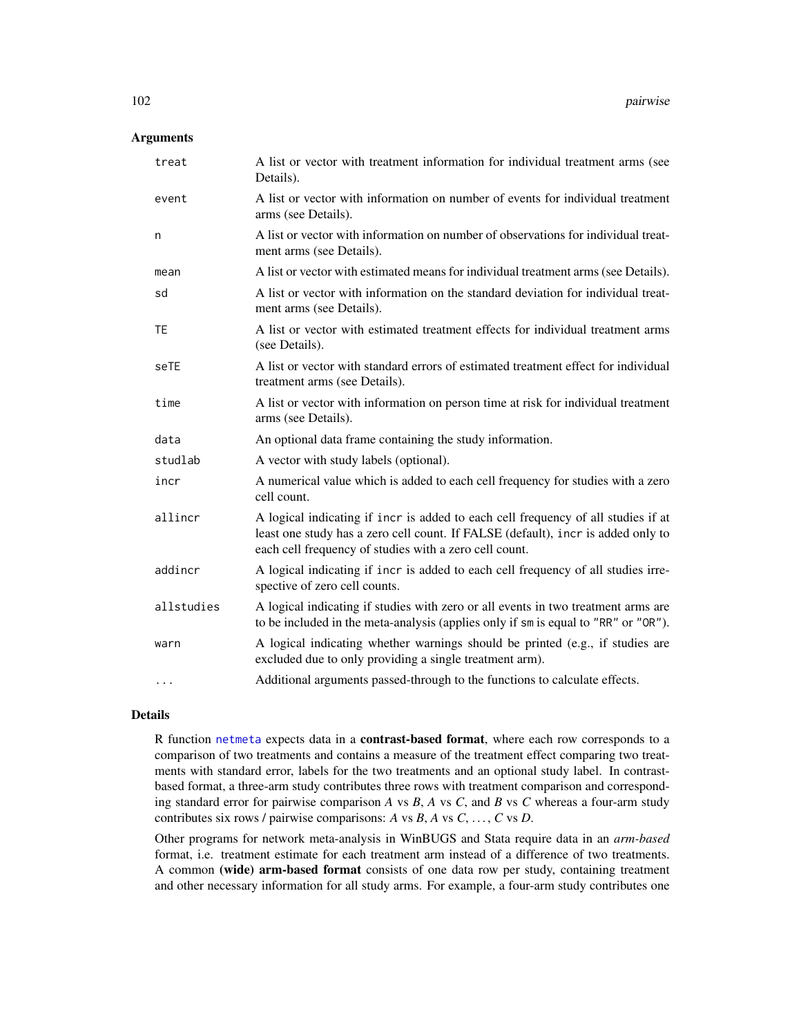## Arguments

| | |
|---|---|
| `treat` | A list or vector with treatment information for individual treatment arms (see Details). |
| `event` | A list or vector with information on number of events for individual treatment arms (see Details). |
| `n` | A list or vector with information on number of observations for individual treatment arms (see Details). |
| `mean` | A list or vector with estimated means for individual treatment arms (see Details). |
| `sd` | A list or vector with information on the standard deviation for individual treatment arms (see Details). |
| `TE` | A list or vector with estimated treatment effects for individual treatment arms (see Details). |
| `seTE` | A list or vector with standard errors of estimated treatment effect for individual treatment arms (see Details). |
| `time` | A list or vector with information on person time at risk for individual treatment arms (see Details). |
| `data` | An optional data frame containing the study information. |
| `studlab` | A vector with study labels (optional). |
| `incr` | A numerical value which is added to each cell frequency for studies with a zero cell count. |
| `allincr` | A logical indicating if `incr` is added to each cell frequency of all studies if at least one study has a zero cell count. If FALSE (default), `incr` is added only to each cell frequency of studies with a zero cell count. |
| `addincr` | A logical indicating if `incr` is added to each cell frequency of all studies irrespective of zero cell counts. |
| `allstudies` | A logical indicating if studies with zero or all events in two treatment arms are to be included in the meta-analysis (applies only if `sm` is equal to `"RR"` or `"OR"`). |
| `warn` | A logical indicating whether warnings should be printed (e.g., if studies are excluded due to only providing a single treatment arm). |
| `...` | Additional arguments passed-through to the functions to calculate effects. |

## Details

R function `netmeta` expects data in a **contrast-based format**, where each row corresponds to a comparison of two treatments and contains a measure of the treatment effect comparing two treatments with standard error, labels for the two treatments and an optional study label. In contrast-based format, a three-arm study contributes three rows with treatment comparison and corresponding standard error for pairwise comparison *A* vs *B*, *A* vs *C*, and *B* vs *C* whereas a four-arm study contributes six rows / pairwise comparisons: *A* vs *B*, *A* vs *C*, …, *C* vs *D*.

Other programs for network meta-analysis in WinBUGS and Stata require data in an *arm-based* format, i.e. treatment estimate for each treatment arm instead of a difference of two treatments. A common **(wide) arm-based format** consists of one data row per study, containing treatment and other necessary information for all study arms. For example, a four-arm study contributes one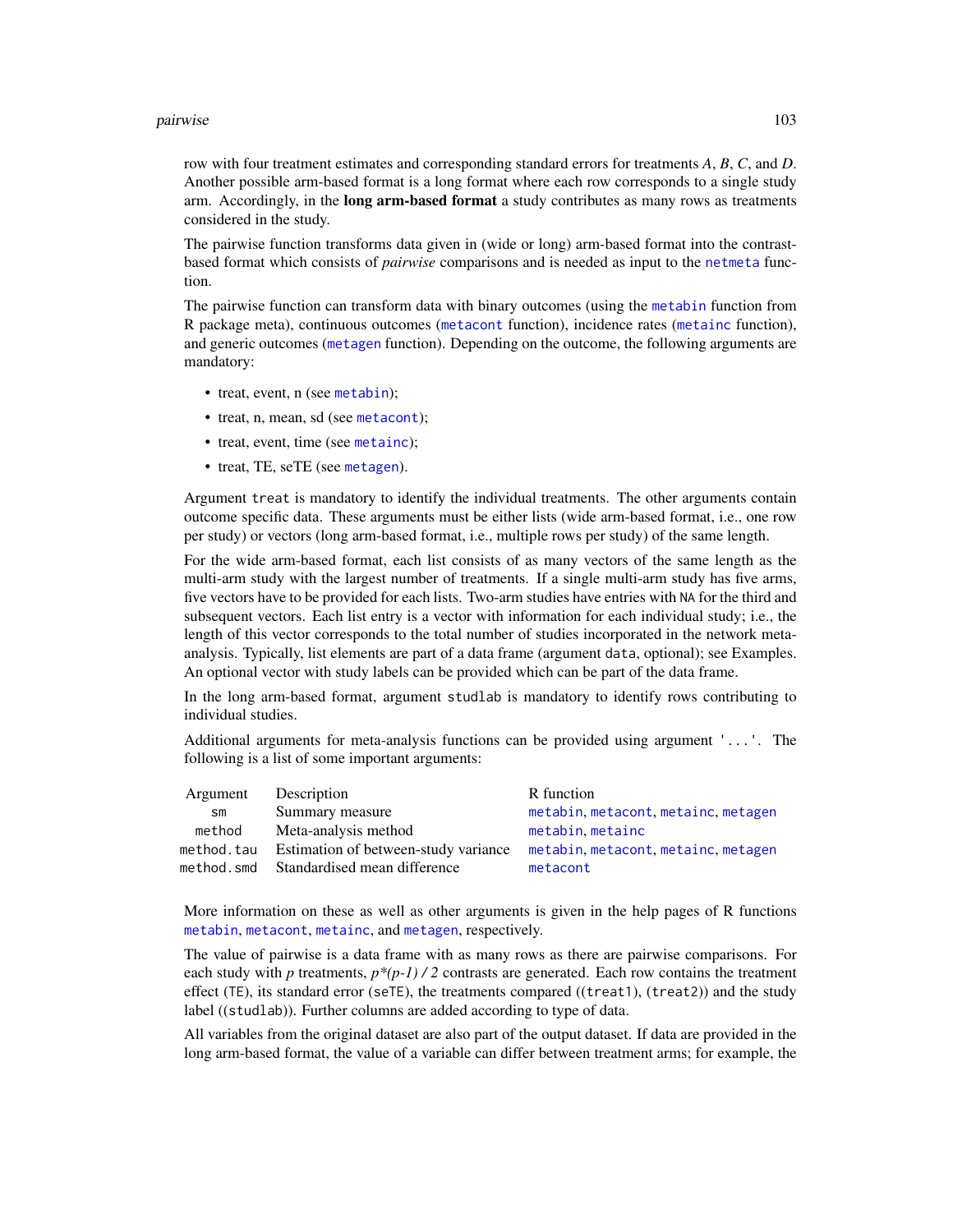row with four treatment estimates and corresponding standard errors for treatments *A*, *B*, *C*, and *D*. Another possible arm-based format is a long format where each row corresponds to a single study arm. Accordingly, in the **long arm-based format** a study contributes as many rows as treatments considered in the study.

The pairwise function transforms data given in (wide or long) arm-based format into the contrast-based format which consists of *pairwise* comparisons and is needed as input to the `netmeta` function.

The pairwise function can transform data with binary outcomes (using the `metabin` function from R package meta), continuous outcomes (`metacont` function), incidence rates (`metainc` function), and generic outcomes (`metagen` function). Depending on the outcome, the following arguments are mandatory:

- treat, event, n (see `metabin`);
- treat, n, mean, sd (see `metacont`);
- treat, event, time (see `metainc`);
- treat, TE, seTE (see `metagen`).

Argument `treat` is mandatory to identify the individual treatments. The other arguments contain outcome specific data. These arguments must be either lists (wide arm-based format, i.e., one row per study) or vectors (long arm-based format, i.e., multiple rows per study) of the same length.

For the wide arm-based format, each list consists of as many vectors of the same length as the multi-arm study with the largest number of treatments. If a single multi-arm study has five arms, five vectors have to be provided for each lists. Two-arm studies have entries with `NA` for the third and subsequent vectors. Each list entry is a vector with information for each individual study; i.e., the length of this vector corresponds to the total number of studies incorporated in the network meta-analysis. Typically, list elements are part of a data frame (argument `data`, optional); see Examples. An optional vector with study labels can be provided which can be part of the data frame.

In the long arm-based format, argument `studlab` is mandatory to identify rows contributing to individual studies.

Additional arguments for meta-analysis functions can be provided using argument `'...'`. The following is a list of some important arguments:

| Argument | Description | R function |
|---|---|---|
| `sm` | Summary measure | `metabin`, `metacont`, `metainc`, `metagen` |
| `method` | Meta-analysis method | `metabin`, `metainc` |
| `method.tau` | Estimation of between-study variance | `metabin`, `metacont`, `metainc`, `metagen` |
| `method.smd` | Standardised mean difference | `metacont` |

More information on these as well as other arguments is given in the help pages of R functions `metabin`, `metacont`, `metainc`, and `metagen`, respectively.

The value of pairwise is a data frame with as many rows as there are pairwise comparisons. For each study with *p* treatments, *p\*(p-1) / 2* contrasts are generated. Each row contains the treatment effect (`TE`), its standard error (`seTE`), the treatments compared ((`treat1`), (`treat2`)) and the study label ((`studlab`)). Further columns are added according to type of data.

All variables from the original dataset are also part of the output dataset. If data are provided in the long arm-based format, the value of a variable can differ between treatment arms; for example, the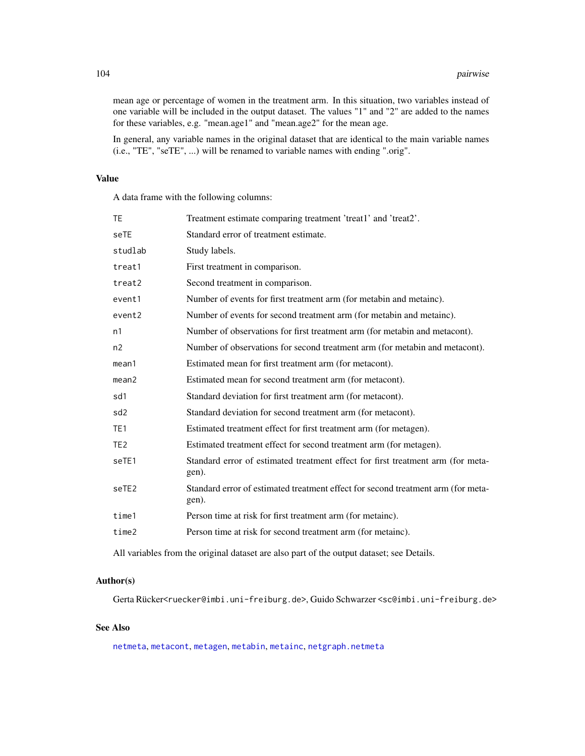mean age or percentage of women in the treatment arm. In this situation, two variables instead of one variable will be included in the output dataset. The values "1" and "2" are added to the names for these variables, e.g. "mean.age1" and "mean.age2" for the mean age.

In general, any variable names in the original dataset that are identical to the main variable names (i.e., "TE", "seTE", ...) will be renamed to variable names with ending ".orig".

## Value

A data frame with the following columns:

| | |
|---|---|
| `TE` | Treatment estimate comparing treatment 'treat1' and 'treat2'. |
| `seTE` | Standard error of treatment estimate. |
| `studlab` | Study labels. |
| `treat1` | First treatment in comparison. |
| `treat2` | Second treatment in comparison. |
| `event1` | Number of events for first treatment arm (for metabin and metainc). |
| `event2` | Number of events for second treatment arm (for metabin and metainc). |
| `n1` | Number of observations for first treatment arm (for metabin and metacont). |
| `n2` | Number of observations for second treatment arm (for metabin and metacont). |
| `mean1` | Estimated mean for first treatment arm (for metacont). |
| `mean2` | Estimated mean for second treatment arm (for metacont). |
| `sd1` | Standard deviation for first treatment arm (for metacont). |
| `sd2` | Standard deviation for second treatment arm (for metacont). |
| `TE1` | Estimated treatment effect for first treatment arm (for metagen). |
| `TE2` | Estimated treatment effect for second treatment arm (for metagen). |
| `seTE1` | Standard error of estimated treatment effect for first treatment arm (for metagen). |
| `seTE2` | Standard error of estimated treatment effect for second treatment arm (for metagen). |
| `time1` | Person time at risk for first treatment arm (for metainc). |
| `time2` | Person time at risk for second treatment arm (for metainc). |

All variables from the original dataset are also part of the output dataset; see Details.

## Author(s)

Gerta Rücker<ruecker@imbi.uni-freiburg.de>, Guido Schwarzer <sc@imbi.uni-freiburg.de>

## See Also

netmeta, metacont, metagen, metabin, metainc, netgraph.netmeta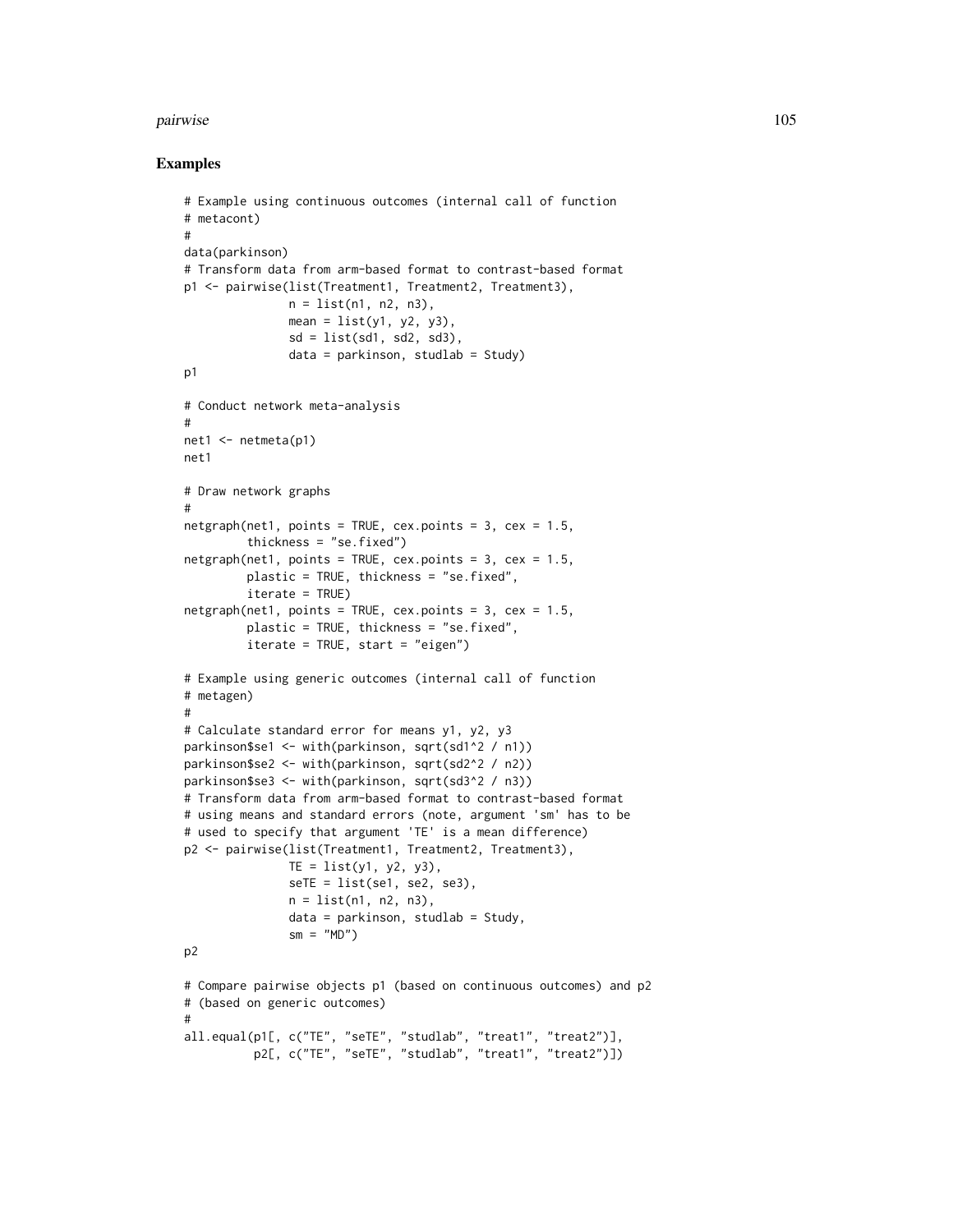## Examples

```
# Example using continuous outcomes (internal call of function
# metacont)
#
data(parkinson)
# Transform data from arm-based format to contrast-based format
p1 <- pairwise(list(Treatment1, Treatment2, Treatment3),
               n = list(n1, n2, n3),
               mean = list(y1, y2, y3),
               sd = list(sd1, sd2, sd3),
               data = parkinson, studlab = Study)
p1

# Conduct network meta-analysis
#
net1 <- netmeta(p1)
net1

# Draw network graphs
#
netgraph(net1, points = TRUE, cex.points = 3, cex = 1.5,
         thickness = "se.fixed")
netgraph(net1, points = TRUE, cex.points = 3, cex = 1.5,
         plastic = TRUE, thickness = "se.fixed",
         iterate = TRUE)
netgraph(net1, points = TRUE, cex.points = 3, cex = 1.5,
         plastic = TRUE, thickness = "se.fixed",
         iterate = TRUE, start = "eigen")

# Example using generic outcomes (internal call of function
# metagen)
#
# Calculate standard error for means y1, y2, y3
parkinson$se1 <- with(parkinson, sqrt(sd1^2 / n1))
parkinson$se2 <- with(parkinson, sqrt(sd2^2 / n2))
parkinson$se3 <- with(parkinson, sqrt(sd3^2 / n3))
# Transform data from arm-based format to contrast-based format
# using means and standard errors (note, argument 'sm' has to be
# used to specify that argument 'TE' is a mean difference)
p2 <- pairwise(list(Treatment1, Treatment2, Treatment3),
               TE = list(y1, y2, y3),
               seTE = list(se1, se2, se3),
               n = list(n1, n2, n3),
               data = parkinson, studlab = Study,
               sm = "MD")
p2

# Compare pairwise objects p1 (based on continuous outcomes) and p2
# (based on generic outcomes)
#
all.equal(p1[, c("TE", "seTE", "studlab", "treat1", "treat2")],
          p2[, c("TE", "seTE", "studlab", "treat1", "treat2")])
```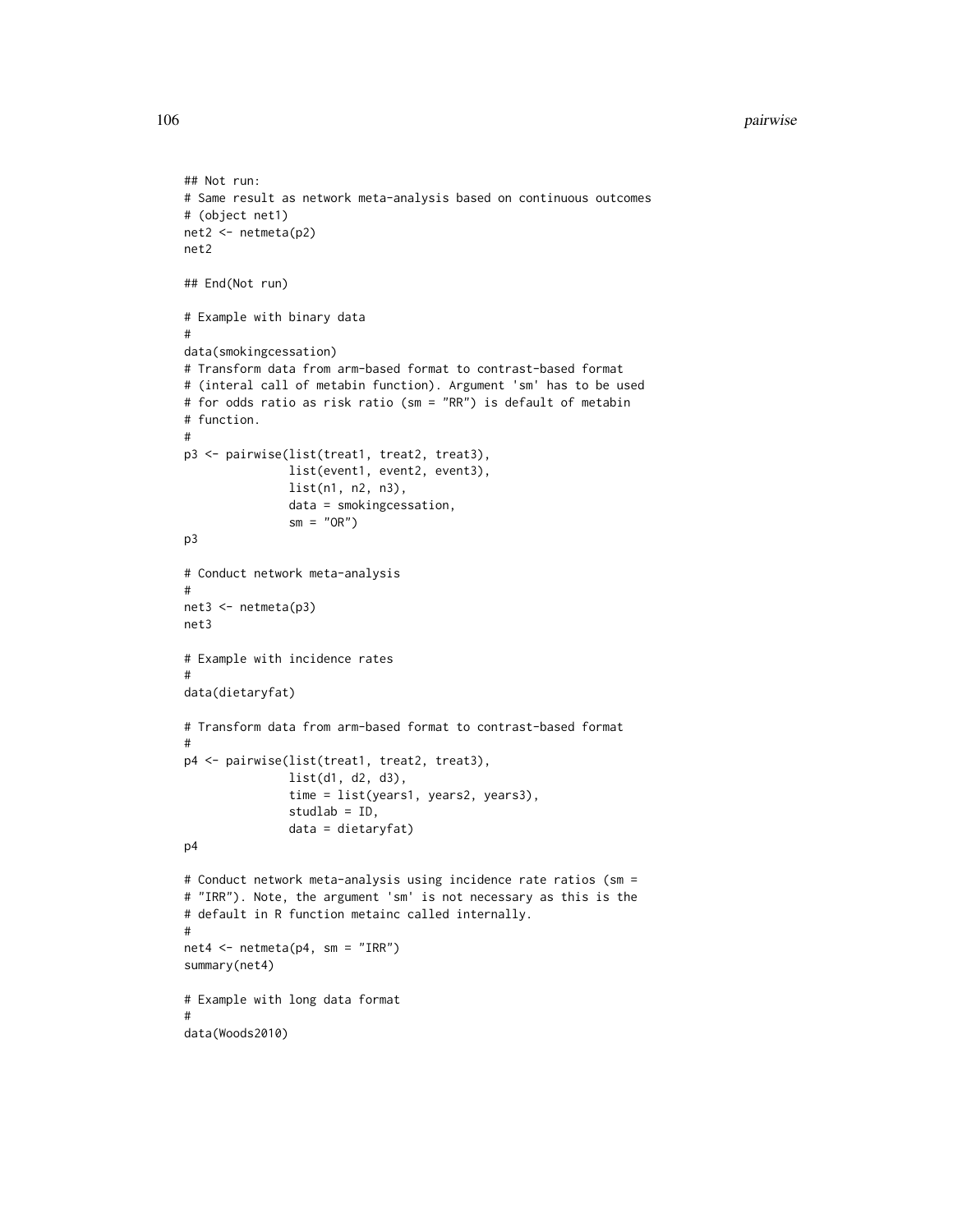```
## Not run:
# Same result as network meta-analysis based on continuous outcomes
# (object net1)
net2 <- netmeta(p2)
net2

## End(Not run)

# Example with binary data
#
data(smokingcessation)
# Transform data from arm-based format to contrast-based format
# (interal call of metabin function). Argument 'sm' has to be used
# for odds ratio as risk ratio (sm = "RR") is default of metabin
# function.
#
p3 <- pairwise(list(treat1, treat2, treat3),
               list(event1, event2, event3),
               list(n1, n2, n3),
               data = smokingcessation,
               sm = "OR")
p3

# Conduct network meta-analysis
#
net3 <- netmeta(p3)
net3

# Example with incidence rates
#
data(dietaryfat)

# Transform data from arm-based format to contrast-based format
#
p4 <- pairwise(list(treat1, treat2, treat3),
               list(d1, d2, d3),
               time = list(years1, years2, years3),
               studlab = ID,
               data = dietaryfat)
p4

# Conduct network meta-analysis using incidence rate ratios (sm =
# "IRR"). Note, the argument 'sm' is not necessary as this is the
# default in R function metainc called internally.
#
net4 <- netmeta(p4, sm = "IRR")
summary(net4)

# Example with long data format
#
data(Woods2010)
```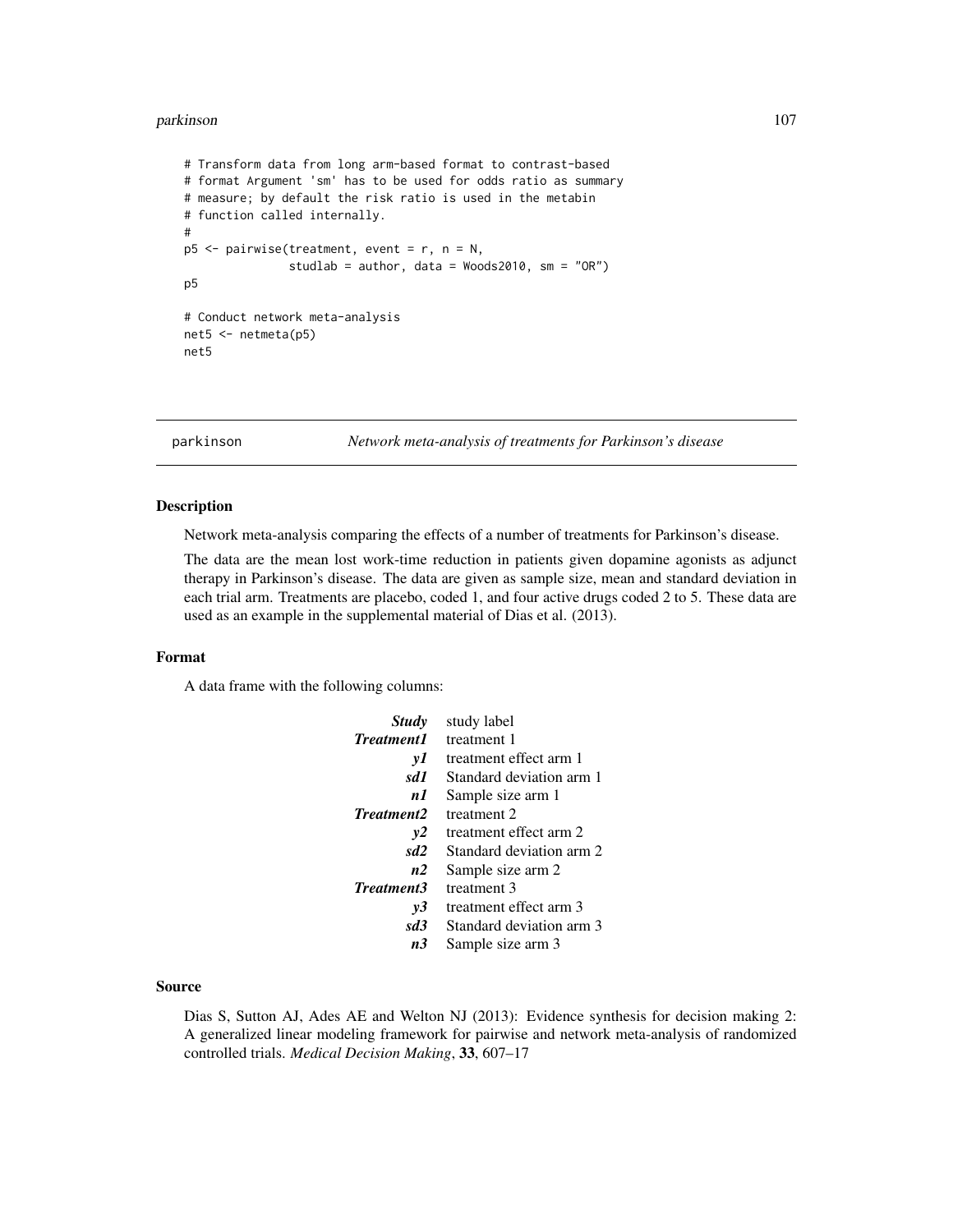```
# Transform data from long arm-based format to contrast-based
# format Argument 'sm' has to be used for odds ratio as summary
# measure; by default the risk ratio is used in the metabin
# function called internally.
#
p5 <- pairwise(treatment, event = r, n = N,
               studlab = author, data = Woods2010, sm = "OR")
p5

# Conduct network meta-analysis
net5 <- netmeta(p5)
net5
```

---

## parkinson — *Network meta-analysis of treatments for Parkinson's disease*

### Description

Network meta-analysis comparing the effects of a number of treatments for Parkinson's disease.

The data are the mean lost work-time reduction in patients given dopamine agonists as adjunct therapy in Parkinson's disease. The data are given as sample size, mean and standard deviation in each trial arm. Treatments are placebo, coded 1, and four active drugs coded 2 to 5. These data are used as an example in the supplemental material of Dias et al. (2013).

### Format

A data frame with the following columns:

| | |
|---|---|
| ***Study*** | study label |
| ***Treatment1*** | treatment 1 |
| ***y1*** | treatment effect arm 1 |
| ***sd1*** | Standard deviation arm 1 |
| ***n1*** | Sample size arm 1 |
| ***Treatment2*** | treatment 2 |
| ***y2*** | treatment effect arm 2 |
| ***sd2*** | Standard deviation arm 2 |
| ***n2*** | Sample size arm 2 |
| ***Treatment3*** | treatment 3 |
| ***y3*** | treatment effect arm 3 |
| ***sd3*** | Standard deviation arm 3 |
| ***n3*** | Sample size arm 3 |

### Source

Dias S, Sutton AJ, Ades AE and Welton NJ (2013): Evidence synthesis for decision making 2: A generalized linear modeling framework for pairwise and network meta-analysis of randomized controlled trials. *Medical Decision Making*, **33**, 607–17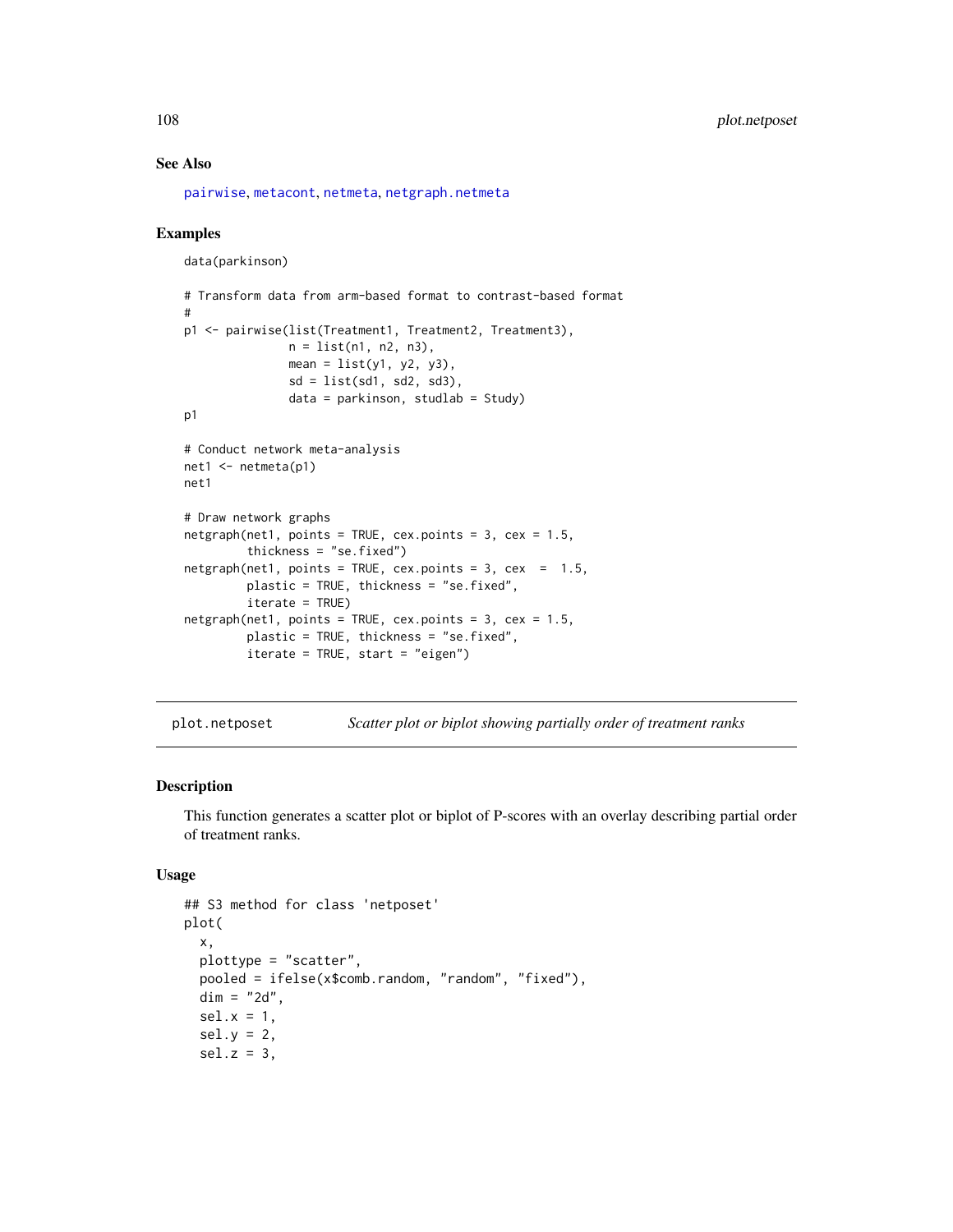## See Also

pairwise, metacont, netmeta, netgraph.netmeta

## Examples

```
data(parkinson)

# Transform data from arm-based format to contrast-based format
#
p1 <- pairwise(list(Treatment1, Treatment2, Treatment3),
               n = list(n1, n2, n3),
               mean = list(y1, y2, y3),
               sd = list(sd1, sd2, sd3),
               data = parkinson, studlab = Study)
p1

# Conduct network meta-analysis
net1 <- netmeta(p1)
net1

# Draw network graphs
netgraph(net1, points = TRUE, cex.points = 3, cex = 1.5,
         thickness = "se.fixed")
netgraph(net1, points = TRUE, cex.points = 3, cex  =  1.5,
         plastic = TRUE, thickness = "se.fixed",
         iterate = TRUE)
netgraph(net1, points = TRUE, cex.points = 3, cex = 1.5,
         plastic = TRUE, thickness = "se.fixed",
         iterate = TRUE, start = "eigen")
```

---

# plot.netposet — *Scatter plot or biplot showing partially order of treatment ranks*

## Description

This function generates a scatter plot or biplot of P-scores with an overlay describing partial order of treatment ranks.

## Usage

```
## S3 method for class 'netposet'
plot(
  x,
  plottype = "scatter",
  pooled = ifelse(x$comb.random, "random", "fixed"),
  dim = "2d",
  sel.x = 1,
  sel.y = 2,
  sel.z = 3,
```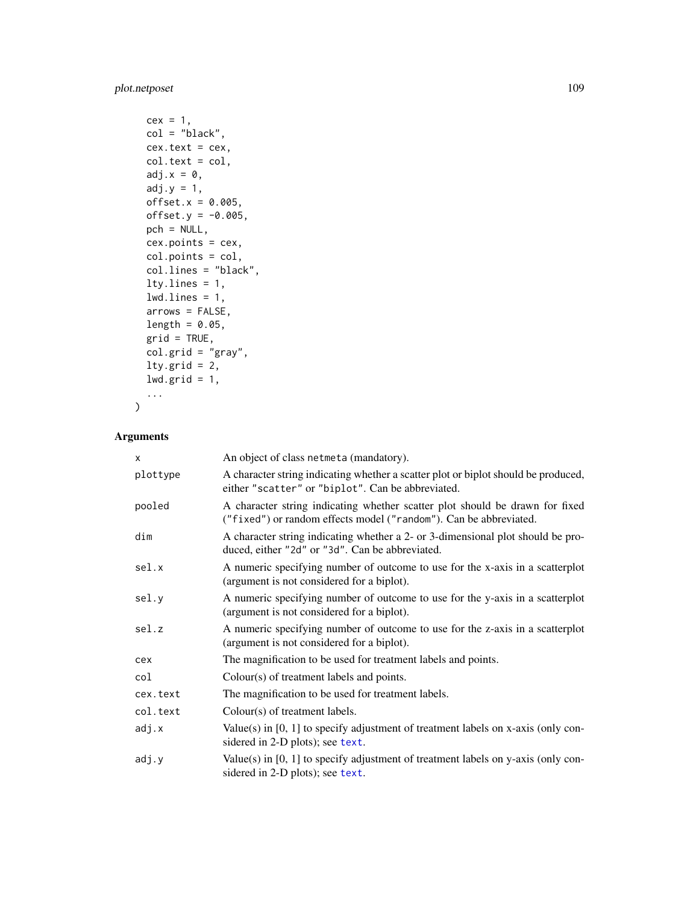```
  cex = 1,
  col = "black",
  cex.text = cex,
  col.text = col,
  adj.x = 0,
  adj.y = 1,
  offset.x = 0.005,
  offset.y = -0.005,
  pch = NULL,
  cex.points = cex,
  col.points = col,
  col.lines = "black",
  lty.lines = 1,
  lwd.lines = 1,
  arrows = FALSE,
  length = 0.05,
  grid = TRUE,
  col.grid = "gray",
  lty.grid = 2,
  lwd.grid = 1,
  ...
)
```

## Arguments

| | |
|---|---|
| `x` | An object of class `netmeta` (mandatory). |
| `plottype` | A character string indicating whether a scatter plot or biplot should be produced, either `"scatter"` or `"biplot"`. Can be abbreviated. |
| `pooled` | A character string indicating whether scatter plot should be drawn for fixed (`"fixed"`) or random effects model (`"random"`). Can be abbreviated. |
| `dim` | A character string indicating whether a 2- or 3-dimensional plot should be produced, either `"2d"` or `"3d"`. Can be abbreviated. |
| `sel.x` | A numeric specifying number of outcome to use for the x-axis in a scatterplot (argument is not considered for a biplot). |
| `sel.y` | A numeric specifying number of outcome to use for the y-axis in a scatterplot (argument is not considered for a biplot). |
| `sel.z` | A numeric specifying number of outcome to use for the z-axis in a scatterplot (argument is not considered for a biplot). |
| `cex` | The magnification to be used for treatment labels and points. |
| `col` | Colour(s) of treatment labels and points. |
| `cex.text` | The magnification to be used for treatment labels. |
| `col.text` | Colour(s) of treatment labels. |
| `adj.x` | Value(s) in [0, 1] to specify adjustment of treatment labels on x-axis (only considered in 2-D plots); see `text`. |
| `adj.y` | Value(s) in [0, 1] to specify adjustment of treatment labels on y-axis (only considered in 2-D plots); see `text`. |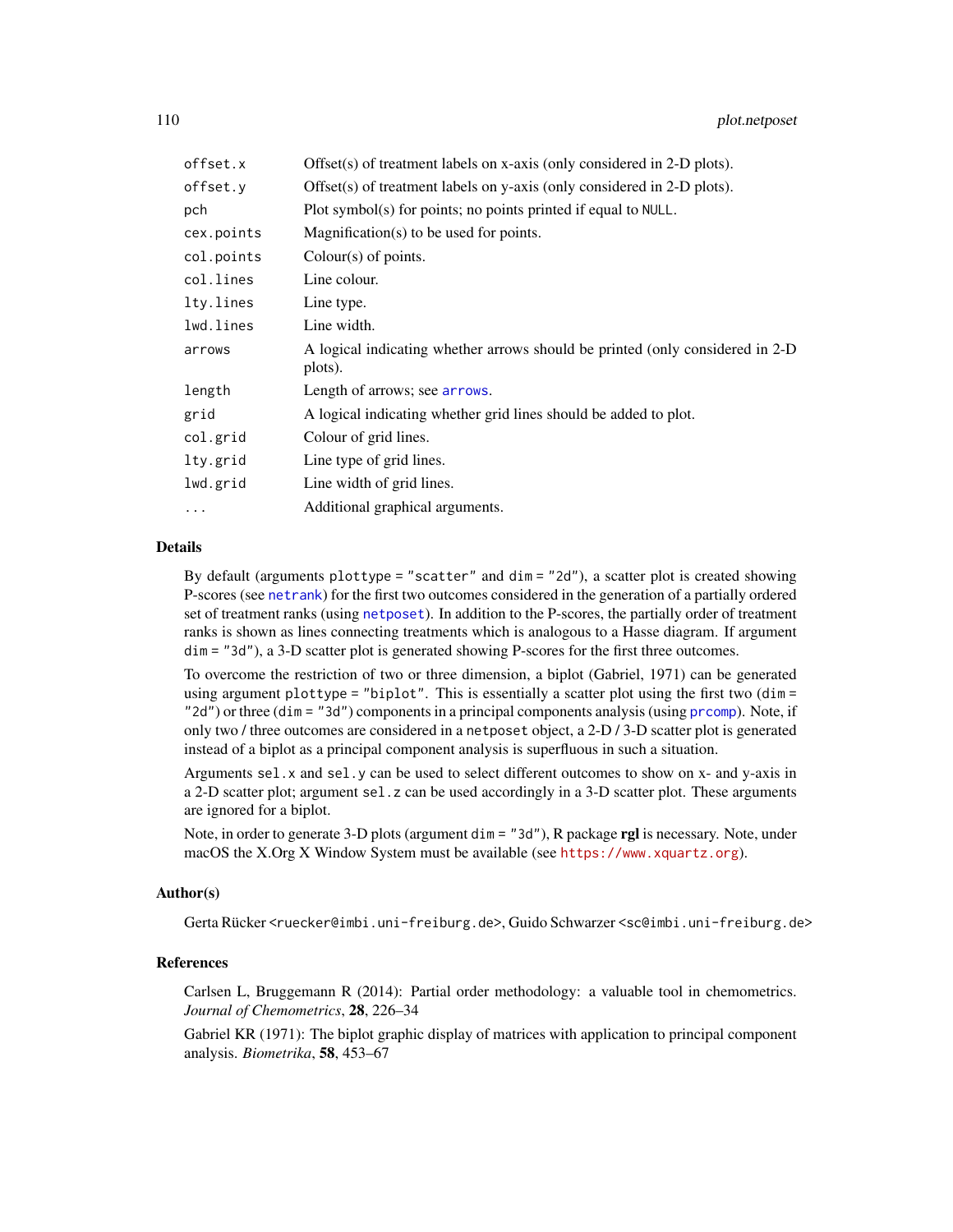| | |
|---|---|
| `offset.x` | Offset(s) of treatment labels on x-axis (only considered in 2-D plots). |
| `offset.y` | Offset(s) of treatment labels on y-axis (only considered in 2-D plots). |
| `pch` | Plot symbol(s) for points; no points printed if equal to `NULL`. |
| `cex.points` | Magnification(s) to be used for points. |
| `col.points` | Colour(s) of points. |
| `col.lines` | Line colour. |
| `lty.lines` | Line type. |
| `lwd.lines` | Line width. |
| `arrows` | A logical indicating whether arrows should be printed (only considered in 2-D plots). |
| `length` | Length of arrows; see `arrows`. |
| `grid` | A logical indicating whether grid lines should be added to plot. |
| `col.grid` | Colour of grid lines. |
| `lty.grid` | Line type of grid lines. |
| `lwd.grid` | Line width of grid lines. |
| `...` | Additional graphical arguments. |

## Details

By default (arguments `plottype = "scatter"` and `dim = "2d"`), a scatter plot is created showing P-scores (see `netrank`) for the first two outcomes considered in the generation of a partially ordered set of treatment ranks (using `netposet`). In addition to the P-scores, the partially order of treatment ranks is shown as lines connecting treatments which is analogous to a Hasse diagram. If argument `dim = "3d"`), a 3-D scatter plot is generated showing P-scores for the first three outcomes.

To overcome the restriction of two or three dimension, a biplot (Gabriel, 1971) can be generated using argument `plottype = "biplot"`. This is essentially a scatter plot using the first two (`dim = "2d"`) or three (`dim = "3d"`) components in a principal components analysis (using `prcomp`). Note, if only two / three outcomes are considered in a `netposet` object, a 2-D / 3-D scatter plot is generated instead of a biplot as a principal component analysis is superfluous in such a situation.

Arguments `sel.x` and `sel.y` can be used to select different outcomes to show on x- and y-axis in a 2-D scatter plot; argument `sel.z` can be used accordingly in a 3-D scatter plot. These arguments are ignored for a biplot.

Note, in order to generate 3-D plots (argument `dim = "3d"`), R package **rgl** is necessary. Note, under macOS the X.Org X Window System must be available (see https://www.xquartz.org).

## Author(s)

Gerta Rücker <ruecker@imbi.uni-freiburg.de>, Guido Schwarzer <sc@imbi.uni-freiburg.de>

## References

Carlsen L, Bruggemann R (2014): Partial order methodology: a valuable tool in chemometrics. *Journal of Chemometrics*, **28**, 226–34

Gabriel KR (1971): The biplot graphic display of matrices with application to principal component analysis. *Biometrika*, **58**, 453–67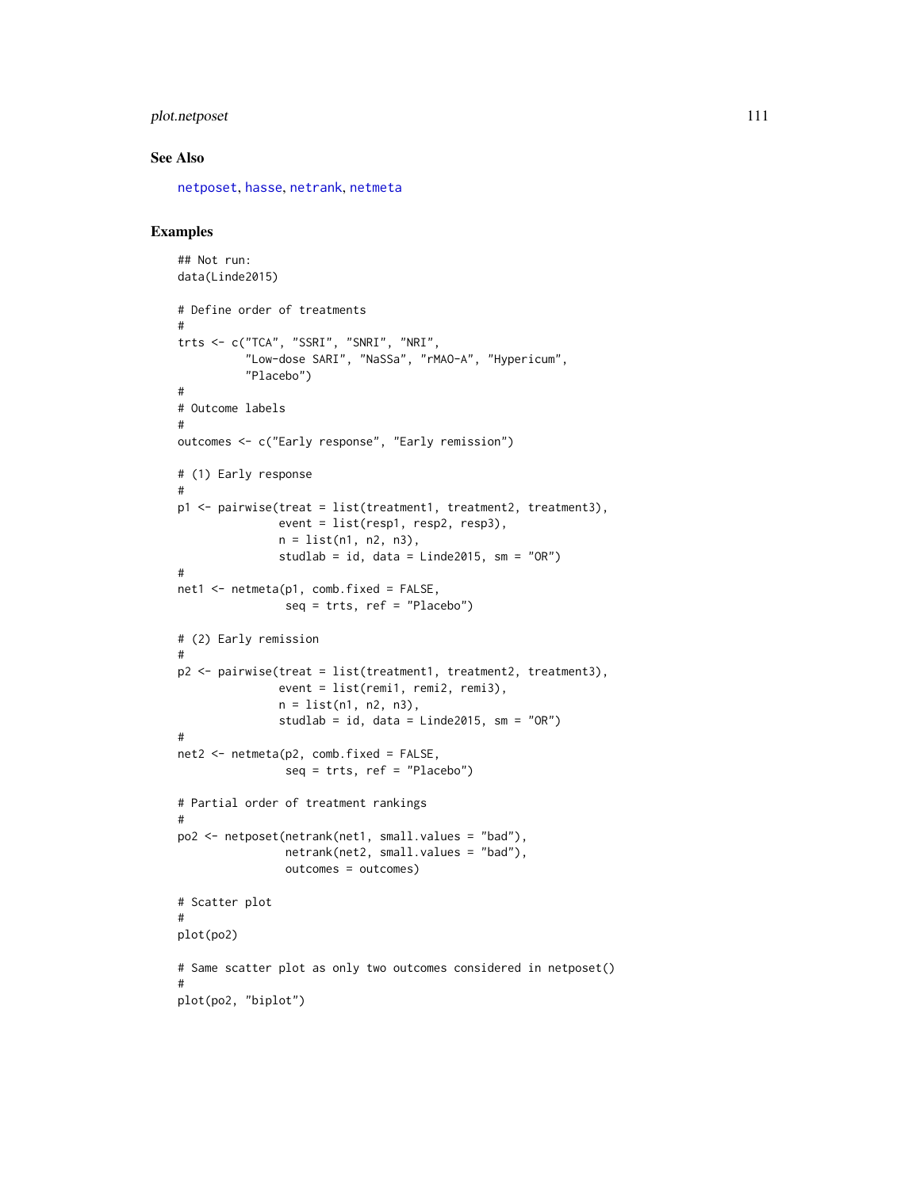### See Also

netposet, hasse, netrank, netmeta

### Examples

```
## Not run:
data(Linde2015)

# Define order of treatments
#
trts <- c("TCA", "SSRI", "SNRI", "NRI",
          "Low-dose SARI", "NaSSa", "rMAO-A", "Hypericum",
          "Placebo")
#
# Outcome labels
#
outcomes <- c("Early response", "Early remission")

# (1) Early response
#
p1 <- pairwise(treat = list(treatment1, treatment2, treatment3),
               event = list(resp1, resp2, resp3),
               n = list(n1, n2, n3),
               studlab = id, data = Linde2015, sm = "OR")
#
net1 <- netmeta(p1, comb.fixed = FALSE,
                seq = trts, ref = "Placebo")

# (2) Early remission
#
p2 <- pairwise(treat = list(treatment1, treatment2, treatment3),
               event = list(remi1, remi2, remi3),
               n = list(n1, n2, n3),
               studlab = id, data = Linde2015, sm = "OR")
#
net2 <- netmeta(p2, comb.fixed = FALSE,
                seq = trts, ref = "Placebo")

# Partial order of treatment rankings
#
po2 <- netposet(netrank(net1, small.values = "bad"),
                netrank(net2, small.values = "bad"),
                outcomes = outcomes)

# Scatter plot
#
plot(po2)

# Same scatter plot as only two outcomes considered in netposet()
#
plot(po2, "biplot")
```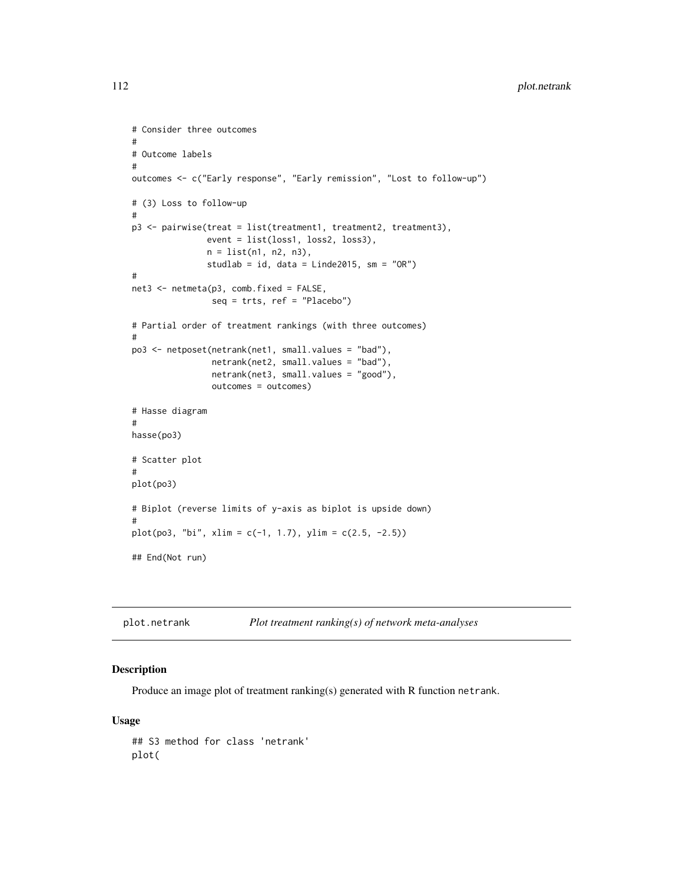```
# Consider three outcomes
#
# Outcome labels
#
outcomes <- c("Early response", "Early remission", "Lost to follow-up")

# (3) Loss to follow-up
#
p3 <- pairwise(treat = list(treatment1, treatment2, treatment3),
               event = list(loss1, loss2, loss3),
               n = list(n1, n2, n3),
               studlab = id, data = Linde2015, sm = "OR")
#
net3 <- netmeta(p3, comb.fixed = FALSE,
                seq = trts, ref = "Placebo")

# Partial order of treatment rankings (with three outcomes)
#
po3 <- netposet(netrank(net1, small.values = "bad"),
                netrank(net2, small.values = "bad"),
                netrank(net3, small.values = "good"),
                outcomes = outcomes)

# Hasse diagram
#
hasse(po3)

# Scatter plot
#
plot(po3)

# Biplot (reverse limits of y-axis as biplot is upside down)
#
plot(po3, "bi", xlim = c(-1, 1.7), ylim = c(2.5, -2.5))

## End(Not run)
```

## plot.netrank *Plot treatment ranking(s) of network meta-analyses*

### Description

Produce an image plot of treatment ranking(s) generated with R function netrank.

### Usage

```
## S3 method for class 'netrank'
plot(
```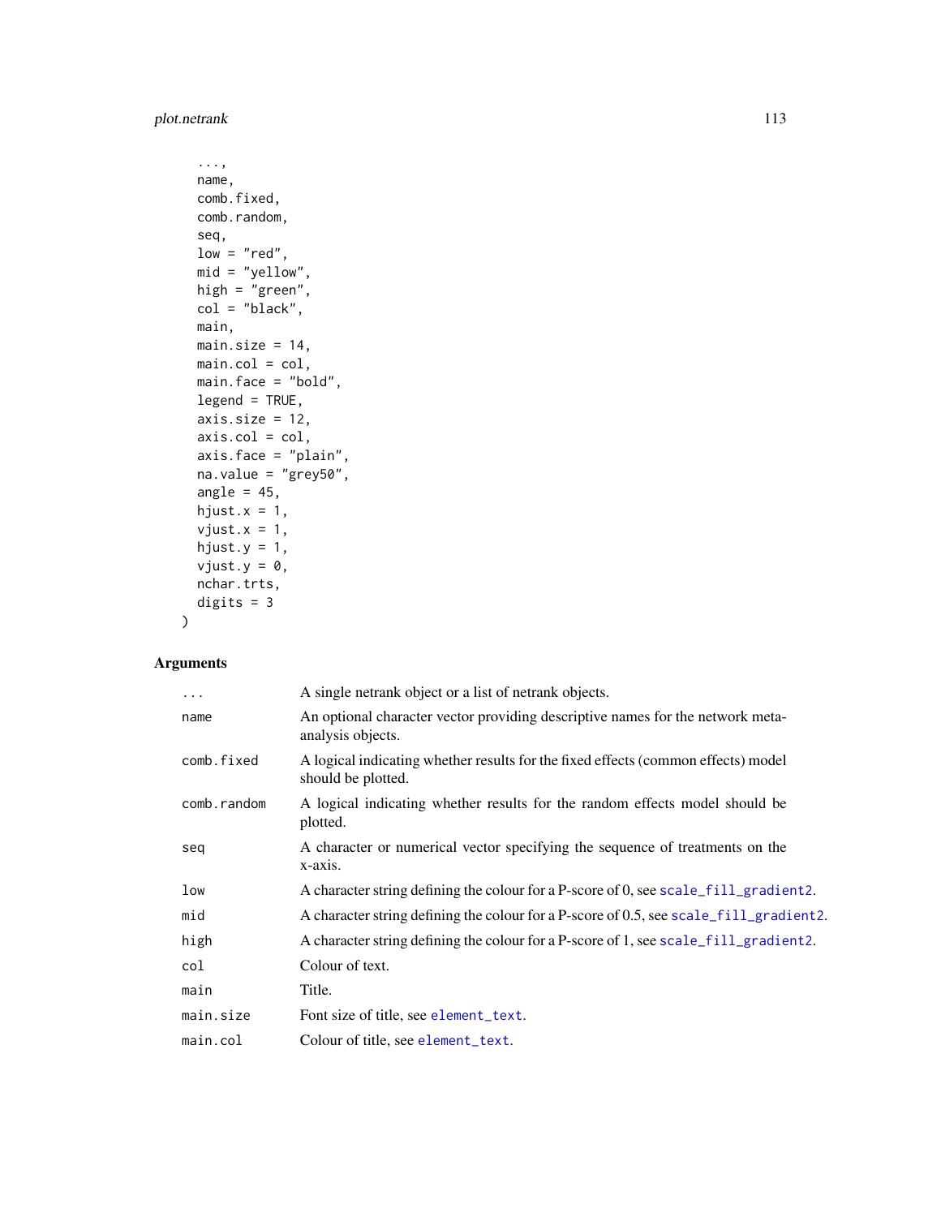```
  ...,
  name,
  comb.fixed,
  comb.random,
  seq,
  low = "red",
  mid = "yellow",
  high = "green",
  col = "black",
  main,
  main.size = 14,
  main.col = col,
  main.face = "bold",
  legend = TRUE,
  axis.size = 12,
  axis.col = col,
  axis.face = "plain",
  na.value = "grey50",
  angle = 45,
  hjust.x = 1,
  vjust.x = 1,
  hjust.y = 1,
  vjust.y = 0,
  nchar.trts,
  digits = 3
)
```

## Arguments

| | |
|---|---|
| ... | A single netrank object or a list of netrank objects. |
| name | An optional character vector providing descriptive names for the network meta-analysis objects. |
| comb.fixed | A logical indicating whether results for the fixed effects (common effects) model should be plotted. |
| comb.random | A logical indicating whether results for the random effects model should be plotted. |
| seq | A character or numerical vector specifying the sequence of treatments on the x-axis. |
| low | A character string defining the colour for a P-score of 0, see scale_fill_gradient2. |
| mid | A character string defining the colour for a P-score of 0.5, see scale_fill_gradient2. |
| high | A character string defining the colour for a P-score of 1, see scale_fill_gradient2. |
| col | Colour of text. |
| main | Title. |
| main.size | Font size of title, see element_text. |
| main.col | Colour of title, see element_text. |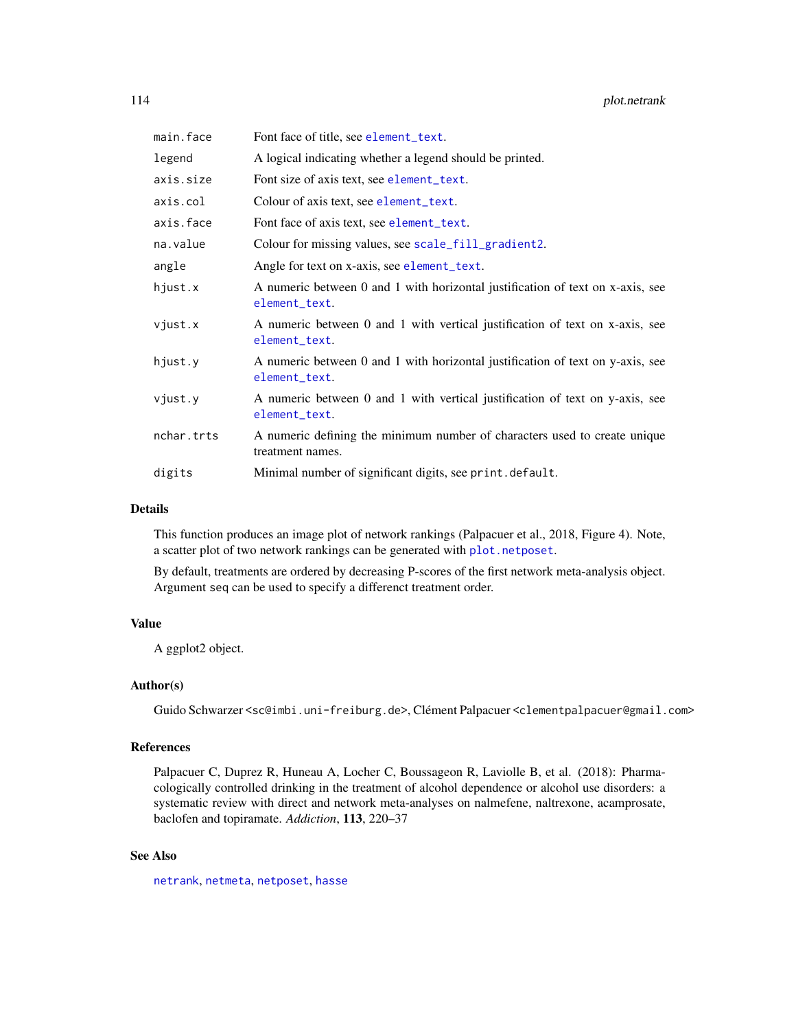| | |
|---|---|
| main.face | Font face of title, see element_text. |
| legend | A logical indicating whether a legend should be printed. |
| axis.size | Font size of axis text, see element_text. |
| axis.col | Colour of axis text, see element_text. |
| axis.face | Font face of axis text, see element_text. |
| na.value | Colour for missing values, see scale_fill_gradient2. |
| angle | Angle for text on x-axis, see element_text. |
| hjust.x | A numeric between 0 and 1 with horizontal justification of text on x-axis, see element_text. |
| vjust.x | A numeric between 0 and 1 with vertical justification of text on x-axis, see element_text. |
| hjust.y | A numeric between 0 and 1 with horizontal justification of text on y-axis, see element_text. |
| vjust.y | A numeric between 0 and 1 with vertical justification of text on y-axis, see element_text. |
| nchar.trts | A numeric defining the minimum number of characters used to create unique treatment names. |
| digits | Minimal number of significant digits, see print.default. |

## Details

This function produces an image plot of network rankings (Palpacuer et al., 2018, Figure 4). Note, a scatter plot of two network rankings can be generated with plot.netposet.

By default, treatments are ordered by decreasing P-scores of the first network meta-analysis object. Argument seq can be used to specify a differenct treatment order.

## Value

A ggplot2 object.

## Author(s)

Guido Schwarzer <sc@imbi.uni-freiburg.de>, Clément Palpacuer <clementpalpacuer@gmail.com>

## References

Palpacuer C, Duprez R, Huneau A, Locher C, Boussageon R, Laviolle B, et al. (2018): Pharmacologically controlled drinking in the treatment of alcohol dependence or alcohol use disorders: a systematic review with direct and network meta-analyses on nalmefene, naltrexone, acamprosate, baclofen and topiramate. *Addiction*, **113**, 220–37

## See Also

netrank, netmeta, netposet, hasse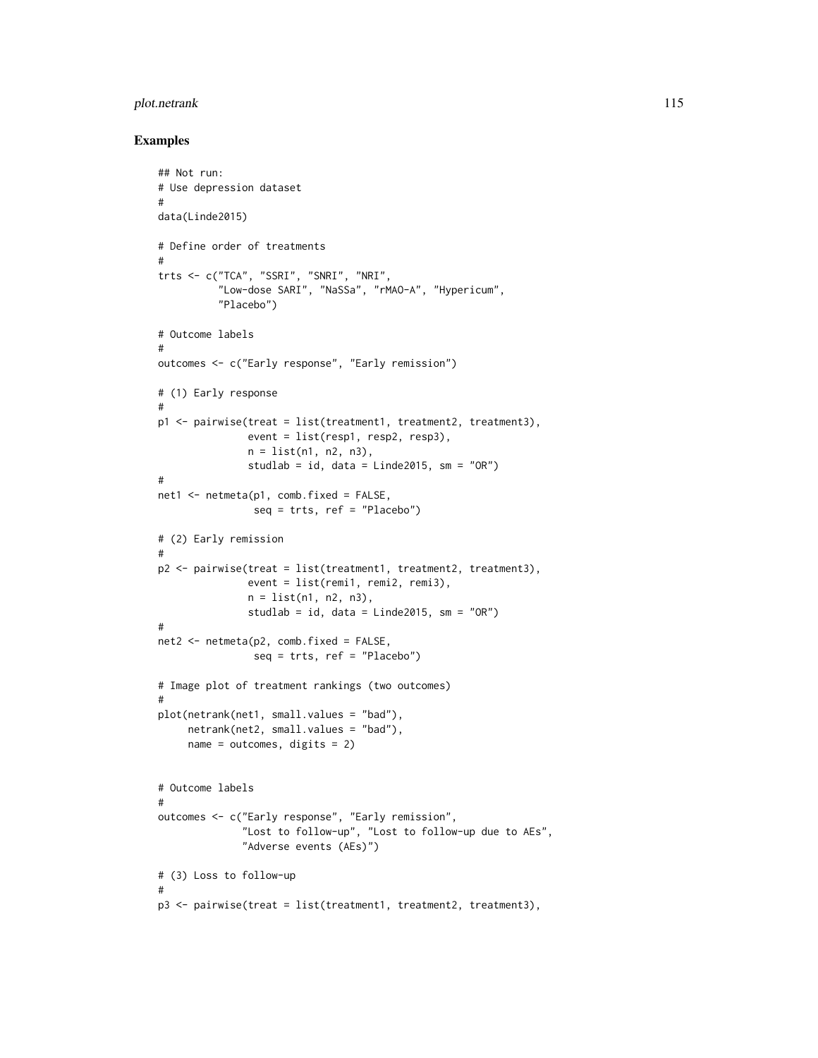## Examples

```
## Not run:
# Use depression dataset
#
data(Linde2015)

# Define order of treatments
#
trts <- c("TCA", "SSRI", "SNRI", "NRI",
          "Low-dose SARI", "NaSSa", "rMAO-A", "Hypericum",
          "Placebo")

# Outcome labels
#
outcomes <- c("Early response", "Early remission")

# (1) Early response
#
p1 <- pairwise(treat = list(treatment1, treatment2, treatment3),
               event = list(resp1, resp2, resp3),
               n = list(n1, n2, n3),
               studlab = id, data = Linde2015, sm = "OR")
#
net1 <- netmeta(p1, comb.fixed = FALSE,
                seq = trts, ref = "Placebo")

# (2) Early remission
#
p2 <- pairwise(treat = list(treatment1, treatment2, treatment3),
               event = list(remi1, remi2, remi3),
               n = list(n1, n2, n3),
               studlab = id, data = Linde2015, sm = "OR")
#
net2 <- netmeta(p2, comb.fixed = FALSE,
                seq = trts, ref = "Placebo")

# Image plot of treatment rankings (two outcomes)
#
plot(netrank(net1, small.values = "bad"),
     netrank(net2, small.values = "bad"),
     name = outcomes, digits = 2)


# Outcome labels
#
outcomes <- c("Early response", "Early remission",
              "Lost to follow-up", "Lost to follow-up due to AEs",
              "Adverse events (AEs)")

# (3) Loss to follow-up
#
p3 <- pairwise(treat = list(treatment1, treatment2, treatment3),
```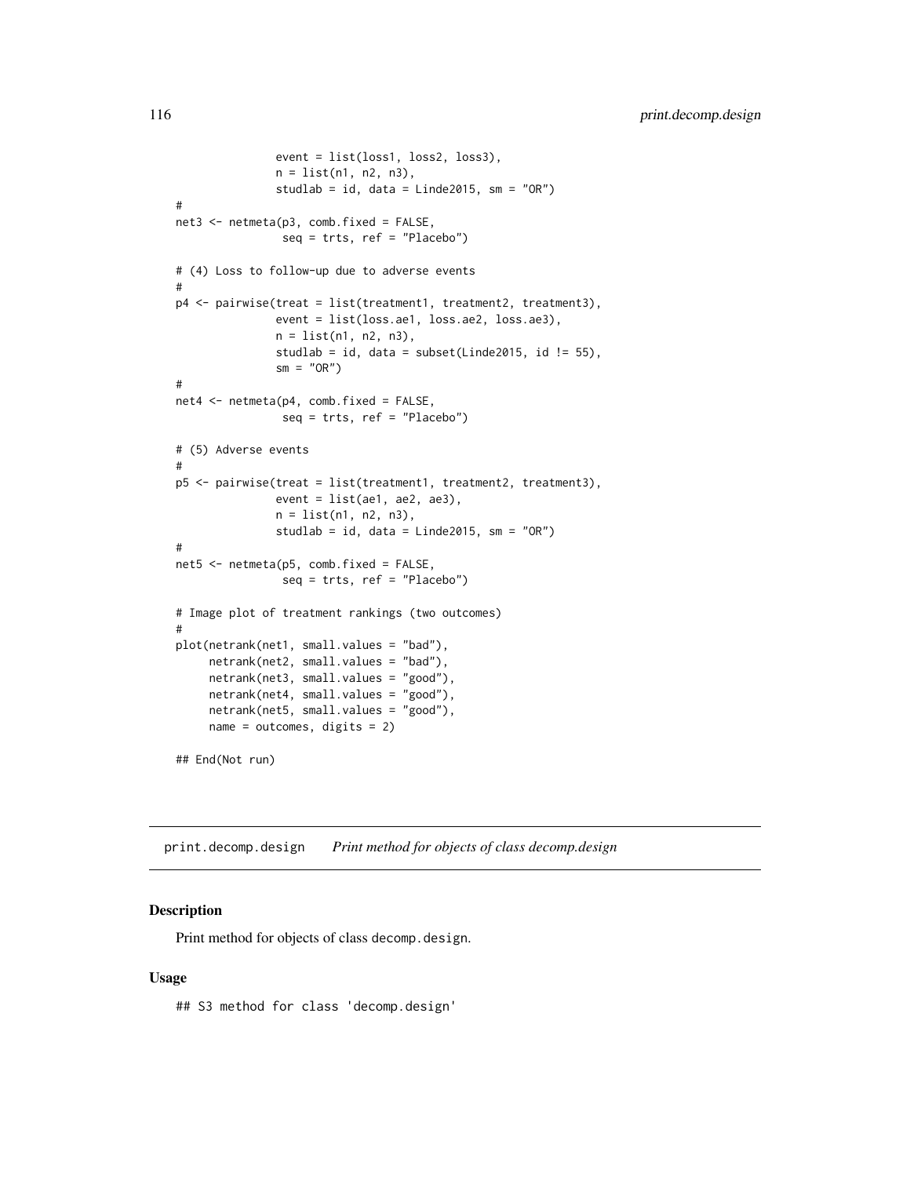```
               event = list(loss1, loss2, loss3),
               n = list(n1, n2, n3),
               studlab = id, data = Linde2015, sm = "OR")
#
net3 <- netmeta(p3, comb.fixed = FALSE,
                seq = trts, ref = "Placebo")

# (4) Loss to follow-up due to adverse events
#
p4 <- pairwise(treat = list(treatment1, treatment2, treatment3),
               event = list(loss.ae1, loss.ae2, loss.ae3),
               n = list(n1, n2, n3),
               studlab = id, data = subset(Linde2015, id != 55),
               sm = "OR")
#
net4 <- netmeta(p4, comb.fixed = FALSE,
                seq = trts, ref = "Placebo")

# (5) Adverse events
#
p5 <- pairwise(treat = list(treatment1, treatment2, treatment3),
               event = list(ae1, ae2, ae3),
               n = list(n1, n2, n3),
               studlab = id, data = Linde2015, sm = "OR")
#
net5 <- netmeta(p5, comb.fixed = FALSE,
                seq = trts, ref = "Placebo")

# Image plot of treatment rankings (two outcomes)
#
plot(netrank(net1, small.values = "bad"),
     netrank(net2, small.values = "bad"),
     netrank(net3, small.values = "good"),
     netrank(net4, small.values = "good"),
     netrank(net5, small.values = "good"),
     name = outcomes, digits = 2)

## End(Not run)
```

## print.decomp.design *Print method for objects of class decomp.design*

### Description

Print method for objects of class decomp.design.

### Usage

```
## S3 method for class 'decomp.design'
```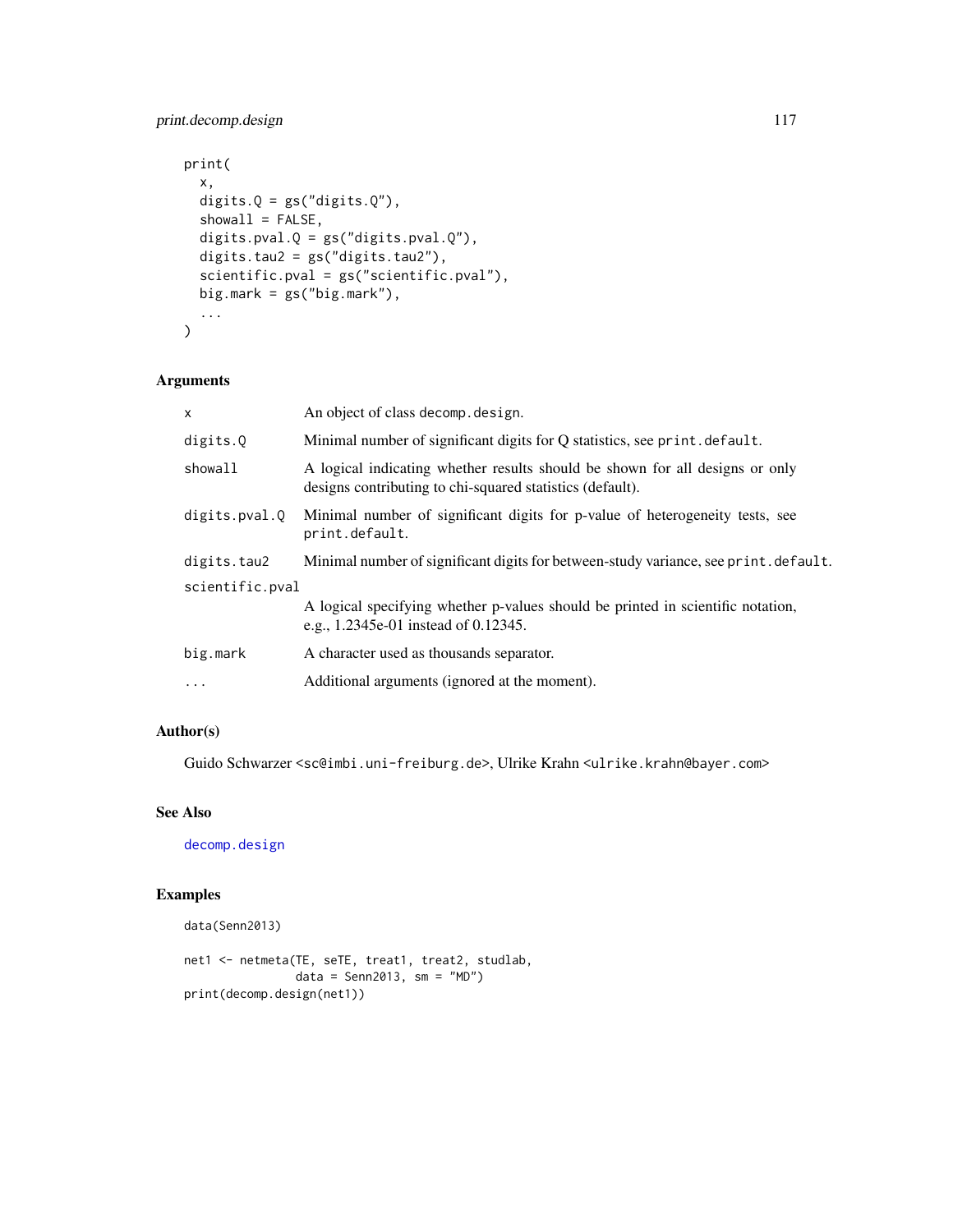```
print(
  x,
  digits.Q = gs("digits.Q"),
  showall = FALSE,
  digits.pval.Q = gs("digits.pval.Q"),
  digits.tau2 = gs("digits.tau2"),
  scientific.pval = gs("scientific.pval"),
  big.mark = gs("big.mark"),
  ...
)
```

## Arguments

| | |
|---|---|
| `x` | An object of class `decomp.design`. |
| `digits.Q` | Minimal number of significant digits for Q statistics, see `print.default`. |
| `showall` | A logical indicating whether results should be shown for all designs or only designs contributing to chi-squared statistics (default). |
| `digits.pval.Q` | Minimal number of significant digits for p-value of heterogeneity tests, see `print.default`. |
| `digits.tau2` | Minimal number of significant digits for between-study variance, see `print.default`. |
| `scientific.pval` | A logical specifying whether p-values should be printed in scientific notation, e.g., 1.2345e-01 instead of 0.12345. |
| `big.mark` | A character used as thousands separator. |
| `...` | Additional arguments (ignored at the moment). |

## Author(s)

Guido Schwarzer <sc@imbi.uni-freiburg.de>, Ulrike Krahn <ulrike.krahn@bayer.com>

## See Also

`decomp.design`

## Examples

```
data(Senn2013)

net1 <- netmeta(TE, seTE, treat1, treat2, studlab,
                data = Senn2013, sm = "MD")
print(decomp.design(net1))
```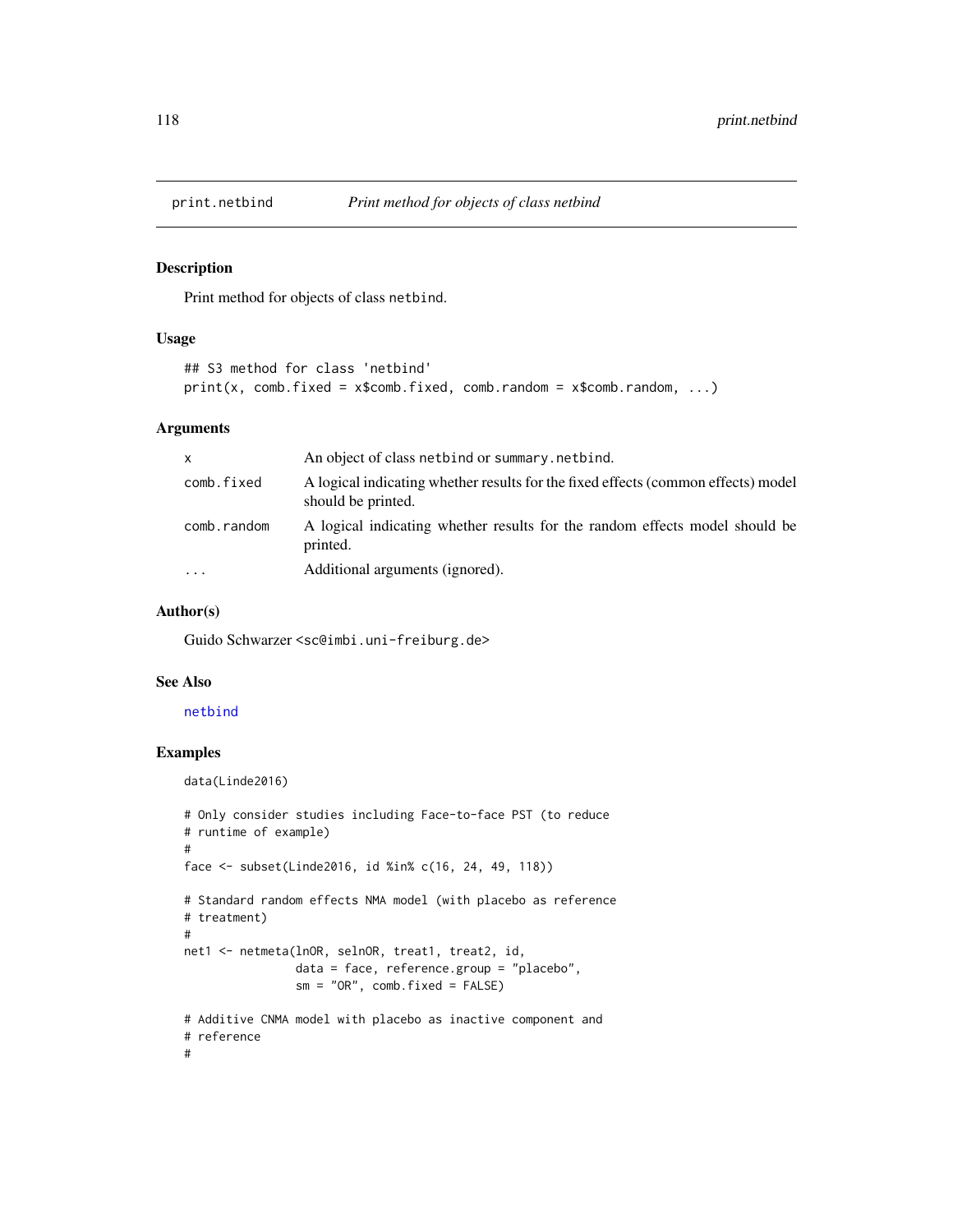# print.netbind — *Print method for objects of class netbind*

## Description

Print method for objects of class `netbind`.

## Usage

```
## S3 method for class 'netbind'
print(x, comb.fixed = x$comb.fixed, comb.random = x$comb.random, ...)
```

## Arguments

| | |
|---|---|
| `x` | An object of class `netbind` or `summary.netbind`. |
| `comb.fixed` | A logical indicating whether results for the fixed effects (common effects) model should be printed. |
| `comb.random` | A logical indicating whether results for the random effects model should be printed. |
| `...` | Additional arguments (ignored). |

## Author(s)

Guido Schwarzer <sc@imbi.uni-freiburg.de>

## See Also

netbind

## Examples

```
data(Linde2016)

# Only consider studies including Face-to-face PST (to reduce
# runtime of example)
#
face <- subset(Linde2016, id %in% c(16, 24, 49, 118))

# Standard random effects NMA model (with placebo as reference
# treatment)
#
net1 <- netmeta(lnOR, selnOR, treat1, treat2, id,
                data = face, reference.group = "placebo",
                sm = "OR", comb.fixed = FALSE)

# Additive CNMA model with placebo as inactive component and
# reference
#
```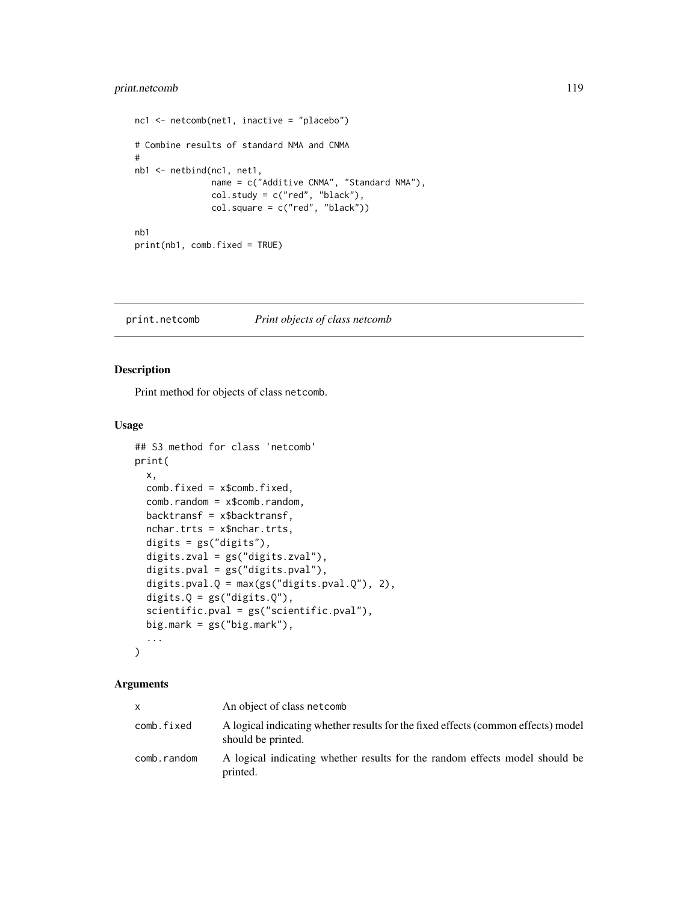```
nc1 <- netcomb(net1, inactive = "placebo")

# Combine results of standard NMA and CNMA
#
nb1 <- netbind(nc1, net1,
               name = c("Additive CNMA", "Standard NMA"),
               col.study = c("red", "black"),
               col.square = c("red", "black"))

nb1
print(nb1, comb.fixed = TRUE)
```

---

## print.netcomb *Print objects of class netcomb*

### Description

Print method for objects of class netcomb.

### Usage

```
## S3 method for class 'netcomb'
print(
  x,
  comb.fixed = x$comb.fixed,
  comb.random = x$comb.random,
  backtransf = x$backtransf,
  nchar.trts = x$nchar.trts,
  digits = gs("digits"),
  digits.zval = gs("digits.zval"),
  digits.pval = gs("digits.pval"),
  digits.pval.Q = max(gs("digits.pval.Q"), 2),
  digits.Q = gs("digits.Q"),
  scientific.pval = gs("scientific.pval"),
  big.mark = gs("big.mark"),
  ...
)
```

### Arguments

| | |
|---|---|
| x | An object of class netcomb |
| comb.fixed | A logical indicating whether results for the fixed effects (common effects) model should be printed. |
| comb.random | A logical indicating whether results for the random effects model should be printed. |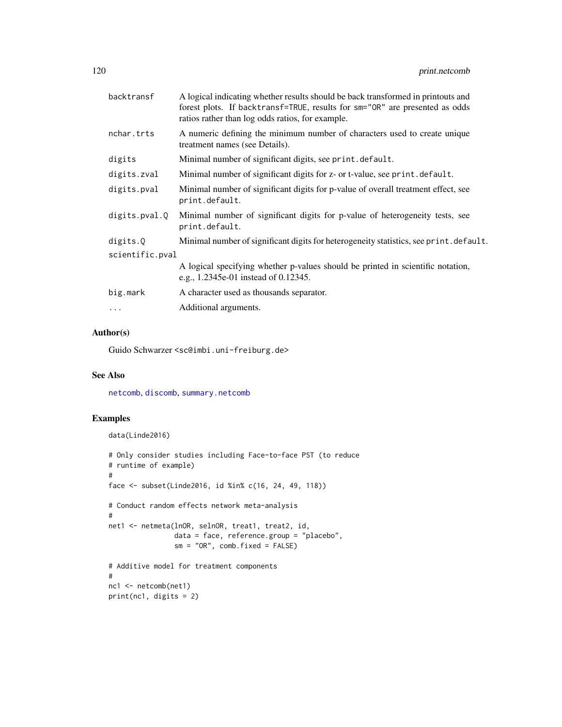| | |
|---|---|
| backtransf | A logical indicating whether results should be back transformed in printouts and forest plots. If backtransf=TRUE, results for sm="OR" are presented as odds ratios rather than log odds ratios, for example. |
| nchar.trts | A numeric defining the minimum number of characters used to create unique treatment names (see Details). |
| digits | Minimal number of significant digits, see print.default. |
| digits.zval | Minimal number of significant digits for z- or t-value, see print.default. |
| digits.pval | Minimal number of significant digits for p-value of overall treatment effect, see print.default. |
| digits.pval.Q | Minimal number of significant digits for p-value of heterogeneity tests, see print.default. |
| digits.Q | Minimal number of significant digits for heterogeneity statistics, see print.default. |
| scientific.pval | A logical specifying whether p-values should be printed in scientific notation, e.g., 1.2345e-01 instead of 0.12345. |
| big.mark | A character used as thousands separator. |
| ... | Additional arguments. |

## Author(s)

Guido Schwarzer <sc@imbi.uni-freiburg.de>

## See Also

netcomb, discomb, summary.netcomb

## Examples

```
data(Linde2016)

# Only consider studies including Face-to-face PST (to reduce
# runtime of example)
#
face <- subset(Linde2016, id %in% c(16, 24, 49, 118))

# Conduct random effects network meta-analysis
#
net1 <- netmeta(lnOR, selnOR, treat1, treat2, id,
                data = face, reference.group = "placebo",
                sm = "OR", comb.fixed = FALSE)

# Additive model for treatment components
#
nc1 <- netcomb(net1)
print(nc1, digits = 2)
```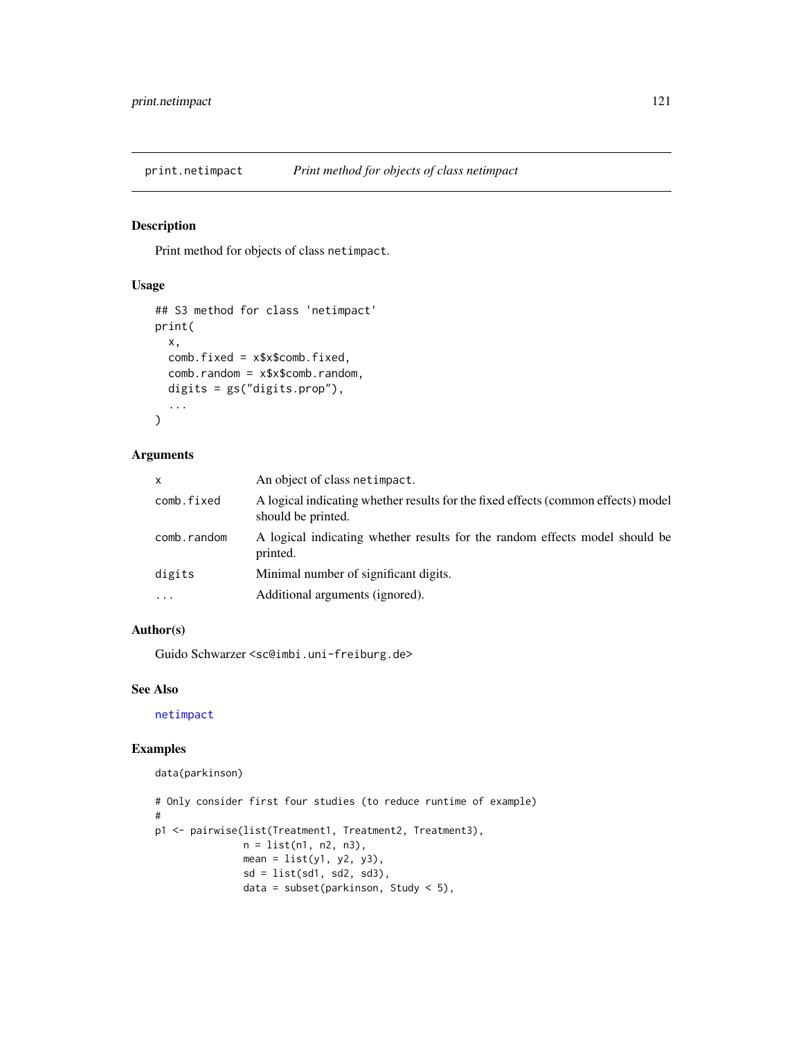## print.netimpact *Print method for objects of class netimpact*

### Description

Print method for objects of class `netimpact`.

### Usage

```
## S3 method for class 'netimpact'
print(
  x,
  comb.fixed = x$x$comb.fixed,
  comb.random = x$x$comb.random,
  digits = gs("digits.prop"),
  ...
)
```

### Arguments

| | |
|---|---|
| x | An object of class `netimpact`. |
| comb.fixed | A logical indicating whether results for the fixed effects (common effects) model should be printed. |
| comb.random | A logical indicating whether results for the random effects model should be printed. |
| digits | Minimal number of significant digits. |
| ... | Additional arguments (ignored). |

### Author(s)

Guido Schwarzer <sc@imbi.uni-freiburg.de>

### See Also

netimpact

### Examples

```
data(parkinson)

# Only consider first four studies (to reduce runtime of example)
#
p1 <- pairwise(list(Treatment1, Treatment2, Treatment3),
               n = list(n1, n2, n3),
               mean = list(y1, y2, y3),
               sd = list(sd1, sd2, sd3),
               data = subset(parkinson, Study < 5),
```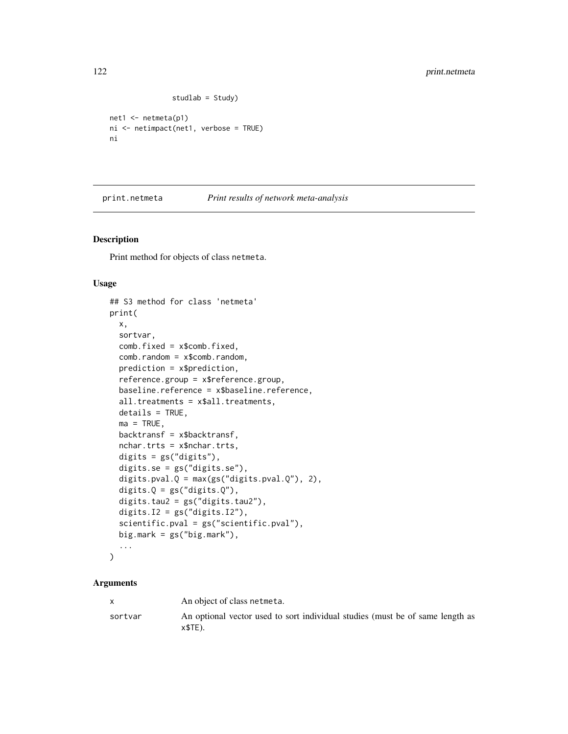```
                studlab = Study)

net1 <- netmeta(p1)
ni <- netimpact(net1, verbose = TRUE)
ni
```

## print.netmeta *Print results of network meta-analysis*

### Description

Print method for objects of class `netmeta`.

### Usage

```
## S3 method for class 'netmeta'
print(
  x,
  sortvar,
  comb.fixed = x$comb.fixed,
  comb.random = x$comb.random,
  prediction = x$prediction,
  reference.group = x$reference.group,
  baseline.reference = x$baseline.reference,
  all.treatments = x$all.treatments,
  details = TRUE,
  ma = TRUE,
  backtransf = x$backtransf,
  nchar.trts = x$nchar.trts,
  digits = gs("digits"),
  digits.se = gs("digits.se"),
  digits.pval.Q = max(gs("digits.pval.Q"), 2),
  digits.Q = gs("digits.Q"),
  digits.tau2 = gs("digits.tau2"),
  digits.I2 = gs("digits.I2"),
  scientific.pval = gs("scientific.pval"),
  big.mark = gs("big.mark"),
  ...
)
```

### Arguments

| | |
|---|---|
| x | An object of class `netmeta`. |
| sortvar | An optional vector used to sort individual studies (must be of same length as `x$TE`). |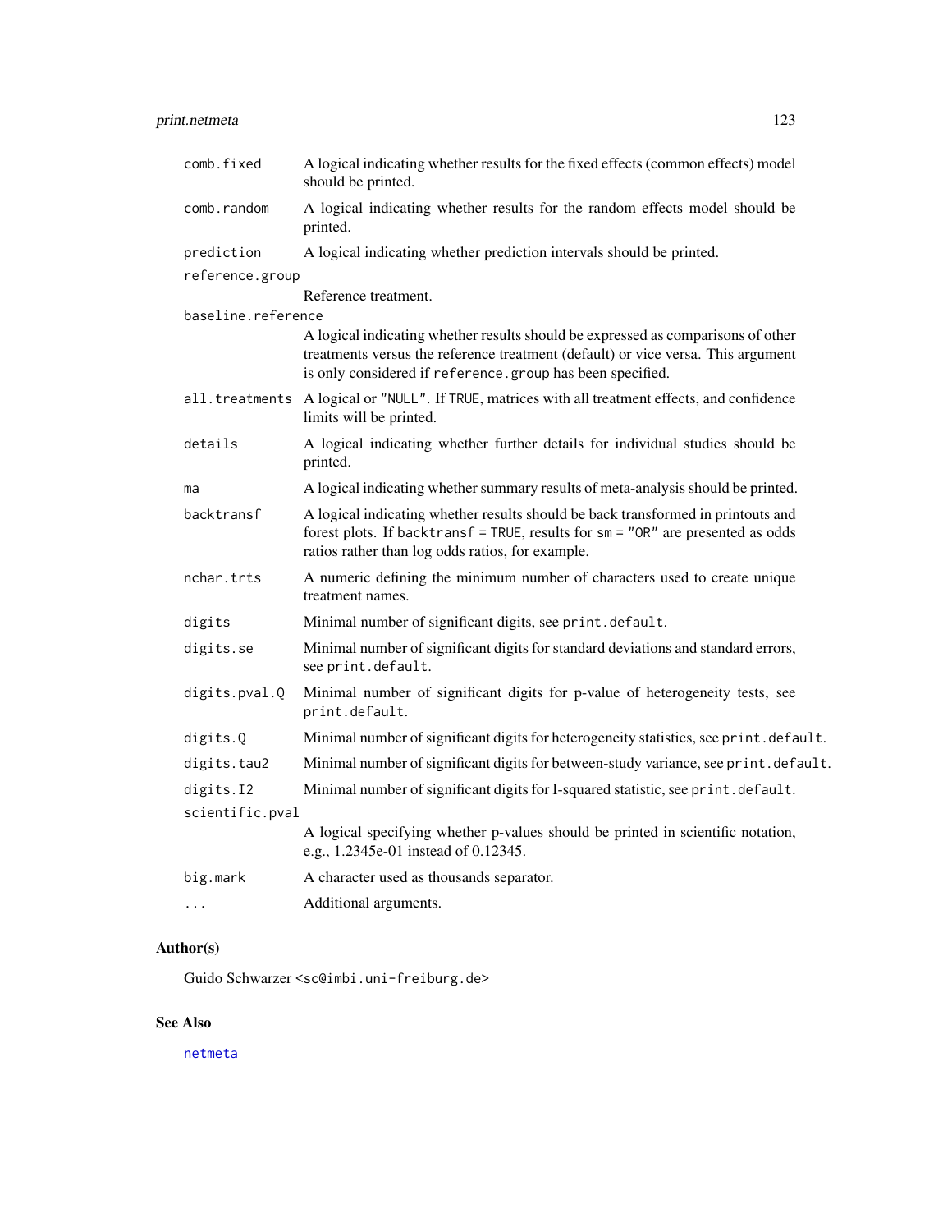| | |
|---|---|
| `comb.fixed` | A logical indicating whether results for the fixed effects (common effects) model should be printed. |
| `comb.random` | A logical indicating whether results for the random effects model should be printed. |
| `prediction` | A logical indicating whether prediction intervals should be printed. |
| `reference.group` | Reference treatment. |
| `baseline.reference` | A logical indicating whether results should be expressed as comparisons of other treatments versus the reference treatment (default) or vice versa. This argument is only considered if `reference.group` has been specified. |
| `all.treatments` | A logical or `"NULL"`. If `TRUE`, matrices with all treatment effects, and confidence limits will be printed. |
| `details` | A logical indicating whether further details for individual studies should be printed. |
| `ma` | A logical indicating whether summary results of meta-analysis should be printed. |
| `backtransf` | A logical indicating whether results should be back transformed in printouts and forest plots. If `backtransf = TRUE`, results for `sm = "OR"` are presented as odds ratios rather than log odds ratios, for example. |
| `nchar.trts` | A numeric defining the minimum number of characters used to create unique treatment names. |
| `digits` | Minimal number of significant digits, see `print.default`. |
| `digits.se` | Minimal number of significant digits for standard deviations and standard errors, see `print.default`. |
| `digits.pval.Q` | Minimal number of significant digits for p-value of heterogeneity tests, see `print.default`. |
| `digits.Q` | Minimal number of significant digits for heterogeneity statistics, see `print.default`. |
| `digits.tau2` | Minimal number of significant digits for between-study variance, see `print.default`. |
| `digits.I2` | Minimal number of significant digits for I-squared statistic, see `print.default`. |
| `scientific.pval` | A logical specifying whether p-values should be printed in scientific notation, e.g., 1.2345e-01 instead of 0.12345. |
| `big.mark` | A character used as thousands separator. |
| `...` | Additional arguments. |

## Author(s)

Guido Schwarzer <sc@imbi.uni-freiburg.de>

## See Also

netmeta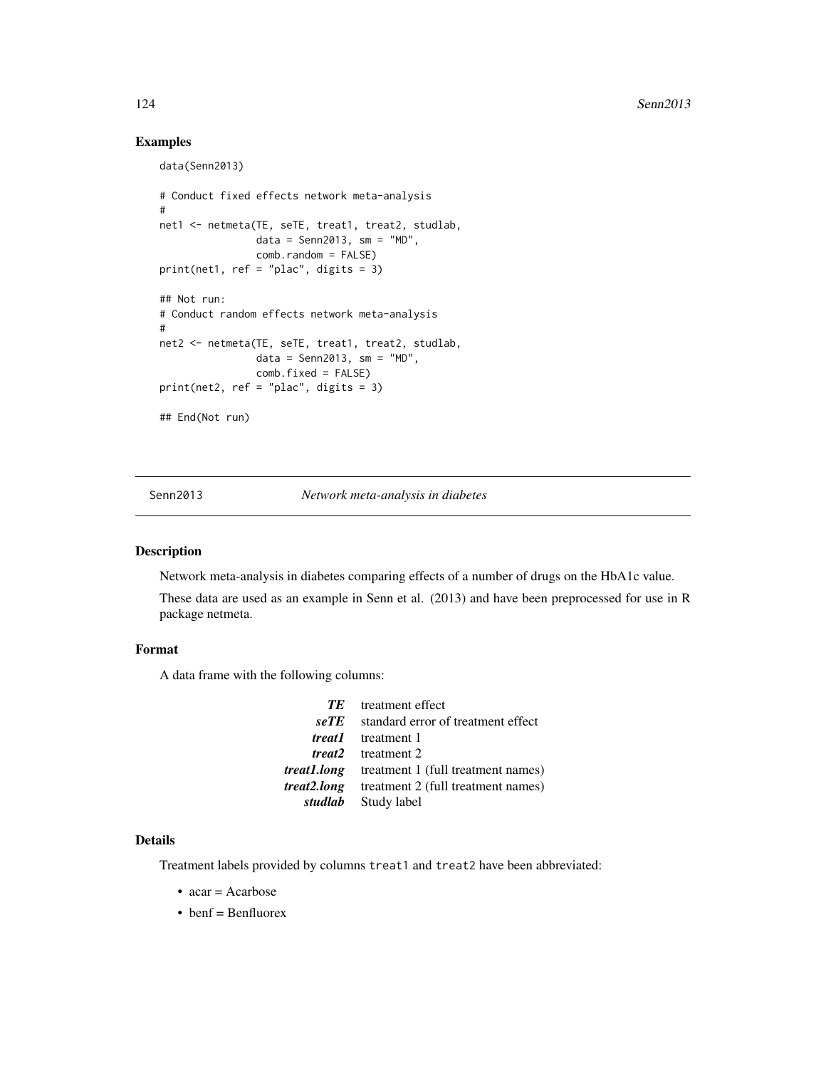## Examples

```
data(Senn2013)

# Conduct fixed effects network meta-analysis
#
net1 <- netmeta(TE, seTE, treat1, treat2, studlab,
                data = Senn2013, sm = "MD",
                comb.random = FALSE)
print(net1, ref = "plac", digits = 3)

## Not run:
# Conduct random effects network meta-analysis
#
net2 <- netmeta(TE, seTE, treat1, treat2, studlab,
                data = Senn2013, sm = "MD",
                comb.fixed = FALSE)
print(net2, ref = "plac", digits = 3)

## End(Not run)
```

---

Senn2013 *Network meta-analysis in diabetes*

---

## Description

Network meta-analysis in diabetes comparing effects of a number of drugs on the HbA1c value.

These data are used as an example in Senn et al. (2013) and have been preprocessed for use in R package netmeta.

## Format

A data frame with the following columns:

| | |
|---|---|
| ***TE*** | treatment effect |
| ***seTE*** | standard error of treatment effect |
| ***treat1*** | treatment 1 |
| ***treat2*** | treatment 2 |
| ***treat1.long*** | treatment 1 (full treatment names) |
| ***treat2.long*** | treatment 2 (full treatment names) |
| ***studlab*** | Study label |

## Details

Treatment labels provided by columns `treat1` and `treat2` have been abbreviated:

- acar = Acarbose
- benf = Benfluorex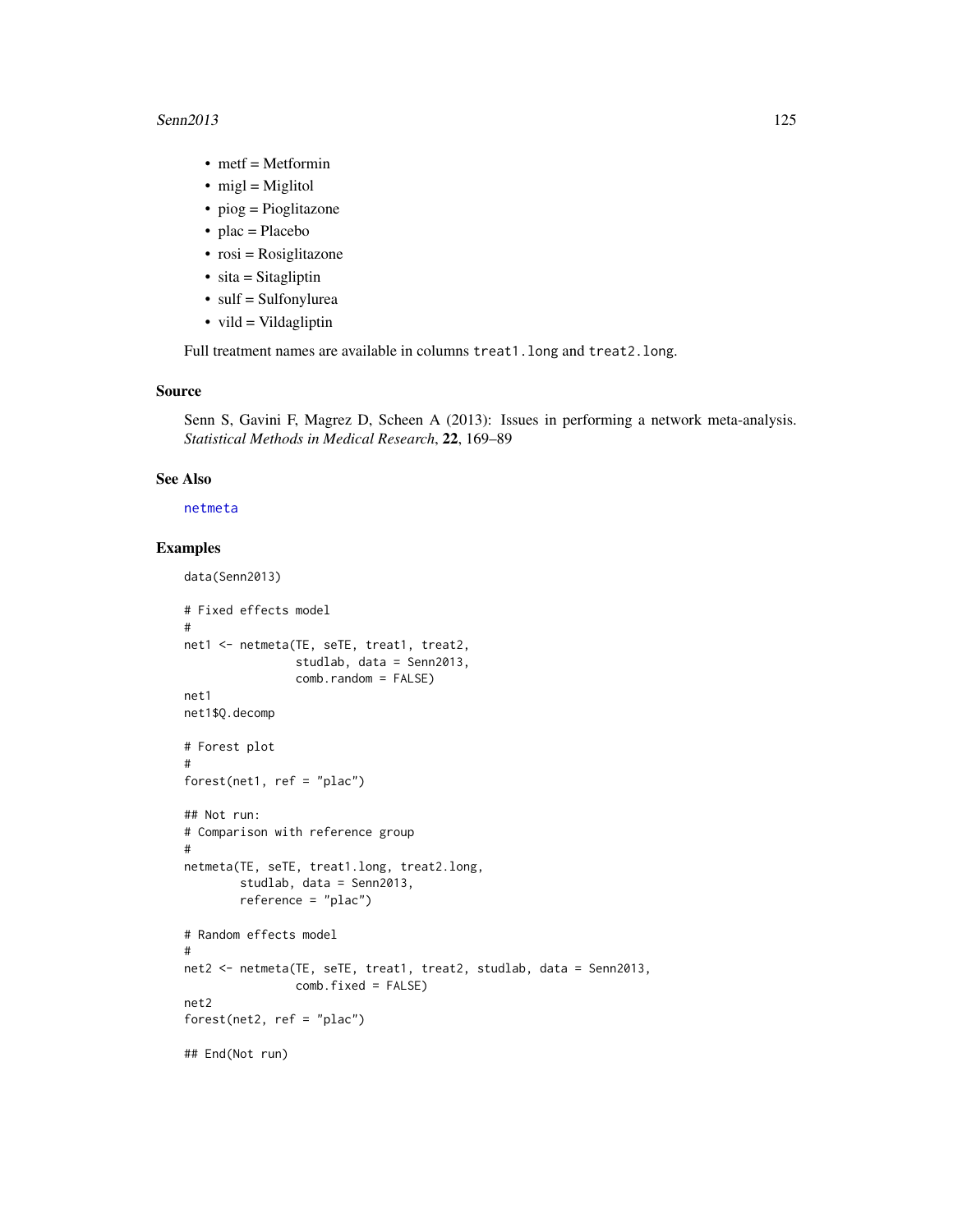- metf = Metformin
- migl = Miglitol
- piog = Pioglitazone
- plac = Placebo
- rosi = Rosiglitazone
- sita = Sitagliptin
- sulf = Sulfonylurea
- vild = Vildagliptin

Full treatment names are available in columns `treat1.long` and `treat2.long`.

## Source

Senn S, Gavini F, Magrez D, Scheen A (2013): Issues in performing a network meta-analysis. *Statistical Methods in Medical Research*, **22**, 169–89

## See Also

netmeta

## Examples

```
data(Senn2013)

# Fixed effects model
#
net1 <- netmeta(TE, seTE, treat1, treat2,
                studlab, data = Senn2013,
                comb.random = FALSE)
net1
net1$Q.decomp

# Forest plot
#
forest(net1, ref = "plac")

## Not run:
# Comparison with reference group
#
netmeta(TE, seTE, treat1.long, treat2.long,
        studlab, data = Senn2013,
        reference = "plac")

# Random effects model
#
net2 <- netmeta(TE, seTE, treat1, treat2, studlab, data = Senn2013,
                comb.fixed = FALSE)
net2
forest(net2, ref = "plac")

## End(Not run)
```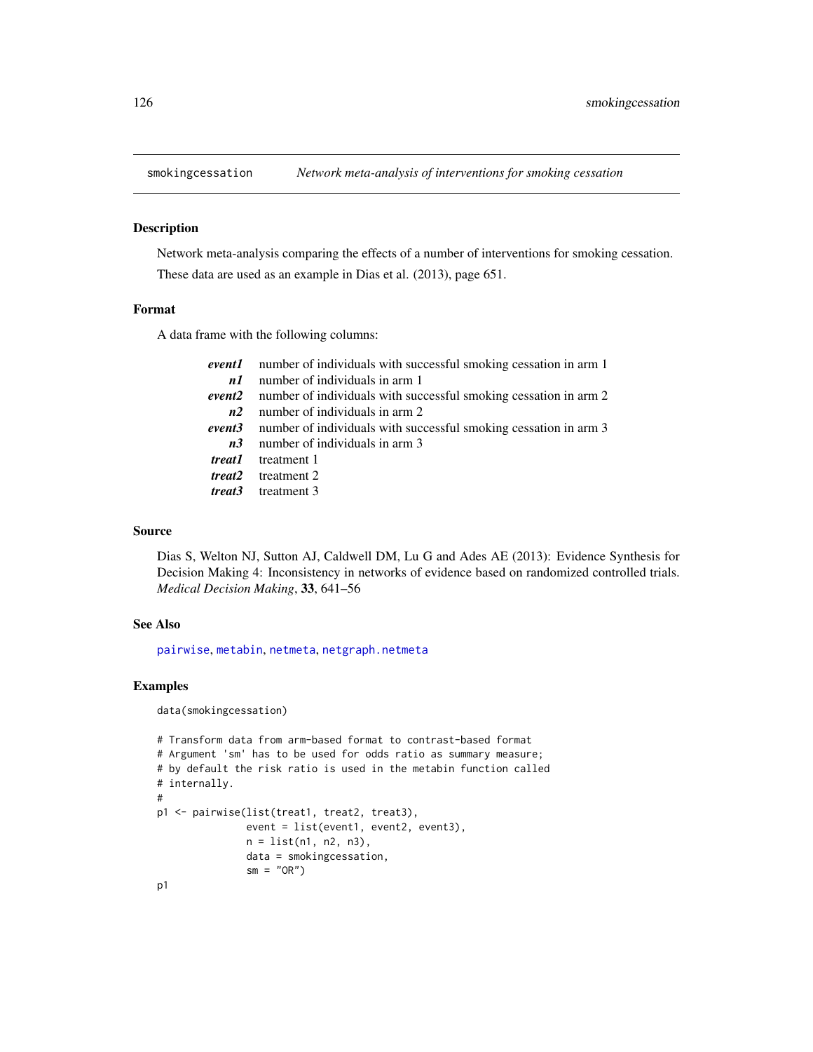# smokingcessation — *Network meta-analysis of interventions for smoking cessation*

## Description

Network meta-analysis comparing the effects of a number of interventions for smoking cessation.

These data are used as an example in Dias et al. (2013), page 651.

## Format

A data frame with the following columns:

| | |
|---|---|
| ***event1*** | number of individuals with successful smoking cessation in arm 1 |
| ***n1*** | number of individuals in arm 1 |
| ***event2*** | number of individuals with successful smoking cessation in arm 2 |
| ***n2*** | number of individuals in arm 2 |
| ***event3*** | number of individuals with successful smoking cessation in arm 3 |
| ***n3*** | number of individuals in arm 3 |
| ***treat1*** | treatment 1 |
| ***treat2*** | treatment 2 |
| ***treat3*** | treatment 3 |

## Source

Dias S, Welton NJ, Sutton AJ, Caldwell DM, Lu G and Ades AE (2013): Evidence Synthesis for Decision Making 4: Inconsistency in networks of evidence based on randomized controlled trials. *Medical Decision Making*, **33**, 641–56

## See Also

pairwise, metabin, netmeta, netgraph.netmeta

## Examples

```
data(smokingcessation)

# Transform data from arm-based format to contrast-based format
# Argument 'sm' has to be used for odds ratio as summary measure;
# by default the risk ratio is used in the metabin function called
# internally.
#
p1 <- pairwise(list(treat1, treat2, treat3),
               event = list(event1, event2, event3),
               n = list(n1, n2, n3),
               data = smokingcessation,
               sm = "OR")
p1
```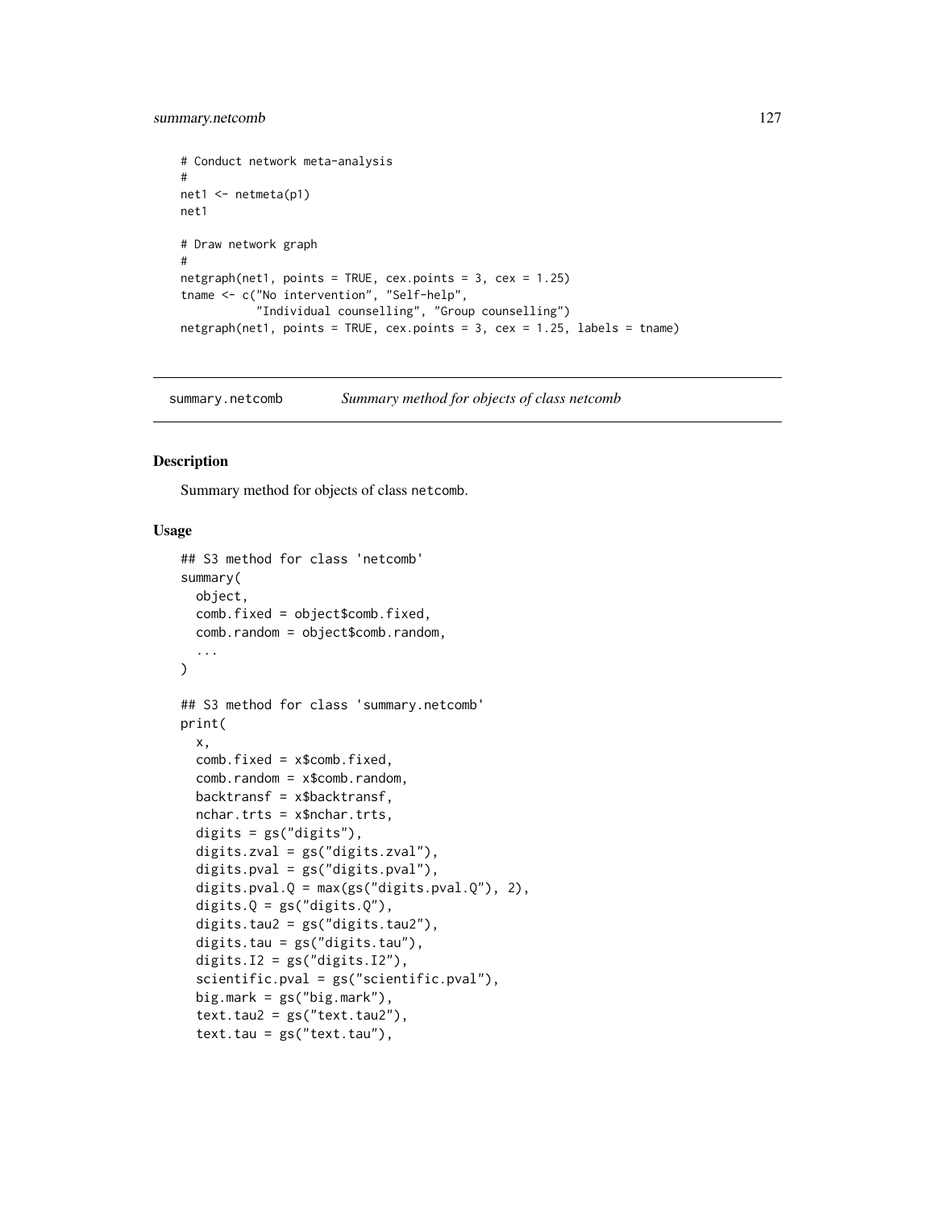```
# Conduct network meta-analysis
#
net1 <- netmeta(p1)
net1

# Draw network graph
#
netgraph(net1, points = TRUE, cex.points = 3, cex = 1.25)
tname <- c("No intervention", "Self-help",
           "Individual counselling", "Group counselling")
netgraph(net1, points = TRUE, cex.points = 3, cex = 1.25, labels = tname)
```

## summary.netcomb — *Summary method for objects of class netcomb*

### Description

Summary method for objects of class netcomb.

### Usage

```
## S3 method for class 'netcomb'
summary(
  object,
  comb.fixed = object$comb.fixed,
  comb.random = object$comb.random,
  ...
)

## S3 method for class 'summary.netcomb'
print(
  x,
  comb.fixed = x$comb.fixed,
  comb.random = x$comb.random,
  backtransf = x$backtransf,
  nchar.trts = x$nchar.trts,
  digits = gs("digits"),
  digits.zval = gs("digits.zval"),
  digits.pval = gs("digits.pval"),
  digits.pval.Q = max(gs("digits.pval.Q"), 2),
  digits.Q = gs("digits.Q"),
  digits.tau2 = gs("digits.tau2"),
  digits.tau = gs("digits.tau"),
  digits.I2 = gs("digits.I2"),
  scientific.pval = gs("scientific.pval"),
  big.mark = gs("big.mark"),
  text.tau2 = gs("text.tau2"),
  text.tau = gs("text.tau"),
```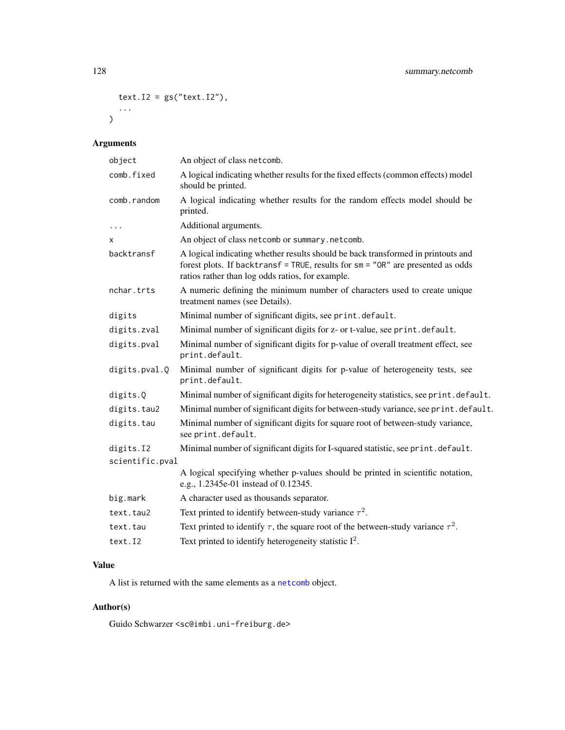```
  text.I2 = gs("text.I2"),
  ...
)
```

## Arguments

| | |
|---|---|
| object | An object of class netcomb. |
| comb.fixed | A logical indicating whether results for the fixed effects (common effects) model should be printed. |
| comb.random | A logical indicating whether results for the random effects model should be printed. |
| ... | Additional arguments. |
| x | An object of class netcomb or summary.netcomb. |
| backtransf | A logical indicating whether results should be back transformed in printouts and forest plots. If backtransf = TRUE, results for sm = "OR" are presented as odds ratios rather than log odds ratios, for example. |
| nchar.trts | A numeric defining the minimum number of characters used to create unique treatment names (see Details). |
| digits | Minimal number of significant digits, see print.default. |
| digits.zval | Minimal number of significant digits for z- or t-value, see print.default. |
| digits.pval | Minimal number of significant digits for p-value of overall treatment effect, see print.default. |
| digits.pval.Q | Minimal number of significant digits for p-value of heterogeneity tests, see print.default. |
| digits.Q | Minimal number of significant digits for heterogeneity statistics, see print.default. |
| digits.tau2 | Minimal number of significant digits for between-study variance, see print.default. |
| digits.tau | Minimal number of significant digits for square root of between-study variance, see print.default. |
| digits.I2 | Minimal number of significant digits for I-squared statistic, see print.default. |
| scientific.pval | A logical specifying whether p-values should be printed in scientific notation, e.g., 1.2345e-01 instead of 0.12345. |
| big.mark | A character used as thousands separator. |
| text.tau2 | Text printed to identify between-study variance $\tau^2$. |
| text.tau | Text printed to identify $\tau$, the square root of the between-study variance $\tau^2$. |
| text.I2 | Text printed to identify heterogeneity statistic $I^2$. |

## Value

A list is returned with the same elements as a netcomb object.

## Author(s)

Guido Schwarzer <sc@imbi.uni-freiburg.de>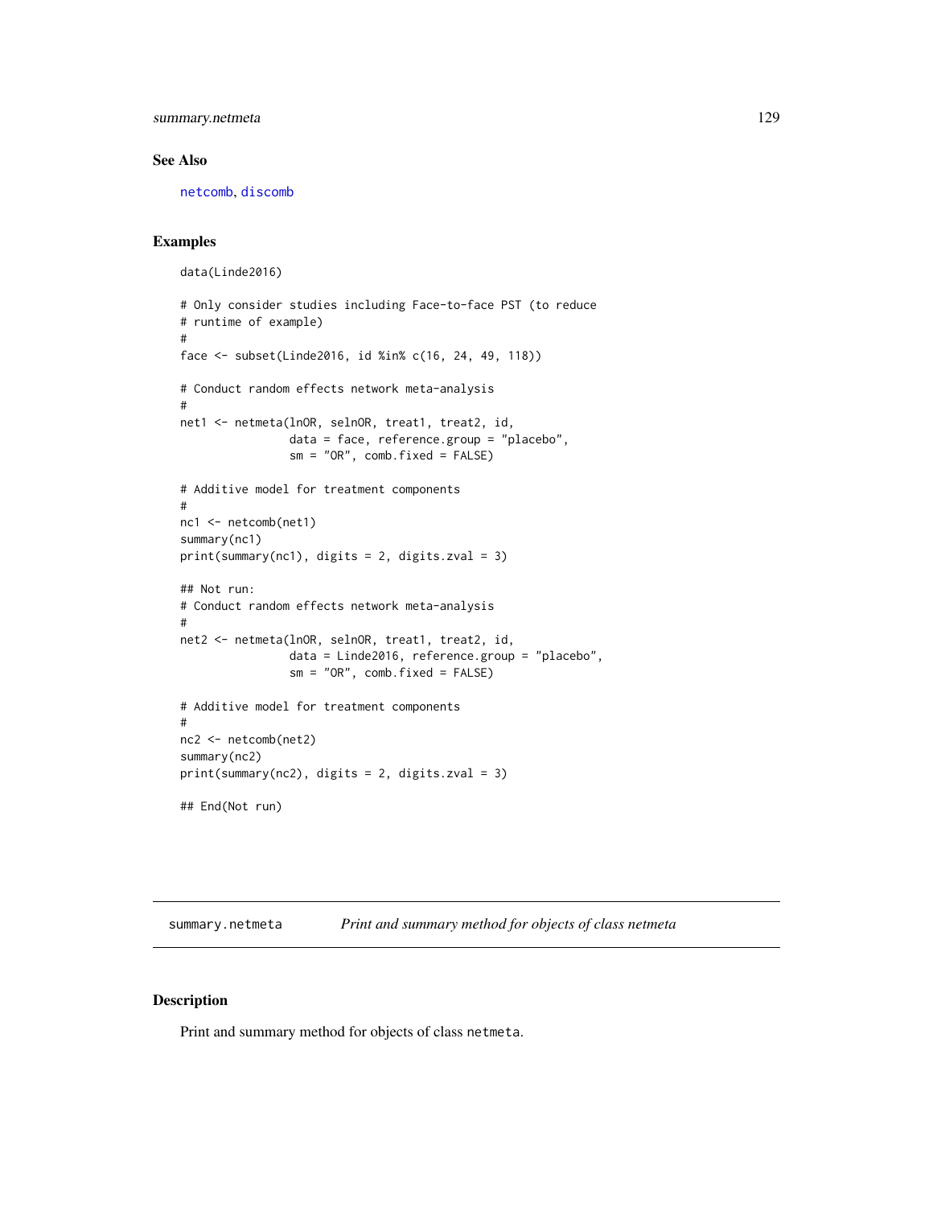## See Also

netcomb, discomb

## Examples

```
data(Linde2016)

# Only consider studies including Face-to-face PST (to reduce
# runtime of example)
#
face <- subset(Linde2016, id %in% c(16, 24, 49, 118))

# Conduct random effects network meta-analysis
#
net1 <- netmeta(lnOR, selnOR, treat1, treat2, id,
                data = face, reference.group = "placebo",
                sm = "OR", comb.fixed = FALSE)

# Additive model for treatment components
#
nc1 <- netcomb(net1)
summary(nc1)
print(summary(nc1), digits = 2, digits.zval = 3)

## Not run:
# Conduct random effects network meta-analysis
#
net2 <- netmeta(lnOR, selnOR, treat1, treat2, id,
                data = Linde2016, reference.group = "placebo",
                sm = "OR", comb.fixed = FALSE)

# Additive model for treatment components
#
nc2 <- netcomb(net2)
summary(nc2)
print(summary(nc2), digits = 2, digits.zval = 3)

## End(Not run)
```

---

# summary.netmeta — *Print and summary method for objects of class netmeta*

## Description

Print and summary method for objects of class netmeta.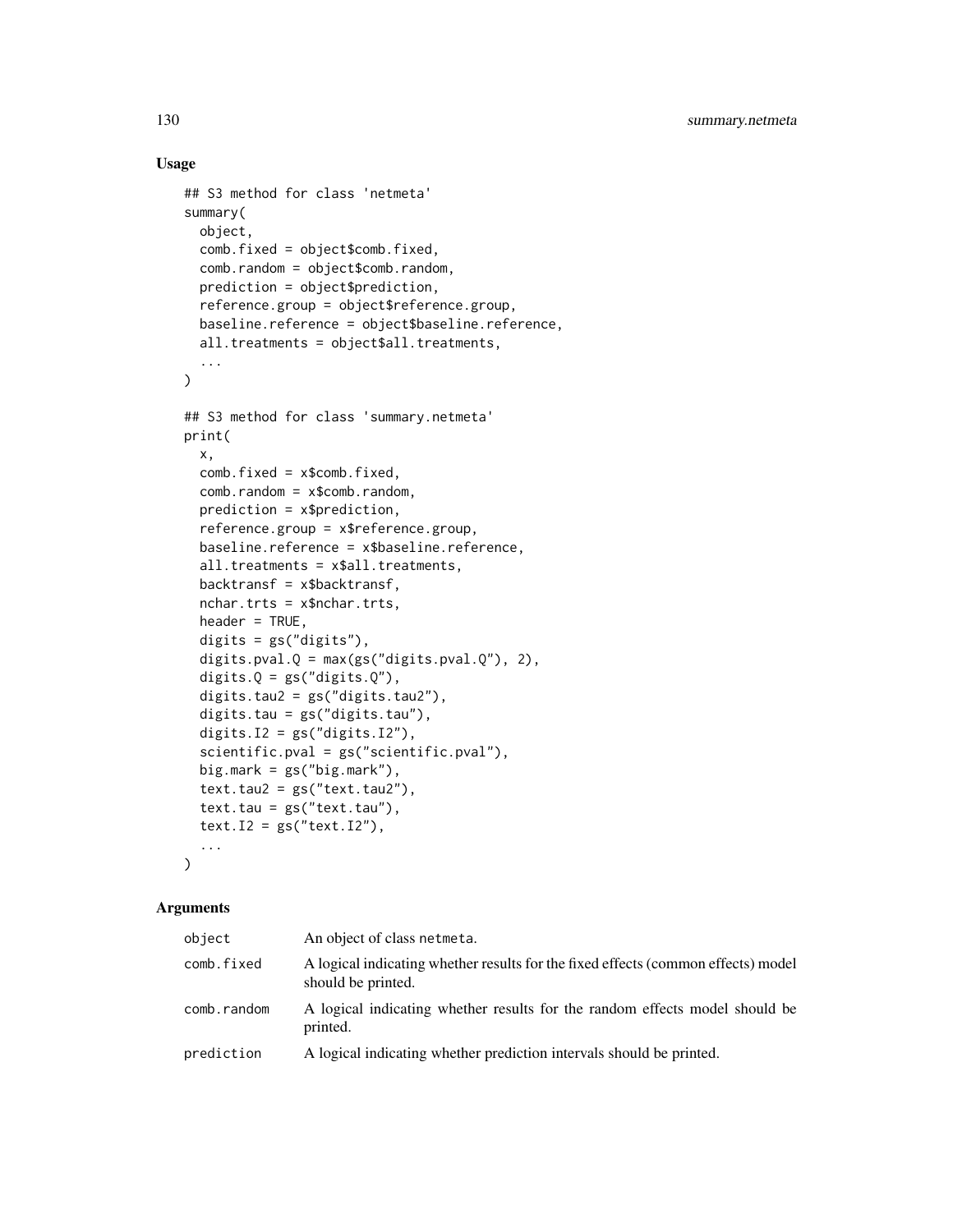## Usage

```
## S3 method for class 'netmeta'
summary(
  object,
  comb.fixed = object$comb.fixed,
  comb.random = object$comb.random,
  prediction = object$prediction,
  reference.group = object$reference.group,
  baseline.reference = object$baseline.reference,
  all.treatments = object$all.treatments,
  ...
)

## S3 method for class 'summary.netmeta'
print(
  x,
  comb.fixed = x$comb.fixed,
  comb.random = x$comb.random,
  prediction = x$prediction,
  reference.group = x$reference.group,
  baseline.reference = x$baseline.reference,
  all.treatments = x$all.treatments,
  backtransf = x$backtransf,
  nchar.trts = x$nchar.trts,
  header = TRUE,
  digits = gs("digits"),
  digits.pval.Q = max(gs("digits.pval.Q"), 2),
  digits.Q = gs("digits.Q"),
  digits.tau2 = gs("digits.tau2"),
  digits.tau = gs("digits.tau"),
  digits.I2 = gs("digits.I2"),
  scientific.pval = gs("scientific.pval"),
  big.mark = gs("big.mark"),
  text.tau2 = gs("text.tau2"),
  text.tau = gs("text.tau"),
  text.I2 = gs("text.I2"),
  ...
)
```

## Arguments

| | |
|---|---|
| object | An object of class netmeta. |
| comb.fixed | A logical indicating whether results for the fixed effects (common effects) model should be printed. |
| comb.random | A logical indicating whether results for the random effects model should be printed. |
| prediction | A logical indicating whether prediction intervals should be printed. |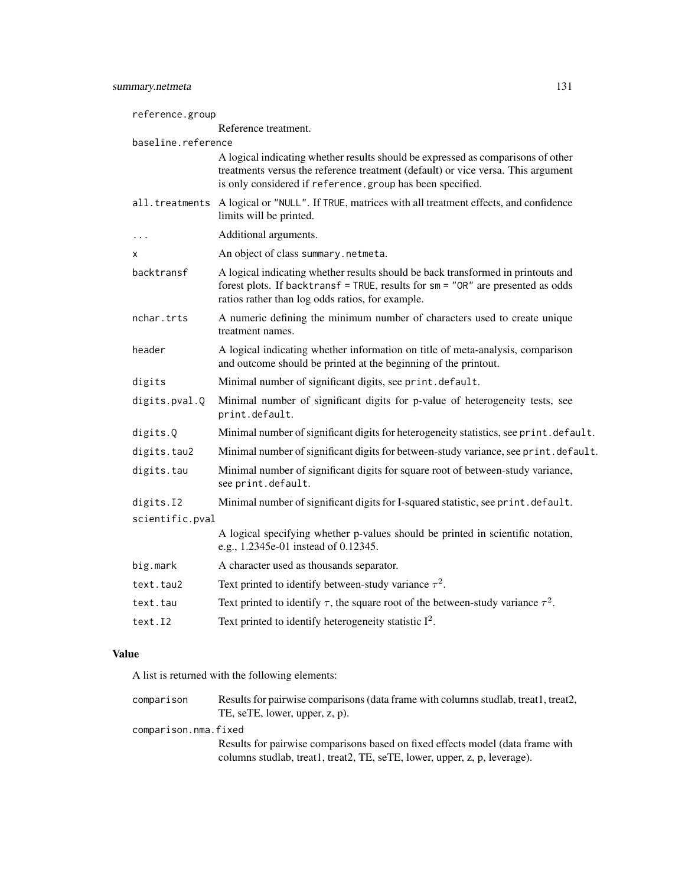| | |
|---|---|
| `reference.group` | Reference treatment. |
| `baseline.reference` | A logical indicating whether results should be expressed as comparisons of other treatments versus the reference treatment (default) or vice versa. This argument is only considered if `reference.group` has been specified. |
| `all.treatments` | A logical or `"NULL"`. If `TRUE`, matrices with all treatment effects, and confidence limits will be printed. |
| `...` | Additional arguments. |
| `x` | An object of class `summary.netmeta`. |
| `backtransf` | A logical indicating whether results should be back transformed in printouts and forest plots. If `backtransf = TRUE`, results for `sm = "OR"` are presented as odds ratios rather than log odds ratios, for example. |
| `nchar.trts` | A numeric defining the minimum number of characters used to create unique treatment names. |
| `header` | A logical indicating whether information on title of meta-analysis, comparison and outcome should be printed at the beginning of the printout. |
| `digits` | Minimal number of significant digits, see `print.default`. |
| `digits.pval.Q` | Minimal number of significant digits for p-value of heterogeneity tests, see `print.default`. |
| `digits.Q` | Minimal number of significant digits for heterogeneity statistics, see `print.default`. |
| `digits.tau2` | Minimal number of significant digits for between-study variance, see `print.default`. |
| `digits.tau` | Minimal number of significant digits for square root of between-study variance, see `print.default`. |
| `digits.I2` | Minimal number of significant digits for I-squared statistic, see `print.default`. |
| `scientific.pval` | A logical specifying whether p-values should be printed in scientific notation, e.g., 1.2345e-01 instead of 0.12345. |
| `big.mark` | A character used as thousands separator. |
| `text.tau2` | Text printed to identify between-study variance $\tau^2$. |
| `text.tau` | Text printed to identify $\tau$, the square root of the between-study variance $\tau^2$. |
| `text.I2` | Text printed to identify heterogeneity statistic $I^2$. |

## Value

A list is returned with the following elements:

| | |
|---|---|
| `comparison` | Results for pairwise comparisons (data frame with columns studlab, treat1, treat2, TE, seTE, lower, upper, z, p). |
| `comparison.nma.fixed` | Results for pairwise comparisons based on fixed effects model (data frame with columns studlab, treat1, treat2, TE, seTE, lower, upper, z, p, leverage). |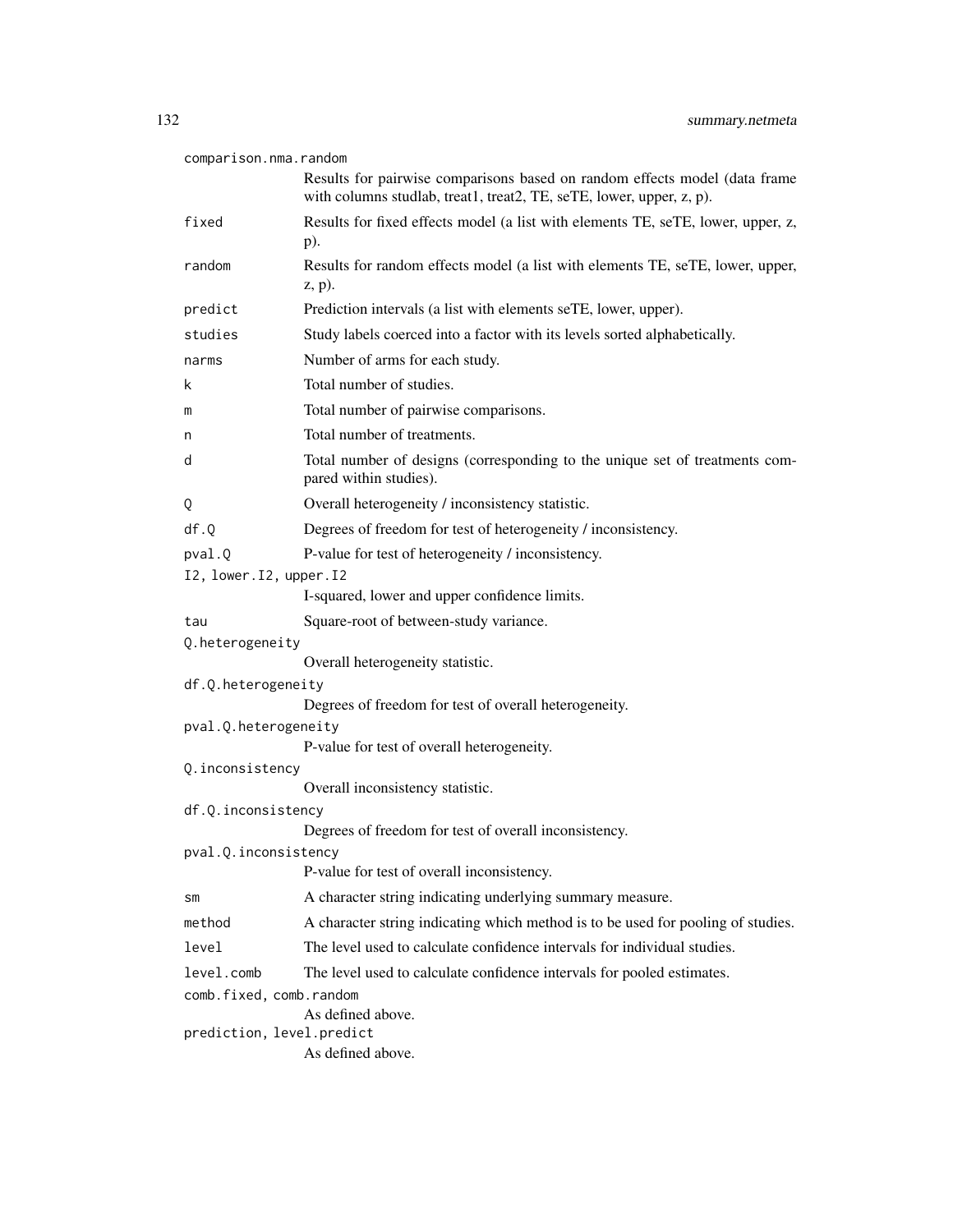comparison.nma.random
: Results for pairwise comparisons based on random effects model (data frame with columns studlab, treat1, treat2, TE, seTE, lower, upper, z, p).

fixed
: Results for fixed effects model (a list with elements TE, seTE, lower, upper, z, p).

random
: Results for random effects model (a list with elements TE, seTE, lower, upper, z, p).

predict
: Prediction intervals (a list with elements seTE, lower, upper).

studies
: Study labels coerced into a factor with its levels sorted alphabetically.

narms
: Number of arms for each study.

k
: Total number of studies.

m
: Total number of pairwise comparisons.

n
: Total number of treatments.

d
: Total number of designs (corresponding to the unique set of treatments compared within studies).

Q
: Overall heterogeneity / inconsistency statistic.

df.Q
: Degrees of freedom for test of heterogeneity / inconsistency.

pval.Q
: P-value for test of heterogeneity / inconsistency.

I2, lower.I2, upper.I2
: I-squared, lower and upper confidence limits.

tau
: Square-root of between-study variance.

Q.heterogeneity
: Overall heterogeneity statistic.

df.Q.heterogeneity
: Degrees of freedom for test of overall heterogeneity.

pval.Q.heterogeneity
: P-value for test of overall heterogeneity.

Q.inconsistency
: Overall inconsistency statistic.

df.Q.inconsistency
: Degrees of freedom for test of overall inconsistency.

pval.Q.inconsistency
: P-value for test of overall inconsistency.

sm
: A character string indicating underlying summary measure.

method
: A character string indicating which method is to be used for pooling of studies.

level
: The level used to calculate confidence intervals for individual studies.

level.comb
: The level used to calculate confidence intervals for pooled estimates.

comb.fixed, comb.random
: As defined above.

prediction, level.predict
: As defined above.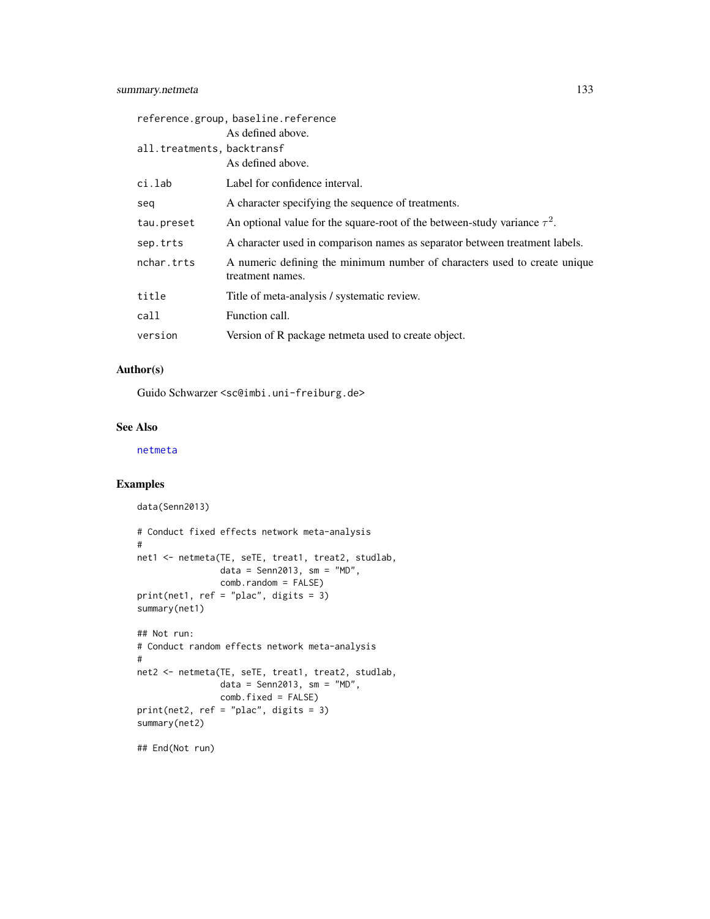reference.group, baseline.reference
: As defined above.

all.treatments, backtransf
: As defined above.

| | |
|---|---|
| ci.lab | Label for confidence interval. |
| seq | A character specifying the sequence of treatments. |
| tau.preset | An optional value for the square-root of the between-study variance $\tau^2$. |
| sep.trts | A character used in comparison names as separator between treatment labels. |
| nchar.trts | A numeric defining the minimum number of characters used to create unique treatment names. |
| title | Title of meta-analysis / systematic review. |
| call | Function call. |
| version | Version of R package netmeta used to create object. |

### Author(s)

Guido Schwarzer <sc@imbi.uni-freiburg.de>

### See Also

netmeta

### Examples

```
data(Senn2013)

# Conduct fixed effects network meta-analysis
#
net1 <- netmeta(TE, seTE, treat1, treat2, studlab,
                data = Senn2013, sm = "MD",
                comb.random = FALSE)
print(net1, ref = "plac", digits = 3)
summary(net1)

## Not run:
# Conduct random effects network meta-analysis
#
net2 <- netmeta(TE, seTE, treat1, treat2, studlab,
                data = Senn2013, sm = "MD",
                comb.fixed = FALSE)
print(net2, ref = "plac", digits = 3)
summary(net2)

## End(Not run)
```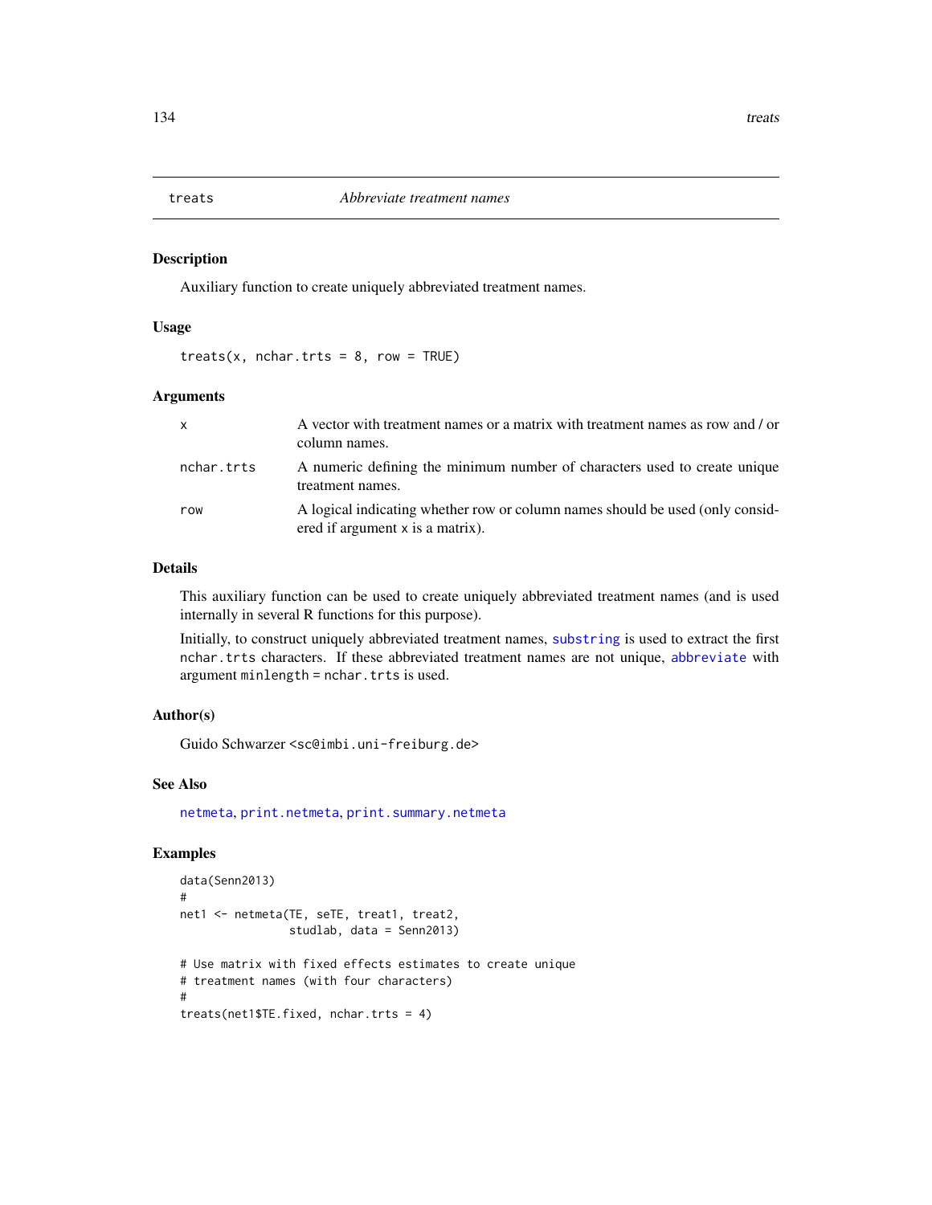## treats — *Abbreviate treatment names*

### Description

Auxiliary function to create uniquely abbreviated treatment names.

### Usage

```
treats(x, nchar.trts = 8, row = TRUE)
```

### Arguments

| | |
|---|---|
| `x` | A vector with treatment names or a matrix with treatment names as row and / or column names. |
| `nchar.trts` | A numeric defining the minimum number of characters used to create unique treatment names. |
| `row` | A logical indicating whether row or column names should be used (only considered if argument `x` is a matrix). |

### Details

This auxiliary function can be used to create uniquely abbreviated treatment names (and is used internally in several R functions for this purpose).

Initially, to construct uniquely abbreviated treatment names, `substring` is used to extract the first `nchar.trts` characters. If these abbreviated treatment names are not unique, `abbreviate` with argument `minlength = nchar.trts` is used.

### Author(s)

Guido Schwarzer <sc@imbi.uni-freiburg.de>

### See Also

`netmeta`, `print.netmeta`, `print.summary.netmeta`

### Examples

```
data(Senn2013)
#
net1 <- netmeta(TE, seTE, treat1, treat2,
                studlab, data = Senn2013)

# Use matrix with fixed effects estimates to create unique
# treatment names (with four characters)
#
treats(net1$TE.fixed, nchar.trts = 4)
```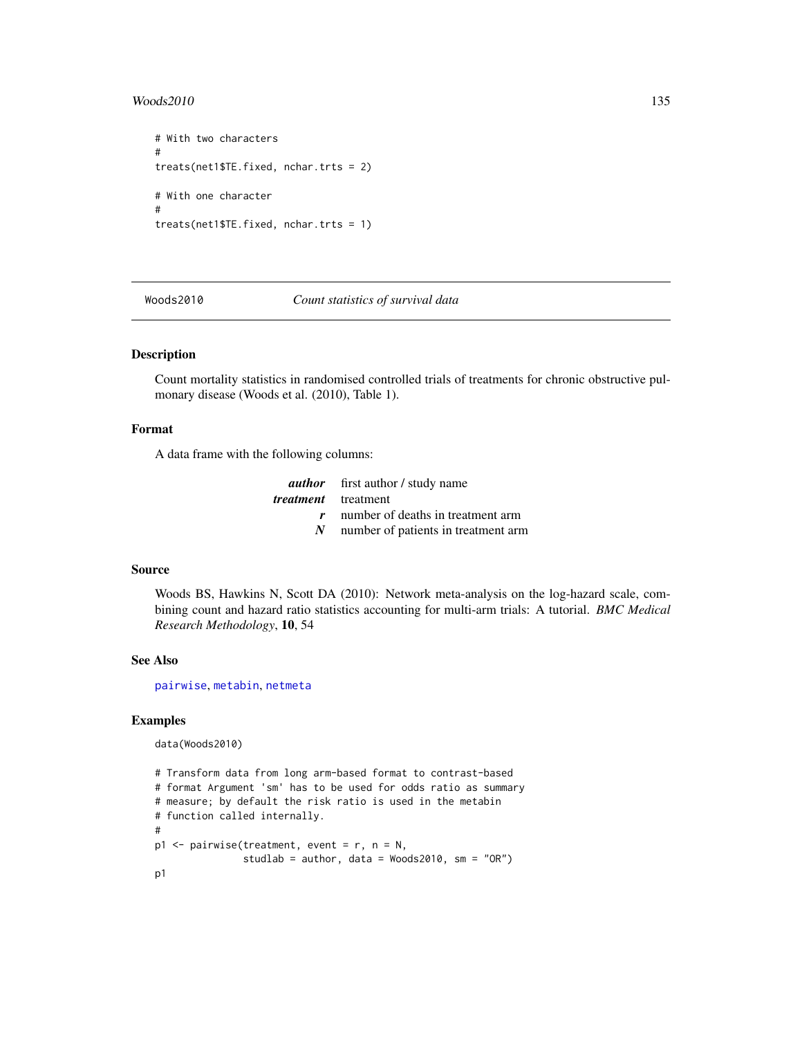```
# With two characters
#
treats(net1$TE.fixed, nchar.trts = 2)

# With one character
#
treats(net1$TE.fixed, nchar.trts = 1)
```

---

## Woods2010 — *Count statistics of survival data*

### Description

Count mortality statistics in randomised controlled trials of treatments for chronic obstructive pulmonary disease (Woods et al. (2010), Table 1).

### Format

A data frame with the following columns:

| | |
|---|---|
| ***author*** | first author / study name |
| ***treatment*** | treatment |
| ***r*** | number of deaths in treatment arm |
| ***N*** | number of patients in treatment arm |

### Source

Woods BS, Hawkins N, Scott DA (2010): Network meta-analysis on the log-hazard scale, combining count and hazard ratio statistics accounting for multi-arm trials: A tutorial. *BMC Medical Research Methodology*, **10**, 54

### See Also

pairwise, metabin, netmeta

### Examples

```
data(Woods2010)

# Transform data from long arm-based format to contrast-based
# format Argument 'sm' has to be used for odds ratio as summary
# measure; by default the risk ratio is used in the metabin
# function called internally.
#
p1 <- pairwise(treatment, event = r, n = N,
               studlab = author, data = Woods2010, sm = "OR")
p1
```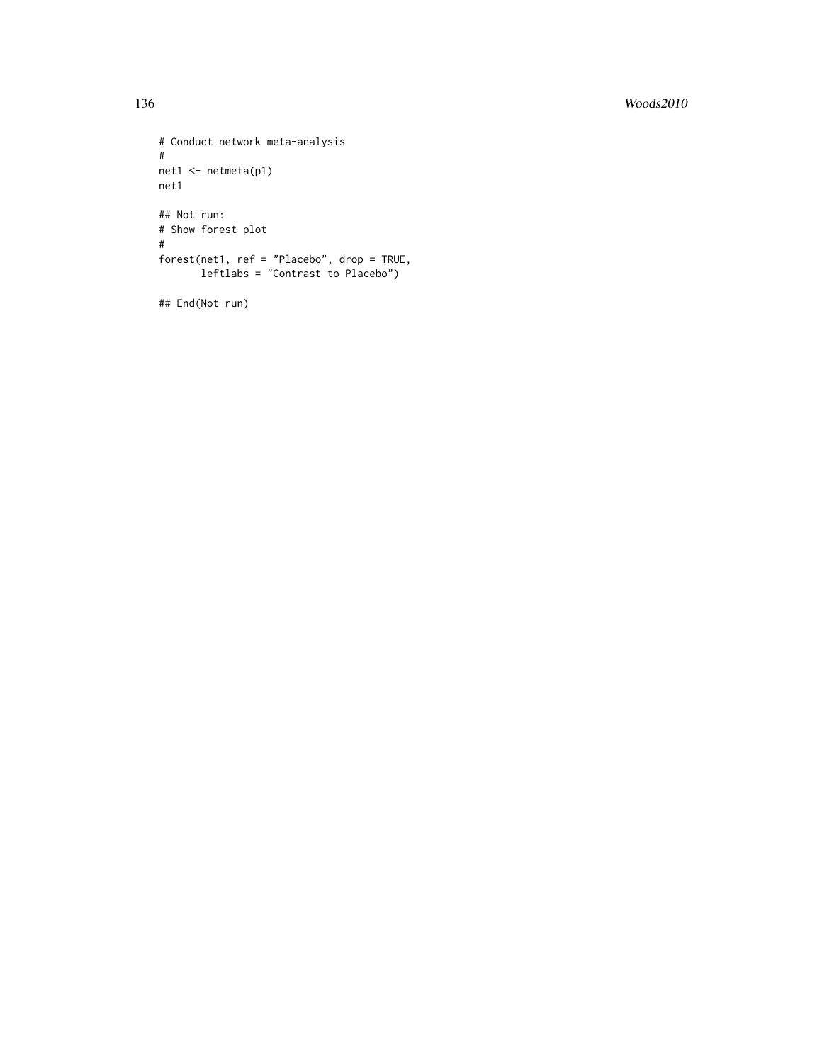```
# Conduct network meta-analysis
#
net1 <- netmeta(p1)
net1

## Not run:
# Show forest plot
#
forest(net1, ref = "Placebo", drop = TRUE,
       leftlabs = "Contrast to Placebo")

## End(Not run)
```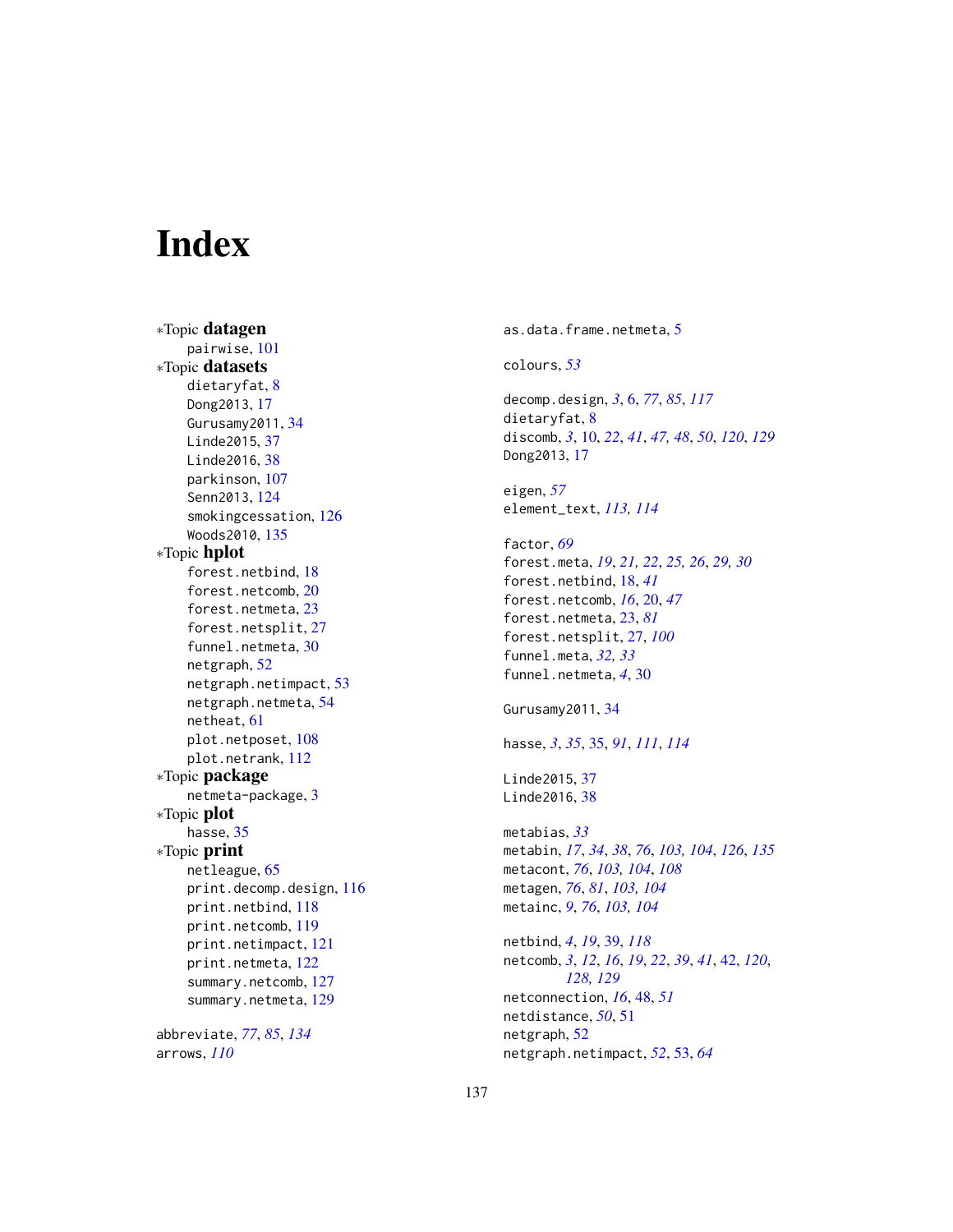# Index

*Topic **datagen**
  pairwise, 101
*Topic **datasets**
  dietaryfat, 8
  Dong2013, 17
  Gurusamy2011, 34
  Linde2015, 37
  Linde2016, 38
  parkinson, 107
  Senn2013, 124
  smokingcessation, 126
  Woods2010, 135
*Topic **hplot**
  forest.netbind, 18
  forest.netcomb, 20
  forest.netmeta, 23
  forest.netsplit, 27
  funnel.netmeta, 30
  netgraph, 52
  netgraph.netimpact, 53
  netgraph.netmeta, 54
  netheat, 61
  plot.netposet, 108
  plot.netrank, 112
*Topic **package**
  netmeta-package, 3
*Topic **plot**
  hasse, 35
*Topic **print**
  netleague, 65
  print.decomp.design, 116
  print.netbind, 118
  print.netcomb, 119
  print.netimpact, 121
  print.netmeta, 122
  summary.netcomb, 127
  summary.netmeta, 129

abbreviate, *77*, *85*, *134*
arrows, *110*

as.data.frame.netmeta, 5

colours, *53*

decomp.design, *3*, 6, *77*, *85*, *117*
dietaryfat, 8
discomb, *3*, 10, *22*, *41*, *47, 48*, *50*, *120*, *129*
Dong2013, 17

eigen, *57*
element_text, *113, 114*

factor, *69*
forest.meta, *19*, *21, 22*, *25, 26*, *29, 30*
forest.netbind, 18, *41*
forest.netcomb, *16*, 20, *47*
forest.netmeta, 23, *81*
forest.netsplit, 27, *100*
funnel.meta, *32, 33*
funnel.netmeta, *4*, 30

Gurusamy2011, 34

hasse, *3*, *35*, 35, *91*, *111*, *114*

Linde2015, 37
Linde2016, 38

metabias, *33*
metabin, *17*, *34*, *38*, *76*, *103, 104*, *126*, *135*
metacont, *76*, *103, 104*, *108*
metagen, *76*, *81*, *103, 104*
metainc, *9*, *76*, *103, 104*

netbind, *4*, *19*, 39, *118*
netcomb, *3*, *12*, *16*, *19*, *22*, *39*, *41*, 42, *120*, *128, 129*
netconnection, *16*, 48, *51*
netdistance, *50*, 51
netgraph, 52
netgraph.netimpact, *52*, 53, *64*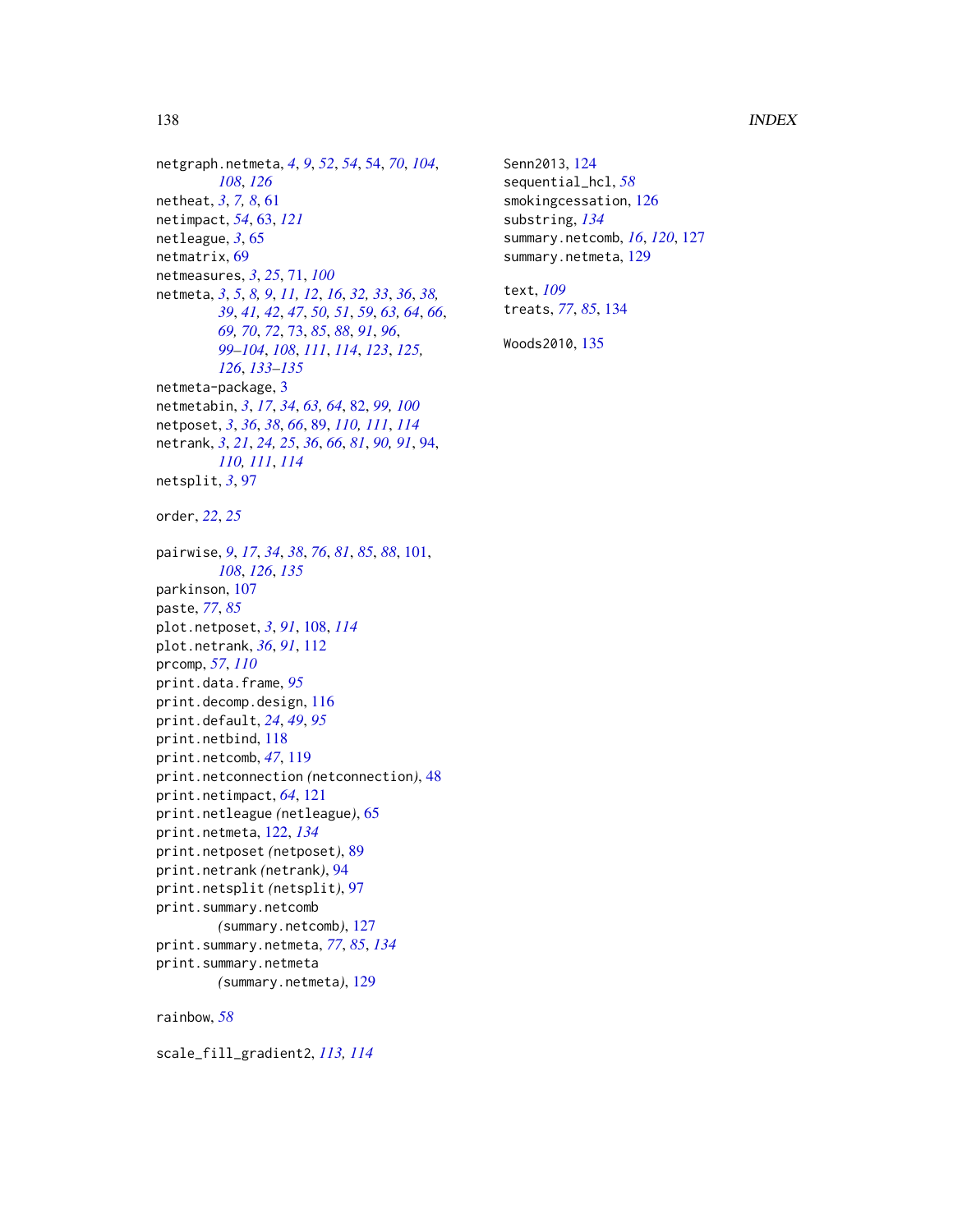netgraph.netmeta, *4*, *9*, *52*, *54*, 54, *70*, *104*, *108*, *126*
netheat, *3*, *7, 8*, 61
netimpact, *54*, 63, *121*
netleague, *3*, 65
netmatrix, 69
netmeasures, *3*, *25*, 71, *100*
netmeta, *3*, *5*, *8, 9*, *11, 12*, *16*, *32, 33*, *36*, *38, 39*, *41, 42*, *47*, *50, 51*, *59*, *63, 64*, *66*, *69, 70*, *72*, 73, *85*, *88*, *91*, *96*, *99–104*, *108*, *111*, *114*, *123*, *125, 126*, *133–135*
netmeta-package, 3
netmetabin, *3*, *17*, *34*, *63, 64*, 82, *99, 100*
netposet, *3*, *36*, *38*, *66*, 89, *110, 111*, *114*
netrank, *3*, *21*, *24, 25*, *36*, *66*, *81*, *90, 91*, 94, *110, 111*, *114*
netsplit, *3*, 97

order, *22*, *25*

pairwise, *9*, *17*, *34*, *38*, *76*, *81*, *85*, *88*, 101, *108*, *126*, *135*
parkinson, 107
paste, *77*, *85*
plot.netposet, *3*, *91*, 108, *114*
plot.netrank, *36*, *91*, 112
prcomp, *57*, *110*
print.data.frame, *95*
print.decomp.design, 116
print.default, *24*, *49*, *95*
print.netbind, 118
print.netcomb, *47*, 119
print.netconnection *(*netconnection*)*, 48
print.netimpact, *64*, 121
print.netleague *(*netleague*)*, 65
print.netmeta, 122, *134*
print.netposet *(*netposet*)*, 89
print.netrank *(*netrank*)*, 94
print.netsplit *(*netsplit*)*, 97
print.summary.netcomb *(*summary.netcomb*)*, 127
print.summary.netmeta, *77*, *85*, *134*
print.summary.netmeta *(*summary.netmeta*)*, 129

rainbow, *58*

scale_fill_gradient2, *113, 114*
Senn2013, 124
sequential_hcl, *58*
smokingcessation, 126
substring, *134*
summary.netcomb, *16*, *120*, 127
summary.netmeta, 129

text, *109*
treats, *77*, *85*, 134

Woods2010, 135